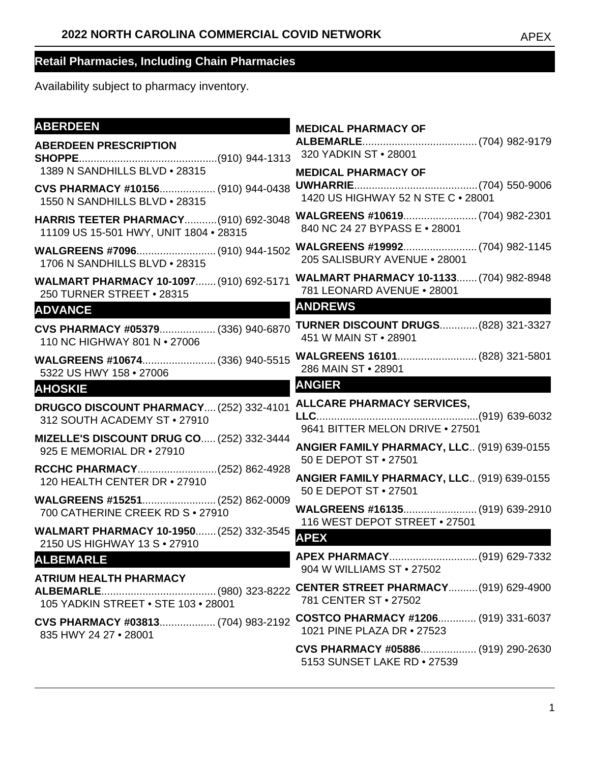# 2022 NORTH CAROLINA COMMERCIAL COVID NETWORK

## Retail Pharmacies, Including Chain Pharmacies

Availability subject to pharmacy inventory.

### ABERDEEN

**ABERDEEN PRESCRIPTION SHOPPE**............................................(910) 944-1313
1389 N SANDHILLS BLVD • 28315

**CVS PHARMACY #10156**................... (910) 944-0438
1550 N SANDHILLS BLVD • 28315

**HARRIS TEETER PHARMACY**...........(910) 692-3048
11109 US 15-501 HWY, UNIT 1804 • 28315

**WALGREENS #7096**........................... (910) 944-1502
1706 N SANDHILLS BLVD • 28315

**WALMART PHARMACY 10-1097**....... (910) 692-5171
250 TURNER STREET • 28315

### ADVANCE

**CVS PHARMACY #05379**................... (336) 940-6870
110 NC HIGHWAY 801 N • 27006

**WALGREENS #10674**......................... (336) 940-5515
5322 US HWY 158 • 27006

### AHOSKIE

**DRUGCO DISCOUNT PHARMACY**.... (252) 332-4101
312 SOUTH ACADEMY ST • 27910

**MIZELLE'S DISCOUNT DRUG CO**..... (252) 332-3444
925 E MEMORIAL DR • 27910

**RCCHC PHARMACY**...........................(252) 862-4928
120 HEALTH CENTER DR • 27910

**WALGREENS #15251**......................... (252) 862-0009
700 CATHERINE CREEK RD S • 27910

**WALMART PHARMACY 10-1950**....... (252) 332-3545
2150 US HIGHWAY 13 S • 27910

### ALBEMARLE

**ATRIUM HEALTH PHARMACY ALBEMARLE**....................................... (980) 323-8222
105 YADKIN STREET • STE 103 • 28001

**CVS PHARMACY #03813**................... (704) 983-2192
835 HWY 24 27 • 28001

**MEDICAL PHARMACY OF ALBEMARLE**....................................... (704) 982-9179
320 YADKIN ST • 28001

**MEDICAL PHARMACY OF UWHARRIE**..........................................(704) 550-9006
1420 US HIGHWAY 52 N STE C • 28001

**WALGREENS #10619**......................... (704) 982-2301
840 NC 24 27 BYPASS E • 28001

**WALGREENS #19992**......................... (704) 982-1145
205 SALISBURY AVENUE • 28001

**WALMART PHARMACY 10-1133**....... (704) 982-8948
781 LEONARD AVENUE • 28001

### ANDREWS

**TURNER DISCOUNT DRUGS**.............(828) 321-3327
451 W MAIN ST • 28901

**WALGREENS 16101**........................... (828) 321-5801
286 MAIN ST • 28901

### ANGIER

**ALLCARE PHARMACY SERVICES, LLC**........................................................(919) 639-6032
9641 BITTER MELON DRIVE • 27501

**ANGIER FAMILY PHARMACY, LLC**.. (919) 639-0155
50 E DEPOT ST • 27501

**ANGIER FAMILY PHARMACY, LLC**.. (919) 639-0155
50 E DEPOT ST • 27501

**WALGREENS #16135**......................... (919) 639-2910
116 WEST DEPOT STREET • 27501

### APEX

**APEX PHARMACY**..............................(919) 629-7332
904 W WILLIAMS ST • 27502

**CENTER STREET PHARMACY**..........(919) 629-4900
781 CENTER ST • 27502

**COSTCO PHARMACY #1206**............. (919) 331-6037
1021 PINE PLAZA DR • 27523

**CVS PHARMACY #05886**................... (919) 290-2630
5153 SUNSET LAKE RD • 27539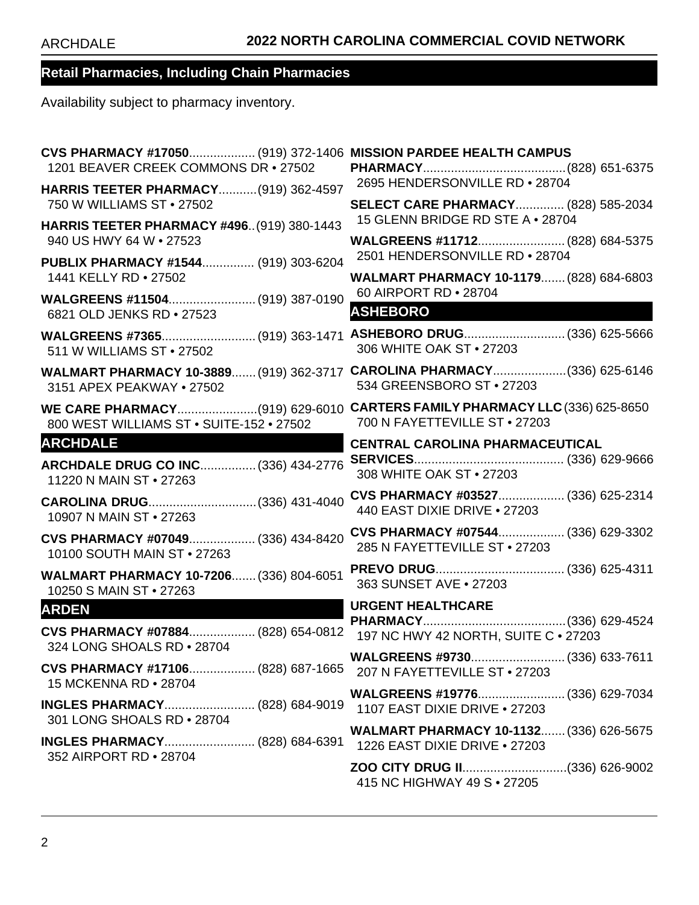## Retail Pharmacies, Including Chain Pharmacies

Availability subject to pharmacy inventory.

**CVS PHARMACY #17050**................... (919) 372-1406
1201 BEAVER CREEK COMMONS DR • 27502

**HARRIS TEETER PHARMACY**...........(919) 362-4597
750 W WILLIAMS ST • 27502

**HARRIS TEETER PHARMACY #496**..(919) 380-1443
940 US HWY 64 W • 27523

**PUBLIX PHARMACY #1544**............... (919) 303-6204
1441 KELLY RD • 27502

**WALGREENS #11504**......................... (919) 387-0190
6821 OLD JENKS RD • 27523

**WALGREENS #7365**........................... (919) 363-1471
511 W WILLIAMS ST • 27502

**WALMART PHARMACY 10-3889**....... (919) 362-3717
3151 APEX PEAKWAY • 27502

**WE CARE PHARMACY**.......................(919) 629-6010
800 WEST WILLIAMS ST • SUITE-152 • 27502

### ARCHDALE

**ARCHDALE DRUG CO INC**................ (336) 434-2776
11220 N MAIN ST • 27263

**CAROLINA DRUG**...............................(336) 431-4040
10907 N MAIN ST • 27263

**CVS PHARMACY #07049**................... (336) 434-8420
10100 SOUTH MAIN ST • 27263

**WALMART PHARMACY 10-7206**....... (336) 804-6051
10250 S MAIN ST • 27263

### ARDEN

**CVS PHARMACY #07884**................... (828) 654-0812
324 LONG SHOALS RD • 28704

**CVS PHARMACY #17106**................... (828) 687-1665
15 MCKENNA RD • 28704

**INGLES PHARMACY**.......................... (828) 684-9019
301 LONG SHOALS RD • 28704

**INGLES PHARMACY**.......................... (828) 684-6391
352 AIRPORT RD • 28704

**MISSION PARDEE HEALTH CAMPUS PHARMACY**.........................................(828) 651-6375
2695 HENDERSONVILLE RD • 28704

**SELECT CARE PHARMACY**.............. (828) 585-2034
15 GLENN BRIDGE RD STE A • 28704

**WALGREENS #11712**......................... (828) 684-5375
2501 HENDERSONVILLE RD • 28704

**WALMART PHARMACY 10-1179**....... (828) 684-6803
60 AIRPORT RD • 28704

### ASHEBORO

**ASHEBORO DRUG**............................. (336) 625-5666
306 WHITE OAK ST • 27203

**CAROLINA PHARMACY**.....................(336) 625-6146
534 GREENSBORO ST • 27203

**CARTERS FAMILY PHARMACY LLC** (336) 625-8650
700 N FAYETTEVILLE ST • 27203

**CENTRAL CAROLINA PHARMACEUTICAL SERVICES**........................................... (336) 629-9666
308 WHITE OAK ST • 27203

**CVS PHARMACY #03527**................... (336) 625-2314
440 EAST DIXIE DRIVE • 27203

**CVS PHARMACY #07544**................... (336) 629-3302
285 N FAYETTEVILLE ST • 27203

**PREVO DRUG**..................................... (336) 625-4311
363 SUNSET AVE • 27203

**URGENT HEALTHCARE PHARMACY**.........................................(336) 629-4524
197 NC HWY 42 NORTH, SUITE C • 27203

**WALGREENS #9730**........................... (336) 633-7611
207 N FAYETTEVILLE ST • 27203

**WALGREENS #19776**......................... (336) 629-7034
1107 EAST DIXIE DRIVE • 27203

**WALMART PHARMACY 10-1132**....... (336) 626-5675
1226 EAST DIXIE DRIVE • 27203

**ZOO CITY DRUG II**..............................(336) 626-9002
415 NC HIGHWAY 49 S • 27205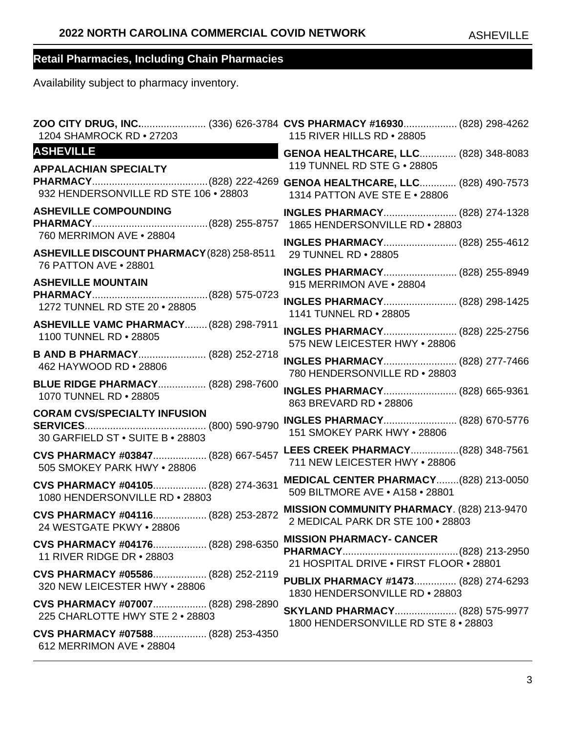## Retail Pharmacies, Including Chain Pharmacies

Availability subject to pharmacy inventory.

**ZOO CITY DRUG, INC.**........................ (336) 626-3784
1204 SHAMROCK RD • 27203

### ASHEVILLE

**APPALACHIAN SPECIALTY PHARMACY**.........................................(828) 222-4269
932 HENDERSONVILLE RD STE 106 • 28803

**ASHEVILLE COMPOUNDING PHARMACY**.........................................(828) 255-8757
760 MERRIMON AVE • 28804

**ASHEVILLE DISCOUNT PHARMACY** (828) 258-8511
76 PATTON AVE • 28801

**ASHEVILLE MOUNTAIN PHARMACY**.........................................(828) 575-0723
1272 TUNNEL RD STE 20 • 28805

**ASHEVILLE VAMC PHARMACY**........ (828) 298-7911
1100 TUNNEL RD • 28805

**B AND B PHARMACY**........................ (828) 252-2718
462 HAYWOOD RD • 28806

**BLUE RIDGE PHARMACY**................. (828) 298-7600
1070 TUNNEL RD • 28805

**CORAM CVS/SPECIALTY INFUSION SERVICES**........................................... (800) 590-9790
30 GARFIELD ST • SUITE B • 28803

**CVS PHARMACY #03847**................... (828) 667-5457
505 SMOKEY PARK HWY • 28806

**CVS PHARMACY #04105**................... (828) 274-3631
1080 HENDERSONVILLE RD • 28803

**CVS PHARMACY #04116**................... (828) 253-2872
24 WESTGATE PKWY • 28806

**CVS PHARMACY #04176**................... (828) 298-6350
11 RIVER RIDGE DR • 28803

**CVS PHARMACY #05586**................... (828) 252-2119
320 NEW LEICESTER HWY • 28806

**CVS PHARMACY #07007**................... (828) 298-2890
225 CHARLOTTE HWY STE 2 • 28803

**CVS PHARMACY #07588**................... (828) 253-4350
612 MERRIMON AVE • 28804

**CVS PHARMACY #16930**................... (828) 298-4262
115 RIVER HILLS RD • 28805

**GENOA HEALTHCARE, LLC**............. (828) 348-8083
119 TUNNEL RD STE G • 28805

**GENOA HEALTHCARE, LLC**............. (828) 490-7573
1314 PATTON AVE STE E • 28806

**INGLES PHARMACY**.......................... (828) 274-1328
1865 HENDERSONVILLE RD • 28803

**INGLES PHARMACY**.......................... (828) 255-4612
29 TUNNEL RD • 28805

**INGLES PHARMACY**.......................... (828) 255-8949
915 MERRIMON AVE • 28804

**INGLES PHARMACY**.......................... (828) 298-1425
1141 TUNNEL RD • 28805

**INGLES PHARMACY**.......................... (828) 225-2756
575 NEW LEICESTER HWY • 28806

**INGLES PHARMACY**.......................... (828) 277-7466
780 HENDERSONVILLE RD • 28803

**INGLES PHARMACY**.......................... (828) 665-9361
863 BREVARD RD • 28806

**INGLES PHARMACY**.......................... (828) 670-5776
151 SMOKEY PARK HWY • 28806

**LEES CREEK PHARMACY**.................(828) 348-7561
711 NEW LEICESTER HWY • 28806

**MEDICAL CENTER PHARMACY**........(828) 213-0050
509 BILTMORE AVE • A158 • 28801

**MISSION COMMUNITY PHARMACY**. (828) 213-9470
2 MEDICAL PARK DR STE 100 • 28803

**MISSION PHARMACY- CANCER PHARMACY**.........................................(828) 213-2950
21 HOSPITAL DRIVE • FIRST FLOOR • 28801

**PUBLIX PHARMACY #1473**............... (828) 274-6293
1830 HENDERSONVILLE RD • 28803

**SKYLAND PHARMACY**...................... (828) 575-9977
1800 HENDERSONVILLE RD STE 8 • 28803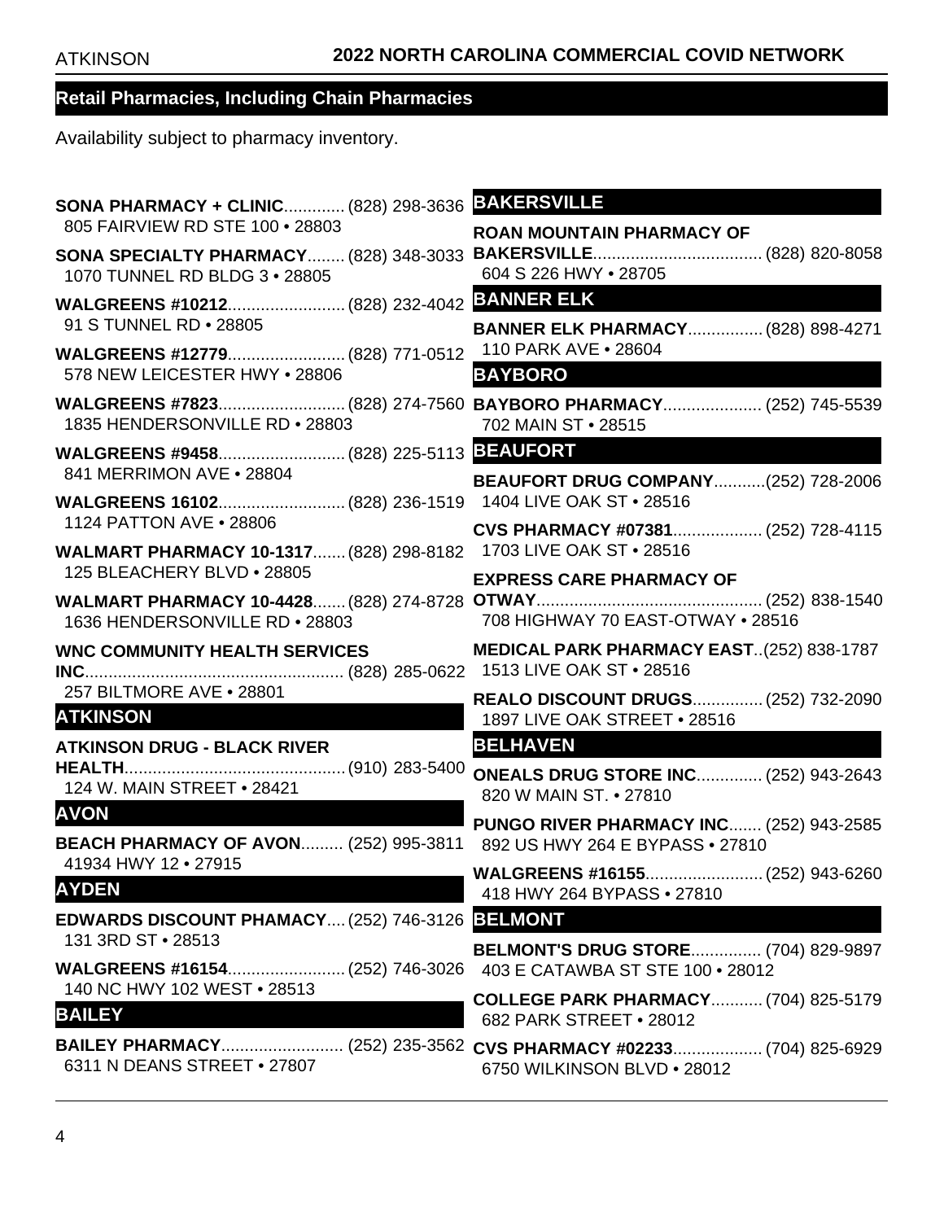## Retail Pharmacies, Including Chain Pharmacies

Availability subject to pharmacy inventory.

**SONA PHARMACY + CLINIC**............. (828) 298-3636
805 FAIRVIEW RD STE 100 • 28803

**SONA SPECIALTY PHARMACY**........ (828) 348-3033
1070 TUNNEL RD BLDG 3 • 28805

**WALGREENS #10212**......................... (828) 232-4042
91 S TUNNEL RD • 28805

**WALGREENS #12779**......................... (828) 771-0512
578 NEW LEICESTER HWY • 28806

**WALGREENS #7823**........................... (828) 274-7560
1835 HENDERSONVILLE RD • 28803

**WALGREENS #9458**........................... (828) 225-5113
841 MERRIMON AVE • 28804

**WALGREENS 16102**........................... (828) 236-1519
1124 PATTON AVE • 28806

**WALMART PHARMACY 10-1317**....... (828) 298-8182
125 BLEACHERY BLVD • 28805

**WALMART PHARMACY 10-4428**....... (828) 274-8728
1636 HENDERSONVILLE RD • 28803

**WNC COMMUNITY HEALTH SERVICES INC**....................................................... (828) 285-0622
257 BILTMORE AVE • 28801

### ATKINSON

**ATKINSON DRUG - BLACK RIVER HEALTH**............................................... (910) 283-5400
124 W. MAIN STREET • 28421

### AVON

**BEACH PHARMACY OF AVON**......... (252) 995-3811
41934 HWY 12 • 27915

### AYDEN

**EDWARDS DISCOUNT PHAMACY**.... (252) 746-3126
131 3RD ST • 28513

**WALGREENS #16154**......................... (252) 746-3026
140 NC HWY 102 WEST • 28513

### BAILEY

**BAILEY PHARMACY**.......................... (252) 235-3562
6311 N DEANS STREET • 27807

### BAKERSVILLE

**ROAN MOUNTAIN PHARMACY OF BAKERSVILLE**.................................... (828) 820-8058
604 S 226 HWY • 28705

### BANNER ELK

**BANNER ELK PHARMACY**................ (828) 898-4271
110 PARK AVE • 28604

### BAYBORO

**BAYBORO PHARMACY**..................... (252) 745-5539
702 MAIN ST • 28515

### BEAUFORT

**BEAUFORT DRUG COMPANY**...........(252) 728-2006
1404 LIVE OAK ST • 28516

**CVS PHARMACY #07381**................... (252) 728-4115
1703 LIVE OAK ST • 28516

**EXPRESS CARE PHARMACY OF OTWAY**................................................ (252) 838-1540
708 HIGHWAY 70 EAST-OTWAY • 28516

**MEDICAL PARK PHARMACY EAST**..(252) 838-1787
1513 LIVE OAK ST • 28516

**REALO DISCOUNT DRUGS**............... (252) 732-2090
1897 LIVE OAK STREET • 28516

### BELHAVEN

**ONEALS DRUG STORE INC**.............. (252) 943-2643
820 W MAIN ST. • 27810

**PUNGO RIVER PHARMACY INC**....... (252) 943-2585
892 US HWY 264 E BYPASS • 27810

**WALGREENS #16155**......................... (252) 943-6260
418 HWY 264 BYPASS • 27810

### BELMONT

**BELMONT'S DRUG STORE**............... (704) 829-9897
403 E CATAWBA ST STE 100 • 28012

**COLLEGE PARK PHARMACY**........... (704) 825-5179
682 PARK STREET • 28012

**CVS PHARMACY #02233**................... (704) 825-6929
6750 WILKINSON BLVD • 28012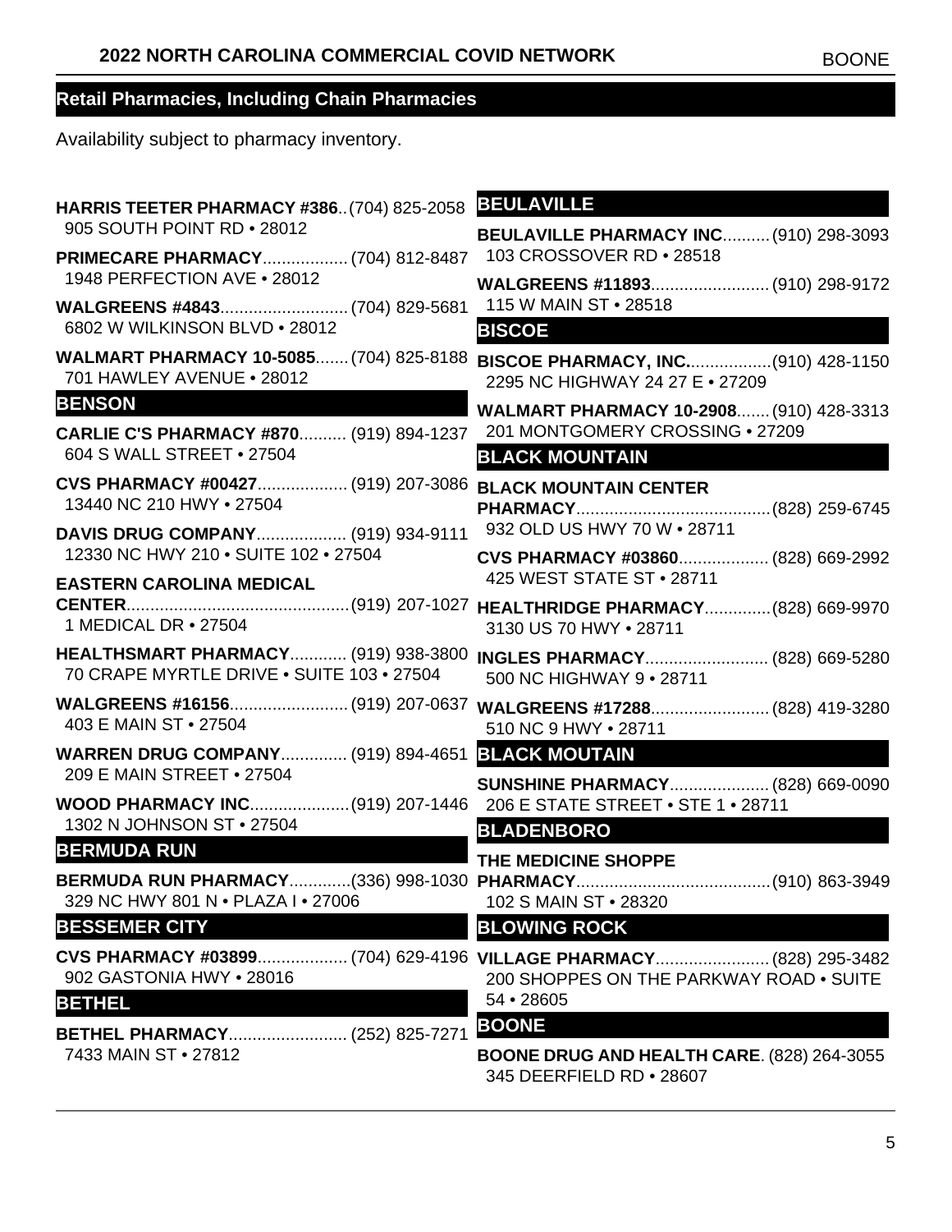## Retail Pharmacies, Including Chain Pharmacies

Availability subject to pharmacy inventory.

**HARRIS TEETER PHARMACY #386**..(704) 825-2058
905 SOUTH POINT RD • 28012

**PRIMECARE PHARMACY**.................. (704) 812-8487
1948 PERFECTION AVE • 28012

**WALGREENS #4843**........................... (704) 829-5681
6802 W WILKINSON BLVD • 28012

**WALMART PHARMACY 10-5085**....... (704) 825-8188
701 HAWLEY AVENUE • 28012

### BENSON

**CARLIE C'S PHARMACY #870**.......... (919) 894-1237
604 S WALL STREET • 27504

**CVS PHARMACY #00427**................... (919) 207-3086
13440 NC 210 HWY • 27504

**DAVIS DRUG COMPANY**................... (919) 934-9111
12330 NC HWY 210 • SUITE 102 • 27504

**EASTERN CAROLINA MEDICAL CENTER**................................................(919) 207-1027
1 MEDICAL DR • 27504

**HEALTHSMART PHARMACY**............ (919) 938-3800
70 CRAPE MYRTLE DRIVE • SUITE 103 • 27504

**WALGREENS #16156**......................... (919) 207-0637
403 E MAIN ST • 27504

**WARREN DRUG COMPANY**.............. (919) 894-4651
209 E MAIN STREET • 27504

**WOOD PHARMACY INC**.....................(919) 207-1446
1302 N JOHNSON ST • 27504

### BERMUDA RUN

**BERMUDA RUN PHARMACY**.............(336) 998-1030
329 NC HWY 801 N • PLAZA I • 27006

### BESSEMER CITY

**CVS PHARMACY #03899**................... (704) 629-4196
902 GASTONIA HWY • 28016

### BETHEL

**BETHEL PHARMACY**......................... (252) 825-7271
7433 MAIN ST • 27812

### BEULAVILLE

**BEULAVILLE PHARMACY INC**.......... (910) 298-3093
103 CROSSOVER RD • 28518

**WALGREENS #11893**......................... (910) 298-9172
115 W MAIN ST • 28518

### BISCOE

**BISCOE PHARMACY, INC.**..................(910) 428-1150
2295 NC HIGHWAY 24 27 E • 27209

**WALMART PHARMACY 10-2908**....... (910) 428-3313
201 MONTGOMERY CROSSING • 27209

### BLACK MOUNTAIN

**BLACK MOUNTAIN CENTER PHARMACY**..........................................(828) 259-6745
932 OLD US HWY 70 W • 28711

**CVS PHARMACY #03860**................... (828) 669-2992
425 WEST STATE ST • 28711

**HEALTHRIDGE PHARMACY**..............(828) 669-9970
3130 US 70 HWY • 28711

**INGLES PHARMACY**.......................... (828) 669-5280
500 NC HIGHWAY 9 • 28711

**WALGREENS #17288**......................... (828) 419-3280
510 NC 9 HWY • 28711

### BLACK MOUTAIN

**SUNSHINE PHARMACY**..................... (828) 669-0090
206 E STATE STREET • STE 1 • 28711

### BLADENBORO

**THE MEDICINE SHOPPE PHARMACY**..........................................(910) 863-3949
102 S MAIN ST • 28320

### BLOWING ROCK

**VILLAGE PHARMACY**........................ (828) 295-3482
200 SHOPPES ON THE PARKWAY ROAD • SUITE 54 • 28605

### BOONE

**BOONE DRUG AND HEALTH CARE**. (828) 264-3055
345 DEERFIELD RD • 28607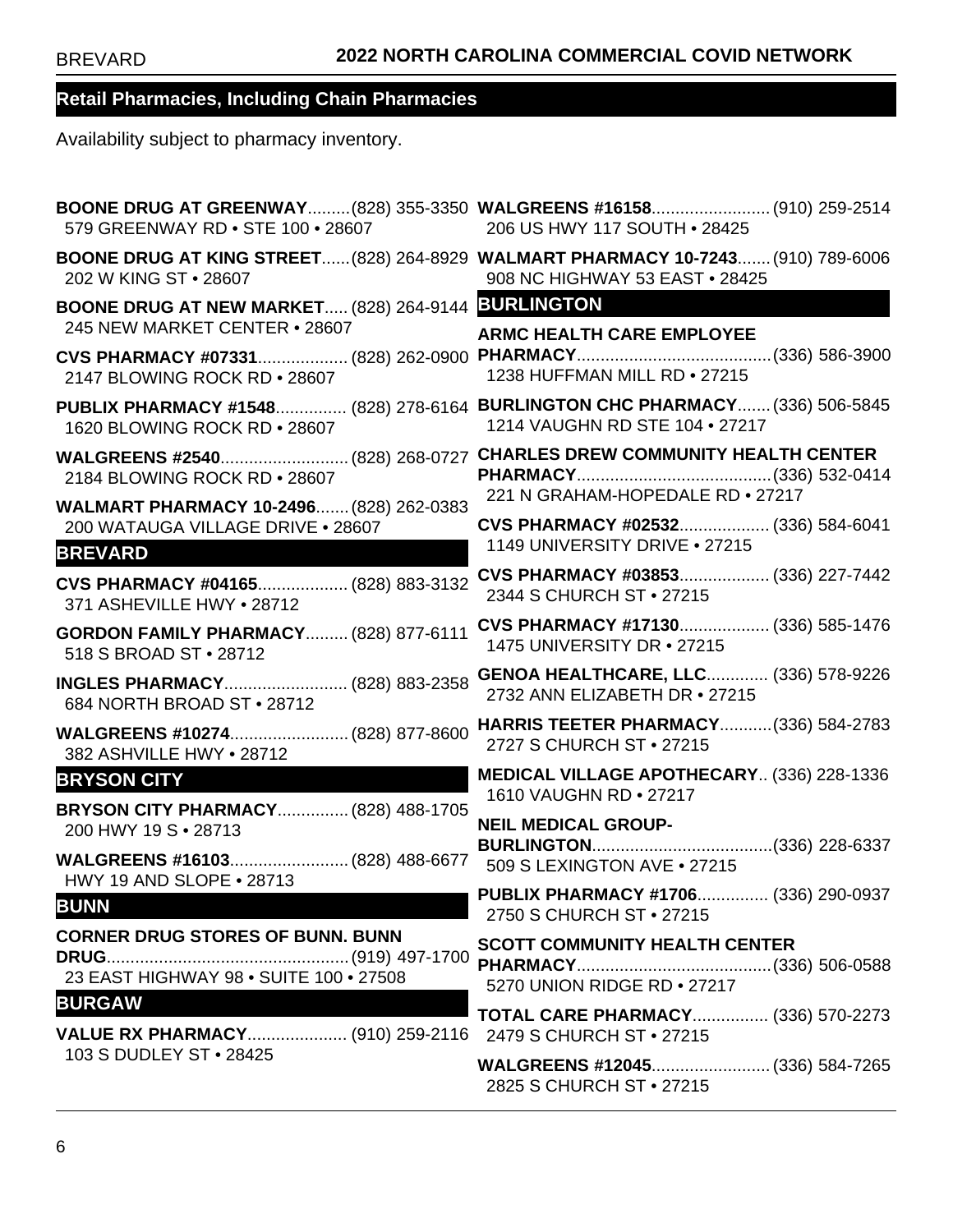## Retail Pharmacies, Including Chain Pharmacies

Availability subject to pharmacy inventory.

**BOONE DRUG AT GREENWAY**.........(828) 355-3350
579 GREENWAY RD • STE 100 • 28607

**BOONE DRUG AT KING STREET**......(828) 264-8929
202 W KING ST • 28607

**BOONE DRUG AT NEW MARKET**..... (828) 264-9144
245 NEW MARKET CENTER • 28607

**CVS PHARMACY #07331**................... (828) 262-0900
2147 BLOWING ROCK RD • 28607

**PUBLIX PHARMACY #1548**............... (828) 278-6164
1620 BLOWING ROCK RD • 28607

**WALGREENS #2540**........................... (828) 268-0727
2184 BLOWING ROCK RD • 28607

**WALMART PHARMACY 10-2496**....... (828) 262-0383
200 WATAUGA VILLAGE DRIVE • 28607

### BREVARD

**CVS PHARMACY #04165**................... (828) 883-3132
371 ASHEVILLE HWY • 28712

**GORDON FAMILY PHARMACY**......... (828) 877-6111
518 S BROAD ST • 28712

**INGLES PHARMACY**.......................... (828) 883-2358
684 NORTH BROAD ST • 28712

**WALGREENS #10274**......................... (828) 877-8600
382 ASHVILLE HWY • 28712

### BRYSON CITY

**BRYSON CITY PHARMACY**............... (828) 488-1705
200 HWY 19 S • 28713

**WALGREENS #16103**......................... (828) 488-6677
HWY 19 AND SLOPE • 28713

### BUNN

**CORNER DRUG STORES OF BUNN. BUNN DRUG**.................................................... (919) 497-1700
23 EAST HIGHWAY 98 • SUITE 100 • 27508

### BURGAW

**VALUE RX PHARMACY**..................... (910) 259-2116
103 S DUDLEY ST • 28425

**WALGREENS #16158**......................... (910) 259-2514
206 US HWY 117 SOUTH • 28425

**WALMART PHARMACY 10-7243**....... (910) 789-6006
908 NC HIGHWAY 53 EAST • 28425

### BURLINGTON

**ARMC HEALTH CARE EMPLOYEE PHARMACY**......................................... (336) 586-3900
1238 HUFFMAN MILL RD • 27215

**BURLINGTON CHC PHARMACY**....... (336) 506-5845
1214 VAUGHN RD STE 104 • 27217

**CHARLES DREW COMMUNITY HEALTH CENTER PHARMACY**......................................... (336) 532-0414
221 N GRAHAM-HOPEDALE RD • 27217

**CVS PHARMACY #02532**................... (336) 584-6041
1149 UNIVERSITY DRIVE • 27215

**CVS PHARMACY #03853**................... (336) 227-7442
2344 S CHURCH ST • 27215

**CVS PHARMACY #17130**................... (336) 585-1476
1475 UNIVERSITY DR • 27215

**GENOA HEALTHCARE, LLC**............. (336) 578-9226
2732 ANN ELIZABETH DR • 27215

**HARRIS TEETER PHARMACY**........... (336) 584-2783
2727 S CHURCH ST • 27215

**MEDICAL VILLAGE APOTHECARY**.. (336) 228-1336
1610 VAUGHN RD • 27217

**NEIL MEDICAL GROUP-BURLINGTON**...................................... (336) 228-6337
509 S LEXINGTON AVE • 27215

**PUBLIX PHARMACY #1706**............... (336) 290-0937
2750 S CHURCH ST • 27215

**SCOTT COMMUNITY HEALTH CENTER PHARMACY**......................................... (336) 506-0588
5270 UNION RIDGE RD • 27217

**TOTAL CARE PHARMACY**................ (336) 570-2273
2479 S CHURCH ST • 27215

**WALGREENS #12045**......................... (336) 584-7265
2825 S CHURCH ST • 27215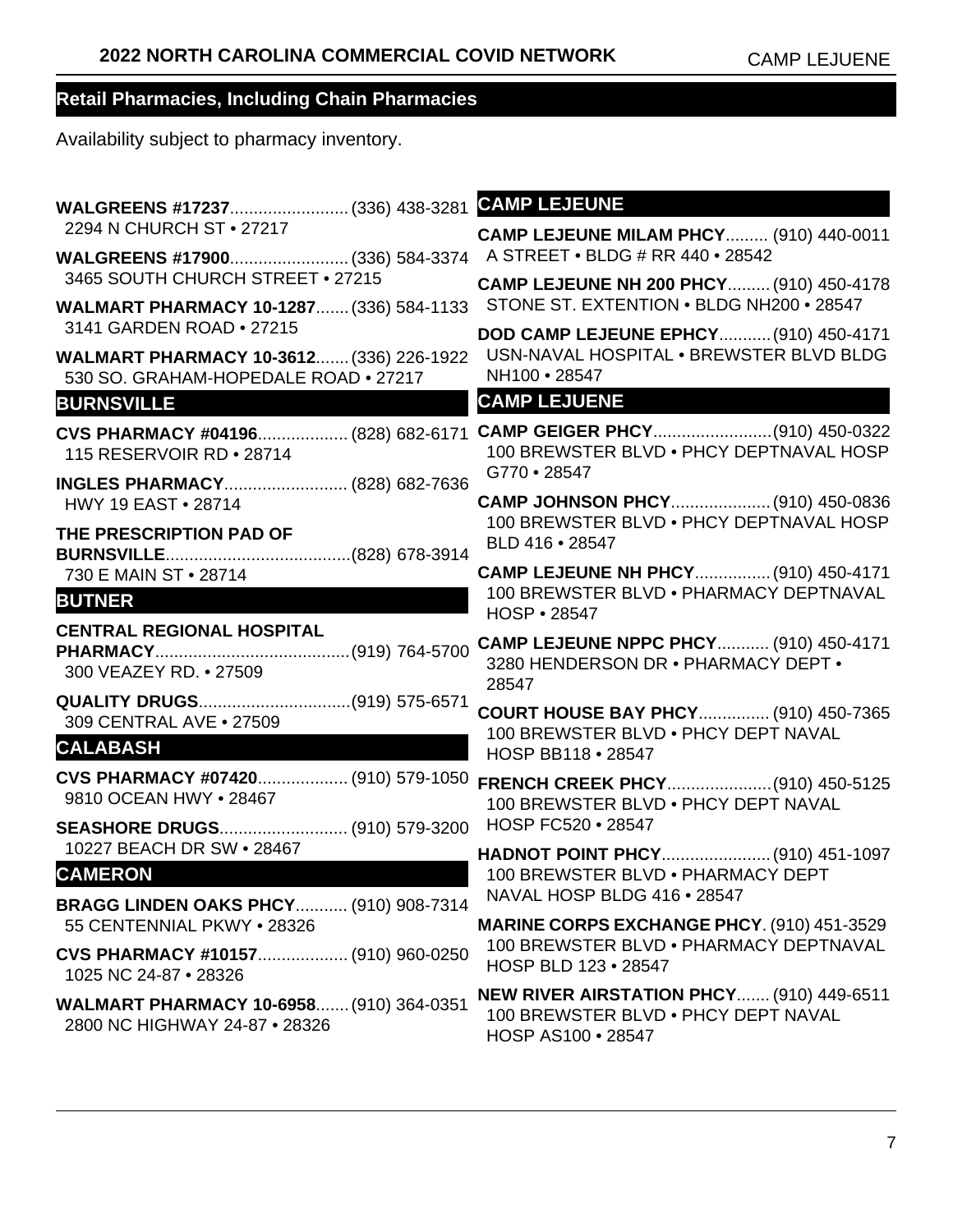## Retail Pharmacies, Including Chain Pharmacies

Availability subject to pharmacy inventory.

**WALGREENS #17237**......................... (336) 438-3281
2294 N CHURCH ST • 27217

**WALGREENS #17900**......................... (336) 584-3374
3465 SOUTH CHURCH STREET • 27215

**WALMART PHARMACY 10-1287**....... (336) 584-1133
3141 GARDEN ROAD • 27215

**WALMART PHARMACY 10-3612**....... (336) 226-1922
530 SO. GRAHAM-HOPEDALE ROAD • 27217

### BURNSVILLE

**CVS PHARMACY #04196**................... (828) 682-6171
115 RESERVOIR RD • 28714

**INGLES PHARMACY**.......................... (828) 682-7636
HWY 19 EAST • 28714

**THE PRESCRIPTION PAD OF BURNSVILLE**.......................................(828) 678-3914
730 E MAIN ST • 28714

### BUTNER

**CENTRAL REGIONAL HOSPITAL PHARMACY**.........................................(919) 764-5700
300 VEAZEY RD. • 27509

**QUALITY DRUGS**................................(919) 575-6571
309 CENTRAL AVE • 27509

### CALABASH

**CVS PHARMACY #07420**................... (910) 579-1050
9810 OCEAN HWY • 28467

**SEASHORE DRUGS**........................... (910) 579-3200
10227 BEACH DR SW • 28467

### CAMERON

**BRAGG LINDEN OAKS PHCY**........... (910) 908-7314
55 CENTENNIAL PKWY • 28326

**CVS PHARMACY #10157**................... (910) 960-0250
1025 NC 24-87 • 28326

**WALMART PHARMACY 10-6958**....... (910) 364-0351
2800 NC HIGHWAY 24-87 • 28326

### CAMP LEJEUNE

**CAMP LEJEUNE MILAM PHCY**......... (910) 440-0011
A STREET • BLDG # RR 440 • 28542

**CAMP LEJEUNE NH 200 PHCY**......... (910) 450-4178
STONE ST. EXTENTION • BLDG NH200 • 28547

**DOD CAMP LEJEUNE EPHCY**........... (910) 450-4171
USN-NAVAL HOSPITAL • BREWSTER BLVD BLDG NH100 • 28547

### CAMP LEJUENE

**CAMP GEIGER PHCY**.........................(910) 450-0322
100 BREWSTER BLVD • PHCY DEPTNAVAL HOSP G770 • 28547

**CAMP JOHNSON PHCY**.....................(910) 450-0836
100 BREWSTER BLVD • PHCY DEPTNAVAL HOSP BLD 416 • 28547

**CAMP LEJEUNE NH PHCY**................(910) 450-4171
100 BREWSTER BLVD • PHARMACY DEPTNAVAL HOSP • 28547

**CAMP LEJEUNE NPPC PHCY**........... (910) 450-4171
3280 HENDERSON DR • PHARMACY DEPT • 28547

**COURT HOUSE BAY PHCY**............... (910) 450-7365
100 BREWSTER BLVD • PHCY DEPT NAVAL HOSP BB118 • 28547

**FRENCH CREEK PHCY**......................(910) 450-5125
100 BREWSTER BLVD • PHCY DEPT NAVAL HOSP FC520 • 28547

**HADNOT POINT PHCY**.......................(910) 451-1097
100 BREWSTER BLVD • PHARMACY DEPT NAVAL HOSP BLDG 416 • 28547

**MARINE CORPS EXCHANGE PHCY**. (910) 451-3529
100 BREWSTER BLVD • PHARMACY DEPTNAVAL HOSP BLD 123 • 28547

**NEW RIVER AIRSTATION PHCY**....... (910) 449-6511
100 BREWSTER BLVD • PHCY DEPT NAVAL HOSP AS100 • 28547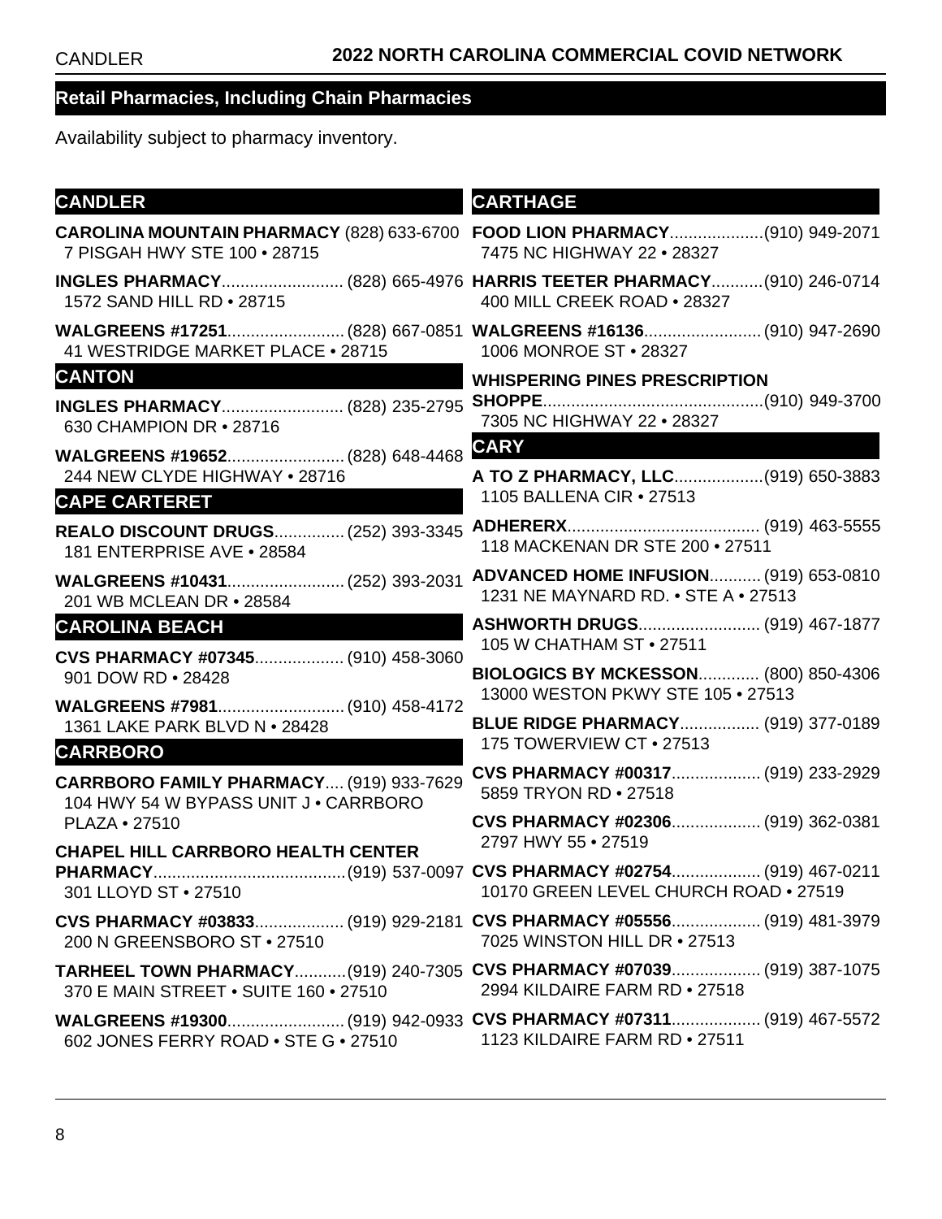## Retail Pharmacies, Including Chain Pharmacies

Availability subject to pharmacy inventory.

### CANDLER

**CAROLINA MOUNTAIN PHARMACY** (828) 633-6700
7 PISGAH HWY STE 100 • 28715

**INGLES PHARMACY**.......................... (828) 665-4976
1572 SAND HILL RD • 28715

**WALGREENS #17251**......................... (828) 667-0851
41 WESTRIDGE MARKET PLACE • 28715

### CANTON

**INGLES PHARMACY**.......................... (828) 235-2795
630 CHAMPION DR • 28716

**WALGREENS #19652**......................... (828) 648-4468
244 NEW CLYDE HIGHWAY • 28716

### CAPE CARTERET

**REALO DISCOUNT DRUGS**............... (252) 393-3345
181 ENTERPRISE AVE • 28584

**WALGREENS #10431**......................... (252) 393-2031
201 WB MCLEAN DR • 28584

### CAROLINA BEACH

**CVS PHARMACY #07345**................... (910) 458-3060
901 DOW RD • 28428

**WALGREENS #7981**........................... (910) 458-4172
1361 LAKE PARK BLVD N • 28428

### CARRBORO

**CARRBORO FAMILY PHARMACY**.... (919) 933-7629
104 HWY 54 W BYPASS UNIT J • CARRBORO PLAZA • 27510

**CHAPEL HILL CARRBORO HEALTH CENTER PHARMACY**..........................................(919) 537-0097
301 LLOYD ST • 27510

**CVS PHARMACY #03833**................... (919) 929-2181
200 N GREENSBORO ST • 27510

**TARHEEL TOWN PHARMACY**...........(919) 240-7305
370 E MAIN STREET • SUITE 160 • 27510

**WALGREENS #19300**......................... (919) 942-0933
602 JONES FERRY ROAD • STE G • 27510

### CARTHAGE

**FOOD LION PHARMACY**....................(910) 949-2071
7475 NC HIGHWAY 22 • 28327

**HARRIS TEETER PHARMACY**...........(910) 246-0714
400 MILL CREEK ROAD • 28327

**WALGREENS #16136**......................... (910) 947-2690
1006 MONROE ST • 28327

**WHISPERING PINES PRESCRIPTION SHOPPE**...............................................(910) 949-3700
7305 NC HIGHWAY 22 • 28327

### CARY

**A TO Z PHARMACY, LLC**...................(919) 650-3883
1105 BALLENA CIR • 27513

**ADHERERX**......................................... (919) 463-5555
118 MACKENAN DR STE 200 • 27511

**ADVANCED HOME INFUSION**........... (919) 653-0810
1231 NE MAYNARD RD. • STE A • 27513

**ASHWORTH DRUGS**.......................... (919) 467-1877
105 W CHATHAM ST • 27511

**BIOLOGICS BY MCKESSON**............. (800) 850-4306
13000 WESTON PKWY STE 105 • 27513

**BLUE RIDGE PHARMACY**................. (919) 377-0189
175 TOWERVIEW CT • 27513

**CVS PHARMACY #00317**................... (919) 233-2929
5859 TRYON RD • 27518

**CVS PHARMACY #02306**................... (919) 362-0381
2797 HWY 55 • 27519

**CVS PHARMACY #02754**................... (919) 467-0211
10170 GREEN LEVEL CHURCH ROAD • 27519

**CVS PHARMACY #05556**................... (919) 481-3979
7025 WINSTON HILL DR • 27513

**CVS PHARMACY #07039**................... (919) 387-1075
2994 KILDAIRE FARM RD • 27518

**CVS PHARMACY #07311**................... (919) 467-5572
1123 KILDAIRE FARM RD • 27511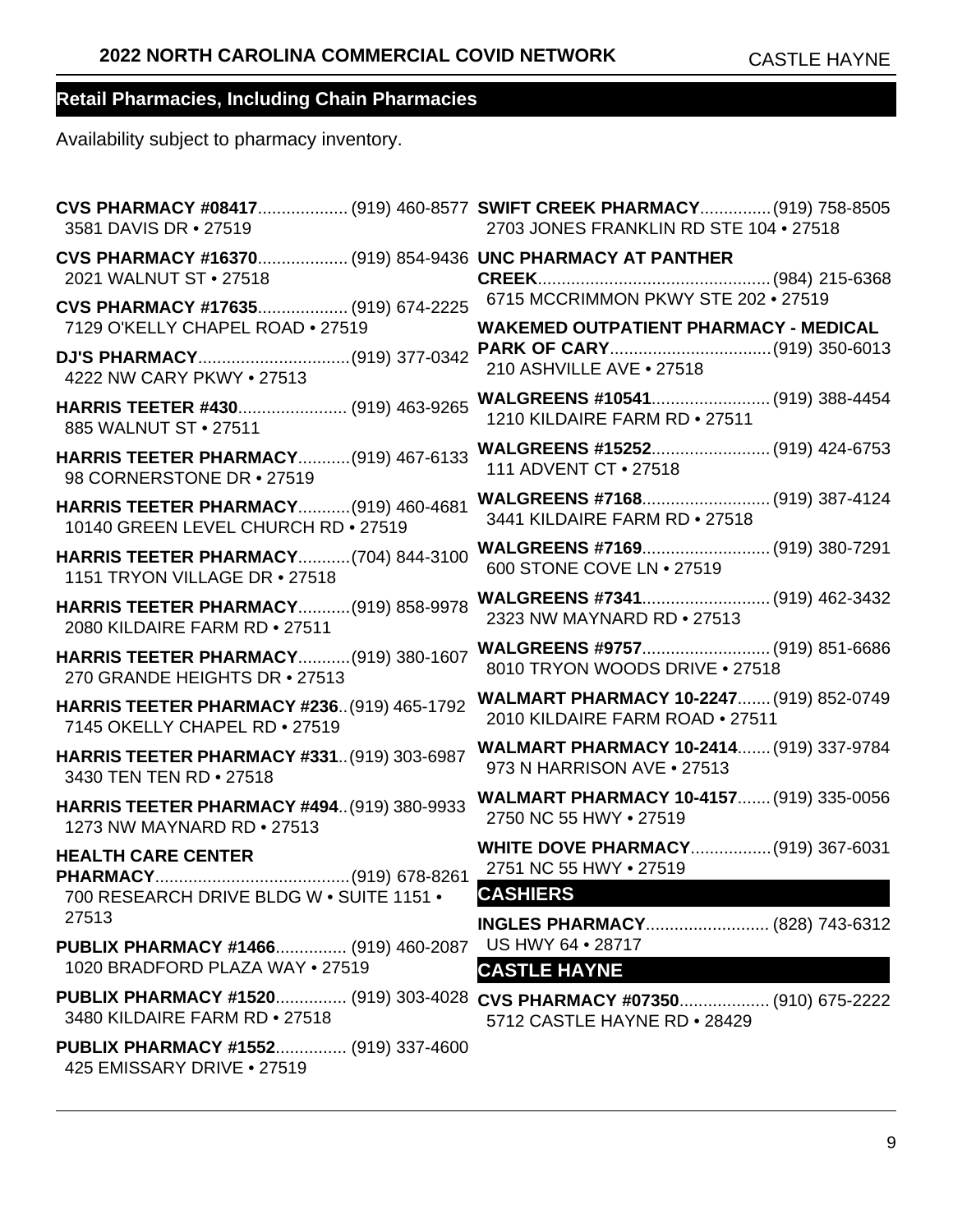## Retail Pharmacies, Including Chain Pharmacies

Availability subject to pharmacy inventory.

**CVS PHARMACY #08417**.................. (919) 460-8577
3581 DAVIS DR • 27519

**CVS PHARMACY #16370**.................. (919) 854-9436
2021 WALNUT ST • 27518

**CVS PHARMACY #17635**.................. (919) 674-2225
7129 O'KELLY CHAPEL ROAD • 27519

**DJ'S PHARMACY**................................(919) 377-0342
4222 NW CARY PKWY • 27513

**HARRIS TEETER #430**....................... (919) 463-9265
885 WALNUT ST • 27511

**HARRIS TEETER PHARMACY**...........(919) 467-6133
98 CORNERSTONE DR • 27519

**HARRIS TEETER PHARMACY**...........(919) 460-4681
10140 GREEN LEVEL CHURCH RD • 27519

**HARRIS TEETER PHARMACY**...........(704) 844-3100
1151 TRYON VILLAGE DR • 27518

**HARRIS TEETER PHARMACY**...........(919) 858-9978
2080 KILDAIRE FARM RD • 27511

**HARRIS TEETER PHARMACY**...........(919) 380-1607
270 GRANDE HEIGHTS DR • 27513

**HARRIS TEETER PHARMACY #236**..(919) 465-1792
7145 OKELLY CHAPEL RD • 27519

**HARRIS TEETER PHARMACY #331**..(919) 303-6987
3430 TEN TEN RD • 27518

**HARRIS TEETER PHARMACY #494**..(919) 380-9933
1273 NW MAYNARD RD • 27513

**HEALTH CARE CENTER PHARMACY**.........................................(919) 678-8261
700 RESEARCH DRIVE BLDG W • SUITE 1151 • 27513

**PUBLIX PHARMACY #1466**............... (919) 460-2087
1020 BRADFORD PLAZA WAY • 27519

**PUBLIX PHARMACY #1520**............... (919) 303-4028
3480 KILDAIRE FARM RD • 27518

**PUBLIX PHARMACY #1552**............... (919) 337-4600
425 EMISSARY DRIVE • 27519

**SWIFT CREEK PHARMACY**...............(919) 758-8505
2703 JONES FRANKLIN RD STE 104 • 27518

**UNC PHARMACY AT PANTHER CREEK**.................................................(984) 215-6368
6715 MCCRIMMON PKWY STE 202 • 27519

**WAKEMED OUTPATIENT PHARMACY - MEDICAL PARK OF CARY**..................................(919) 350-6013
210 ASHVILLE AVE • 27518

**WALGREENS #10541**.........................(919) 388-4454
1210 KILDAIRE FARM RD • 27511

**WALGREENS #15252**.........................(919) 424-6753
111 ADVENT CT • 27518

**WALGREENS #7168**...........................(919) 387-4124
3441 KILDAIRE FARM RD • 27518

**WALGREENS #7169**...........................(919) 380-7291
600 STONE COVE LN • 27519

**WALGREENS #7341**...........................(919) 462-3432
2323 NW MAYNARD RD • 27513

**WALGREENS #9757**...........................(919) 851-6686
8010 TRYON WOODS DRIVE • 27518

**WALMART PHARMACY 10-2247**.......(919) 852-0749
2010 KILDAIRE FARM ROAD • 27511

**WALMART PHARMACY 10-2414**.......(919) 337-9784
973 N HARRISON AVE • 27513

**WALMART PHARMACY 10-4157**.......(919) 335-0056
2750 NC 55 HWY • 27519

**WHITE DOVE PHARMACY**.................(919) 367-6031
2751 NC 55 HWY • 27519

### CASHIERS

**INGLES PHARMACY**.......................... (828) 743-6312
US HWY 64 • 28717

### CASTLE HAYNE

**CVS PHARMACY #07350**................... (910) 675-2222
5712 CASTLE HAYNE RD • 28429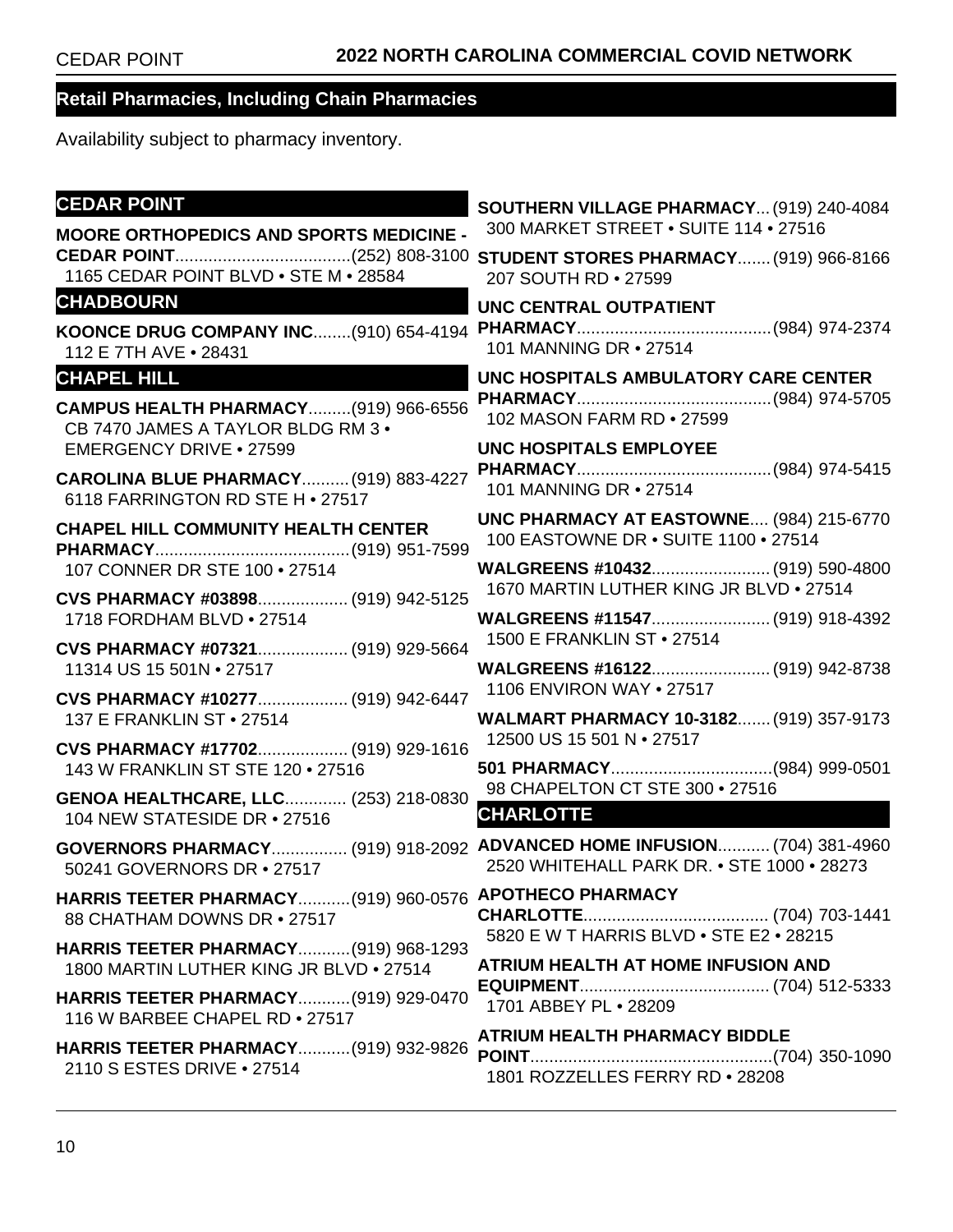## Retail Pharmacies, Including Chain Pharmacies

Availability subject to pharmacy inventory.

### CEDAR POINT

**MOORE ORTHOPEDICS AND SPORTS MEDICINE - CEDAR POINT**....................................(252) 808-3100
1165 CEDAR POINT BLVD • STE M • 28584

### CHADBOURN

**KOONCE DRUG COMPANY INC**........(910) 654-4194
112 E 7TH AVE • 28431

### CHAPEL HILL

**CAMPUS HEALTH PHARMACY**.........(919) 966-6556
CB 7470 JAMES A TAYLOR BLDG RM 3 • EMERGENCY DRIVE • 27599

**CAROLINA BLUE PHARMACY**..........(919) 883-4227
6118 FARRINGTON RD STE H • 27517

**CHAPEL HILL COMMUNITY HEALTH CENTER PHARMACY**.........................................(919) 951-7599
107 CONNER DR STE 100 • 27514

**CVS PHARMACY #03898**................... (919) 942-5125
1718 FORDHAM BLVD • 27514

**CVS PHARMACY #07321**................... (919) 929-5664
11314 US 15 501N • 27517

**CVS PHARMACY #10277**................... (919) 942-6447
137 E FRANKLIN ST • 27514

**CVS PHARMACY #17702**................... (919) 929-1616
143 W FRANKLIN ST STE 120 • 27516

**GENOA HEALTHCARE, LLC**............. (253) 218-0830
104 NEW STATESIDE DR • 27516

**GOVERNORS PHARMACY**................ (919) 918-2092
50241 GOVERNORS DR • 27517

**HARRIS TEETER PHARMACY**...........(919) 960-0576
88 CHATHAM DOWNS DR • 27517

**HARRIS TEETER PHARMACY**...........(919) 968-1293
1800 MARTIN LUTHER KING JR BLVD • 27514

**HARRIS TEETER PHARMACY**...........(919) 929-0470
116 W BARBEE CHAPEL RD • 27517

**HARRIS TEETER PHARMACY**...........(919) 932-9826
2110 S ESTES DRIVE • 27514

**SOUTHERN VILLAGE PHARMACY**...(919) 240-4084
300 MARKET STREET • SUITE 114 • 27516

**STUDENT STORES PHARMACY**.......(919) 966-8166
207 SOUTH RD • 27599

**UNC CENTRAL OUTPATIENT PHARMACY**.........................................(984) 974-2374
101 MANNING DR • 27514

**UNC HOSPITALS AMBULATORY CARE CENTER PHARMACY**.........................................(984) 974-5705
102 MASON FARM RD • 27599

**UNC HOSPITALS EMPLOYEE PHARMACY**.........................................(984) 974-5415
101 MANNING DR • 27514

**UNC PHARMACY AT EASTOWNE**.... (984) 215-6770
100 EASTOWNE DR • SUITE 1100 • 27514

**WALGREENS #10432**......................... (919) 590-4800
1670 MARTIN LUTHER KING JR BLVD • 27514

**WALGREENS #11547**......................... (919) 918-4392
1500 E FRANKLIN ST • 27514

**WALGREENS #16122**......................... (919) 942-8738
1106 ENVIRON WAY • 27517

**WALMART PHARMACY 10-3182**.......(919) 357-9173
12500 US 15 501 N • 27517

**501 PHARMACY**..................................(984) 999-0501
98 CHAPELTON CT STE 300 • 27516

### CHARLOTTE

**ADVANCED HOME INFUSION**........... (704) 381-4960
2520 WHITEHALL PARK DR. • STE 1000 • 28273

**APOTHECO PHARMACY CHARLOTTE**....................................... (704) 703-1441
5820 E W T HARRIS BLVD • STE E2 • 28215

**ATRIUM HEALTH AT HOME INFUSION AND EQUIPMENT**........................................ (704) 512-5333
1701 ABBEY PL • 28209

**ATRIUM HEALTH PHARMACY BIDDLE POINT**...................................................(704) 350-1090
1801 ROZZELLES FERRY RD • 28208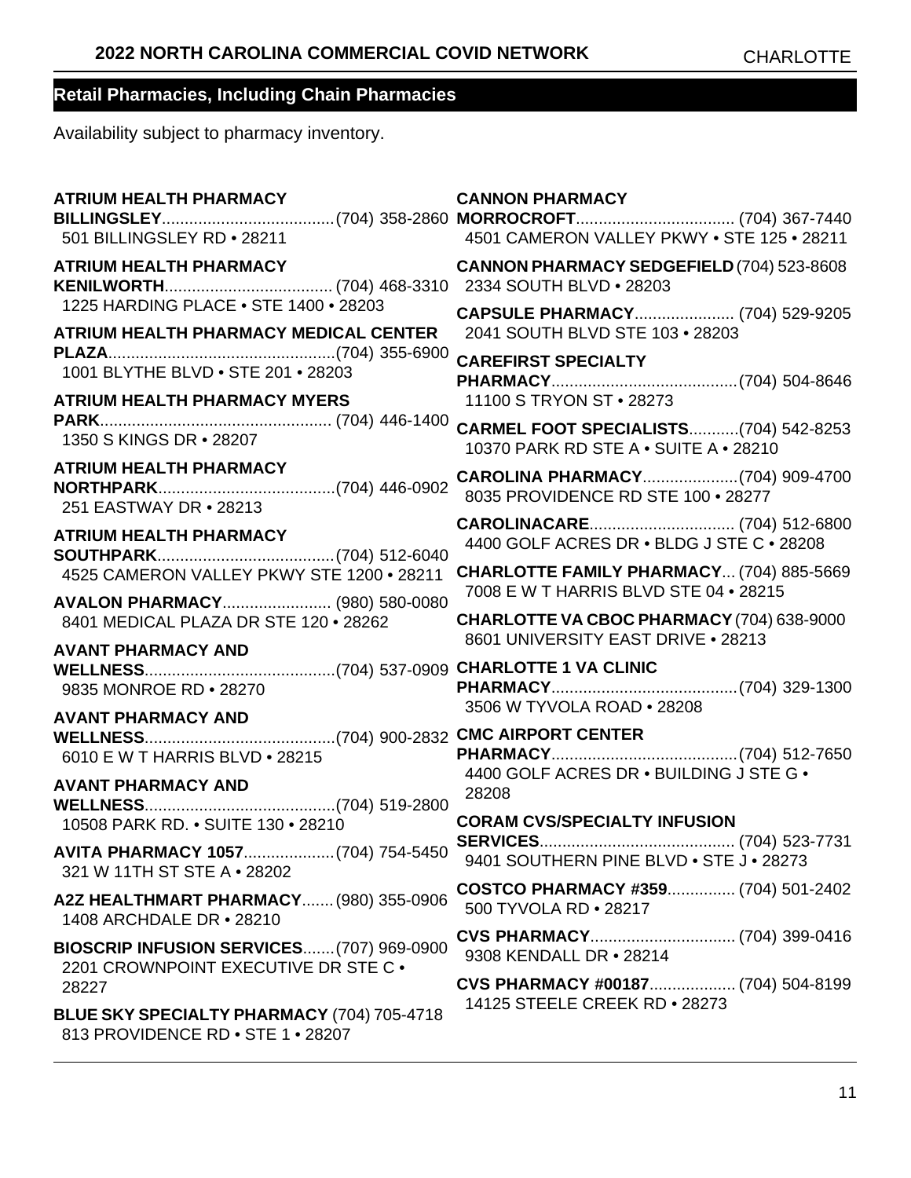## Retail Pharmacies, Including Chain Pharmacies

Availability subject to pharmacy inventory.

**ATRIUM HEALTH PHARMACY BILLINGSLEY**......................................(704) 358-2860
501 BILLINGSLEY RD • 28211

**ATRIUM HEALTH PHARMACY KENILWORTH**..................................... (704) 468-3310
1225 HARDING PLACE • STE 1400 • 28203

**ATRIUM HEALTH PHARMACY MEDICAL CENTER PLAZA**...................................................(704) 355-6900
1001 BLYTHE BLVD • STE 201 • 28203

**ATRIUM HEALTH PHARMACY MYERS PARK**................................................... (704) 446-1400
1350 S KINGS DR • 28207

**ATRIUM HEALTH PHARMACY NORTHPARK**.......................................(704) 446-0902
251 EASTWAY DR • 28213

**ATRIUM HEALTH PHARMACY SOUTHPARK**.......................................(704) 512-6040
4525 CAMERON VALLEY PKWY STE 1200 • 28211

**AVALON PHARMACY**........................ (980) 580-0080
8401 MEDICAL PLAZA DR STE 120 • 28262

**AVANT PHARMACY AND WELLNESS**..........................................(704) 537-0909
9835 MONROE RD • 28270

**AVANT PHARMACY AND WELLNESS**..........................................(704) 900-2832
6010 E W T HARRIS BLVD • 28215

**AVANT PHARMACY AND WELLNESS**..........................................(704) 519-2800
10508 PARK RD. • SUITE 130 • 28210

**AVITA PHARMACY 1057**....................(704) 754-5450
321 W 11TH ST STE A • 28202

**A2Z HEALTHMART PHARMACY**....... (980) 355-0906
1408 ARCHDALE DR • 28210

**BIOSCRIP INFUSION SERVICES**.......(707) 969-0900
2201 CROWNPOINT EXECUTIVE DR STE C • 28227

**BLUE SKY SPECIALTY PHARMACY** (704) 705-4718
813 PROVIDENCE RD • STE 1 • 28207

**CANNON PHARMACY MORROCROFT**................................... (704) 367-7440
4501 CAMERON VALLEY PKWY • STE 125 • 28211

**CANNON PHARMACY SEDGEFIELD** (704) 523-8608
2334 SOUTH BLVD • 28203

**CAPSULE PHARMACY**...................... (704) 529-9205
2041 SOUTH BLVD STE 103 • 28203

**CAREFIRST SPECIALTY PHARMACY**..........................................(704) 504-8646
11100 S TRYON ST • 28273

**CARMEL FOOT SPECIALISTS**...........(704) 542-8253
10370 PARK RD STE A • SUITE A • 28210

**CAROLINA PHARMACY**.....................(704) 909-4700
8035 PROVIDENCE RD STE 100 • 28277

**CAROLINACARE**................................ (704) 512-6800
4400 GOLF ACRES DR • BLDG J STE C • 28208

**CHARLOTTE FAMILY PHARMACY**... (704) 885-5669
7008 E W T HARRIS BLVD STE 04 • 28215

**CHARLOTTE VA CBOC PHARMACY** (704) 638-9000
8601 UNIVERSITY EAST DRIVE • 28213

**CHARLOTTE 1 VA CLINIC PHARMACY**..........................................(704) 329-1300
3506 W TYVOLA ROAD • 28208

**CMC AIRPORT CENTER PHARMACY**..........................................(704) 512-7650
4400 GOLF ACRES DR • BUILDING J STE G • 28208

**CORAM CVS/SPECIALTY INFUSION SERVICES**........................................... (704) 523-7731
9401 SOUTHERN PINE BLVD • STE J • 28273

**COSTCO PHARMACY #359**............... (704) 501-2402
500 TYVOLA RD • 28217

**CVS PHARMACY**................................ (704) 399-0416
9308 KENDALL DR • 28214

**CVS PHARMACY #00187**................... (704) 504-8199
14125 STEELE CREEK RD • 28273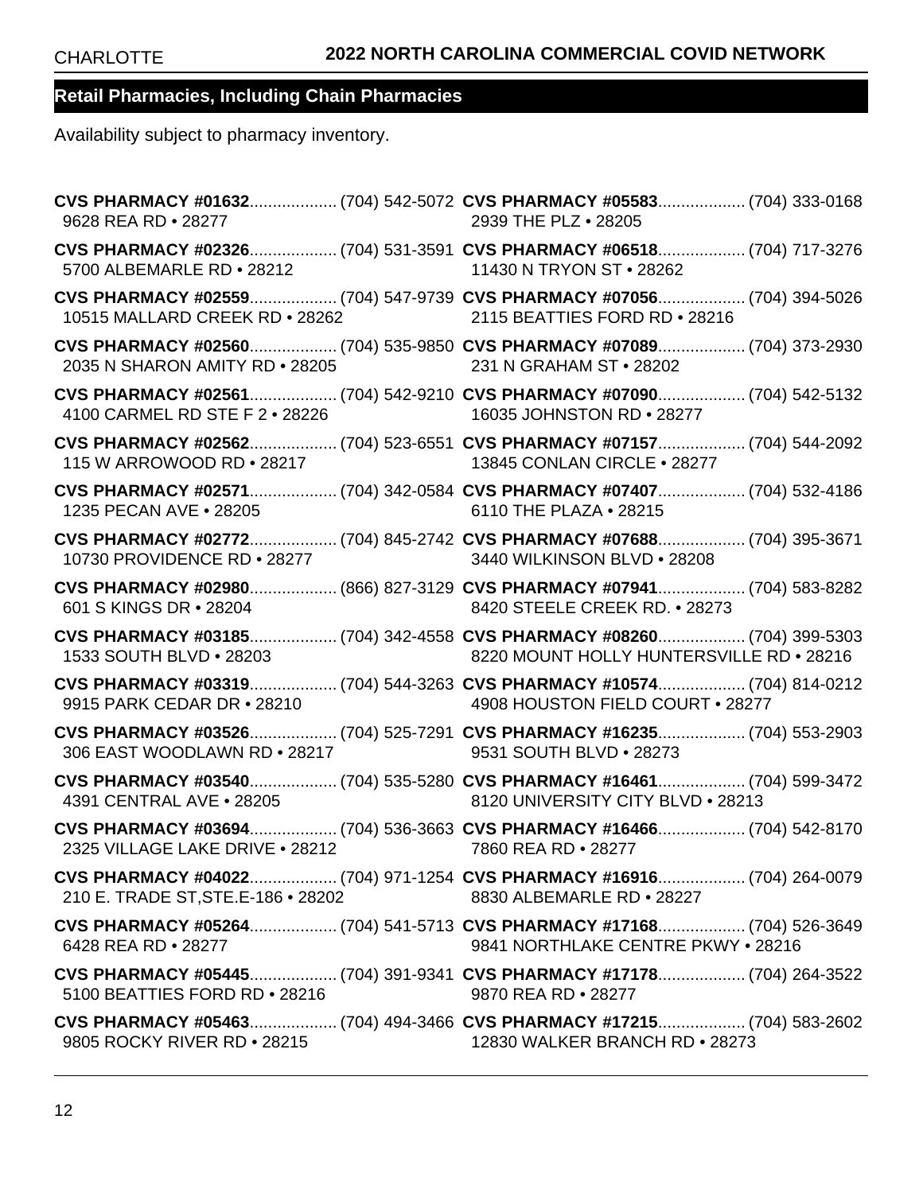## Retail Pharmacies, Including Chain Pharmacies

Availability subject to pharmacy inventory.

**CVS PHARMACY #01632**.................. (704) 542-5072
9628 REA RD • 28277

**CVS PHARMACY #02326**.................. (704) 531-3591
5700 ALBEMARLE RD • 28212

**CVS PHARMACY #02559**.................. (704) 547-9739
10515 MALLARD CREEK RD • 28262

**CVS PHARMACY #02560**.................. (704) 535-9850
2035 N SHARON AMITY RD • 28205

**CVS PHARMACY #02561**.................. (704) 542-9210
4100 CARMEL RD STE F 2 • 28226

**CVS PHARMACY #02562**.................. (704) 523-6551
115 W ARROWOOD RD • 28217

**CVS PHARMACY #02571**.................. (704) 342-0584
1235 PECAN AVE • 28205

**CVS PHARMACY #02772**.................. (704) 845-2742
10730 PROVIDENCE RD • 28277

**CVS PHARMACY #02980**.................. (866) 827-3129
601 S KINGS DR • 28204

**CVS PHARMACY #03185**.................. (704) 342-4558
1533 SOUTH BLVD • 28203

**CVS PHARMACY #03319**.................. (704) 544-3263
9915 PARK CEDAR DR • 28210

**CVS PHARMACY #03526**.................. (704) 525-7291
306 EAST WOODLAWN RD • 28217

**CVS PHARMACY #03540**.................. (704) 535-5280
4391 CENTRAL AVE • 28205

**CVS PHARMACY #03694**.................. (704) 536-3663
2325 VILLAGE LAKE DRIVE • 28212

**CVS PHARMACY #04022**.................. (704) 971-1254
210 E. TRADE ST,STE.E-186 • 28202

**CVS PHARMACY #05264**.................. (704) 541-5713
6428 REA RD • 28277

**CVS PHARMACY #05445**.................. (704) 391-9341
5100 BEATTIES FORD RD • 28216

**CVS PHARMACY #05463**.................. (704) 494-3466
9805 ROCKY RIVER RD • 28215

**CVS PHARMACY #05583**.................. (704) 333-0168
2939 THE PLZ • 28205

**CVS PHARMACY #06518**.................. (704) 717-3276
11430 N TRYON ST • 28262

**CVS PHARMACY #07056**.................. (704) 394-5026
2115 BEATTIES FORD RD • 28216

**CVS PHARMACY #07089**.................. (704) 373-2930
231 N GRAHAM ST • 28202

**CVS PHARMACY #07090**.................. (704) 542-5132
16035 JOHNSTON RD • 28277

**CVS PHARMACY #07157**.................. (704) 544-2092
13845 CONLAN CIRCLE • 28277

**CVS PHARMACY #07407**.................. (704) 532-4186
6110 THE PLAZA • 28215

**CVS PHARMACY #07688**.................. (704) 395-3671
3440 WILKINSON BLVD • 28208

**CVS PHARMACY #07941**.................. (704) 583-8282
8420 STEELE CREEK RD. • 28273

**CVS PHARMACY #08260**.................. (704) 399-5303
8220 MOUNT HOLLY HUNTERSVILLE RD • 28216

**CVS PHARMACY #10574**.................. (704) 814-0212
4908 HOUSTON FIELD COURT • 28277

**CVS PHARMACY #16235**.................. (704) 553-2903
9531 SOUTH BLVD • 28273

**CVS PHARMACY #16461**.................. (704) 599-3472
8120 UNIVERSITY CITY BLVD • 28213

**CVS PHARMACY #16466**.................. (704) 542-8170
7860 REA RD • 28277

**CVS PHARMACY #16916**.................. (704) 264-0079
8830 ALBEMARLE RD • 28227

**CVS PHARMACY #17168**.................. (704) 526-3649
9841 NORTHLAKE CENTRE PKWY • 28216

**CVS PHARMACY #17178**.................. (704) 264-3522
9870 REA RD • 28277

**CVS PHARMACY #17215**.................. (704) 583-2602
12830 WALKER BRANCH RD • 28273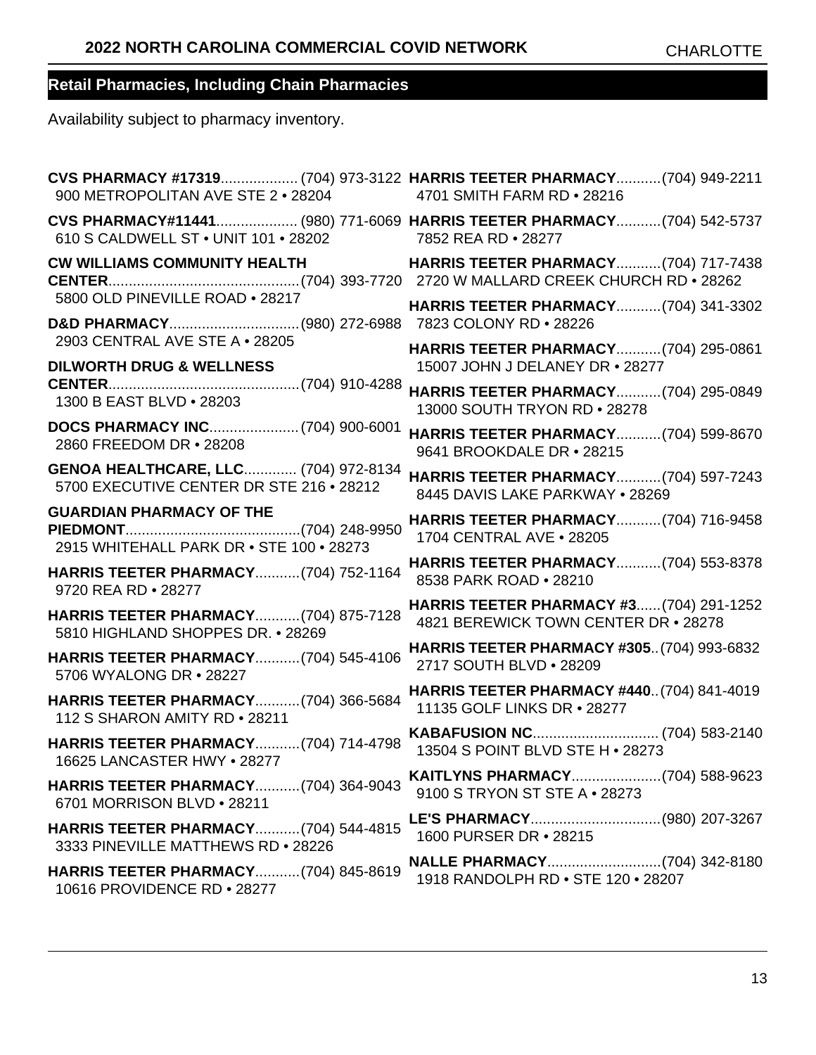## Retail Pharmacies, Including Chain Pharmacies

Availability subject to pharmacy inventory.

**CVS PHARMACY #17319**.................. (704) 973-3122
900 METROPOLITAN AVE STE 2 • 28204

**CVS PHARMACY#11441**.................... (980) 771-6069
610 S CALDWELL ST • UNIT 101 • 28202

**CW WILLIAMS COMMUNITY HEALTH CENTER**............................................(704) 393-7720
5800 OLD PINEVILLE ROAD • 28217

**D&D PHARMACY**................................(980) 272-6988
2903 CENTRAL AVE STE A • 28205

**DILWORTH DRUG & WELLNESS CENTER**...............................................(704) 910-4288
1300 B EAST BLVD • 28203

**DOCS PHARMACY INC**...................... (704) 900-6001
2860 FREEDOM DR • 28208

**GENOA HEALTHCARE, LLC**............. (704) 972-8134
5700 EXECUTIVE CENTER DR STE 216 • 28212

**GUARDIAN PHARMACY OF THE PIEDMONT**...........................................(704) 248-9950
2915 WHITEHALL PARK DR • STE 100 • 28273

**HARRIS TEETER PHARMACY**...........(704) 752-1164
9720 REA RD • 28277

**HARRIS TEETER PHARMACY**...........(704) 875-7128
5810 HIGHLAND SHOPPES DR. • 28269

**HARRIS TEETER PHARMACY**...........(704) 545-4106
5706 WYALONG DR • 28227

**HARRIS TEETER PHARMACY**...........(704) 366-5684
112 S SHARON AMITY RD • 28211

**HARRIS TEETER PHARMACY**...........(704) 714-4798
16625 LANCASTER HWY • 28277

**HARRIS TEETER PHARMACY**...........(704) 364-9043
6701 MORRISON BLVD • 28211

**HARRIS TEETER PHARMACY**...........(704) 544-4815
3333 PINEVILLE MATTHEWS RD • 28226

**HARRIS TEETER PHARMACY**...........(704) 845-8619
10616 PROVIDENCE RD • 28277

**HARRIS TEETER PHARMACY**...........(704) 949-2211
4701 SMITH FARM RD • 28216

**HARRIS TEETER PHARMACY**...........(704) 542-5737
7852 REA RD • 28277

**HARRIS TEETER PHARMACY**...........(704) 717-7438
2720 W MALLARD CREEK CHURCH RD • 28262

**HARRIS TEETER PHARMACY**...........(704) 341-3302
7823 COLONY RD • 28226

**HARRIS TEETER PHARMACY**...........(704) 295-0861
15007 JOHN J DELANEY DR • 28277

**HARRIS TEETER PHARMACY**...........(704) 295-0849
13000 SOUTH TRYON RD • 28278

**HARRIS TEETER PHARMACY**...........(704) 599-8670
9641 BROOKDALE DR • 28215

**HARRIS TEETER PHARMACY**...........(704) 597-7243
8445 DAVIS LAKE PARKWAY • 28269

**HARRIS TEETER PHARMACY**...........(704) 716-9458
1704 CENTRAL AVE • 28205

**HARRIS TEETER PHARMACY**...........(704) 553-8378
8538 PARK ROAD • 28210

**HARRIS TEETER PHARMACY #3**......(704) 291-1252
4821 BEREWICK TOWN CENTER DR • 28278

**HARRIS TEETER PHARMACY #305**..(704) 993-6832
2717 SOUTH BLVD • 28209

**HARRIS TEETER PHARMACY #440**..(704) 841-4019
11135 GOLF LINKS DR • 28277

**KABAFUSION NC**............................... (704) 583-2140
13504 S POINT BLVD STE H • 28273

**KAITLYNS PHARMACY**......................(704) 588-9623
9100 S TRYON ST STE A • 28273

**LE'S PHARMACY**................................(980) 207-3267
1600 PURSER DR • 28215

**NALLE PHARMACY**............................(704) 342-8180
1918 RANDOLPH RD • STE 120 • 28207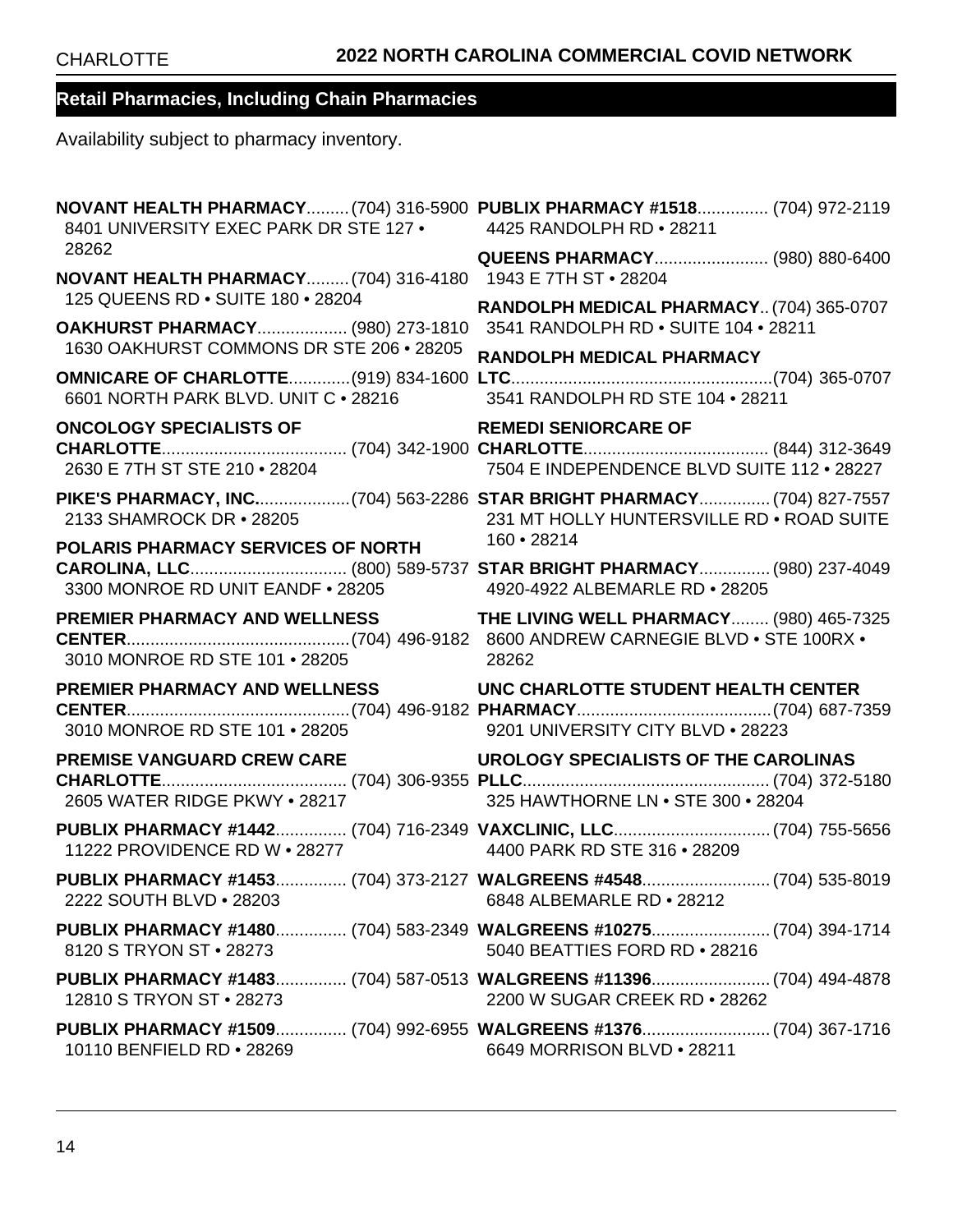## Retail Pharmacies, Including Chain Pharmacies

Availability subject to pharmacy inventory.

**NOVANT HEALTH PHARMACY**......... (704) 316-5900
8401 UNIVERSITY EXEC PARK DR STE 127 • 28262

**NOVANT HEALTH PHARMACY**......... (704) 316-4180
125 QUEENS RD • SUITE 180 • 28204

**OAKHURST PHARMACY**.................. (980) 273-1810
1630 OAKHURST COMMONS DR STE 206 • 28205

**OMNICARE OF CHARLOTTE**............. (919) 834-1600
6601 NORTH PARK BLVD. UNIT C • 28216

**ONCOLOGY SPECIALISTS OF CHARLOTTE**....................................... (704) 342-1900
2630 E 7TH ST STE 210 • 28204

**PIKE'S PHARMACY, INC.**.................. (704) 563-2286
2133 SHAMROCK DR • 28205

**POLARIS PHARMACY SERVICES OF NORTH CAROLINA, LLC**................................ (800) 589-5737
3300 MONROE RD UNIT EANDF • 28205

**PREMIER PHARMACY AND WELLNESS CENTER**............................................... (704) 496-9182
3010 MONROE RD STE 101 • 28205

**PREMIER PHARMACY AND WELLNESS CENTER**............................................... (704) 496-9182
3010 MONROE RD STE 101 • 28205

**PREMISE VANGUARD CREW CARE CHARLOTTE**....................................... (704) 306-9355
2605 WATER RIDGE PKWY • 28217

**PUBLIX PHARMACY #1442**............... (704) 716-2349
11222 PROVIDENCE RD W • 28277

**PUBLIX PHARMACY #1453**............... (704) 373-2127
2222 SOUTH BLVD • 28203

**PUBLIX PHARMACY #1480**............... (704) 583-2349
8120 S TRYON ST • 28273

**PUBLIX PHARMACY #1483**............... (704) 587-0513
12810 S TRYON ST • 28273

**PUBLIX PHARMACY #1509**............... (704) 992-6955
10110 BENFIELD RD • 28269

**PUBLIX PHARMACY #1518**............... (704) 972-2119
4425 RANDOLPH RD • 28211

**QUEENS PHARMACY**........................ (980) 880-6400
1943 E 7TH ST • 28204

**RANDOLPH MEDICAL PHARMACY**.. (704) 365-0707
3541 RANDOLPH RD • SUITE 104 • 28211

**RANDOLPH MEDICAL PHARMACY LTC**....................................................... (704) 365-0707
3541 RANDOLPH RD STE 104 • 28211

**REMEDI SENIORCARE OF CHARLOTTE**....................................... (844) 312-3649
7504 E INDEPENDENCE BLVD SUITE 112 • 28227

**STAR BRIGHT PHARMACY**............... (704) 827-7557
231 MT HOLLY HUNTERSVILLE RD • ROAD SUITE 160 • 28214

**STAR BRIGHT PHARMACY**............... (980) 237-4049
4920-4922 ALBEMARLE RD • 28205

**THE LIVING WELL PHARMACY**........ (980) 465-7325
8600 ANDREW CARNEGIE BLVD • STE 100RX • 28262

**UNC CHARLOTTE STUDENT HEALTH CENTER PHARMACY**......................................... (704) 687-7359
9201 UNIVERSITY CITY BLVD • 28223

**UROLOGY SPECIALISTS OF THE CAROLINAS PLLC**.................................................... (704) 372-5180
325 HAWTHORNE LN • STE 300 • 28204

**VAXCLINIC, LLC**................................. (704) 755-5656
4400 PARK RD STE 316 • 28209

**WALGREENS #4548**........................... (704) 535-8019
6848 ALBEMARLE RD • 28212

**WALGREENS #10275**......................... (704) 394-1714
5040 BEATTIES FORD RD • 28216

**WALGREENS #11396**......................... (704) 494-4878
2200 W SUGAR CREEK RD • 28262

**WALGREENS #1376**........................... (704) 367-1716
6649 MORRISON BLVD • 28211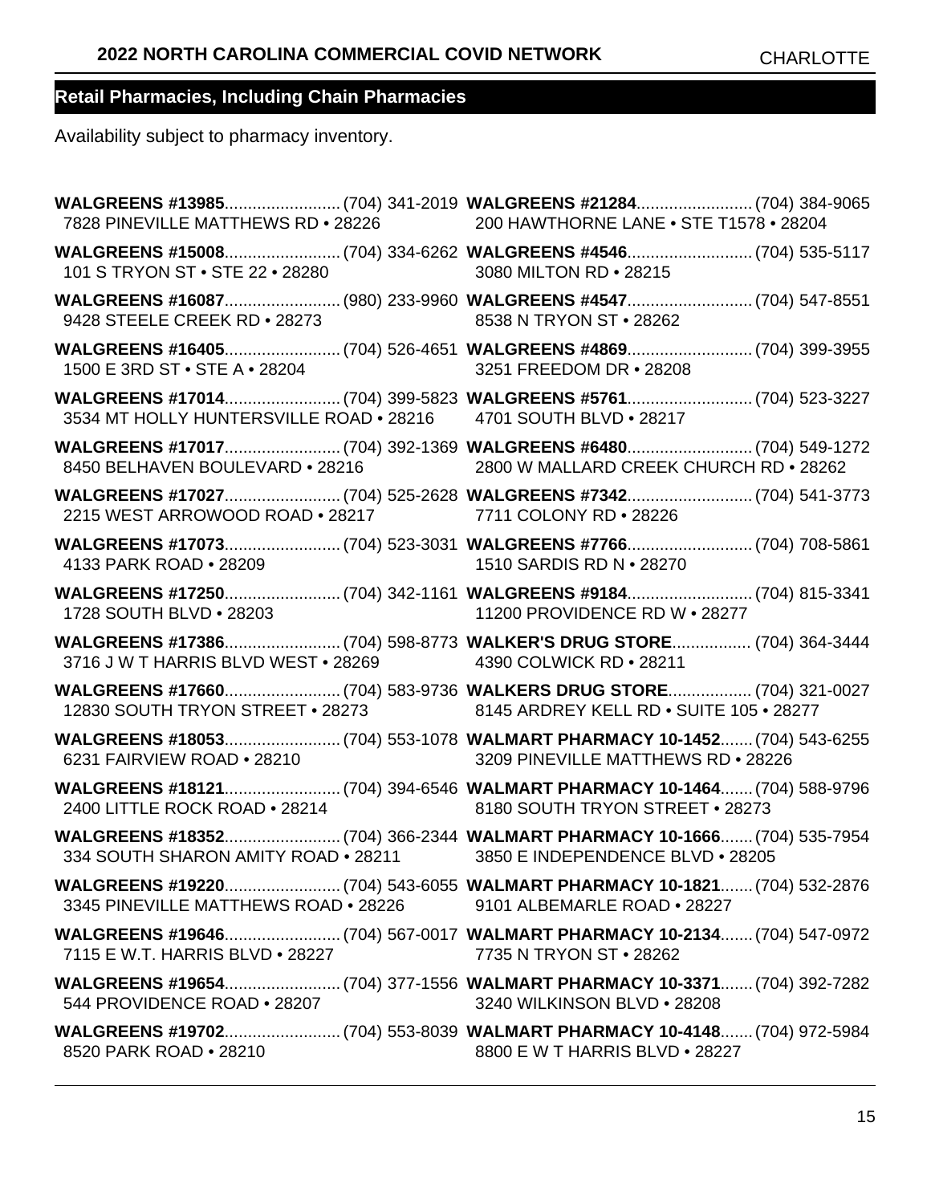## Retail Pharmacies, Including Chain Pharmacies

Availability subject to pharmacy inventory.

**WALGREENS #13985**......................... (704) 341-2019
7828 PINEVILLE MATTHEWS RD • 28226

**WALGREENS #15008**......................... (704) 334-6262
101 S TRYON ST • STE 22 • 28280

**WALGREENS #16087**......................... (980) 233-9960
9428 STEELE CREEK RD • 28273

**WALGREENS #16405**......................... (704) 526-4651
1500 E 3RD ST • STE A • 28204

**WALGREENS #17014**......................... (704) 399-5823
3534 MT HOLLY HUNTERSVILLE ROAD • 28216

**WALGREENS #17017**......................... (704) 392-1369
8450 BELHAVEN BOULEVARD • 28216

**WALGREENS #17027**......................... (704) 525-2628
2215 WEST ARROWOOD ROAD • 28217

**WALGREENS #17073**......................... (704) 523-3031
4133 PARK ROAD • 28209

**WALGREENS #17250**......................... (704) 342-1161
1728 SOUTH BLVD • 28203

**WALGREENS #17386**......................... (704) 598-8773
3716 J W T HARRIS BLVD WEST • 28269

**WALGREENS #17660**......................... (704) 583-9736
12830 SOUTH TRYON STREET • 28273

**WALGREENS #18053**......................... (704) 553-1078
6231 FAIRVIEW ROAD • 28210

**WALGREENS #18121**......................... (704) 394-6546
2400 LITTLE ROCK ROAD • 28214

**WALGREENS #18352**......................... (704) 366-2344
334 SOUTH SHARON AMITY ROAD • 28211

**WALGREENS #19220**......................... (704) 543-6055
3345 PINEVILLE MATTHEWS ROAD • 28226

**WALGREENS #19646**......................... (704) 567-0017
7115 E W.T. HARRIS BLVD • 28227

**WALGREENS #19654**......................... (704) 377-1556
544 PROVIDENCE ROAD • 28207

**WALGREENS #19702**......................... (704) 553-8039
8520 PARK ROAD • 28210

**WALGREENS #21284**......................... (704) 384-9065
200 HAWTHORNE LANE • STE T1578 • 28204

**WALGREENS #4546**........................... (704) 535-5117
3080 MILTON RD • 28215

**WALGREENS #4547**........................... (704) 547-8551
8538 N TRYON ST • 28262

**WALGREENS #4869**........................... (704) 399-3955
3251 FREEDOM DR • 28208

**WALGREENS #5761**........................... (704) 523-3227
4701 SOUTH BLVD • 28217

**WALGREENS #6480**........................... (704) 549-1272
2800 W MALLARD CREEK CHURCH RD • 28262

**WALGREENS #7342**........................... (704) 541-3773
7711 COLONY RD • 28226

**WALGREENS #7766**........................... (704) 708-5861
1510 SARDIS RD N • 28270

**WALGREENS #9184**........................... (704) 815-3341
11200 PROVIDENCE RD W • 28277

**WALKER'S DRUG STORE**................. (704) 364-3444
4390 COLWICK RD • 28211

**WALKERS DRUG STORE**.................. (704) 321-0027
8145 ARDREY KELL RD • SUITE 105 • 28277

**WALMART PHARMACY 10-1452**....... (704) 543-6255
3209 PINEVILLE MATTHEWS RD • 28226

**WALMART PHARMACY 10-1464**....... (704) 588-9796
8180 SOUTH TRYON STREET • 28273

**WALMART PHARMACY 10-1666**....... (704) 535-7954
3850 E INDEPENDENCE BLVD • 28205

**WALMART PHARMACY 10-1821**....... (704) 532-2876
9101 ALBEMARLE ROAD • 28227

**WALMART PHARMACY 10-2134**....... (704) 547-0972
7735 N TRYON ST • 28262

**WALMART PHARMACY 10-3371**....... (704) 392-7282
3240 WILKINSON BLVD • 28208

**WALMART PHARMACY 10-4148**....... (704) 972-5984
8800 E W T HARRIS BLVD • 28227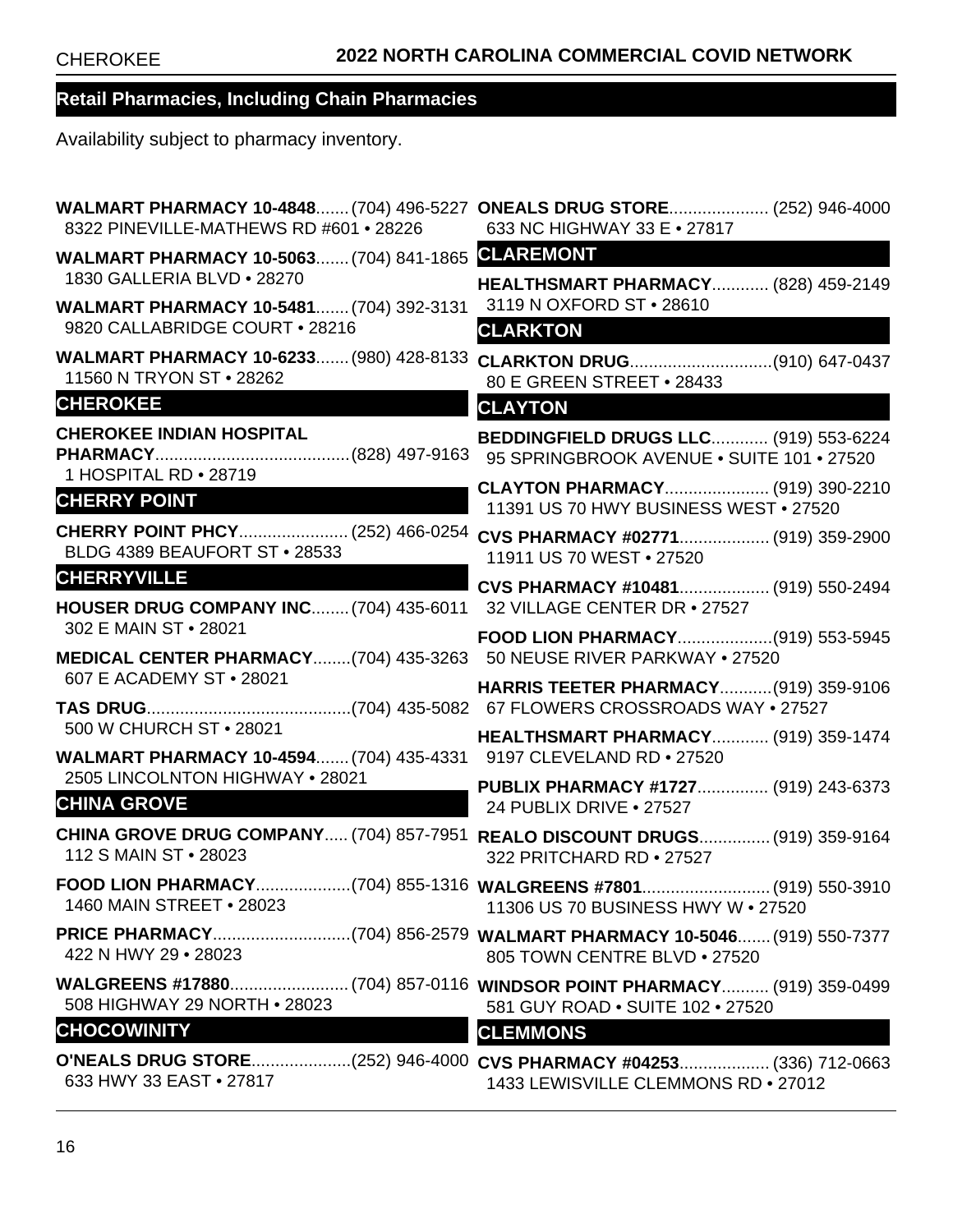## Retail Pharmacies, Including Chain Pharmacies

Availability subject to pharmacy inventory.

**WALMART PHARMACY 10-4848**....... (704) 496-5227
8322 PINEVILLE-MATHEWS RD #601 • 28226

**WALMART PHARMACY 10-5063**....... (704) 841-1865
1830 GALLERIA BLVD • 28270

**WALMART PHARMACY 10-5481**....... (704) 392-3131
9820 CALLABRIDGE COURT • 28216

**WALMART PHARMACY 10-6233**....... (980) 428-8133
11560 N TRYON ST • 28262

### CHEROKEE

**CHEROKEE INDIAN HOSPITAL PHARMACY**......................................... (828) 497-9163
1 HOSPITAL RD • 28719

### CHERRY POINT

**CHERRY POINT PHCY**....................... (252) 466-0254
BLDG 4389 BEAUFORT ST • 28533

### CHERRYVILLE

**HOUSER DRUG COMPANY INC**........ (704) 435-6011
302 E MAIN ST • 28021

**MEDICAL CENTER PHARMACY**........(704) 435-3263
607 E ACADEMY ST • 28021

**TAS DRUG**...........................................(704) 435-5082
500 W CHURCH ST • 28021

**WALMART PHARMACY 10-4594**....... (704) 435-4331
2505 LINCOLNTON HIGHWAY • 28021

### CHINA GROVE

**CHINA GROVE DRUG COMPANY**..... (704) 857-7951
112 S MAIN ST • 28023

**FOOD LION PHARMACY**....................(704) 855-1316
1460 MAIN STREET • 28023

**PRICE PHARMACY**.............................(704) 856-2579
422 N HWY 29 • 28023

**WALGREENS #17880**......................... (704) 857-0116
508 HIGHWAY 29 NORTH • 28023

### CHOCOWINITY

**O'NEALS DRUG STORE**.....................(252) 946-4000
633 HWY 33 EAST • 27817

**ONEALS DRUG STORE**..................... (252) 946-4000
633 NC HIGHWAY 33 E • 27817

### CLAREMONT

**HEALTHSMART PHARMACY**............ (828) 459-2149
3119 N OXFORD ST • 28610

### CLARKTON

**CLARKTON DRUG**..............................(910) 647-0437
80 E GREEN STREET • 28433

### CLAYTON

**BEDDINGFIELD DRUGS LLC**............ (919) 553-6224
95 SPRINGBROOK AVENUE • SUITE 101 • 27520

**CLAYTON PHARMACY**...................... (919) 390-2210
11391 US 70 HWY BUSINESS WEST • 27520

**CVS PHARMACY #02771**................... (919) 359-2900
11911 US 70 WEST • 27520

**CVS PHARMACY #10481**................... (919) 550-2494
32 VILLAGE CENTER DR • 27527

**FOOD LION PHARMACY**....................(919) 553-5945
50 NEUSE RIVER PARKWAY • 27520

**HARRIS TEETER PHARMACY**...........(919) 359-9106
67 FLOWERS CROSSROADS WAY • 27527

**HEALTHSMART PHARMACY**............ (919) 359-1474
9197 CLEVELAND RD • 27520

**PUBLIX PHARMACY #1727**............... (919) 243-6373
24 PUBLIX DRIVE • 27527

**REALO DISCOUNT DRUGS**............... (919) 359-9164
322 PRITCHARD RD • 27527

**WALGREENS #7801**........................... (919) 550-3910
11306 US 70 BUSINESS HWY W • 27520

**WALMART PHARMACY 10-5046**....... (919) 550-7377
805 TOWN CENTRE BLVD • 27520

**WINDSOR POINT PHARMACY**.......... (919) 359-0499
581 GUY ROAD • SUITE 102 • 27520

### CLEMMONS

**CVS PHARMACY #04253**................... (336) 712-0663
1433 LEWISVILLE CLEMMONS RD • 27012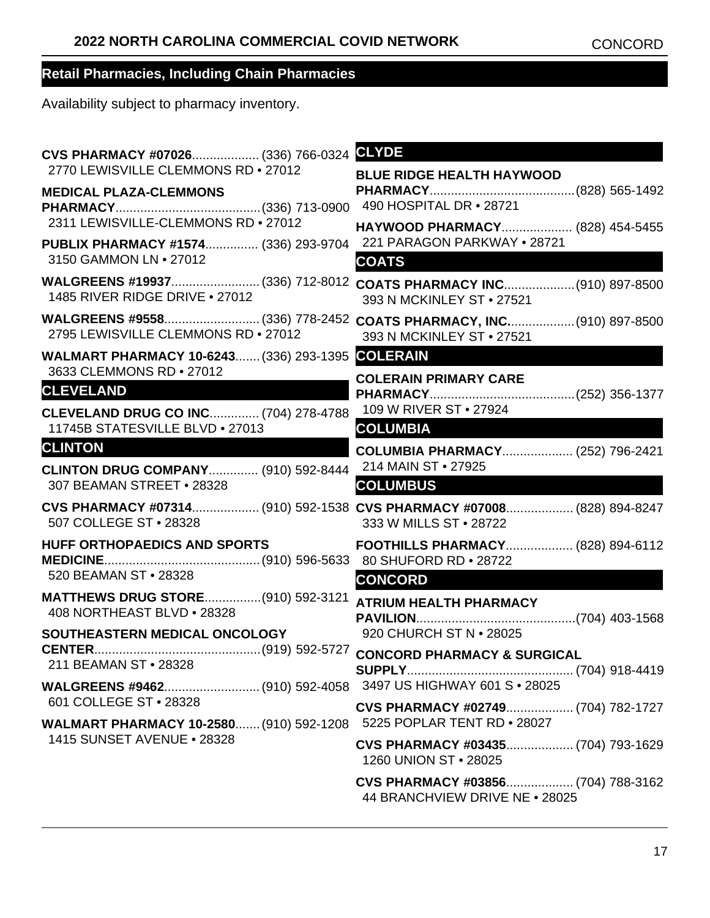## Retail Pharmacies, Including Chain Pharmacies

Availability subject to pharmacy inventory.

**CVS PHARMACY #07026**.................. (336) 766-0324
2770 LEWISVILLE CLEMMONS RD • 27012

**MEDICAL PLAZA-CLEMMONS PHARMACY**......................................... (336) 713-0900
2311 LEWISVILLE-CLEMMONS RD • 27012

**PUBLIX PHARMACY #1574**............... (336) 293-9704
3150 GAMMON LN • 27012

**WALGREENS #19937**......................... (336) 712-8012
1485 RIVER RIDGE DRIVE • 27012

**WALGREENS #9558**........................... (336) 778-2452
2795 LEWISVILLE CLEMMONS RD • 27012

**WALMART PHARMACY 10-6243**....... (336) 293-1395
3633 CLEMMONS RD • 27012

### CLEVELAND

**CLEVELAND DRUG CO INC**.............. (704) 278-4788
11745B STATESVILLE BLVD • 27013

### CLINTON

**CLINTON DRUG COMPANY**.............. (910) 592-8444
307 BEAMAN STREET • 28328

**CVS PHARMACY #07314**.................. (910) 592-1538
507 COLLEGE ST • 28328

**HUFF ORTHOPAEDICS AND SPORTS MEDICINE**............................................ (910) 596-5633
520 BEAMAN ST • 28328

**MATTHEWS DRUG STORE**................ (910) 592-3121
408 NORTHEAST BLVD • 28328

**SOUTHEASTERN MEDICAL ONCOLOGY CENTER**............................................... (919) 592-5727
211 BEAMAN ST • 28328

**WALGREENS #9462**........................... (910) 592-4058
601 COLLEGE ST • 28328

**WALMART PHARMACY 10-2580**....... (910) 592-1208
1415 SUNSET AVENUE • 28328

### CLYDE

**BLUE RIDGE HEALTH HAYWOOD PHARMACY**......................................... (828) 565-1492
490 HOSPITAL DR • 28721

**HAYWOOD PHARMACY**.................... (828) 454-5455
221 PARAGON PARKWAY • 28721

### COATS

**COATS PHARMACY INC**.................... (910) 897-8500
393 N MCKINLEY ST • 27521

**COATS PHARMACY, INC.**.................. (910) 897-8500
393 N MCKINLEY ST • 27521

### COLERAIN

**COLERAIN PRIMARY CARE PHARMACY**......................................... (252) 356-1377
109 W RIVER ST • 27924

### COLUMBIA

**COLUMBIA PHARMACY**.................... (252) 796-2421
214 MAIN ST • 27925

### COLUMBUS

**CVS PHARMACY #07008**.................. (828) 894-8247
333 W MILLS ST • 28722

**FOOTHILLS PHARMACY**.................. (828) 894-6112
80 SHUFORD RD • 28722

### CONCORD

**ATRIUM HEALTH PHARMACY PAVILION**............................................. (704) 403-1568
920 CHURCH ST N • 28025

**CONCORD PHARMACY & SURGICAL SUPPLY**............................................... (704) 918-4419
3497 US HIGHWAY 601 S • 28025

**CVS PHARMACY #02749**.................. (704) 782-1727
5225 POPLAR TENT RD • 28027

**CVS PHARMACY #03435**.................. (704) 793-1629
1260 UNION ST • 28025

**CVS PHARMACY #03856**.................. (704) 788-3162
44 BRANCHVIEW DRIVE NE • 28025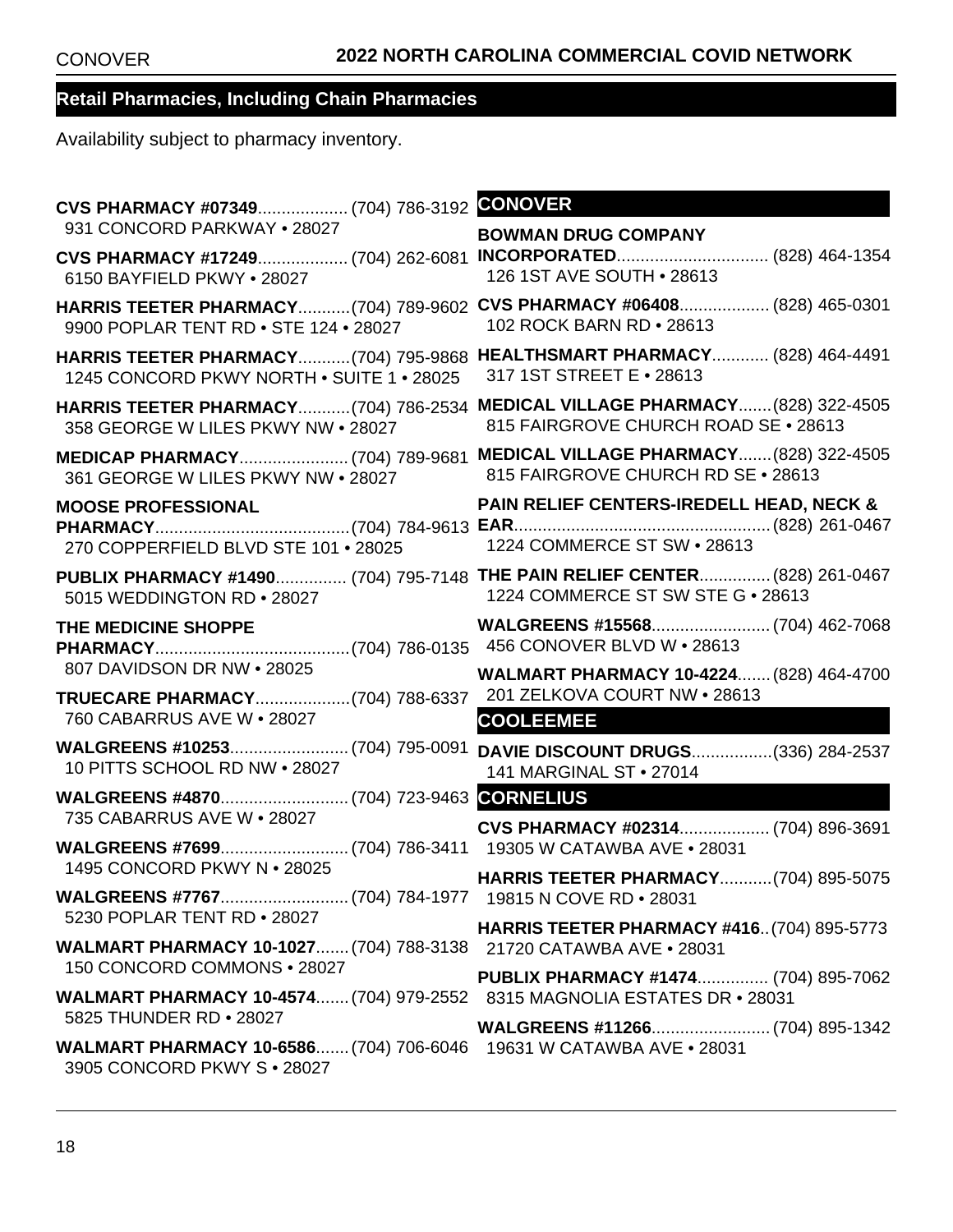## Retail Pharmacies, Including Chain Pharmacies

Availability subject to pharmacy inventory.

**CVS PHARMACY #07349**.................. (704) 786-3192
931 CONCORD PARKWAY • 28027

**CVS PHARMACY #17249**.................. (704) 262-6081
6150 BAYFIELD PKWY • 28027

**HARRIS TEETER PHARMACY**...........(704) 789-9602
9900 POPLAR TENT RD • STE 124 • 28027

**HARRIS TEETER PHARMACY**...........(704) 795-9868
1245 CONCORD PKWY NORTH • SUITE 1 • 28025

**HARRIS TEETER PHARMACY**...........(704) 786-2534
358 GEORGE W LILES PKWY NW • 28027

**MEDICAP PHARMACY**....................... (704) 789-9681
361 GEORGE W LILES PKWY NW • 28027

**MOOSE PROFESSIONAL PHARMACY**.........................................(704) 784-9613
270 COPPERFIELD BLVD STE 101 • 28025

**PUBLIX PHARMACY #1490**............... (704) 795-7148
5015 WEDDINGTON RD • 28027

**THE MEDICINE SHOPPE PHARMACY**.........................................(704) 786-0135
807 DAVIDSON DR NW • 28025

**TRUECARE PHARMACY**....................(704) 788-6337
760 CABARRUS AVE W • 28027

**WALGREENS #10253**......................... (704) 795-0091
10 PITTS SCHOOL RD NW • 28027

**WALGREENS #4870**........................... (704) 723-9463
735 CABARRUS AVE W • 28027

**WALGREENS #7699**........................... (704) 786-3411
1495 CONCORD PKWY N • 28025

**WALGREENS #7767**........................... (704) 784-1977
5230 POPLAR TENT RD • 28027

**WALMART PHARMACY 10-1027**....... (704) 788-3138
150 CONCORD COMMONS • 28027

**WALMART PHARMACY 10-4574**....... (704) 979-2552
5825 THUNDER RD • 28027

**WALMART PHARMACY 10-6586**....... (704) 706-6046
3905 CONCORD PKWY S • 28027

### CONOVER

**BOWMAN DRUG COMPANY INCORPORATED**................................. (828) 464-1354
126 1ST AVE SOUTH • 28613

**CVS PHARMACY #06408**.................. (828) 465-0301
102 ROCK BARN RD • 28613

**HEALTHSMART PHARMACY**............ (828) 464-4491
317 1ST STREET E • 28613

**MEDICAL VILLAGE PHARMACY**.......(828) 322-4505
815 FAIRGROVE CHURCH ROAD SE • 28613

**MEDICAL VILLAGE PHARMACY**.......(828) 322-4505
815 FAIRGROVE CHURCH RD SE • 28613

**PAIN RELIEF CENTERS-IREDELL HEAD, NECK & EAR**......................................................(828) 261-0467
1224 COMMERCE ST SW • 28613

**THE PAIN RELIEF CENTER**............... (828) 261-0467
1224 COMMERCE ST SW STE G • 28613

**WALGREENS #15568**......................... (704) 462-7068
456 CONOVER BLVD W • 28613

**WALMART PHARMACY 10-4224**....... (828) 464-4700
201 ZELKOVA COURT NW • 28613

### COOLEEMEE

**DAVIE DISCOUNT DRUGS**.................(336) 284-2537
141 MARGINAL ST • 27014

### CORNELIUS

**CVS PHARMACY #02314**.................. (704) 896-3691
19305 W CATAWBA AVE • 28031

**HARRIS TEETER PHARMACY**...........(704) 895-5075
19815 N COVE RD • 28031

**HARRIS TEETER PHARMACY #416**..(704) 895-5773
21720 CATAWBA AVE • 28031

**PUBLIX PHARMACY #1474**............... (704) 895-7062
8315 MAGNOLIA ESTATES DR • 28031

**WALGREENS #11266**......................... (704) 895-1342
19631 W CATAWBA AVE • 28031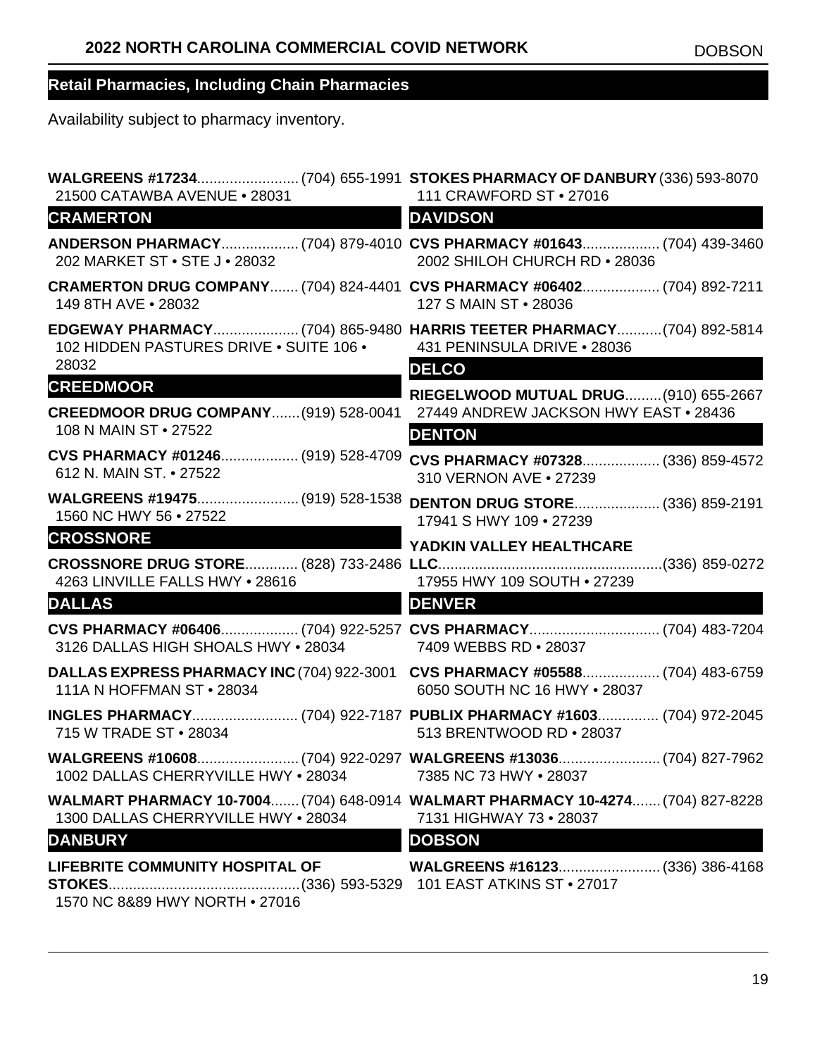## Retail Pharmacies, Including Chain Pharmacies

Availability subject to pharmacy inventory.

**WALGREENS #17234**......................... (704) 655-1991
21500 CATAWBA AVENUE • 28031

### CRAMERTON

**ANDERSON PHARMACY**................... (704) 879-4010
202 MARKET ST • STE J • 28032

**CRAMERTON DRUG COMPANY**....... (704) 824-4401
149 8TH AVE • 28032

**EDGEWAY PHARMACY**..................... (704) 865-9480
102 HIDDEN PASTURES DRIVE • SUITE 106 • 28032

### CREEDMOOR

**CREEDMOOR DRUG COMPANY**....... (919) 528-0041
108 N MAIN ST • 27522

**CVS PHARMACY #01246**................... (919) 528-4709
612 N. MAIN ST. • 27522

**WALGREENS #19475**......................... (919) 528-1538
1560 NC HWY 56 • 27522

### CROSSNORE

**CROSSNORE DRUG STORE**............. (828) 733-2486
4263 LINVILLE FALLS HWY • 28616

### DALLAS

**CVS PHARMACY #06406**................... (704) 922-5257
3126 DALLAS HIGH SHOALS HWY • 28034

**DALLAS EXPRESS PHARMACY INC** (704) 922-3001
111A N HOFFMAN ST • 28034

**INGLES PHARMACY**.......................... (704) 922-7187
715 W TRADE ST • 28034

**WALGREENS #10608**......................... (704) 922-0297
1002 DALLAS CHERRYVILLE HWY • 28034

**WALMART PHARMACY 10-7004**....... (704) 648-0914
1300 DALLAS CHERRYVILLE HWY • 28034

### DANBURY

**LIFEBRITE COMMUNITY HOSPITAL OF STOKES**............................................... (336) 593-5329
1570 NC 8&89 HWY NORTH • 27016

**STOKES PHARMACY OF DANBURY** (336) 593-8070
111 CRAWFORD ST • 27016

### DAVIDSON

**CVS PHARMACY #01643**................... (704) 439-3460
2002 SHILOH CHURCH RD • 28036

**CVS PHARMACY #06402**................... (704) 892-7211
127 S MAIN ST • 28036

**HARRIS TEETER PHARMACY**........... (704) 892-5814
431 PENINSULA DRIVE • 28036

### DELCO

**RIEGELWOOD MUTUAL DRUG**......... (910) 655-2667
27449 ANDREW JACKSON HWY EAST • 28436

### DENTON

**CVS PHARMACY #07328**................... (336) 859-4572
310 VERNON AVE • 27239

**DENTON DRUG STORE**..................... (336) 859-2191
17941 S HWY 109 • 27239

**YADKIN VALLEY HEALTHCARE LLC**....................................................... (336) 859-0272
17955 HWY 109 SOUTH • 27239

### DENVER

**CVS PHARMACY**................................ (704) 483-7204
7409 WEBBS RD • 28037

**CVS PHARMACY #05588**................... (704) 483-6759
6050 SOUTH NC 16 HWY • 28037

**PUBLIX PHARMACY #1603**............... (704) 972-2045
513 BRENTWOOD RD • 28037

**WALGREENS #13036**......................... (704) 827-7962
7385 NC 73 HWY • 28037

**WALMART PHARMACY 10-4274**....... (704) 827-8228
7131 HIGHWAY 73 • 28037

### DOBSON

**WALGREENS #16123**......................... (336) 386-4168
101 EAST ATKINS ST • 27017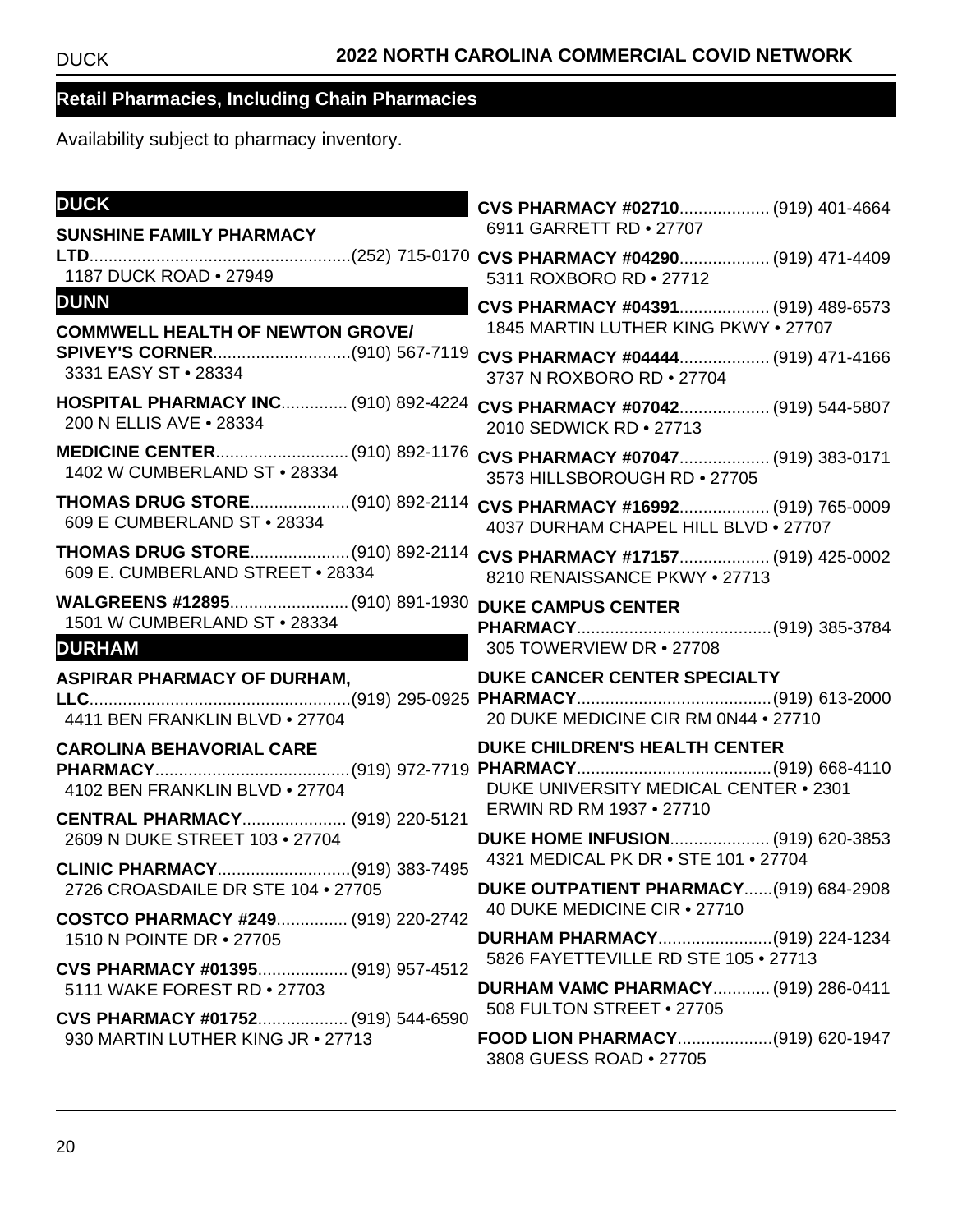## Retail Pharmacies, Including Chain Pharmacies

Availability subject to pharmacy inventory.

### DUCK

**SUNSHINE FAMILY PHARMACY LTD**........................................................(252) 715-0170
1187 DUCK ROAD • 27949

### DUNN

**COMMWELL HEALTH OF NEWTON GROVE/ SPIVEY'S CORNER**.............................(910) 567-7119
3331 EASY ST • 28334

**HOSPITAL PHARMACY INC**.............. (910) 892-4224
200 N ELLIS AVE • 28334

**MEDICINE CENTER**............................ (910) 892-1176
1402 W CUMBERLAND ST • 28334

**THOMAS DRUG STORE**.....................(910) 892-2114
609 E CUMBERLAND ST • 28334

**THOMAS DRUG STORE**.....................(910) 892-2114
609 E. CUMBERLAND STREET • 28334

**WALGREENS #12895**......................... (910) 891-1930
1501 W CUMBERLAND ST • 28334

### DURHAM

**ASPIRAR PHARMACY OF DURHAM, LLC**........................................................(919) 295-0925
4411 BEN FRANKLIN BLVD • 27704

**CAROLINA BEHAVORIAL CARE PHARMACY**.........................................(919) 972-7719
4102 BEN FRANKLIN BLVD • 27704

**CENTRAL PHARMACY**...................... (919) 220-5121
2609 N DUKE STREET 103 • 27704

**CLINIC PHARMACY**............................(919) 383-7495
2726 CROASDAILE DR STE 104 • 27705

**COSTCO PHARMACY #249**............... (919) 220-2742
1510 N POINTE DR • 27705

**CVS PHARMACY #01395**................... (919) 957-4512
5111 WAKE FOREST RD • 27703

**CVS PHARMACY #01752**................... (919) 544-6590
930 MARTIN LUTHER KING JR • 27713

**CVS PHARMACY #02710**................... (919) 401-4664
6911 GARRETT RD • 27707

**CVS PHARMACY #04290**................... (919) 471-4409
5311 ROXBORO RD • 27712

**CVS PHARMACY #04391**................... (919) 489-6573
1845 MARTIN LUTHER KING PKWY • 27707

**CVS PHARMACY #04444**................... (919) 471-4166
3737 N ROXBORO RD • 27704

**CVS PHARMACY #07042**................... (919) 544-5807
2010 SEDWICK RD • 27713

**CVS PHARMACY #07047**................... (919) 383-0171
3573 HILLSBOROUGH RD • 27705

**CVS PHARMACY #16992**................... (919) 765-0009
4037 DURHAM CHAPEL HILL BLVD • 27707

**CVS PHARMACY #17157**................... (919) 425-0002
8210 RENAISSANCE PKWY • 27713

**DUKE CAMPUS CENTER PHARMACY**.........................................(919) 385-3784
305 TOWERVIEW DR • 27708

**DUKE CANCER CENTER SPECIALTY PHARMACY**.........................................(919) 613-2000
20 DUKE MEDICINE CIR RM 0N44 • 27710

**DUKE CHILDREN'S HEALTH CENTER PHARMACY**.........................................(919) 668-4110
DUKE UNIVERSITY MEDICAL CENTER • 2301 ERWIN RD RM 1937 • 27710

**DUKE HOME INFUSION**..................... (919) 620-3853
4321 MEDICAL PK DR • STE 101 • 27704

**DUKE OUTPATIENT PHARMACY**......(919) 684-2908
40 DUKE MEDICINE CIR • 27710

**DURHAM PHARMACY**........................(919) 224-1234
5826 FAYETTEVILLE RD STE 105 • 27713

**DURHAM VAMC PHARMACY**............ (919) 286-0411
508 FULTON STREET • 27705

**FOOD LION PHARMACY**....................(919) 620-1947
3808 GUESS ROAD • 27705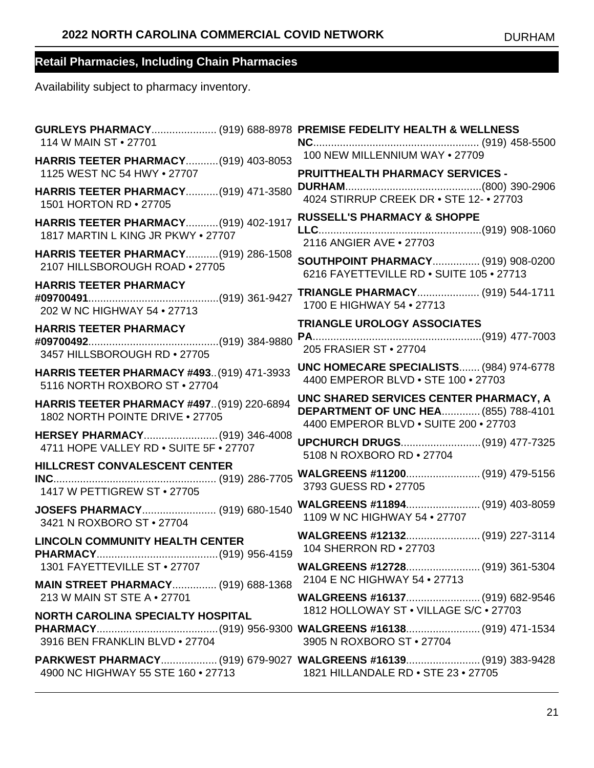## Retail Pharmacies, Including Chain Pharmacies

Availability subject to pharmacy inventory.

**GURLEYS PHARMACY**...................... (919) 688-8978
114 W MAIN ST • 27701

**HARRIS TEETER PHARMACY**...........(919) 403-8053
1125 WEST NC 54 HWY • 27707

**HARRIS TEETER PHARMACY**...........(919) 471-3580
1501 HORTON RD • 27705

**HARRIS TEETER PHARMACY**...........(919) 402-1917
1817 MARTIN L KING JR PKWY • 27707

**HARRIS TEETER PHARMACY**...........(919) 286-1508
2107 HILLSBOROUGH ROAD • 27705

**HARRIS TEETER PHARMACY #09700491**............................................(919) 361-9427
202 W NC HIGHWAY 54 • 27713

**HARRIS TEETER PHARMACY #09700492**............................................(919) 384-9880
3457 HILLSBOROUGH RD • 27705

**HARRIS TEETER PHARMACY #493**..(919) 471-3933
5116 NORTH ROXBORO ST • 27704

**HARRIS TEETER PHARMACY #497**..(919) 220-6894
1802 NORTH POINTE DRIVE • 27705

**HERSEY PHARMACY**......................... (919) 346-4008
4711 HOPE VALLEY RD • SUITE 5F • 27707

**HILLCREST CONVALESCENT CENTER INC**....................................................... (919) 286-7705
1417 W PETTIGREW ST • 27705

**JOSEFS PHARMACY**......................... (919) 680-1540
3421 N ROXBORO ST • 27704

**LINCOLN COMMUNITY HEALTH CENTER PHARMACY**.........................................(919) 956-4159
1301 FAYETTEVILLE ST • 27707

**MAIN STREET PHARMACY**............... (919) 688-1368
213 W MAIN ST STE A • 27701

**NORTH CAROLINA SPECIALTY HOSPITAL PHARMACY**.........................................(919) 956-9300
3916 BEN FRANKLIN BLVD • 27704

**PARKWEST PHARMACY**................... (919) 679-9027
4900 NC HIGHWAY 55 STE 160 • 27713

**PREMISE FEDELITY HEALTH & WELLNESS NC**........................................................ (919) 458-5500
100 NEW MILLENNIUM WAY • 27709

**PRUITTHEALTH PHARMACY SERVICES - DURHAM**..............................................(800) 390-2906
4024 STIRRUP CREEK DR • STE 12- • 27703

**RUSSELL'S PHARMACY & SHOPPE LLC**.......................................................(919) 908-1060
2116 ANGIER AVE • 27703

**SOUTHPOINT PHARMACY**................ (919) 908-0200
6216 FAYETTEVILLE RD • SUITE 105 • 27713

**TRIANGLE PHARMACY**..................... (919) 544-1711
1700 E HIGHWAY 54 • 27713

**TRIANGLE UROLOGY ASSOCIATES PA**.........................................................(919) 477-7003
205 FRASIER ST • 27704

**UNC HOMECARE SPECIALISTS**....... (984) 974-6778
4400 EMPEROR BLVD • STE 100 • 27703

**UNC SHARED SERVICES CENTER PHARMACY, A DEPARTMENT OF UNC HEA**............. (855) 788-4101
4400 EMPEROR BLVD • SUITE 200 • 27703

**UPCHURCH DRUGS**...........................(919) 477-7325
5108 N ROXBORO RD • 27704

**WALGREENS #11200**......................... (919) 479-5156
3793 GUESS RD • 27705

**WALGREENS #11894**......................... (919) 403-8059
1109 W NC HIGHWAY 54 • 27707

**WALGREENS #12132**......................... (919) 227-3114
104 SHERRON RD • 27703

**WALGREENS #12728**......................... (919) 361-5304
2104 E NC HIGHWAY 54 • 27713

**WALGREENS #16137**......................... (919) 682-9546
1812 HOLLOWAY ST • VILLAGE S/C • 27703

**WALGREENS #16138**......................... (919) 471-1534
3905 N ROXBORO ST • 27704

**WALGREENS #16139**......................... (919) 383-9428
1821 HILLANDALE RD • STE 23 • 27705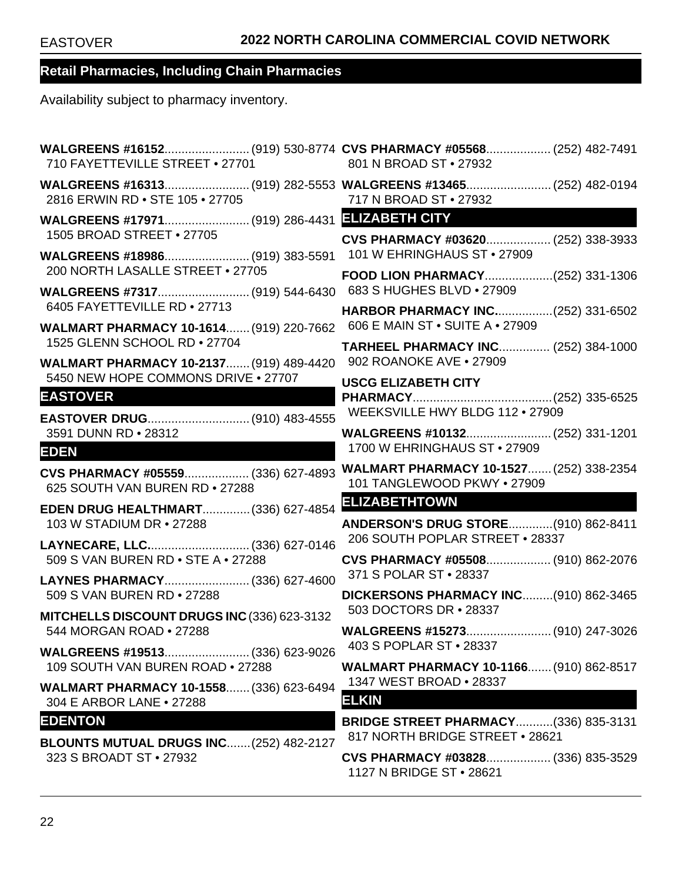## Retail Pharmacies, Including Chain Pharmacies

Availability subject to pharmacy inventory.

**WALGREENS #16152**......................... (919) 530-8774
710 FAYETTEVILLE STREET • 27701

**WALGREENS #16313**......................... (919) 282-5553
2816 ERWIN RD • STE 105 • 27705

**WALGREENS #17971**......................... (919) 286-4431
1505 BROAD STREET • 27705

**WALGREENS #18986**......................... (919) 383-5591
200 NORTH LASALLE STREET • 27705

**WALGREENS #7317**........................... (919) 544-6430
6405 FAYETTEVILLE RD • 27713

**WALMART PHARMACY 10-1614**....... (919) 220-7662
1525 GLENN SCHOOL RD • 27704

**WALMART PHARMACY 10-2137**....... (919) 489-4420
5450 NEW HOPE COMMONS DRIVE • 27707

### EASTOVER

**EASTOVER DRUG**.............................. (910) 483-4555
3591 DUNN RD • 28312

### EDEN

**CVS PHARMACY #05559**................... (336) 627-4893
625 SOUTH VAN BUREN RD • 27288

**EDEN DRUG HEALTHMART**.............. (336) 627-4854
103 W STADIUM DR • 27288

**LAYNECARE, LLC.**............................. (336) 627-0146
509 S VAN BUREN RD • STE A • 27288

**LAYNES PHARMACY**......................... (336) 627-4600
509 S VAN BUREN RD • 27288

**MITCHELLS DISCOUNT DRUGS INC** (336) 623-3132
544 MORGAN ROAD • 27288

**WALGREENS #19513**......................... (336) 623-9026
109 SOUTH VAN BUREN ROAD • 27288

**WALMART PHARMACY 10-1558**....... (336) 623-6494
304 E ARBOR LANE • 27288

### EDENTON

**BLOUNTS MUTUAL DRUGS INC**....... (252) 482-2127
323 S BROADT ST • 27932

**CVS PHARMACY #05568**................... (252) 482-7491
801 N BROAD ST • 27932

**WALGREENS #13465**......................... (252) 482-0194
717 N BROAD ST • 27932

### ELIZABETH CITY

**CVS PHARMACY #03620**................... (252) 338-3933
101 W EHRINGHAUS ST • 27909

**FOOD LION PHARMACY**....................(252) 331-1306
683 S HUGHES BLVD • 27909

**HARBOR PHARMACY INC.**................(252) 331-6502
606 E MAIN ST • SUITE A • 27909

**TARHEEL PHARMACY INC**............... (252) 384-1000
902 ROANOKE AVE • 27909

**USCG ELIZABETH CITY PHARMACY**.........................................(252) 335-6525
WEEKSVILLE HWY BLDG 112 • 27909

**WALGREENS #10132**......................... (252) 331-1201
1700 W EHRINGHAUS ST • 27909

**WALMART PHARMACY 10-1527**....... (252) 338-2354
101 TANGLEWOOD PKWY • 27909

### ELIZABETHTOWN

**ANDERSON'S DRUG STORE**.............(910) 862-8411
206 SOUTH POPLAR STREET • 28337

**CVS PHARMACY #05508**................... (910) 862-2076
371 S POLAR ST • 28337

**DICKERSONS PHARMACY INC**.........(910) 862-3465
503 DOCTORS DR • 28337

**WALGREENS #15273**......................... (910) 247-3026
403 S POPLAR ST • 28337

**WALMART PHARMACY 10-1166**....... (910) 862-8517
1347 WEST BROAD • 28337

### ELKIN

**BRIDGE STREET PHARMACY**...........(336) 835-3131
817 NORTH BRIDGE STREET • 28621

**CVS PHARMACY #03828**................... (336) 835-3529
1127 N BRIDGE ST • 28621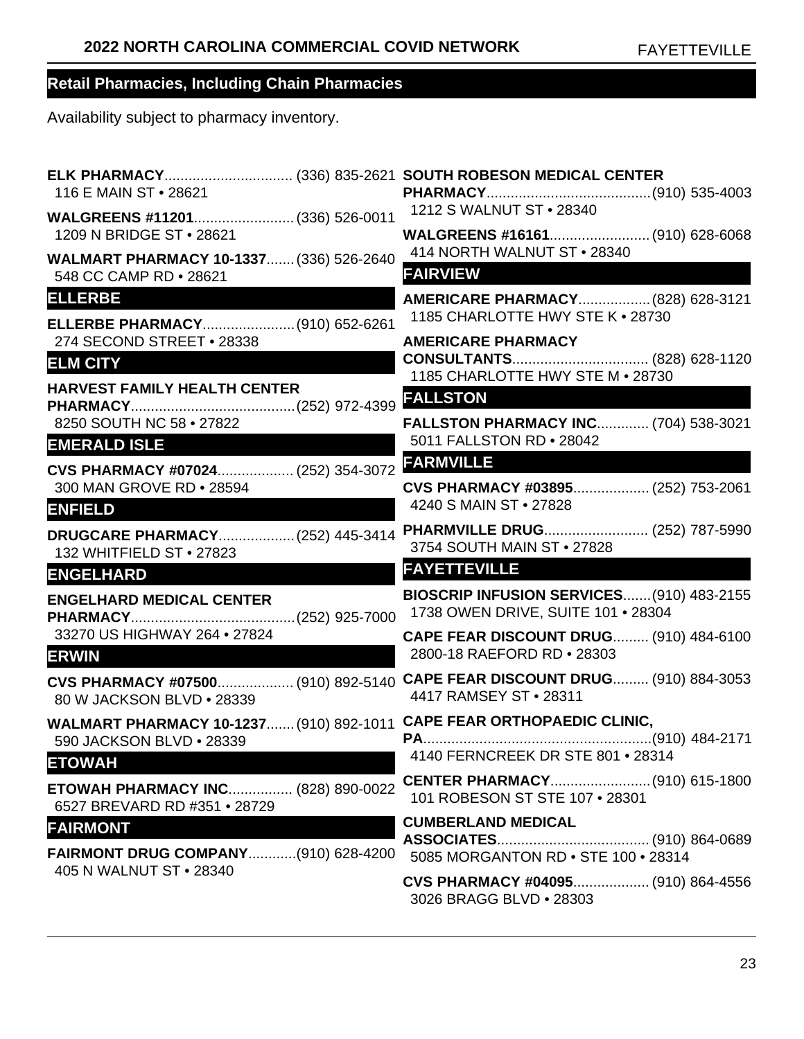## Retail Pharmacies, Including Chain Pharmacies

Availability subject to pharmacy inventory.

**ELK PHARMACY**................................ (336) 835-2621
116 E MAIN ST • 28621

**WALGREENS #11201**......................... (336) 526-0011
1209 N BRIDGE ST • 28621

**WALMART PHARMACY 10-1337**....... (336) 526-2640
548 CC CAMP RD • 28621

### ELLERBE

**ELLERBE PHARMACY**....................... (910) 652-6261
274 SECOND STREET • 28338

### ELM CITY

**HARVEST FAMILY HEALTH CENTER PHARMACY**......................................... (252) 972-4399
8250 SOUTH NC 58 • 27822

### EMERALD ISLE

**CVS PHARMACY #07024**................... (252) 354-3072
300 MAN GROVE RD • 28594

### ENFIELD

**DRUGCARE PHARMACY**................... (252) 445-3414
132 WHITFIELD ST • 27823

### ENGELHARD

**ENGELHARD MEDICAL CENTER PHARMACY**......................................... (252) 925-7000
33270 US HIGHWAY 264 • 27824

### ERWIN

**CVS PHARMACY #07500**................... (910) 892-5140
80 W JACKSON BLVD • 28339

**WALMART PHARMACY 10-1237**....... (910) 892-1011
590 JACKSON BLVD • 28339

### ETOWAH

**ETOWAH PHARMACY INC**................ (828) 890-0022
6527 BREVARD RD #351 • 28729

### FAIRMONT

**FAIRMONT DRUG COMPANY**............ (910) 628-4200
405 N WALNUT ST • 28340

**SOUTH ROBESON MEDICAL CENTER PHARMACY**......................................... (910) 535-4003
1212 S WALNUT ST • 28340

**WALGREENS #16161**......................... (910) 628-6068
414 NORTH WALNUT ST • 28340

### FAIRVIEW

**AMERICARE PHARMACY**.................. (828) 628-3121
1185 CHARLOTTE HWY STE K • 28730

**AMERICARE PHARMACY CONSULTANTS**.................................. (828) 628-1120
1185 CHARLOTTE HWY STE M • 28730

### FALLSTON

**FALLSTON PHARMACY INC**............. (704) 538-3021
5011 FALLSTON RD • 28042

### FARMVILLE

**CVS PHARMACY #03895**................... (252) 753-2061
4240 S MAIN ST • 27828

**PHARMVILLE DRUG**.......................... (252) 787-5990
3754 SOUTH MAIN ST • 27828

### FAYETTEVILLE

**BIOSCRIP INFUSION SERVICES**....... (910) 483-2155
1738 OWEN DRIVE, SUITE 101 • 28304

**CAPE FEAR DISCOUNT DRUG**......... (910) 484-6100
2800-18 RAEFORD RD • 28303

**CAPE FEAR DISCOUNT DRUG**......... (910) 884-3053
4417 RAMSEY ST • 28311

**CAPE FEAR ORTHOPAEDIC CLINIC, PA**......................................................... (910) 484-2171
4140 FERNCREEK DR STE 801 • 28314

**CENTER PHARMACY**......................... (910) 615-1800
101 ROBESON ST STE 107 • 28301

**CUMBERLAND MEDICAL ASSOCIATES**...................................... (910) 864-0689
5085 MORGANTON RD • STE 100 • 28314

**CVS PHARMACY #04095**................... (910) 864-4556
3026 BRAGG BLVD • 28303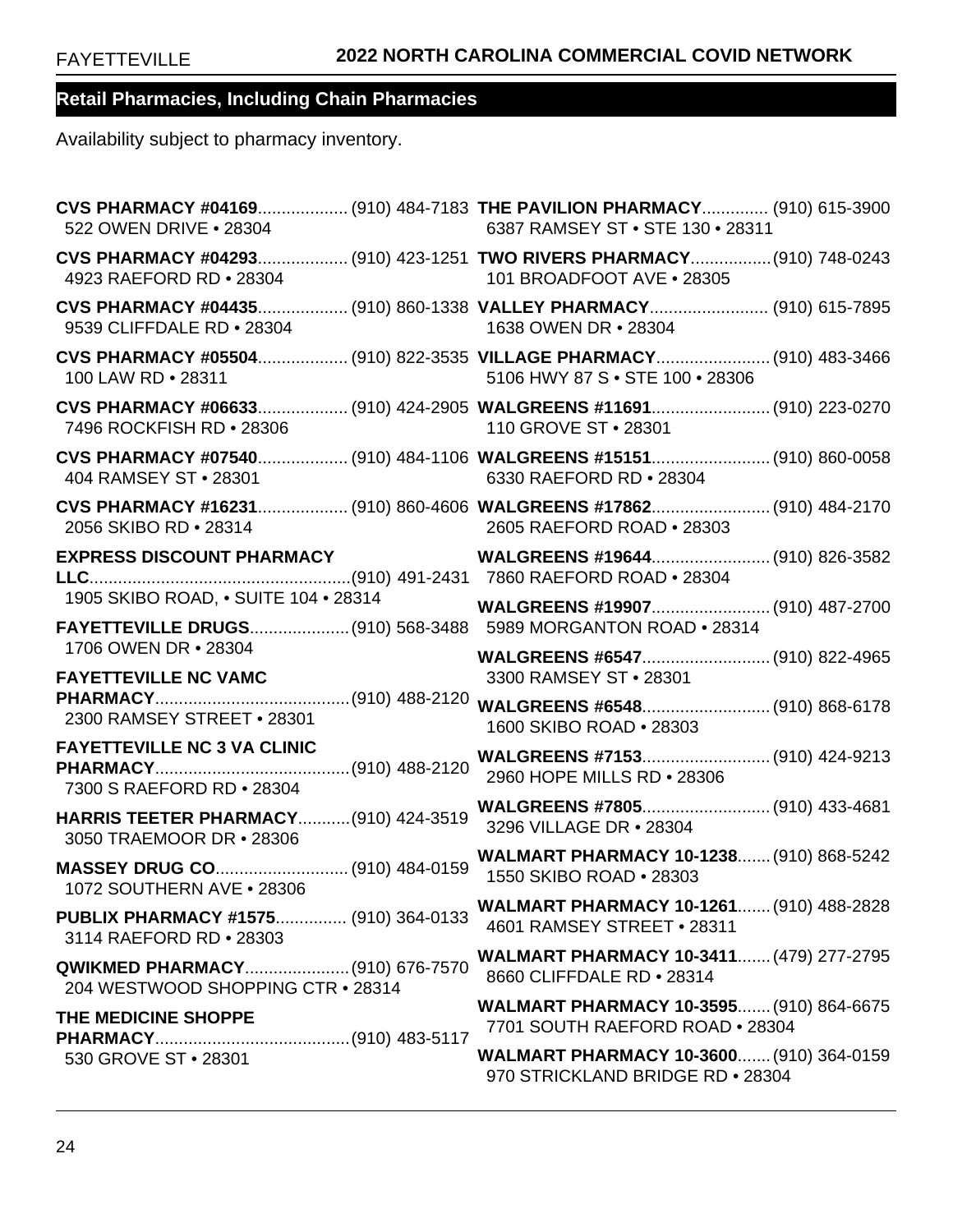## Retail Pharmacies, Including Chain Pharmacies

Availability subject to pharmacy inventory.

**CVS PHARMACY #04169**.................. (910) 484-7183
522 OWEN DRIVE • 28304

**CVS PHARMACY #04293**.................. (910) 423-1251
4923 RAEFORD RD • 28304

**CVS PHARMACY #04435**.................. (910) 860-1338
9539 CLIFFDALE RD • 28304

**CVS PHARMACY #05504**.................. (910) 822-3535
100 LAW RD • 28311

**CVS PHARMACY #06633**.................. (910) 424-2905
7496 ROCKFISH RD • 28306

**CVS PHARMACY #07540**.................. (910) 484-1106
404 RAMSEY ST • 28301

**CVS PHARMACY #16231**.................. (910) 860-4606
2056 SKIBO RD • 28314

**EXPRESS DISCOUNT PHARMACY LLC**.................................................(910) 491-2431
1905 SKIBO ROAD, • SUITE 104 • 28314

**FAYETTEVILLE DRUGS**.................... (910) 568-3488
1706 OWEN DR • 28304

**FAYETTEVILLE NC VAMC PHARMACY**.........................................(910) 488-2120
2300 RAMSEY STREET • 28301

**FAYETTEVILLE NC 3 VA CLINIC PHARMACY**.........................................(910) 488-2120
7300 S RAEFORD RD • 28304

**HARRIS TEETER PHARMACY**...........(910) 424-3519
3050 TRAEMOOR DR • 28306

**MASSEY DRUG CO**............................ (910) 484-0159
1072 SOUTHERN AVE • 28306

**PUBLIX PHARMACY #1575**............... (910) 364-0133
3114 RAEFORD RD • 28303

**QWIKMED PHARMACY**......................(910) 676-7570
204 WESTWOOD SHOPPING CTR • 28314

**THE MEDICINE SHOPPE PHARMACY**.........................................(910) 483-5117
530 GROVE ST • 28301

**THE PAVILION PHARMACY**.............. (910) 615-3900
6387 RAMSEY ST • STE 130 • 28311

**TWO RIVERS PHARMACY**.................(910) 748-0243
101 BROADFOOT AVE • 28305

**VALLEY PHARMACY**......................... (910) 615-7895
1638 OWEN DR • 28304

**VILLAGE PHARMACY**........................(910) 483-3466
5106 HWY 87 S • STE 100 • 28306

**WALGREENS #11691**.........................(910) 223-0270
110 GROVE ST • 28301

**WALGREENS #15151**.........................(910) 860-0058
6330 RAEFORD RD • 28304

**WALGREENS #17862**.........................(910) 484-2170
2605 RAEFORD ROAD • 28303

**WALGREENS #19644**.........................(910) 826-3582
7860 RAEFORD ROAD • 28304

**WALGREENS #19907**.........................(910) 487-2700
5989 MORGANTON ROAD • 28314

**WALGREENS #6547**...........................(910) 822-4965
3300 RAMSEY ST • 28301

**WALGREENS #6548**...........................(910) 868-6178
1600 SKIBO ROAD • 28303

**WALGREENS #7153**...........................(910) 424-9213
2960 HOPE MILLS RD • 28306

**WALGREENS #7805**...........................(910) 433-4681
3296 VILLAGE DR • 28304

**WALMART PHARMACY 10-1238**.......(910) 868-5242
1550 SKIBO ROAD • 28303

**WALMART PHARMACY 10-1261**.......(910) 488-2828
4601 RAMSEY STREET • 28311

**WALMART PHARMACY 10-3411**.......(479) 277-2795
8660 CLIFFDALE RD • 28314

**WALMART PHARMACY 10-3595**.......(910) 864-6675
7701 SOUTH RAEFORD ROAD • 28304

**WALMART PHARMACY 10-3600**.......(910) 364-0159
970 STRICKLAND BRIDGE RD • 28304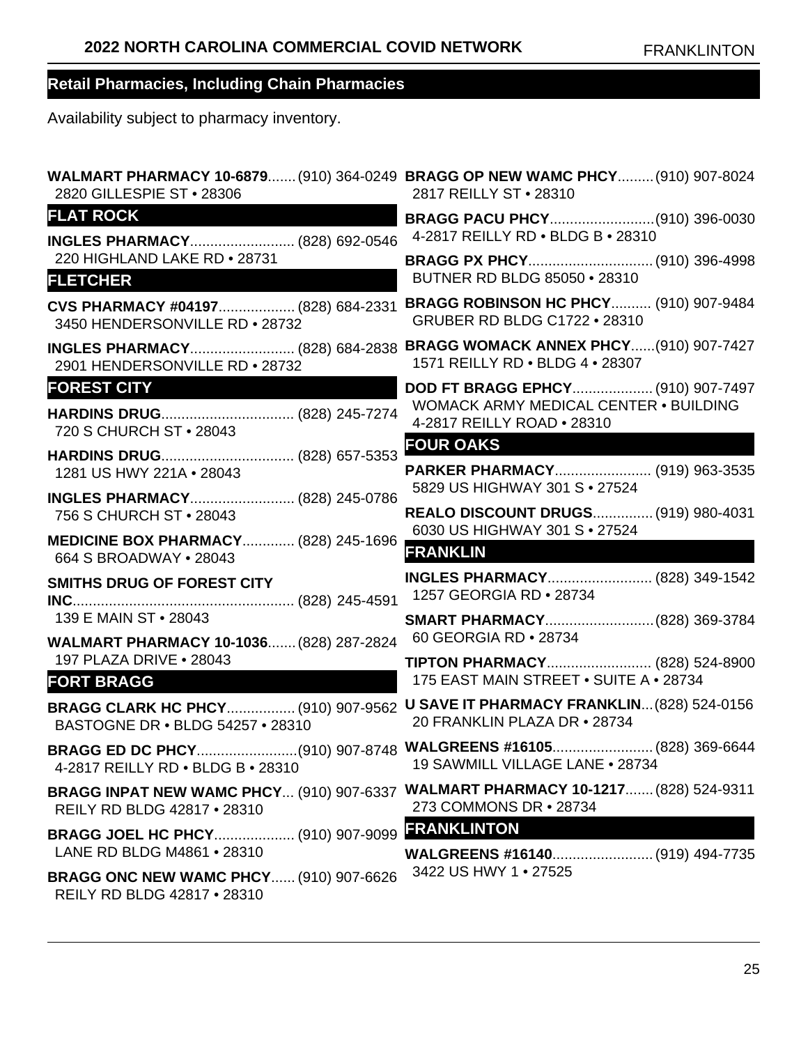## Retail Pharmacies, Including Chain Pharmacies

Availability subject to pharmacy inventory.

**WALMART PHARMACY 10-6879**....... (910) 364-0249
2820 GILLESPIE ST • 28306

### FLAT ROCK

**INGLES PHARMACY**.......................... (828) 692-0546
220 HIGHLAND LAKE RD • 28731

### FLETCHER

**CVS PHARMACY #04197**................... (828) 684-2331
3450 HENDERSONVILLE RD • 28732

**INGLES PHARMACY**.......................... (828) 684-2838
2901 HENDERSONVILLE RD • 28732

### FOREST CITY

**HARDINS DRUG**................................. (828) 245-7274
720 S CHURCH ST • 28043

**HARDINS DRUG**................................. (828) 657-5353
1281 US HWY 221A • 28043

**INGLES PHARMACY**.......................... (828) 245-0786
756 S CHURCH ST • 28043

**MEDICINE BOX PHARMACY**............. (828) 245-1696
664 S BROADWAY • 28043

**SMITHS DRUG OF FOREST CITY INC**....................................................... (828) 245-4591
139 E MAIN ST • 28043

**WALMART PHARMACY 10-1036**....... (828) 287-2824
197 PLAZA DRIVE • 28043

### FORT BRAGG

**BRAGG CLARK HC PHCY**................. (910) 907-9562
BASTOGNE DR • BLDG 54257 • 28310

**BRAGG ED DC PHCY**.........................(910) 907-8748
4-2817 REILLY RD • BLDG B • 28310

**BRAGG INPAT NEW WAMC PHCY**... (910) 907-6337
REILY RD BLDG 42817 • 28310

**BRAGG JOEL HC PHCY**.................... (910) 907-9099
LANE RD BLDG M4861 • 28310

**BRAGG ONC NEW WAMC PHCY**...... (910) 907-6626
REILY RD BLDG 42817 • 28310

**BRAGG OP NEW WAMC PHCY**......... (910) 907-8024
2817 REILLY ST • 28310

**BRAGG PACU PHCY**..........................(910) 396-0030
4-2817 REILLY RD • BLDG B • 28310

**BRAGG PX PHCY**...............................(910) 396-4998
BUTNER RD BLDG 85050 • 28310

**BRAGG ROBINSON HC PHCY**.......... (910) 907-9484
GRUBER RD BLDG C1722 • 28310

**BRAGG WOMACK ANNEX PHCY**......(910) 907-7427
1571 REILLY RD • BLDG 4 • 28307

**DOD FT BRAGG EPHCY**.................... (910) 907-7497
WOMACK ARMY MEDICAL CENTER • BUILDING 4-2817 REILLY ROAD • 28310

### FOUR OAKS

**PARKER PHARMACY**........................ (919) 963-3535
5829 US HIGHWAY 301 S • 27524

**REALO DISCOUNT DRUGS**............... (919) 980-4031
6030 US HIGHWAY 301 S • 27524

### FRANKLIN

**INGLES PHARMACY**.......................... (828) 349-1542
1257 GEORGIA RD • 28734

**SMART PHARMACY**...........................(828) 369-3784
60 GEORGIA RD • 28734

**TIPTON PHARMACY**.......................... (828) 524-8900
175 EAST MAIN STREET • SUITE A • 28734

**U SAVE IT PHARMACY FRANKLIN**...(828) 524-0156
20 FRANKLIN PLAZA DR • 28734

**WALGREENS #16105**......................... (828) 369-6644
19 SAWMILL VILLAGE LANE • 28734

**WALMART PHARMACY 10-1217**....... (828) 524-9311
273 COMMONS DR • 28734

### FRANKLINTON

**WALGREENS #16140**......................... (919) 494-7735
3422 US HWY 1 • 27525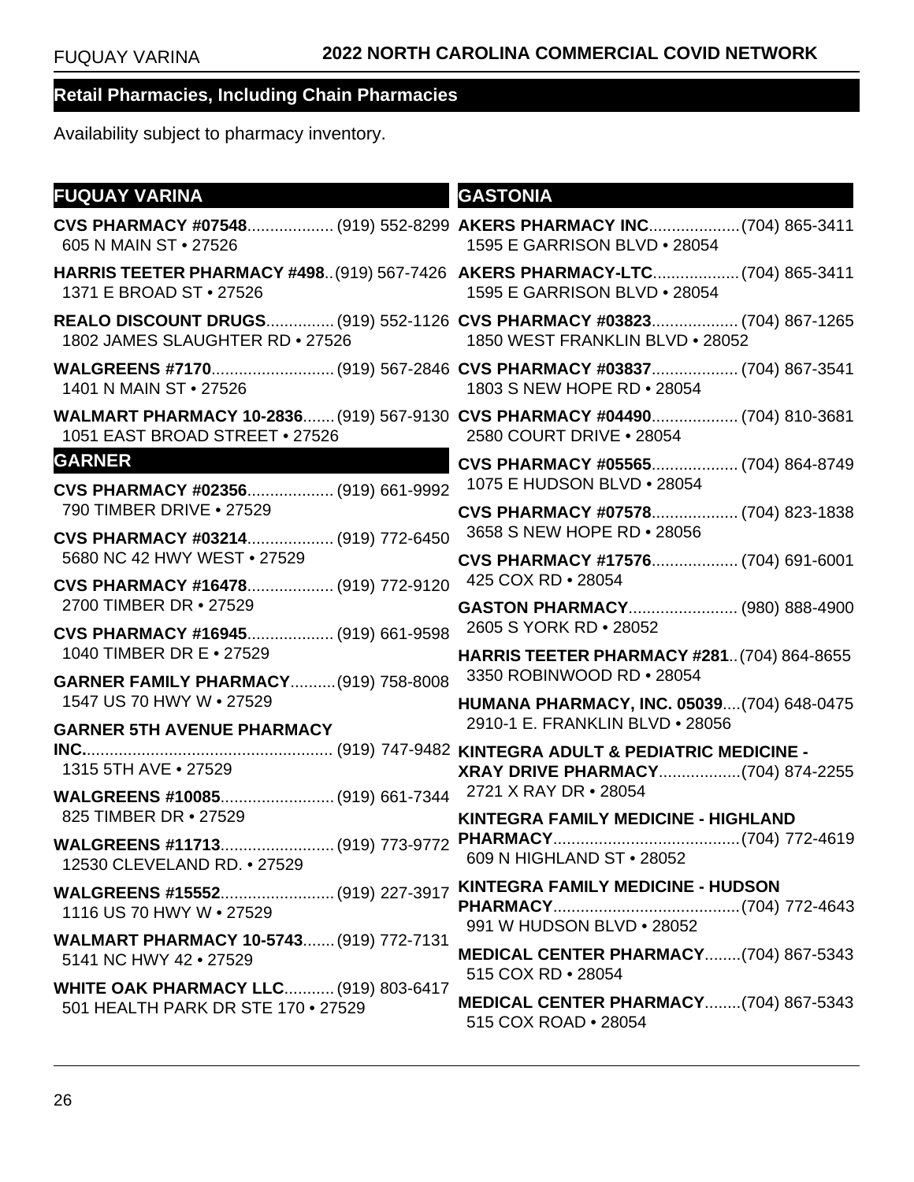## Retail Pharmacies, Including Chain Pharmacies

Availability subject to pharmacy inventory.

### FUQUAY VARINA

**CVS PHARMACY #07548**.................. (919) 552-8299
605 N MAIN ST • 27526

**HARRIS TEETER PHARMACY #498**.. (919) 567-7426
1371 E BROAD ST • 27526

**REALO DISCOUNT DRUGS**............... (919) 552-1126
1802 JAMES SLAUGHTER RD • 27526

**WALGREENS #7170**........................... (919) 567-2846
1401 N MAIN ST • 27526

**WALMART PHARMACY 10-2836**....... (919) 567-9130
1051 EAST BROAD STREET • 27526

### GARNER

**CVS PHARMACY #02356**.................. (919) 661-9992
790 TIMBER DRIVE • 27529

**CVS PHARMACY #03214**.................. (919) 772-6450
5680 NC 42 HWY WEST • 27529

**CVS PHARMACY #16478**.................. (919) 772-9120
2700 TIMBER DR • 27529

**CVS PHARMACY #16945**.................. (919) 661-9598
1040 TIMBER DR E • 27529

**GARNER FAMILY PHARMACY**.......... (919) 758-8008
1547 US 70 HWY W • 27529

**GARNER 5TH AVENUE PHARMACY INC.**...................................................... (919) 747-9482
1315 5TH AVE • 27529

**WALGREENS #10085**......................... (919) 661-7344
825 TIMBER DR • 27529

**WALGREENS #11713**......................... (919) 773-9772
12530 CLEVELAND RD. • 27529

**WALGREENS #15552**......................... (919) 227-3917
1116 US 70 HWY W • 27529

**WALMART PHARMACY 10-5743**....... (919) 772-7131
5141 NC HWY 42 • 27529

**WHITE OAK PHARMACY LLC**........... (919) 803-6417
501 HEALTH PARK DR STE 170 • 27529

### GASTONIA

**AKERS PHARMACY INC**.................... (704) 865-3411
1595 E GARRISON BLVD • 28054

**AKERS PHARMACY-LTC**................... (704) 865-3411
1595 E GARRISON BLVD • 28054

**CVS PHARMACY #03823**.................. (704) 867-1265
1850 WEST FRANKLIN BLVD • 28052

**CVS PHARMACY #03837**.................. (704) 867-3541
1803 S NEW HOPE RD • 28054

**CVS PHARMACY #04490**.................. (704) 810-3681
2580 COURT DRIVE • 28054

**CVS PHARMACY #05565**.................. (704) 864-8749
1075 E HUDSON BLVD • 28054

**CVS PHARMACY #07578**.................. (704) 823-1838
3658 S NEW HOPE RD • 28056

**CVS PHARMACY #17576**.................. (704) 691-6001
425 COX RD • 28054

**GASTON PHARMACY**........................ (980) 888-4900
2605 S YORK RD • 28052

**HARRIS TEETER PHARMACY #281**.. (704) 864-8655
3350 ROBINWOOD RD • 28054

**HUMANA PHARMACY, INC. 05039**.... (704) 648-0475
2910-1 E. FRANKLIN BLVD • 28056

**KINTEGRA ADULT & PEDIATRIC MEDICINE - XRAY DRIVE PHARMACY**.................. (704) 874-2255
2721 X RAY DR • 28054

**KINTEGRA FAMILY MEDICINE - HIGHLAND PHARMACY**......................................... (704) 772-4619
609 N HIGHLAND ST • 28052

**KINTEGRA FAMILY MEDICINE - HUDSON PHARMACY**......................................... (704) 772-4643
991 W HUDSON BLVD • 28052

**MEDICAL CENTER PHARMACY**........ (704) 867-5343
515 COX RD • 28054

**MEDICAL CENTER PHARMACY**........ (704) 867-5343
515 COX ROAD • 28054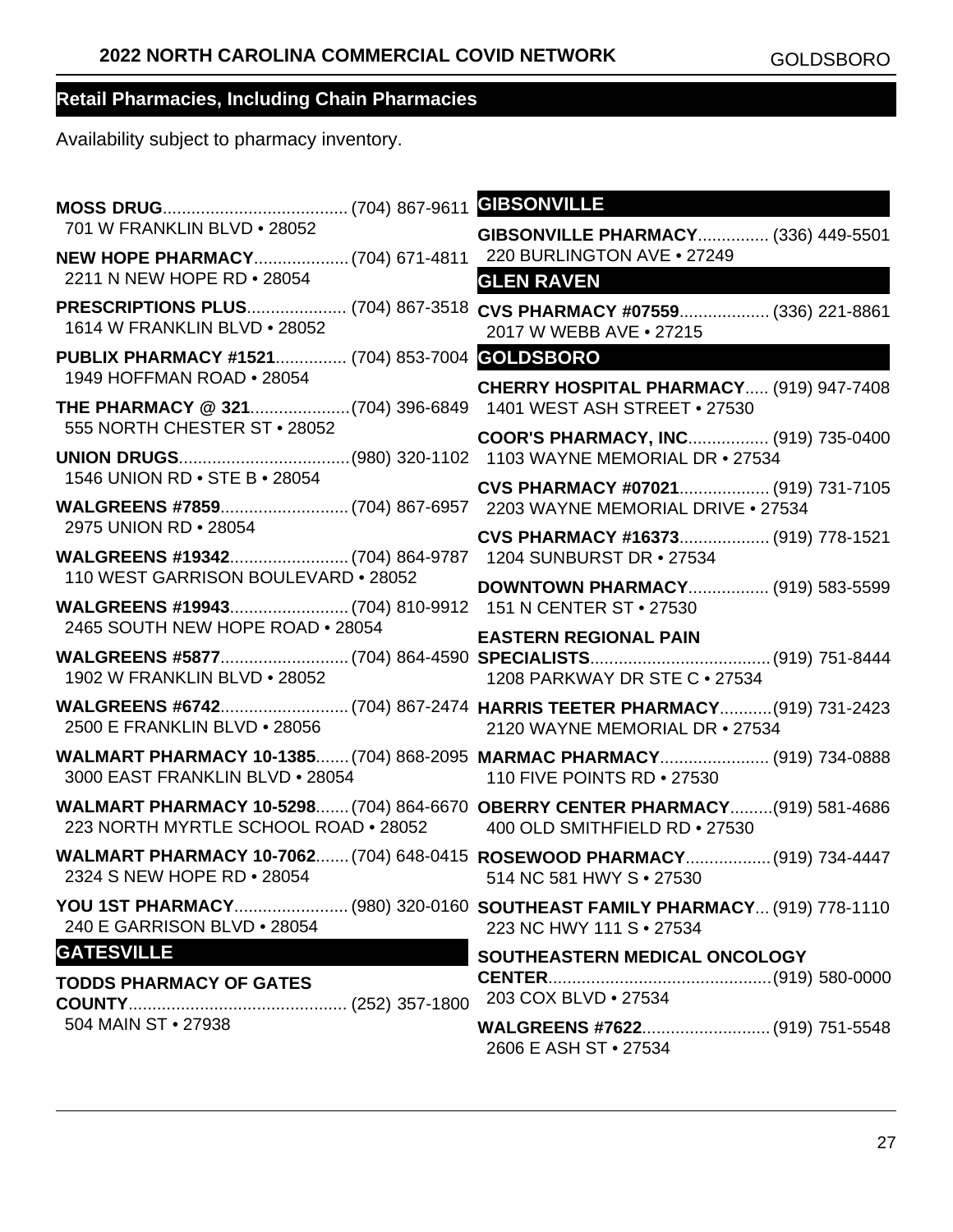## Retail Pharmacies, Including Chain Pharmacies

Availability subject to pharmacy inventory.

**MOSS DRUG**....................................... (704) 867-9611
701 W FRANKLIN BLVD • 28052

**NEW HOPE PHARMACY**.................... (704) 671-4811
2211 N NEW HOPE RD • 28054

**PRESCRIPTIONS PLUS**..................... (704) 867-3518
1614 W FRANKLIN BLVD • 28052

**PUBLIX PHARMACY #1521**............... (704) 853-7004
1949 HOFFMAN ROAD • 28054

**THE PHARMACY @ 321**.....................(704) 396-6849
555 NORTH CHESTER ST • 28052

**UNION DRUGS**....................................(980) 320-1102
1546 UNION RD • STE B • 28054

**WALGREENS #7859**........................... (704) 867-6957
2975 UNION RD • 28054

**WALGREENS #19342**......................... (704) 864-9787
110 WEST GARRISON BOULEVARD • 28052

**WALGREENS #19943**......................... (704) 810-9912
2465 SOUTH NEW HOPE ROAD • 28054

**WALGREENS #5877**........................... (704) 864-4590
1902 W FRANKLIN BLVD • 28052

**WALGREENS #6742**........................... (704) 867-2474
2500 E FRANKLIN BLVD • 28056

**WALMART PHARMACY 10-1385**....... (704) 868-2095
3000 EAST FRANKLIN BLVD • 28054

**WALMART PHARMACY 10-5298**....... (704) 864-6670
223 NORTH MYRTLE SCHOOL ROAD • 28052

**WALMART PHARMACY 10-7062**....... (704) 648-0415
2324 S NEW HOPE RD • 28054

**YOU 1ST PHARMACY**........................ (980) 320-0160
240 E GARRISON BLVD • 28054

### GATESVILLE

**TODDS PHARMACY OF GATES COUNTY**.............................................. (252) 357-1800
504 MAIN ST • 27938

### GIBSONVILLE

**GIBSONVILLE PHARMACY**............... (336) 449-5501
220 BURLINGTON AVE • 27249

### GLEN RAVEN

**CVS PHARMACY #07559**................... (336) 221-8861
2017 W WEBB AVE • 27215

### GOLDSBORO

**CHERRY HOSPITAL PHARMACY**..... (919) 947-7408
1401 WEST ASH STREET • 27530

**COOR'S PHARMACY, INC**................. (919) 735-0400
1103 WAYNE MEMORIAL DR • 27534

**CVS PHARMACY #07021**................... (919) 731-7105
2203 WAYNE MEMORIAL DRIVE • 27534

**CVS PHARMACY #16373**................... (919) 778-1521
1204 SUNBURST DR • 27534

**DOWNTOWN PHARMACY**................. (919) 583-5599
151 N CENTER ST • 27530

**EASTERN REGIONAL PAIN SPECIALISTS**...................................... (919) 751-8444
1208 PARKWAY DR STE C • 27534

**HARRIS TEETER PHARMACY**...........(919) 731-2423
2120 WAYNE MEMORIAL DR • 27534

**MARMAC PHARMACY**....................... (919) 734-0888
110 FIVE POINTS RD • 27530

**OBERRY CENTER PHARMACY**.........(919) 581-4686
400 OLD SMITHFIELD RD • 27530

**ROSEWOOD PHARMACY**..................(919) 734-4447
514 NC 581 HWY S • 27530

**SOUTHEAST FAMILY PHARMACY**... (919) 778-1110
223 NC HWY 111 S • 27534

**SOUTHEASTERN MEDICAL ONCOLOGY CENTER**...............................................(919) 580-0000
203 COX BLVD • 27534

**WALGREENS #7622**........................... (919) 751-5548
2606 E ASH ST • 27534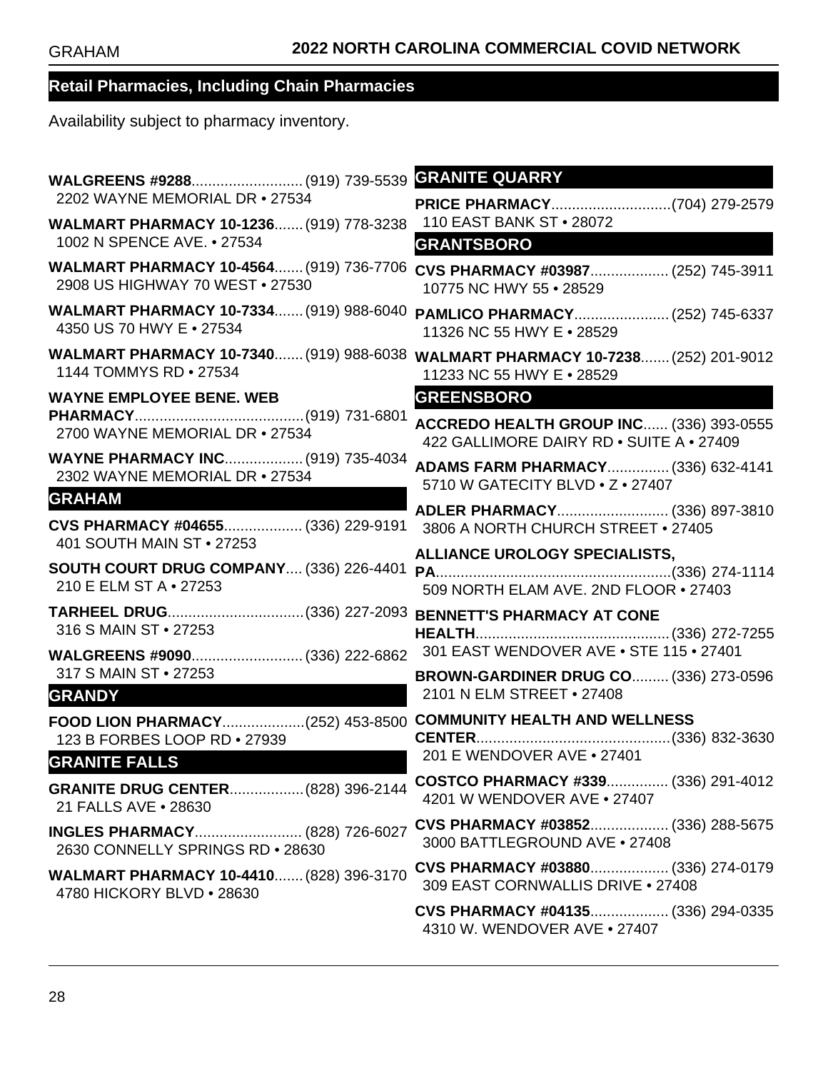## Retail Pharmacies, Including Chain Pharmacies

Availability subject to pharmacy inventory.

**WALGREENS #9288**........................... (919) 739-5539
2202 WAYNE MEMORIAL DR • 27534

**WALMART PHARMACY 10-1236**....... (919) 778-3238
1002 N SPENCE AVE. • 27534

**WALMART PHARMACY 10-4564**....... (919) 736-7706
2908 US HIGHWAY 70 WEST • 27530

**WALMART PHARMACY 10-7334**....... (919) 988-6040
4350 US 70 HWY E • 27534

**WALMART PHARMACY 10-7340**....... (919) 988-6038
1144 TOMMYS RD • 27534

**WAYNE EMPLOYEE BENE. WEB PHARMACY**......................................... (919) 731-6801
2700 WAYNE MEMORIAL DR • 27534

**WAYNE PHARMACY INC**................... (919) 735-4034
2302 WAYNE MEMORIAL DR • 27534

### GRAHAM

**CVS PHARMACY #04655**................... (336) 229-9191
401 SOUTH MAIN ST • 27253

**SOUTH COURT DRUG COMPANY**.... (336) 226-4401
210 E ELM ST A • 27253

**TARHEEL DRUG**................................. (336) 227-2093
316 S MAIN ST • 27253

**WALGREENS #9090**........................... (336) 222-6862
317 S MAIN ST • 27253

### GRANDY

**FOOD LION PHARMACY**.................... (252) 453-8500
123 B FORBES LOOP RD • 27939

### GRANITE FALLS

**GRANITE DRUG CENTER**.................. (828) 396-2144
21 FALLS AVE • 28630

**INGLES PHARMACY**.......................... (828) 726-6027
2630 CONNELLY SPRINGS RD • 28630

**WALMART PHARMACY 10-4410**....... (828) 396-3170
4780 HICKORY BLVD • 28630

### GRANITE QUARRY

**PRICE PHARMACY**............................. (704) 279-2579
110 EAST BANK ST • 28072

### GRANTSBORO

**CVS PHARMACY #03987**................... (252) 745-3911
10775 NC HWY 55 • 28529

**PAMLICO PHARMACY**....................... (252) 745-6337
11326 NC 55 HWY E • 28529

**WALMART PHARMACY 10-7238**....... (252) 201-9012
11233 NC 55 HWY E • 28529

### GREENSBORO

**ACCREDO HEALTH GROUP INC**...... (336) 393-0555
422 GALLIMORE DAIRY RD • SUITE A • 27409

**ADAMS FARM PHARMACY**............... (336) 632-4141
5710 W GATECITY BLVD • Z • 27407

**ADLER PHARMACY**........................... (336) 897-3810
3806 A NORTH CHURCH STREET • 27405

**ALLIANCE UROLOGY SPECIALISTS, PA**......................................................... (336) 274-1114
509 NORTH ELAM AVE. 2ND FLOOR • 27403

**BENNETT'S PHARMACY AT CONE HEALTH**............................................... (336) 272-7255
301 EAST WENDOVER AVE • STE 115 • 27401

**BROWN-GARDINER DRUG CO**......... (336) 273-0596
2101 N ELM STREET • 27408

**COMMUNITY HEALTH AND WELLNESS CENTER**............................................... (336) 832-3630
201 E WENDOVER AVE • 27401

**COSTCO PHARMACY #339**............... (336) 291-4012
4201 W WENDOVER AVE • 27407

**CVS PHARMACY #03852**................... (336) 288-5675
3000 BATTLEGROUND AVE • 27408

**CVS PHARMACY #03880**................... (336) 274-0179
309 EAST CORNWALLIS DRIVE • 27408

**CVS PHARMACY #04135**................... (336) 294-0335
4310 W. WENDOVER AVE • 27407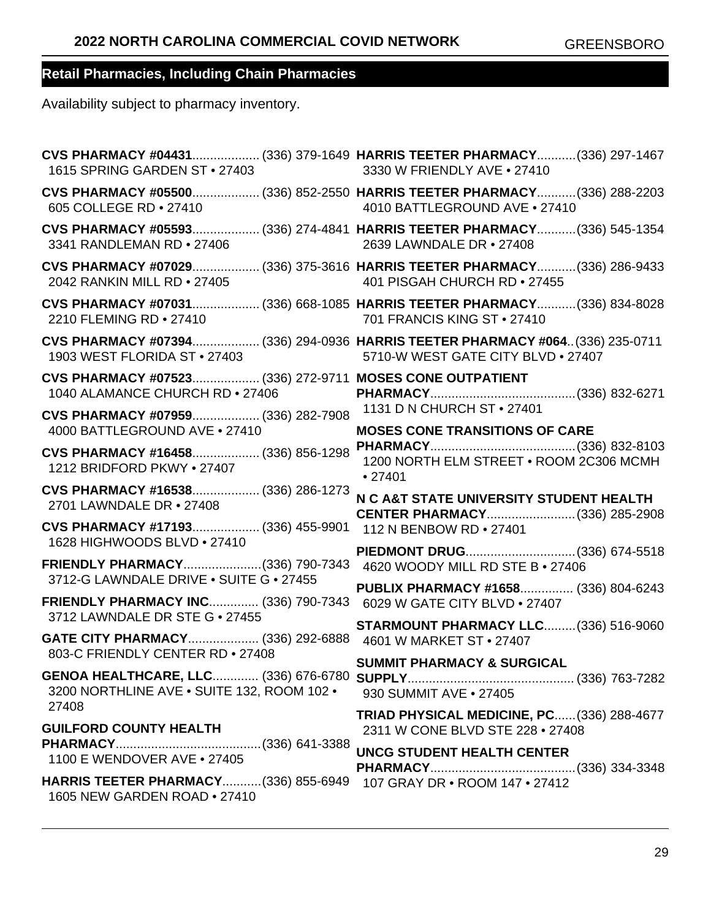## Retail Pharmacies, Including Chain Pharmacies

Availability subject to pharmacy inventory.

**CVS PHARMACY #04431**................... (336) 379-1649
1615 SPRING GARDEN ST • 27403

**CVS PHARMACY #05500**................... (336) 852-2550
605 COLLEGE RD • 27410

**CVS PHARMACY #05593**................... (336) 274-4841
3341 RANDLEMAN RD • 27406

**CVS PHARMACY #07029**................... (336) 375-3616
2042 RANKIN MILL RD • 27405

**CVS PHARMACY #07031**................... (336) 668-1085
2210 FLEMING RD • 27410

**CVS PHARMACY #07394**................... (336) 294-0936
1903 WEST FLORIDA ST • 27403

**CVS PHARMACY #07523**................... (336) 272-9711
1040 ALAMANCE CHURCH RD • 27406

**CVS PHARMACY #07959**................... (336) 282-7908
4000 BATTLEGROUND AVE • 27410

**CVS PHARMACY #16458**................... (336) 856-1298
1212 BRIDFORD PKWY • 27407

**CVS PHARMACY #16538**................... (336) 286-1273
2701 LAWNDALE DR • 27408

**CVS PHARMACY #17193**................... (336) 455-9901
1628 HIGHWOODS BLVD • 27410

**FRIENDLY PHARMACY**......................(336) 790-7343
3712-G LAWNDALE DRIVE • SUITE G • 27455

**FRIENDLY PHARMACY INC**.............. (336) 790-7343
3712 LAWNDALE DR STE G • 27455

**GATE CITY PHARMACY**.................... (336) 292-6888
803-C FRIENDLY CENTER RD • 27408

**GENOA HEALTHCARE, LLC**............. (336) 676-6780
3200 NORTHLINE AVE • SUITE 132, ROOM 102 • 27408

**GUILFORD COUNTY HEALTH PHARMACY**.........................................(336) 641-3388
1100 E WENDOVER AVE • 27405

**HARRIS TEETER PHARMACY**...........(336) 855-6949
1605 NEW GARDEN ROAD • 27410

**HARRIS TEETER PHARMACY**...........(336) 297-1467
3330 W FRIENDLY AVE • 27410

**HARRIS TEETER PHARMACY**...........(336) 288-2203
4010 BATTLEGROUND AVE • 27410

**HARRIS TEETER PHARMACY**...........(336) 545-1354
2639 LAWNDALE DR • 27408

**HARRIS TEETER PHARMACY**...........(336) 286-9433
401 PISGAH CHURCH RD • 27455

**HARRIS TEETER PHARMACY**...........(336) 834-8028
701 FRANCIS KING ST • 27410

**HARRIS TEETER PHARMACY #064**..(336) 235-0711
5710-W WEST GATE CITY BLVD • 27407

**MOSES CONE OUTPATIENT PHARMACY**.........................................(336) 832-6271
1131 D N CHURCH ST • 27401

**MOSES CONE TRANSITIONS OF CARE PHARMACY**.........................................(336) 832-8103
1200 NORTH ELM STREET • ROOM 2C306 MCMH • 27401

**N C A&T STATE UNIVERSITY STUDENT HEALTH CENTER PHARMACY**.........................(336) 285-2908
112 N BENBOW RD • 27401

**PIEDMONT DRUG**...............................(336) 674-5518
4620 WOODY MILL RD STE B • 27406

**PUBLIX PHARMACY #1658**............... (336) 804-6243
6029 W GATE CITY BLVD • 27407

**STARMOUNT PHARMACY LLC**.........(336) 516-9060
4601 W MARKET ST • 27407

**SUMMIT PHARMACY & SURGICAL SUPPLY**............................................... (336) 763-7282
930 SUMMIT AVE • 27405

**TRIAD PHYSICAL MEDICINE, PC**......(336) 288-4677
2311 W CONE BLVD STE 228 • 27408

**UNCG STUDENT HEALTH CENTER PHARMACY**.........................................(336) 334-3348
107 GRAY DR • ROOM 147 • 27412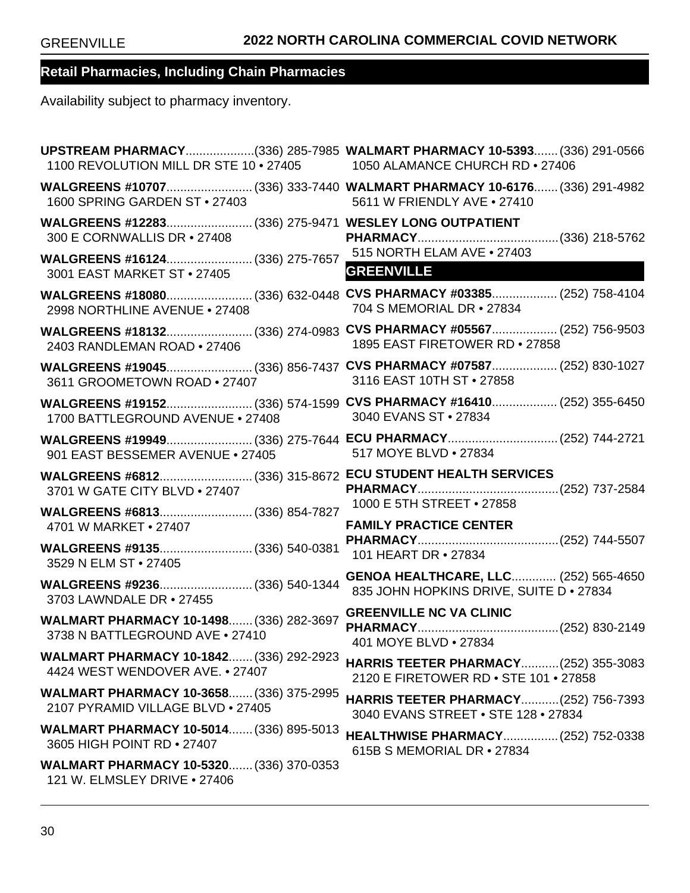## Retail Pharmacies, Including Chain Pharmacies

Availability subject to pharmacy inventory.

**UPSTREAM PHARMACY**....................(336) 285-7985
1100 REVOLUTION MILL DR STE 10 • 27405

**WALGREENS #10707**......................... (336) 333-7440
1600 SPRING GARDEN ST • 27403

**WALGREENS #12283**......................... (336) 275-9471
300 E CORNWALLIS DR • 27408

**WALGREENS #16124**......................... (336) 275-7657
3001 EAST MARKET ST • 27405

**WALGREENS #18080**......................... (336) 632-0448
2998 NORTHLINE AVENUE • 27408

**WALGREENS #18132**......................... (336) 274-0983
2403 RANDLEMAN ROAD • 27406

**WALGREENS #19045**......................... (336) 856-7437
3611 GROOMETOWN ROAD • 27407

**WALGREENS #19152**......................... (336) 574-1599
1700 BATTLEGROUND AVENUE • 27408

**WALGREENS #19949**......................... (336) 275-7644
901 EAST BESSEMER AVENUE • 27405

**WALGREENS #6812**........................... (336) 315-8672
3701 W GATE CITY BLVD • 27407

**WALGREENS #6813**........................... (336) 854-7827
4701 W MARKET • 27407

**WALGREENS #9135**........................... (336) 540-0381
3529 N ELM ST • 27405

**WALGREENS #9236**........................... (336) 540-1344
3703 LAWNDALE DR • 27455

**WALMART PHARMACY 10-1498**....... (336) 282-3697
3738 N BATTLEGROUND AVE • 27410

**WALMART PHARMACY 10-1842**....... (336) 292-2923
4424 WEST WENDOVER AVE. • 27407

**WALMART PHARMACY 10-3658**....... (336) 375-2995
2107 PYRAMID VILLAGE BLVD • 27405

**WALMART PHARMACY 10-5014**....... (336) 895-5013
3605 HIGH POINT RD • 27407

**WALMART PHARMACY 10-5320**....... (336) 370-0353
121 W. ELMSLEY DRIVE • 27406

**WALMART PHARMACY 10-5393**....... (336) 291-0566
1050 ALAMANCE CHURCH RD • 27406

**WALMART PHARMACY 10-6176**....... (336) 291-4982
5611 W FRIENDLY AVE • 27410

**WESLEY LONG OUTPATIENT PHARMACY**......................................... (336) 218-5762
515 NORTH ELAM AVE • 27403

### GREENVILLE

**CVS PHARMACY #03385**................... (252) 758-4104
704 S MEMORIAL DR • 27834

**CVS PHARMACY #05567**................... (252) 756-9503
1895 EAST FIRETOWER RD • 27858

**CVS PHARMACY #07587**................... (252) 830-1027
3116 EAST 10TH ST • 27858

**CVS PHARMACY #16410**................... (252) 355-6450
3040 EVANS ST • 27834

**ECU PHARMACY**................................ (252) 744-2721
517 MOYE BLVD • 27834

**ECU STUDENT HEALTH SERVICES PHARMACY**......................................... (252) 737-2584
1000 E 5TH STREET • 27858

**FAMILY PRACTICE CENTER PHARMACY**......................................... (252) 744-5507
101 HEART DR • 27834

**GENOA HEALTHCARE, LLC**............. (252) 565-4650
835 JOHN HOPKINS DRIVE, SUITE D • 27834

**GREENVILLE NC VA CLINIC PHARMACY**......................................... (252) 830-2149
401 MOYE BLVD • 27834

**HARRIS TEETER PHARMACY**........... (252) 355-3083
2120 E FIRETOWER RD • STE 101 • 27858

**HARRIS TEETER PHARMACY**........... (252) 756-7393
3040 EVANS STREET • STE 128 • 27834

**HEALTHWISE PHARMACY**................ (252) 752-0338
615B S MEMORIAL DR • 27834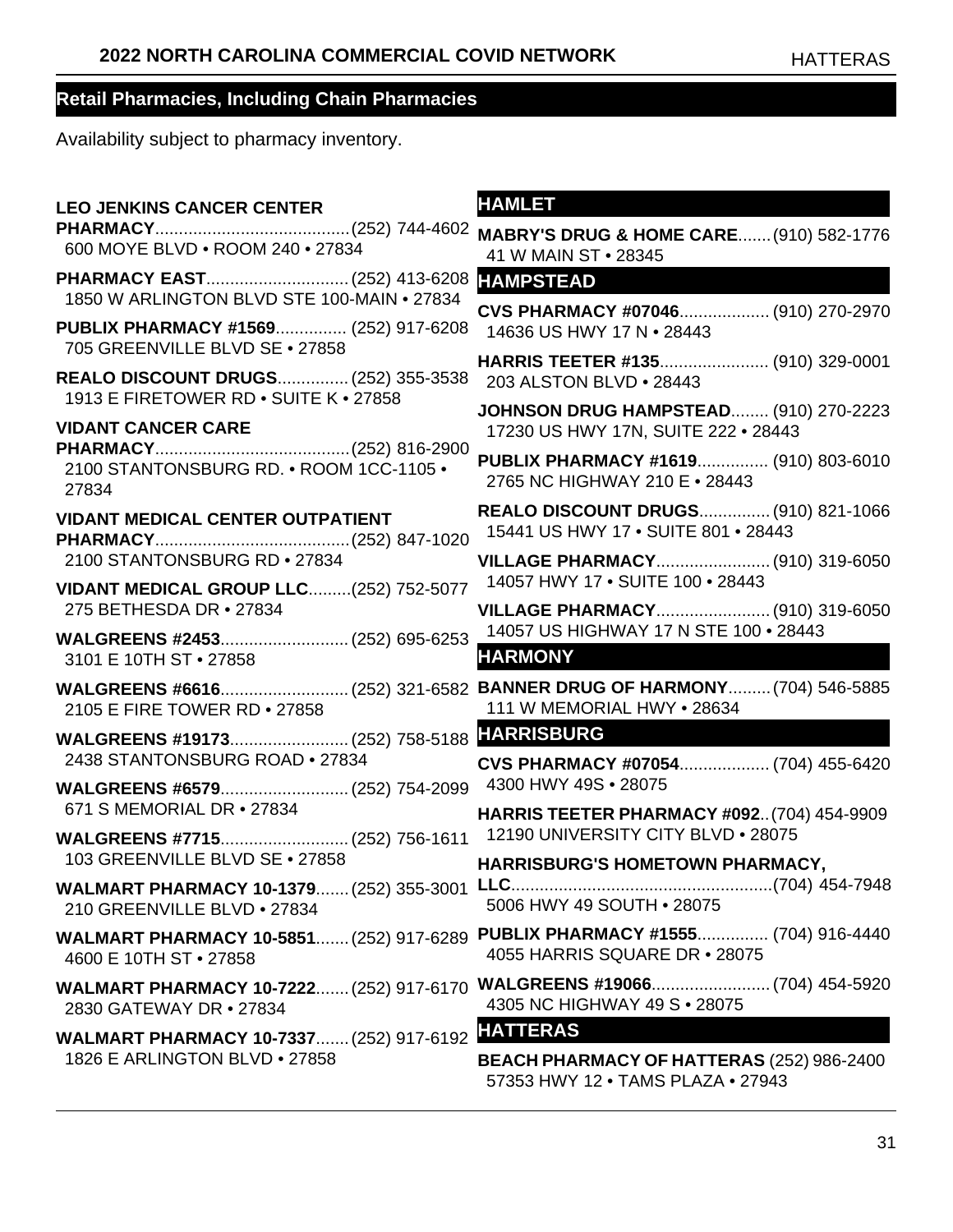## Retail Pharmacies, Including Chain Pharmacies

Availability subject to pharmacy inventory.

**LEO JENKINS CANCER CENTER PHARMACY**.........................................(252) 744-4602
600 MOYE BLVD • ROOM 240 • 27834

**PHARMACY EAST**.............................(252) 413-6208
1850 W ARLINGTON BLVD STE 100-MAIN • 27834

**PUBLIX PHARMACY #1569**...............(252) 917-6208
705 GREENVILLE BLVD SE • 27858

**REALO DISCOUNT DRUGS**...............(252) 355-3538
1913 E FIRETOWER RD • SUITE K • 27858

**VIDANT CANCER CARE PHARMACY**.........................................(252) 816-2900
2100 STANTONSBURG RD. • ROOM 1CC-1105 • 27834

**VIDANT MEDICAL CENTER OUTPATIENT PHARMACY**.........................................(252) 847-1020
2100 STANTONSBURG RD • 27834

**VIDANT MEDICAL GROUP LLC**.........(252) 752-5077
275 BETHESDA DR • 27834

**WALGREENS #2453**...........................(252) 695-6253
3101 E 10TH ST • 27858

**WALGREENS #6616**...........................(252) 321-6582
2105 E FIRE TOWER RD • 27858

**WALGREENS #19173**.........................(252) 758-5188
2438 STANTONSBURG ROAD • 27834

**WALGREENS #6579**...........................(252) 754-2099
671 S MEMORIAL DR • 27834

**WALGREENS #7715**...........................(252) 756-1611
103 GREENVILLE BLVD SE • 27858

**WALMART PHARMACY 10-1379**.......(252) 355-3001
210 GREENVILLE BLVD • 27834

**WALMART PHARMACY 10-5851**.......(252) 917-6289
4600 E 10TH ST • 27858

**WALMART PHARMACY 10-7222**.......(252) 917-6170
2830 GATEWAY DR • 27834

**WALMART PHARMACY 10-7337**.......(252) 917-6192
1826 E ARLINGTON BLVD • 27858

### HAMLET

**MABRY'S DRUG & HOME CARE**.......(910) 582-1776
41 W MAIN ST • 28345

### HAMPSTEAD

**CVS PHARMACY #07046**...................(910) 270-2970
14636 US HWY 17 N • 28443

**HARRIS TEETER #135**.......................(910) 329-0001
203 ALSTON BLVD • 28443

**JOHNSON DRUG HAMPSTEAD**........(910) 270-2223
17230 US HWY 17N, SUITE 222 • 28443

**PUBLIX PHARMACY #1619**...............(910) 803-6010
2765 NC HIGHWAY 210 E • 28443

**REALO DISCOUNT DRUGS**...............(910) 821-1066
15441 US HWY 17 • SUITE 801 • 28443

**VILLAGE PHARMACY**........................(910) 319-6050
14057 HWY 17 • SUITE 100 • 28443

**VILLAGE PHARMACY**........................(910) 319-6050
14057 US HIGHWAY 17 N STE 100 • 28443

### HARMONY

**BANNER DRUG OF HARMONY**.........(704) 546-5885
111 W MEMORIAL HWY • 28634

### HARRISBURG

**CVS PHARMACY #07054**...................(704) 455-6420
4300 HWY 49S • 28075

**HARRIS TEETER PHARMACY #092**..(704) 454-9909
12190 UNIVERSITY CITY BLVD • 28075

**HARRISBURG'S HOMETOWN PHARMACY, LLC**.......................................................(704) 454-7948
5006 HWY 49 SOUTH • 28075

**PUBLIX PHARMACY #1555**...............(704) 916-4440
4055 HARRIS SQUARE DR • 28075

**WALGREENS #19066**.........................(704) 454-5920
4305 NC HIGHWAY 49 S • 28075

### HATTERAS

**BEACH PHARMACY OF HATTERAS** (252) 986-2400
57353 HWY 12 • TAMS PLAZA • 27943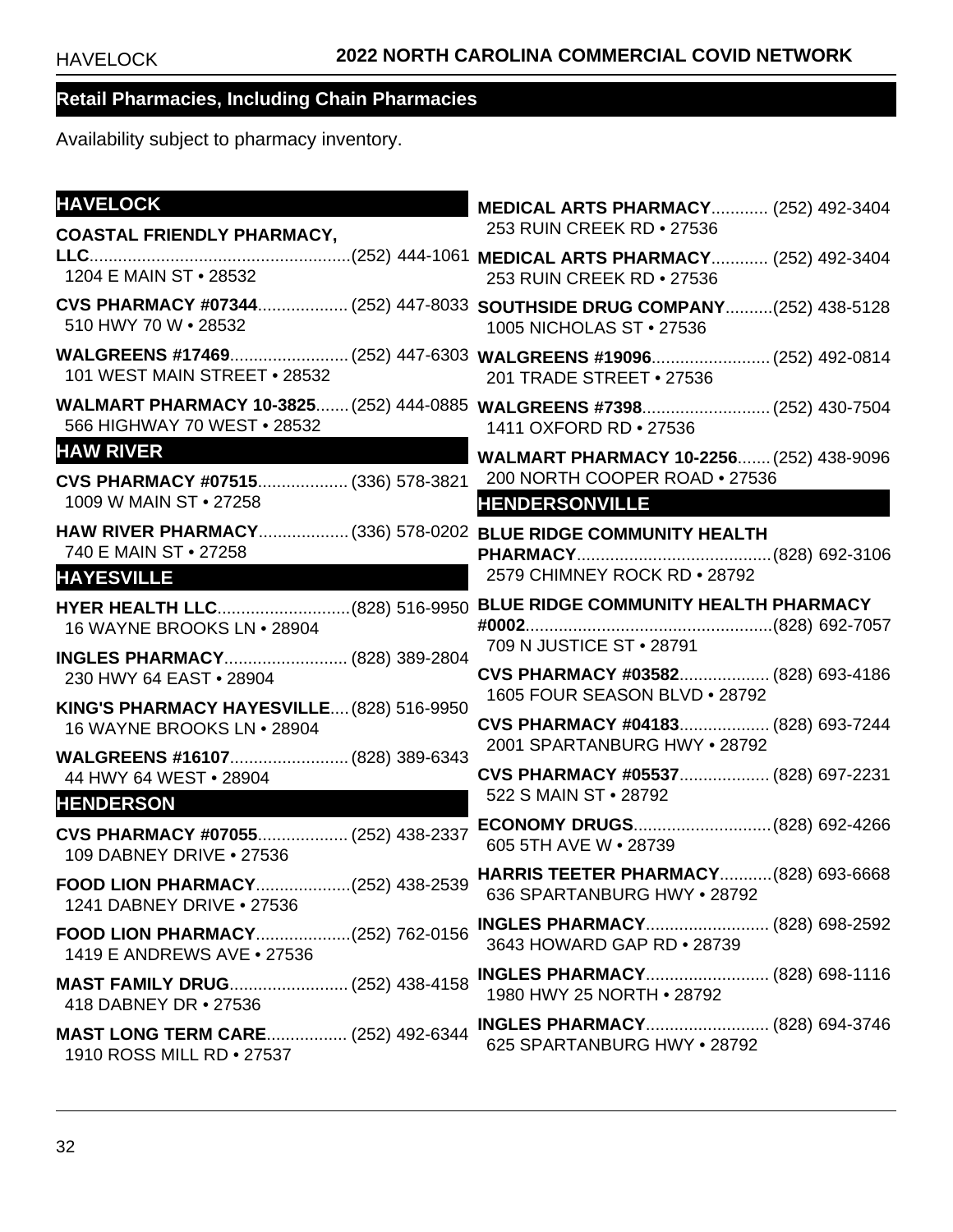## Retail Pharmacies, Including Chain Pharmacies

Availability subject to pharmacy inventory.

### HAVELOCK

**COASTAL FRIENDLY PHARMACY, LLC**........................................................(252) 444-1061
1204 E MAIN ST • 28532

**CVS PHARMACY #07344**.................. (252) 447-8033
510 HWY 70 W • 28532

**WALGREENS #17469**......................... (252) 447-6303
101 WEST MAIN STREET • 28532

**WALMART PHARMACY 10-3825**....... (252) 444-0885
566 HIGHWAY 70 WEST • 28532

### HAW RIVER

**CVS PHARMACY #07515**.................. (336) 578-3821
1009 W MAIN ST • 27258

**HAW RIVER PHARMACY**................... (336) 578-0202
740 E MAIN ST • 27258

### HAYESVILLE

**HYER HEALTH LLC**............................(828) 516-9950
16 WAYNE BROOKS LN • 28904

**INGLES PHARMACY**.......................... (828) 389-2804
230 HWY 64 EAST • 28904

**KING'S PHARMACY HAYESVILLE**.... (828) 516-9950
16 WAYNE BROOKS LN • 28904

**WALGREENS #16107**......................... (828) 389-6343
44 HWY 64 WEST • 28904

### HENDERSON

**CVS PHARMACY #07055**.................. (252) 438-2337
109 DABNEY DRIVE • 27536

**FOOD LION PHARMACY**....................(252) 438-2539
1241 DABNEY DRIVE • 27536

**FOOD LION PHARMACY**....................(252) 762-0156
1419 E ANDREWS AVE • 27536

**MAST FAMILY DRUG**......................... (252) 438-4158
418 DABNEY DR • 27536

**MAST LONG TERM CARE**................. (252) 492-6344
1910 ROSS MILL RD • 27537

**MEDICAL ARTS PHARMACY**............ (252) 492-3404
253 RUIN CREEK RD • 27536

**MEDICAL ARTS PHARMACY**............ (252) 492-3404
253 RUIN CREEK RD • 27536

**SOUTHSIDE DRUG COMPANY**..........(252) 438-5128
1005 NICHOLAS ST • 27536

**WALGREENS #19096**......................... (252) 492-0814
201 TRADE STREET • 27536

**WALGREENS #7398**........................... (252) 430-7504
1411 OXFORD RD • 27536

**WALMART PHARMACY 10-2256**....... (252) 438-9096
200 NORTH COOPER ROAD • 27536

### HENDERSONVILLE

**BLUE RIDGE COMMUNITY HEALTH PHARMACY**.........................................(828) 692-3106
2579 CHIMNEY ROCK RD • 28792

**BLUE RIDGE COMMUNITY HEALTH PHARMACY #0002**....................................................(828) 692-7057
709 N JUSTICE ST • 28791

**CVS PHARMACY #03582**.................. (828) 693-4186
1605 FOUR SEASON BLVD • 28792

**CVS PHARMACY #04183**.................. (828) 693-7244
2001 SPARTANBURG HWY • 28792

**CVS PHARMACY #05537**.................. (828) 697-2231
522 S MAIN ST • 28792

**ECONOMY DRUGS**.............................(828) 692-4266
605 5TH AVE W • 28739

**HARRIS TEETER PHARMACY**...........(828) 693-6668
636 SPARTANBURG HWY • 28792

**INGLES PHARMACY**.......................... (828) 698-2592
3643 HOWARD GAP RD • 28739

**INGLES PHARMACY**.......................... (828) 698-1116
1980 HWY 25 NORTH • 28792

**INGLES PHARMACY**.......................... (828) 694-3746
625 SPARTANBURG HWY • 28792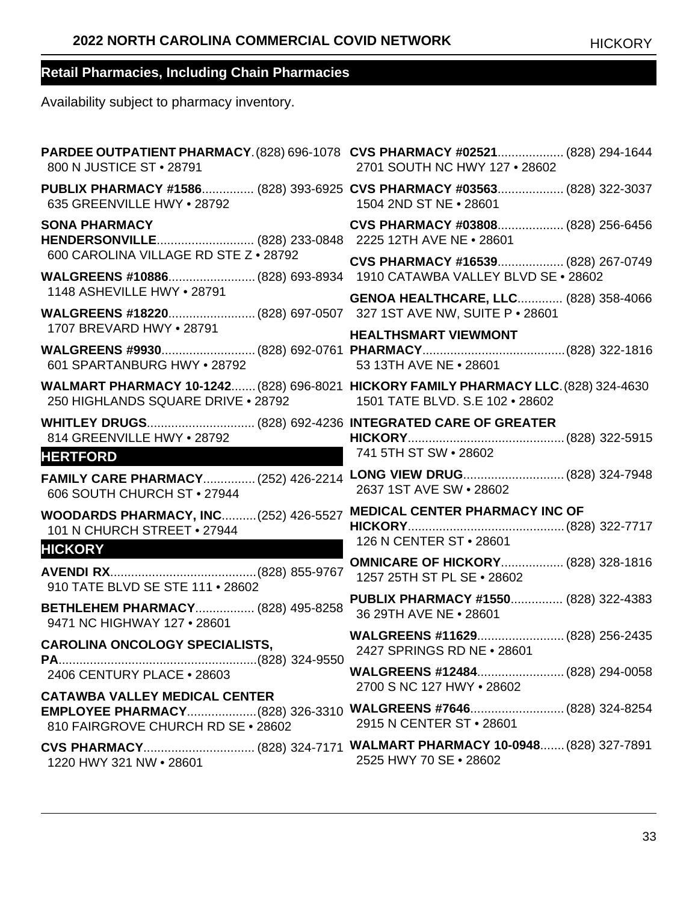## Retail Pharmacies, Including Chain Pharmacies

Availability subject to pharmacy inventory.

**PARDEE OUTPATIENT PHARMACY** (828) 696-1078
800 N JUSTICE ST • 28791

**PUBLIX PHARMACY #1586** (828) 393-6925
635 GREENVILLE HWY • 28792

**SONA PHARMACY HENDERSONVILLE** (828) 233-0848
600 CAROLINA VILLAGE RD STE Z • 28792

**WALGREENS #10886** (828) 693-8934
1148 ASHEVILLE HWY • 28791

**WALGREENS #18220** (828) 697-0507
1707 BREVARD HWY • 28791

**WALGREENS #9930** (828) 692-0761
601 SPARTANBURG HWY • 28792

**WALMART PHARMACY 10-1242** (828) 696-8021
250 HIGHLANDS SQUARE DRIVE • 28792

**WHITLEY DRUGS** (828) 692-4236
814 GREENVILLE HWY • 28792

### HERTFORD

**FAMILY CARE PHARMACY** (252) 426-2214
606 SOUTH CHURCH ST • 27944

**WOODARDS PHARMACY, INC** (252) 426-5527
101 N CHURCH STREET • 27944

### HICKORY

**AVENDI RX** (828) 855-9767
910 TATE BLVD SE STE 111 • 28602

**BETHLEHEM PHARMACY** (828) 495-8258
9471 NC HIGHWAY 127 • 28601

**CAROLINA ONCOLOGY SPECIALISTS, PA** (828) 324-9550
2406 CENTURY PLACE • 28603

**CATAWBA VALLEY MEDICAL CENTER EMPLOYEE PHARMACY** (828) 326-3310
810 FAIRGROVE CHURCH RD SE • 28602

**CVS PHARMACY** (828) 324-7171
1220 HWY 321 NW • 28601

**CVS PHARMACY #02521** (828) 294-1644
2701 SOUTH NC HWY 127 • 28602

**CVS PHARMACY #03563** (828) 322-3037
1504 2ND ST NE • 28601

**CVS PHARMACY #03808** (828) 256-6456
2225 12TH AVE NE • 28601

**CVS PHARMACY #16539** (828) 267-0749
1910 CATAWBA VALLEY BLVD SE • 28602

**GENOA HEALTHCARE, LLC** (828) 358-4066
327 1ST AVE NW, SUITE P • 28601

**HEALTHSMART VIEWMONT PHARMACY** (828) 322-1816
53 13TH AVE NE • 28601

**HICKORY FAMILY PHARMACY LLC** (828) 324-4630
1501 TATE BLVD. S.E 102 • 28602

**INTEGRATED CARE OF GREATER HICKORY** (828) 322-5915
741 5TH ST SW • 28602

**LONG VIEW DRUG** (828) 324-7948
2637 1ST AVE SW • 28602

**MEDICAL CENTER PHARMACY INC OF HICKORY** (828) 322-7717
126 N CENTER ST • 28601

**OMNICARE OF HICKORY** (828) 328-1816
1257 25TH ST PL SE • 28602

**PUBLIX PHARMACY #1550** (828) 322-4383
36 29TH AVE NE • 28601

**WALGREENS #11629** (828) 256-2435
2427 SPRINGS RD NE • 28601

**WALGREENS #12484** (828) 294-0058
2700 S NC 127 HWY • 28602

**WALGREENS #7646** (828) 324-8254
2915 N CENTER ST • 28601

**WALMART PHARMACY 10-0948** (828) 327-7891
2525 HWY 70 SE • 28602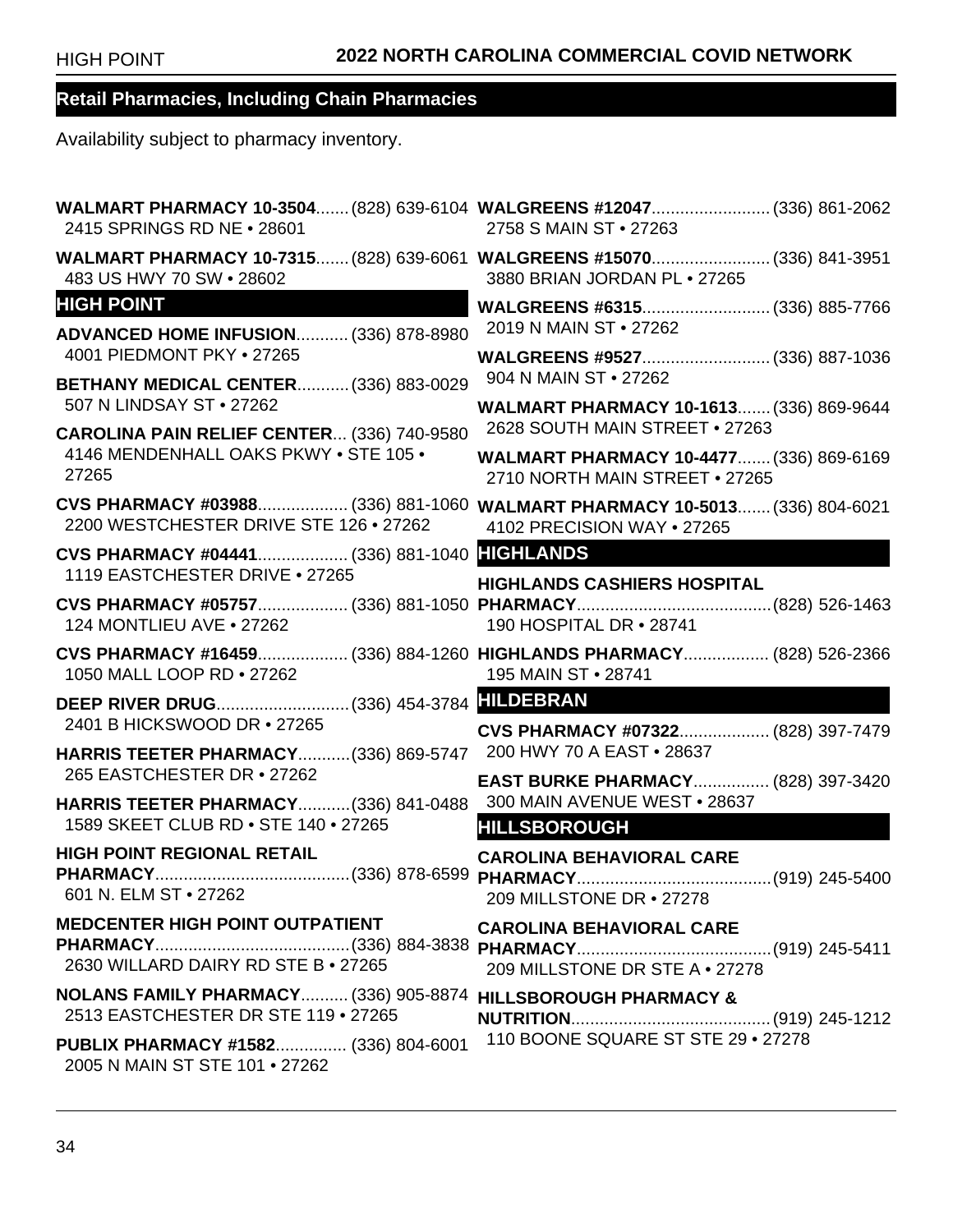## Retail Pharmacies, Including Chain Pharmacies

Availability subject to pharmacy inventory.

**WALMART PHARMACY 10-3504**....... (828) 639-6104
2415 SPRINGS RD NE • 28601

**WALMART PHARMACY 10-7315**....... (828) 639-6061
483 US HWY 70 SW • 28602

### HIGH POINT

**ADVANCED HOME INFUSION**........... (336) 878-8980
4001 PIEDMONT PKY • 27265

**BETHANY MEDICAL CENTER**........... (336) 883-0029
507 N LINDSAY ST • 27262

**CAROLINA PAIN RELIEF CENTER**... (336) 740-9580
4146 MENDENHALL OAKS PKWY • STE 105 • 27265

**CVS PHARMACY #03988**................... (336) 881-1060
2200 WESTCHESTER DRIVE STE 126 • 27262

**CVS PHARMACY #04441**................... (336) 881-1040
1119 EASTCHESTER DRIVE • 27265

**CVS PHARMACY #05757**................... (336) 881-1050
124 MONTLIEU AVE • 27262

**CVS PHARMACY #16459**................... (336) 884-1260
1050 MALL LOOP RD • 27262

**DEEP RIVER DRUG**............................ (336) 454-3784
2401 B HICKSWOOD DR • 27265

**HARRIS TEETER PHARMACY**........... (336) 869-5747
265 EASTCHESTER DR • 27262

**HARRIS TEETER PHARMACY**........... (336) 841-0488
1589 SKEET CLUB RD • STE 140 • 27265

**HIGH POINT REGIONAL RETAIL PHARMACY**......................................... (336) 878-6599
601 N. ELM ST • 27262

**MEDCENTER HIGH POINT OUTPATIENT PHARMACY**......................................... (336) 884-3838
2630 WILLARD DAIRY RD STE B • 27265

**NOLANS FAMILY PHARMACY**.......... (336) 905-8874
2513 EASTCHESTER DR STE 119 • 27265

**PUBLIX PHARMACY #1582**............... (336) 804-6001
2005 N MAIN ST STE 101 • 27262

**WALGREENS #12047**......................... (336) 861-2062
2758 S MAIN ST • 27263

**WALGREENS #15070**......................... (336) 841-3951
3880 BRIAN JORDAN PL • 27265

**WALGREENS #6315**........................... (336) 885-7766
2019 N MAIN ST • 27262

**WALGREENS #9527**........................... (336) 887-1036
904 N MAIN ST • 27262

**WALMART PHARMACY 10-1613**....... (336) 869-9644
2628 SOUTH MAIN STREET • 27263

**WALMART PHARMACY 10-4477**....... (336) 869-6169
2710 NORTH MAIN STREET • 27265

**WALMART PHARMACY 10-5013**....... (336) 804-6021
4102 PRECISION WAY • 27265

### HIGHLANDS

**HIGHLANDS CASHIERS HOSPITAL PHARMACY**......................................... (828) 526-1463
190 HOSPITAL DR • 28741

**HIGHLANDS PHARMACY**.................. (828) 526-2366
195 MAIN ST • 28741

### HILDEBRAN

**CVS PHARMACY #07322**................... (828) 397-7479
200 HWY 70 A EAST • 28637

**EAST BURKE PHARMACY**................ (828) 397-3420
300 MAIN AVENUE WEST • 28637

### HILLSBOROUGH

**CAROLINA BEHAVIORAL CARE PHARMACY**......................................... (919) 245-5400
209 MILLSTONE DR • 27278

**CAROLINA BEHAVIORAL CARE PHARMACY**......................................... (919) 245-5411
209 MILLSTONE DR STE A • 27278

**HILLSBOROUGH PHARMACY & NUTRITION**.......................................... (919) 245-1212
110 BOONE SQUARE ST STE 29 • 27278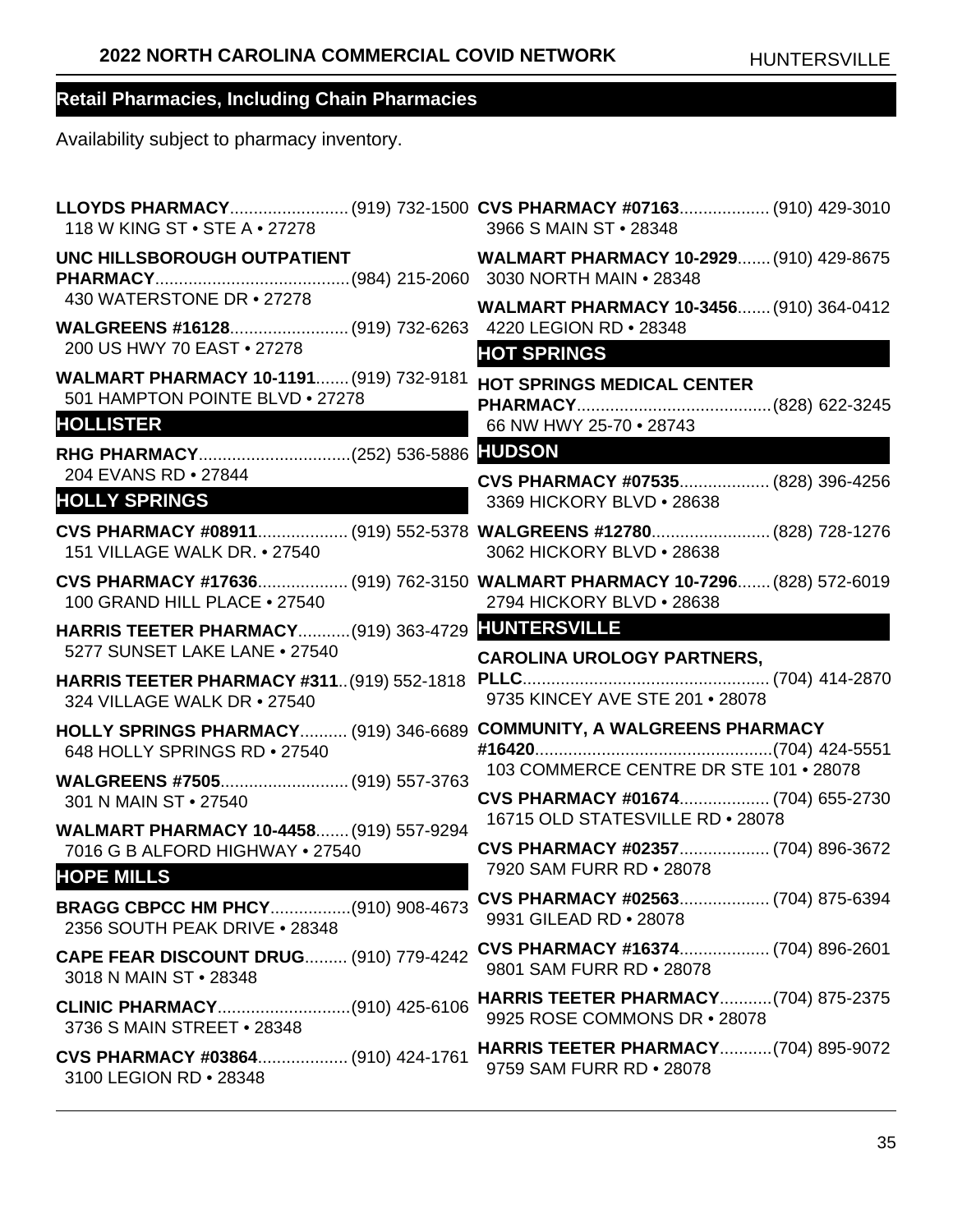## Retail Pharmacies, Including Chain Pharmacies

Availability subject to pharmacy inventory.

**LLOYDS PHARMACY**......................... (919) 732-1500
118 W KING ST • STE A • 27278

**UNC HILLSBOROUGH OUTPATIENT PHARMACY**......................................... (984) 215-2060
430 WATERSTONE DR • 27278

**WALGREENS #16128**......................... (919) 732-6263
200 US HWY 70 EAST • 27278

**WALMART PHARMACY 10-1191**....... (919) 732-9181
501 HAMPTON POINTE BLVD • 27278

### HOLLISTER

**RHG PHARMACY**................................ (252) 536-5886
204 EVANS RD • 27844

### HOLLY SPRINGS

**CVS PHARMACY #08911**................... (919) 552-5378
151 VILLAGE WALK DR. • 27540

**CVS PHARMACY #17636**................... (919) 762-3150
100 GRAND HILL PLACE • 27540

**HARRIS TEETER PHARMACY**........... (919) 363-4729
5277 SUNSET LAKE LANE • 27540

**HARRIS TEETER PHARMACY #311**.. (919) 552-1818
324 VILLAGE WALK DR • 27540

**HOLLY SPRINGS PHARMACY**.......... (919) 346-6689
648 HOLLY SPRINGS RD • 27540

**WALGREENS #7505**........................... (919) 557-3763
301 N MAIN ST • 27540

**WALMART PHARMACY 10-4458**....... (919) 557-9294
7016 G B ALFORD HIGHWAY • 27540

### HOPE MILLS

**BRAGG CBPCC HM PHCY**................. (910) 908-4673
2356 SOUTH PEAK DRIVE • 28348

**CAPE FEAR DISCOUNT DRUG**......... (910) 779-4242
3018 N MAIN ST • 28348

**CLINIC PHARMACY**............................ (910) 425-6106
3736 S MAIN STREET • 28348

**CVS PHARMACY #03864**................... (910) 424-1761
3100 LEGION RD • 28348

**CVS PHARMACY #07163**................... (910) 429-3010
3966 S MAIN ST • 28348

**WALMART PHARMACY 10-2929**....... (910) 429-8675
3030 NORTH MAIN • 28348

**WALMART PHARMACY 10-3456**....... (910) 364-0412
4220 LEGION RD • 28348

### HOT SPRINGS

**HOT SPRINGS MEDICAL CENTER PHARMACY**......................................... (828) 622-3245
66 NW HWY 25-70 • 28743

### HUDSON

**CVS PHARMACY #07535**................... (828) 396-4256
3369 HICKORY BLVD • 28638

**WALGREENS #12780**......................... (828) 728-1276
3062 HICKORY BLVD • 28638

**WALMART PHARMACY 10-7296**....... (828) 572-6019
2794 HICKORY BLVD • 28638

### HUNTERSVILLE

**CAROLINA UROLOGY PARTNERS, PLLC**.................................................... (704) 414-2870
9735 KINCEY AVE STE 201 • 28078

**COMMUNITY, A WALGREENS PHARMACY #16420**.................................................. (704) 424-5551
103 COMMERCE CENTRE DR STE 101 • 28078

**CVS PHARMACY #01674**................... (704) 655-2730
16715 OLD STATESVILLE RD • 28078

**CVS PHARMACY #02357**................... (704) 896-3672
7920 SAM FURR RD • 28078

**CVS PHARMACY #02563**................... (704) 875-6394
9931 GILEAD RD • 28078

**CVS PHARMACY #16374**................... (704) 896-2601
9801 SAM FURR RD • 28078

**HARRIS TEETER PHARMACY**........... (704) 875-2375
9925 ROSE COMMONS DR • 28078

**HARRIS TEETER PHARMACY**........... (704) 895-9072
9759 SAM FURR RD • 28078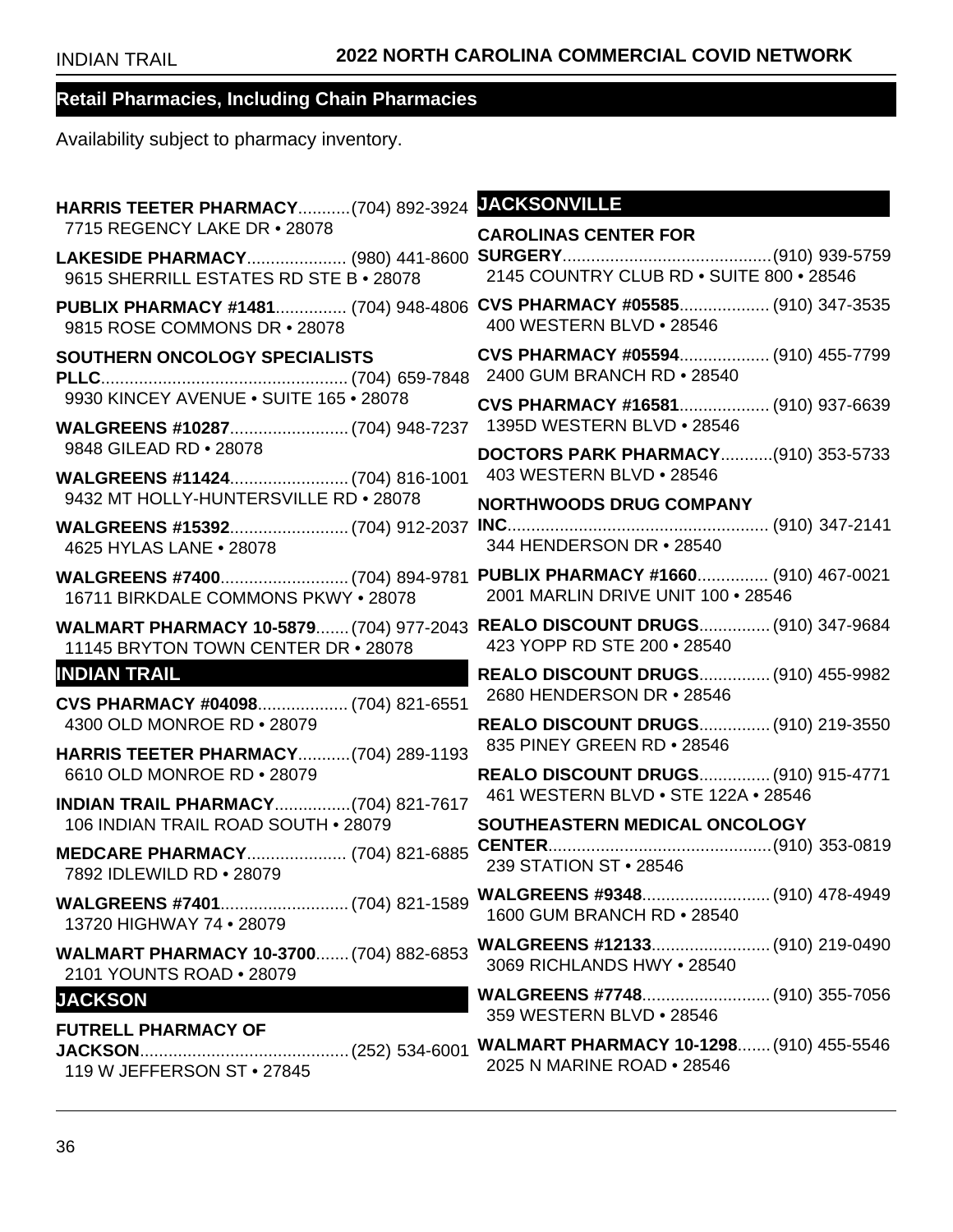## Retail Pharmacies, Including Chain Pharmacies

Availability subject to pharmacy inventory.

**HARRIS TEETER PHARMACY**...........(704) 892-3924
7715 REGENCY LAKE DR • 28078

**LAKESIDE PHARMACY**..................... (980) 441-8600
9615 SHERRILL ESTATES RD STE B • 28078

**PUBLIX PHARMACY #1481**............... (704) 948-4806
9815 ROSE COMMONS DR • 28078

**SOUTHERN ONCOLOGY SPECIALISTS PLLC**.................................................... (704) 659-7848
9930 KINCEY AVENUE • SUITE 165 • 28078

**WALGREENS #10287**......................... (704) 948-7237
9848 GILEAD RD • 28078

**WALGREENS #11424**......................... (704) 816-1001
9432 MT HOLLY-HUNTERSVILLE RD • 28078

**WALGREENS #15392**......................... (704) 912-2037
4625 HYLAS LANE • 28078

**WALGREENS #7400**........................... (704) 894-9781
16711 BIRKDALE COMMONS PKWY • 28078

**WALMART PHARMACY 10-5879**....... (704) 977-2043
11145 BRYTON TOWN CENTER DR • 28078

### INDIAN TRAIL

**CVS PHARMACY #04098**................... (704) 821-6551
4300 OLD MONROE RD • 28079

**HARRIS TEETER PHARMACY**...........(704) 289-1193
6610 OLD MONROE RD • 28079

**INDIAN TRAIL PHARMACY**................(704) 821-7617
106 INDIAN TRAIL ROAD SOUTH • 28079

**MEDCARE PHARMACY**..................... (704) 821-6885
7892 IDLEWILD RD • 28079

**WALGREENS #7401**........................... (704) 821-1589
13720 HIGHWAY 74 • 28079

**WALMART PHARMACY 10-3700**....... (704) 882-6853
2101 YOUNTS ROAD • 28079

### JACKSON

**FUTRELL PHARMACY OF JACKSON**............................................ (252) 534-6001
119 W JEFFERSON ST • 27845

### JACKSONVILLE

**CAROLINAS CENTER FOR SURGERY**............................................(910) 939-5759
2145 COUNTRY CLUB RD • SUITE 800 • 28546

**CVS PHARMACY #05585**................... (910) 347-3535
400 WESTERN BLVD • 28546

**CVS PHARMACY #05594**................... (910) 455-7799
2400 GUM BRANCH RD • 28540

**CVS PHARMACY #16581**................... (910) 937-6639
1395D WESTERN BLVD • 28546

**DOCTORS PARK PHARMACY**...........(910) 353-5733
403 WESTERN BLVD • 28546

**NORTHWOODS DRUG COMPANY INC**....................................................... (910) 347-2141
344 HENDERSON DR • 28540

**PUBLIX PHARMACY #1660**............... (910) 467-0021
2001 MARLIN DRIVE UNIT 100 • 28546

**REALO DISCOUNT DRUGS**............... (910) 347-9684
423 YOPP RD STE 200 • 28540

**REALO DISCOUNT DRUGS**............... (910) 455-9982
2680 HENDERSON DR • 28546

**REALO DISCOUNT DRUGS**............... (910) 219-3550
835 PINEY GREEN RD • 28546

**REALO DISCOUNT DRUGS**............... (910) 915-4771
461 WESTERN BLVD • STE 122A • 28546

**SOUTHEASTERN MEDICAL ONCOLOGY CENTER**...............................................(910) 353-0819
239 STATION ST • 28546

**WALGREENS #9348**........................... (910) 478-4949
1600 GUM BRANCH RD • 28540

**WALGREENS #12133**......................... (910) 219-0490
3069 RICHLANDS HWY • 28540

**WALGREENS #7748**........................... (910) 355-7056
359 WESTERN BLVD • 28546

**WALMART PHARMACY 10-1298**....... (910) 455-5546
2025 N MARINE ROAD • 28546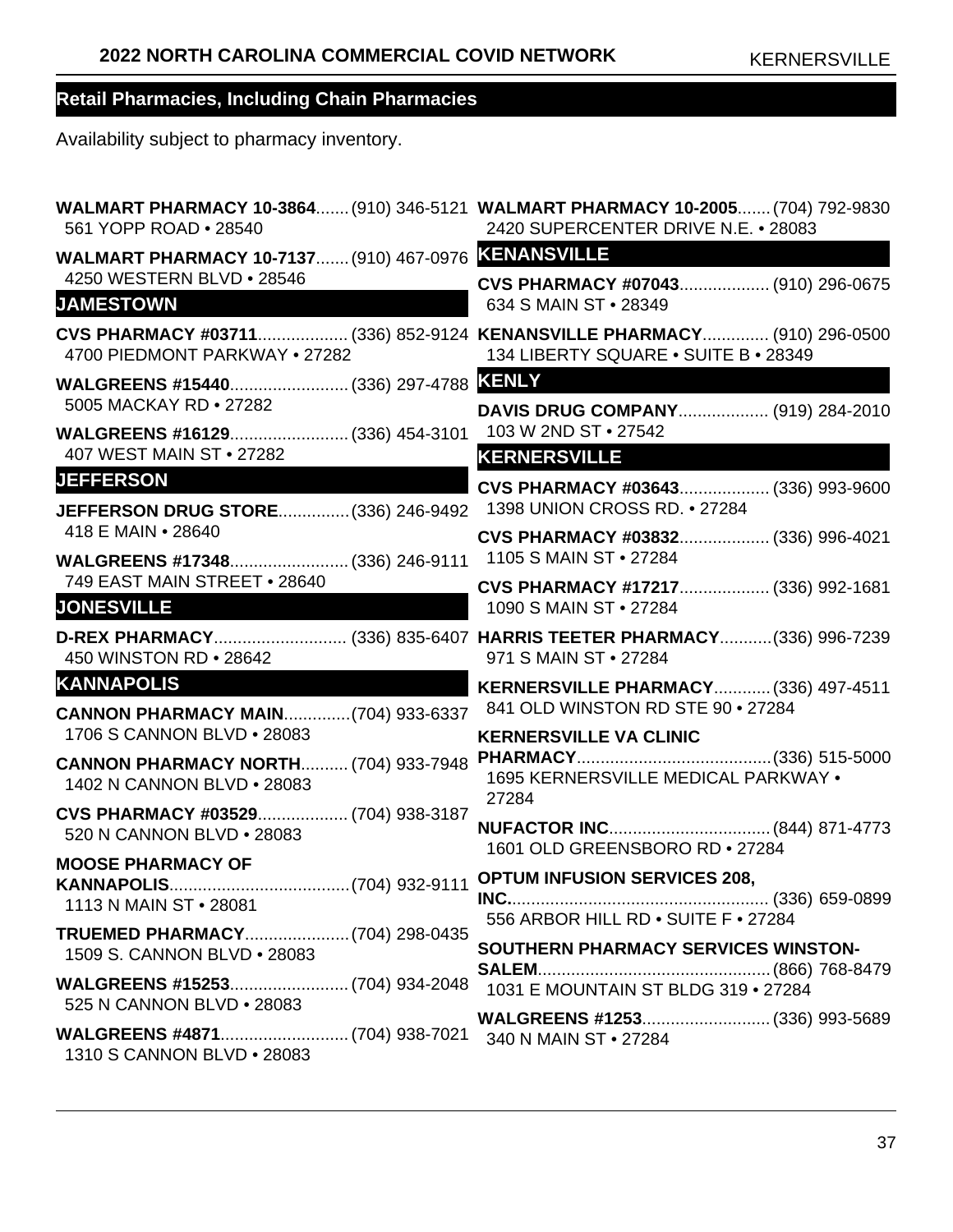## Retail Pharmacies, Including Chain Pharmacies

Availability subject to pharmacy inventory.

**WALMART PHARMACY 10-3864**....... (910) 346-5121
561 YOPP ROAD • 28540

**WALMART PHARMACY 10-7137**....... (910) 467-0976
4250 WESTERN BLVD • 28546

### JAMESTOWN

**CVS PHARMACY #03711**................... (336) 852-9124
4700 PIEDMONT PARKWAY • 27282

**WALGREENS #15440**......................... (336) 297-4788
5005 MACKAY RD • 27282

**WALGREENS #16129**......................... (336) 454-3101
407 WEST MAIN ST • 27282

### JEFFERSON

**JEFFERSON DRUG STORE**............... (336) 246-9492
418 E MAIN • 28640

**WALGREENS #17348**......................... (336) 246-9111
749 EAST MAIN STREET • 28640

### JONESVILLE

**D-REX PHARMACY**............................ (336) 835-6407
450 WINSTON RD • 28642

### KANNAPOLIS

**CANNON PHARMACY MAIN**.............. (704) 933-6337
1706 S CANNON BLVD • 28083

**CANNON PHARMACY NORTH**.......... (704) 933-7948
1402 N CANNON BLVD • 28083

**CVS PHARMACY #03529**................... (704) 938-3187
520 N CANNON BLVD • 28083

**MOOSE PHARMACY OF KANNAPOLIS**...................................... (704) 932-9111
1113 N MAIN ST • 28081

**TRUEMED PHARMACY**...................... (704) 298-0435
1509 S. CANNON BLVD • 28083

**WALGREENS #15253**......................... (704) 934-2048
525 N CANNON BLVD • 28083

**WALGREENS #4871**........................... (704) 938-7021
1310 S CANNON BLVD • 28083

**WALMART PHARMACY 10-2005**....... (704) 792-9830
2420 SUPERCENTER DRIVE N.E. • 28083

### KENANSVILLE

**CVS PHARMACY #07043**................... (910) 296-0675
634 S MAIN ST • 28349

**KENANSVILLE PHARMACY**.............. (910) 296-0500
134 LIBERTY SQUARE • SUITE B • 28349

### KENLY

**DAVIS DRUG COMPANY**................... (919) 284-2010
103 W 2ND ST • 27542

### KERNERSVILLE

**CVS PHARMACY #03643**................... (336) 993-9600
1398 UNION CROSS RD. • 27284

**CVS PHARMACY #03832**................... (336) 996-4021
1105 S MAIN ST • 27284

**CVS PHARMACY #17217**................... (336) 992-1681
1090 S MAIN ST • 27284

**HARRIS TEETER PHARMACY**........... (336) 996-7239
971 S MAIN ST • 27284

**KERNERSVILLE PHARMACY**............ (336) 497-4511
841 OLD WINSTON RD STE 90 • 27284

**KERNERSVILLE VA CLINIC PHARMACY**......................................... (336) 515-5000
1695 KERNERSVILLE MEDICAL PARKWAY • 27284

**NUFACTOR INC**.................................. (844) 871-4773
1601 OLD GREENSBORO RD • 27284

**OPTUM INFUSION SERVICES 208, INC.**....................................................... (336) 659-0899
556 ARBOR HILL RD • SUITE F • 27284

**SOUTHERN PHARMACY SERVICES WINSTON-SALEM**................................................. (866) 768-8479
1031 E MOUNTAIN ST BLDG 319 • 27284

**WALGREENS #1253**........................... (336) 993-5689
340 N MAIN ST • 27284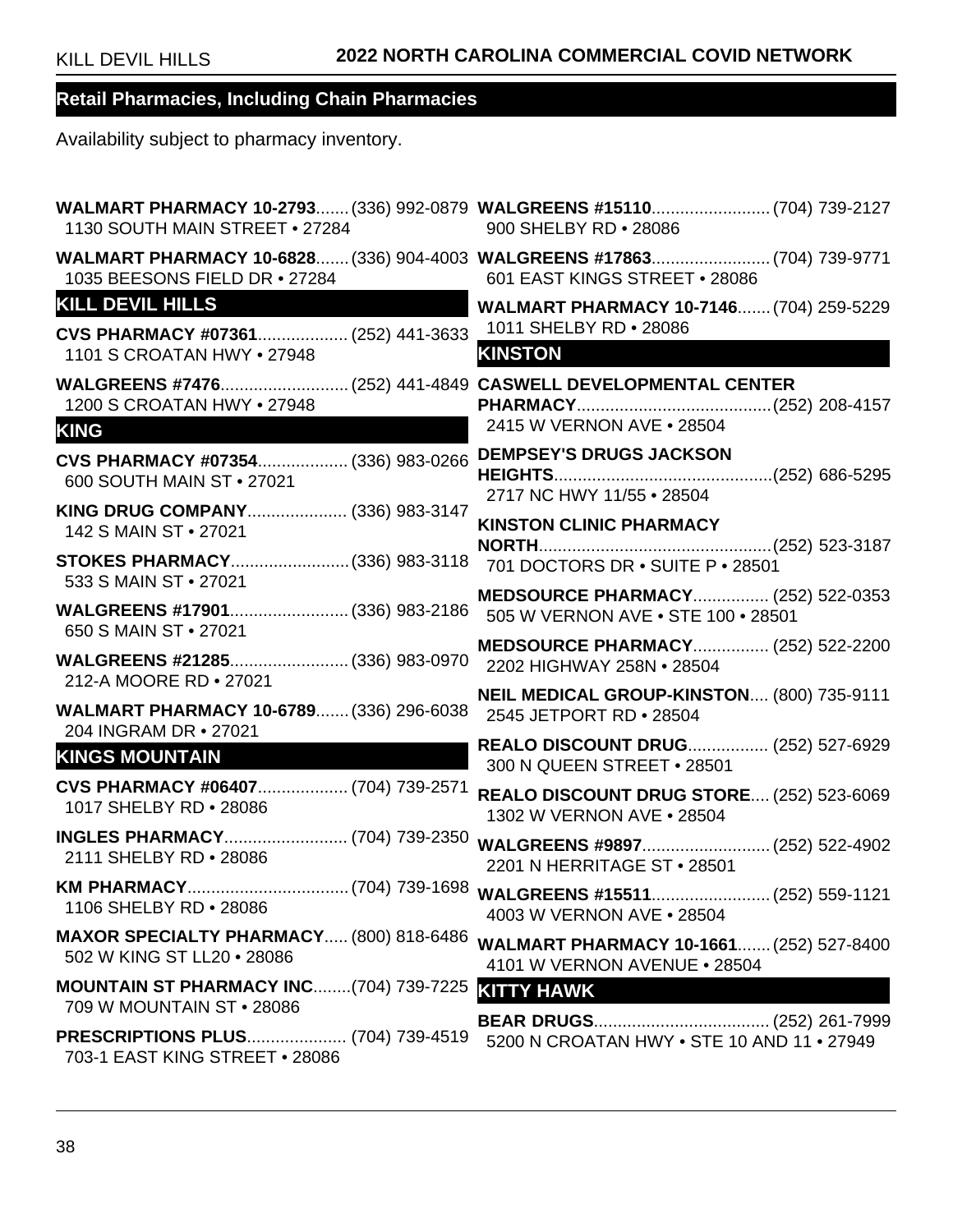## Retail Pharmacies, Including Chain Pharmacies

Availability subject to pharmacy inventory.

**WALMART PHARMACY 10-2793**....... (336) 992-0879
1130 SOUTH MAIN STREET • 27284

**WALMART PHARMACY 10-6828**....... (336) 904-4003
1035 BEESONS FIELD DR • 27284

### KILL DEVIL HILLS

**CVS PHARMACY #07361**................... (252) 441-3633
1101 S CROATAN HWY • 27948

**WALGREENS #7476**........................... (252) 441-4849
1200 S CROATAN HWY • 27948

### KING

**CVS PHARMACY #07354**................... (336) 983-0266
600 SOUTH MAIN ST • 27021

**KING DRUG COMPANY**..................... (336) 983-3147
142 S MAIN ST • 27021

**STOKES PHARMACY**......................... (336) 983-3118
533 S MAIN ST • 27021

**WALGREENS #17901**......................... (336) 983-2186
650 S MAIN ST • 27021

**WALGREENS #21285**......................... (336) 983-0970
212-A MOORE RD • 27021

**WALMART PHARMACY 10-6789**....... (336) 296-6038
204 INGRAM DR • 27021

### KINGS MOUNTAIN

**CVS PHARMACY #06407**................... (704) 739-2571
1017 SHELBY RD • 28086

**INGLES PHARMACY**.......................... (704) 739-2350
2111 SHELBY RD • 28086

**KM PHARMACY**.................................. (704) 739-1698
1106 SHELBY RD • 28086

**MAXOR SPECIALTY PHARMACY**..... (800) 818-6486
502 W KING ST LL20 • 28086

**MOUNTAIN ST PHARMACY INC**........(704) 739-7225
709 W MOUNTAIN ST • 28086

**PRESCRIPTIONS PLUS**..................... (704) 739-4519
703-1 EAST KING STREET • 28086

**WALGREENS #15110**......................... (704) 739-2127
900 SHELBY RD • 28086

**WALGREENS #17863**......................... (704) 739-9771
601 EAST KINGS STREET • 28086

**WALMART PHARMACY 10-7146**....... (704) 259-5229
1011 SHELBY RD • 28086

### KINSTON

**CASWELL DEVELOPMENTAL CENTER PHARMACY**.........................................(252) 208-4157
2415 W VERNON AVE • 28504

**DEMPSEY'S DRUGS JACKSON HEIGHTS**.............................................(252) 686-5295
2717 NC HWY 11/55 • 28504

**KINSTON CLINIC PHARMACY NORTH**.................................................(252) 523-3187
701 DOCTORS DR • SUITE P • 28501

**MEDSOURCE PHARMACY**................ (252) 522-0353
505 W VERNON AVE • STE 100 • 28501

**MEDSOURCE PHARMACY**................ (252) 522-2200
2202 HIGHWAY 258N • 28504

**NEIL MEDICAL GROUP-KINSTON**.... (800) 735-9111
2545 JETPORT RD • 28504

**REALO DISCOUNT DRUG**................. (252) 527-6929
300 N QUEEN STREET • 28501

**REALO DISCOUNT DRUG STORE**.... (252) 523-6069
1302 W VERNON AVE • 28504

**WALGREENS #9897**........................... (252) 522-4902
2201 N HERRITAGE ST • 28501

**WALGREENS #15511**......................... (252) 559-1121
4003 W VERNON AVE • 28504

**WALMART PHARMACY 10-1661**....... (252) 527-8400
4101 W VERNON AVENUE • 28504

### KITTY HAWK

**BEAR DRUGS**..................................... (252) 261-7999
5200 N CROATAN HWY • STE 10 AND 11 • 27949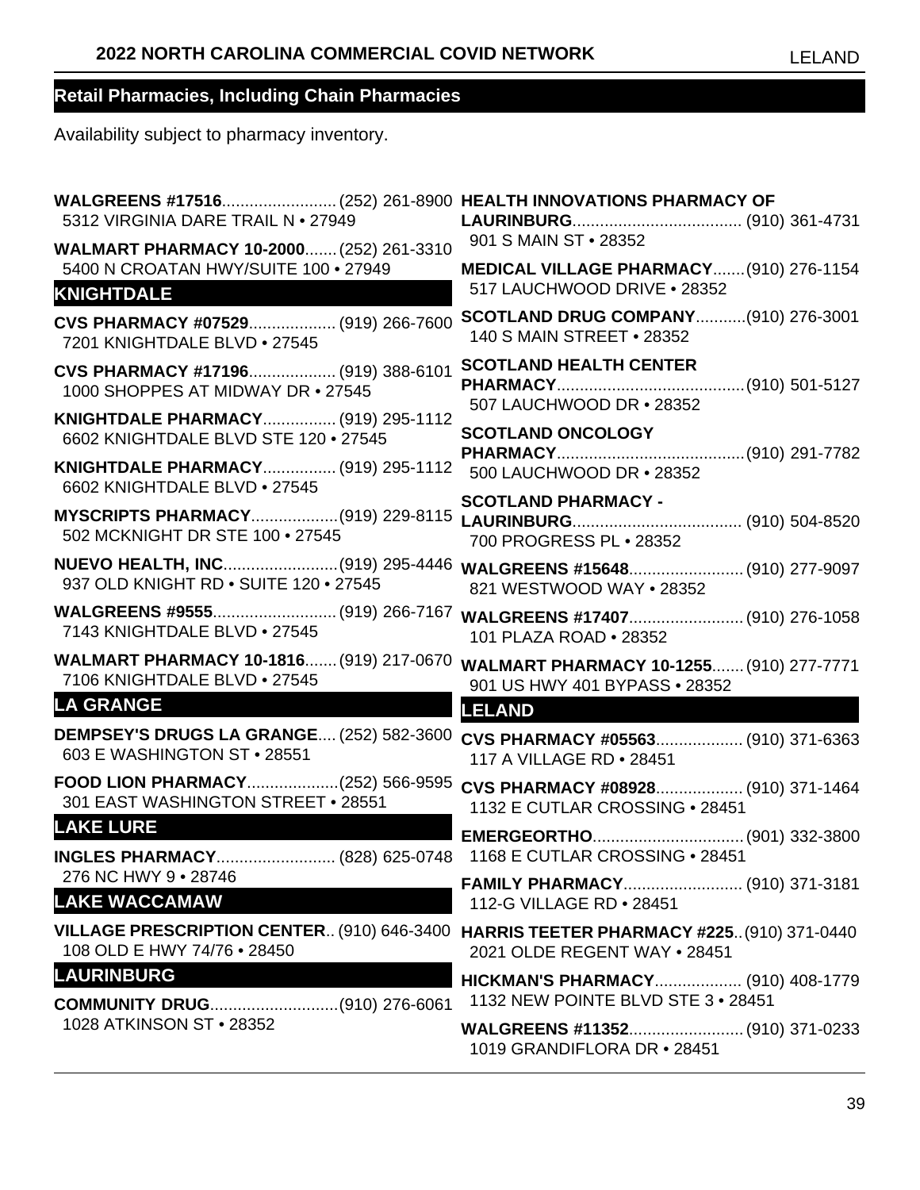## Retail Pharmacies, Including Chain Pharmacies

Availability subject to pharmacy inventory.

**WALGREENS #17516**......................... (252) 261-8900
5312 VIRGINIA DARE TRAIL N • 27949

**WALMART PHARMACY 10-2000**....... (252) 261-3310
5400 N CROATAN HWY/SUITE 100 • 27949

### KNIGHTDALE

**CVS PHARMACY #07529**................... (919) 266-7600
7201 KNIGHTDALE BLVD • 27545

**CVS PHARMACY #17196**................... (919) 388-6101
1000 SHOPPES AT MIDWAY DR • 27545

**KNIGHTDALE PHARMACY**................ (919) 295-1112
6602 KNIGHTDALE BLVD STE 120 • 27545

**KNIGHTDALE PHARMACY**................ (919) 295-1112
6602 KNIGHTDALE BLVD • 27545

**MYSCRIPTS PHARMACY**...................(919) 229-8115
502 MCKNIGHT DR STE 100 • 27545

**NUEVO HEALTH, INC**.........................(919) 295-4446
937 OLD KNIGHT RD • SUITE 120 • 27545

**WALGREENS #9555**........................... (919) 266-7167
7143 KNIGHTDALE BLVD • 27545

**WALMART PHARMACY 10-1816**....... (919) 217-0670
7106 KNIGHTDALE BLVD • 27545

### LA GRANGE

**DEMPSEY'S DRUGS LA GRANGE**.... (252) 582-3600
603 E WASHINGTON ST • 28551

**FOOD LION PHARMACY**....................(252) 566-9595
301 EAST WASHINGTON STREET • 28551

### LAKE LURE

**INGLES PHARMACY**.......................... (828) 625-0748
276 NC HWY 9 • 28746

### LAKE WACCAMAW

**VILLAGE PRESCRIPTION CENTER**.. (910) 646-3400
108 OLD E HWY 74/76 • 28450

### LAURINBURG

**COMMUNITY DRUG**............................(910) 276-6061
1028 ATKINSON ST • 28352

**HEALTH INNOVATIONS PHARMACY OF LAURINBURG**..................................... (910) 361-4731
901 S MAIN ST • 28352

**MEDICAL VILLAGE PHARMACY**.......(910) 276-1154
517 LAUCHWOOD DRIVE • 28352

**SCOTLAND DRUG COMPANY**...........(910) 276-3001
140 S MAIN STREET • 28352

**SCOTLAND HEALTH CENTER PHARMACY**.........................................(910) 501-5127
507 LAUCHWOOD DR • 28352

**SCOTLAND ONCOLOGY PHARMACY**.........................................(910) 291-7782
500 LAUCHWOOD DR • 28352

**SCOTLAND PHARMACY - LAURINBURG**..................................... (910) 504-8520
700 PROGRESS PL • 28352

**WALGREENS #15648**......................... (910) 277-9097
821 WESTWOOD WAY • 28352

**WALGREENS #17407**......................... (910) 276-1058
101 PLAZA ROAD • 28352

**WALMART PHARMACY 10-1255**....... (910) 277-7771
901 US HWY 401 BYPASS • 28352

### LELAND

**CVS PHARMACY #05563**................... (910) 371-6363
117 A VILLAGE RD • 28451

**CVS PHARMACY #08928**................... (910) 371-1464
1132 E CUTLAR CROSSING • 28451

**EMERGEORTHO**.................................(901) 332-3800
1168 E CUTLAR CROSSING • 28451

**FAMILY PHARMACY**.......................... (910) 371-3181
112-G VILLAGE RD • 28451

**HARRIS TEETER PHARMACY #225**..(910) 371-0440
2021 OLDE REGENT WAY • 28451

**HICKMAN'S PHARMACY**................... (910) 408-1779
1132 NEW POINTE BLVD STE 3 • 28451

**WALGREENS #11352**......................... (910) 371-0233
1019 GRANDIFLORA DR • 28451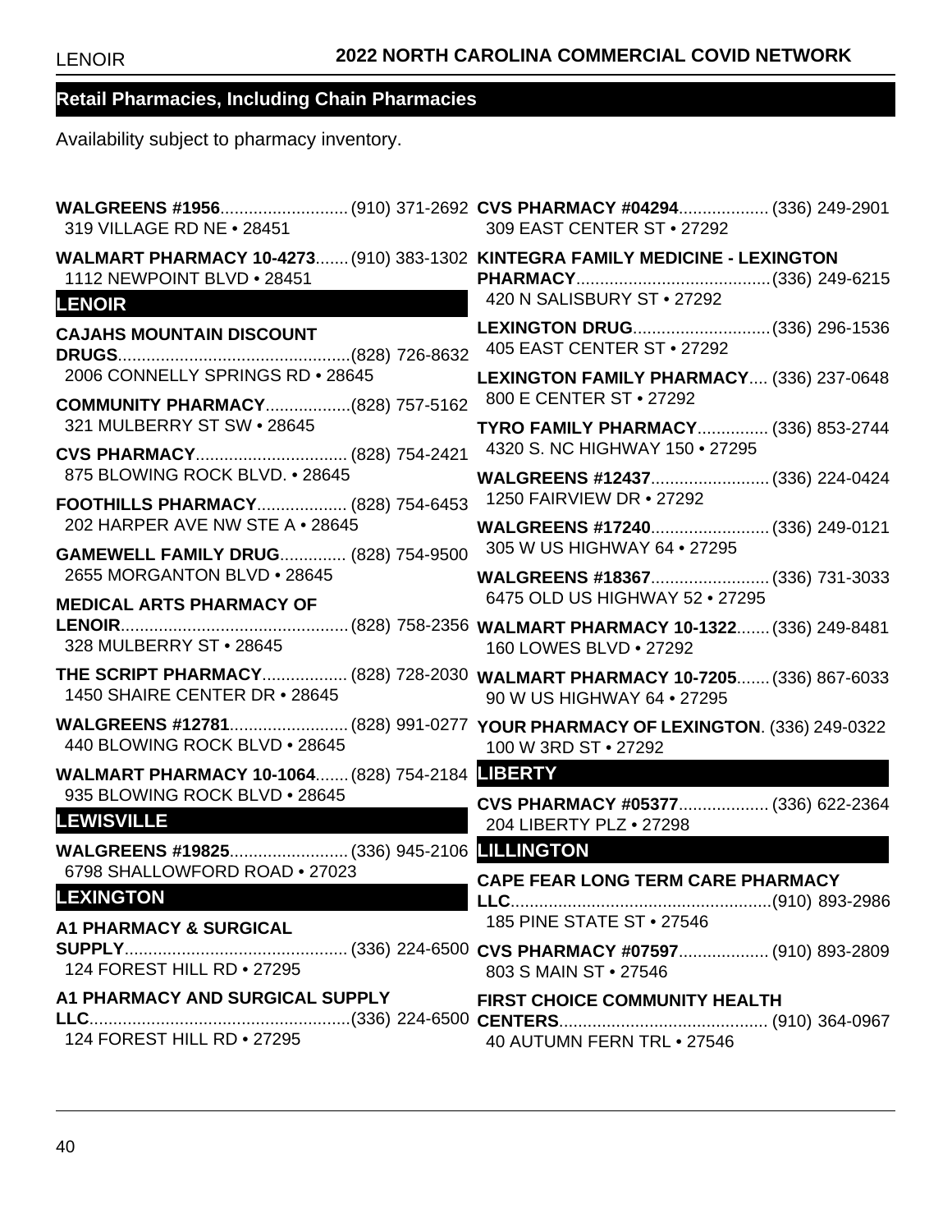## Retail Pharmacies, Including Chain Pharmacies

Availability subject to pharmacy inventory.

**WALGREENS #1956**........................... (910) 371-2692
319 VILLAGE RD NE • 28451

**WALMART PHARMACY 10-4273**....... (910) 383-1302
1112 NEWPOINT BLVD • 28451

### LENOIR

**CAJAHS MOUNTAIN DISCOUNT DRUGS**................................................. (828) 726-8632
2006 CONNELLY SPRINGS RD • 28645

**COMMUNITY PHARMACY**.................. (828) 757-5162
321 MULBERRY ST SW • 28645

**CVS PHARMACY**................................ (828) 754-2421
875 BLOWING ROCK BLVD. • 28645

**FOOTHILLS PHARMACY**................... (828) 754-6453
202 HARPER AVE NW STE A • 28645

**GAMEWELL FAMILY DRUG**.............. (828) 754-9500
2655 MORGANTON BLVD • 28645

**MEDICAL ARTS PHARMACY OF LENOIR**................................................ (828) 758-2356
328 MULBERRY ST • 28645

**THE SCRIPT PHARMACY**.................. (828) 728-2030
1450 SHAIRE CENTER DR • 28645

**WALGREENS #12781**......................... (828) 991-0277
440 BLOWING ROCK BLVD • 28645

**WALMART PHARMACY 10-1064**....... (828) 754-2184
935 BLOWING ROCK BLVD • 28645

### LEWISVILLE

**WALGREENS #19825**......................... (336) 945-2106
6798 SHALLOWFORD ROAD • 27023

### LEXINGTON

**A1 PHARMACY & SURGICAL SUPPLY**............................................... (336) 224-6500
124 FOREST HILL RD • 27295

**A1 PHARMACY AND SURGICAL SUPPLY LLC**....................................................... (336) 224-6500
124 FOREST HILL RD • 27295

**CVS PHARMACY #04294**................... (336) 249-2901
309 EAST CENTER ST • 27292

**KINTEGRA FAMILY MEDICINE - LEXINGTON PHARMACY**......................................... (336) 249-6215
420 N SALISBURY ST • 27292

**LEXINGTON DRUG**............................. (336) 296-1536
405 EAST CENTER ST • 27292

**LEXINGTON FAMILY PHARMACY**.... (336) 237-0648
800 E CENTER ST • 27292

**TYRO FAMILY PHARMACY**............... (336) 853-2744
4320 S. NC HIGHWAY 150 • 27295

**WALGREENS #12437**......................... (336) 224-0424
1250 FAIRVIEW DR • 27292

**WALGREENS #17240**......................... (336) 249-0121
305 W US HIGHWAY 64 • 27295

**WALGREENS #18367**......................... (336) 731-3033
6475 OLD US HIGHWAY 52 • 27295

**WALMART PHARMACY 10-1322**....... (336) 249-8481
160 LOWES BLVD • 27292

**WALMART PHARMACY 10-7205**....... (336) 867-6033
90 W US HIGHWAY 64 • 27295

**YOUR PHARMACY OF LEXINGTON**. (336) 249-0322
100 W 3RD ST • 27292

### LIBERTY

**CVS PHARMACY #05377**................... (336) 622-2364
204 LIBERTY PLZ • 27298

### LILLINGTON

**CAPE FEAR LONG TERM CARE PHARMACY LLC**....................................................... (910) 893-2986
185 PINE STATE ST • 27546

**CVS PHARMACY #07597**................... (910) 893-2809
803 S MAIN ST • 27546

**FIRST CHOICE COMMUNITY HEALTH CENTERS**........................................... (910) 364-0967
40 AUTUMN FERN TRL • 27546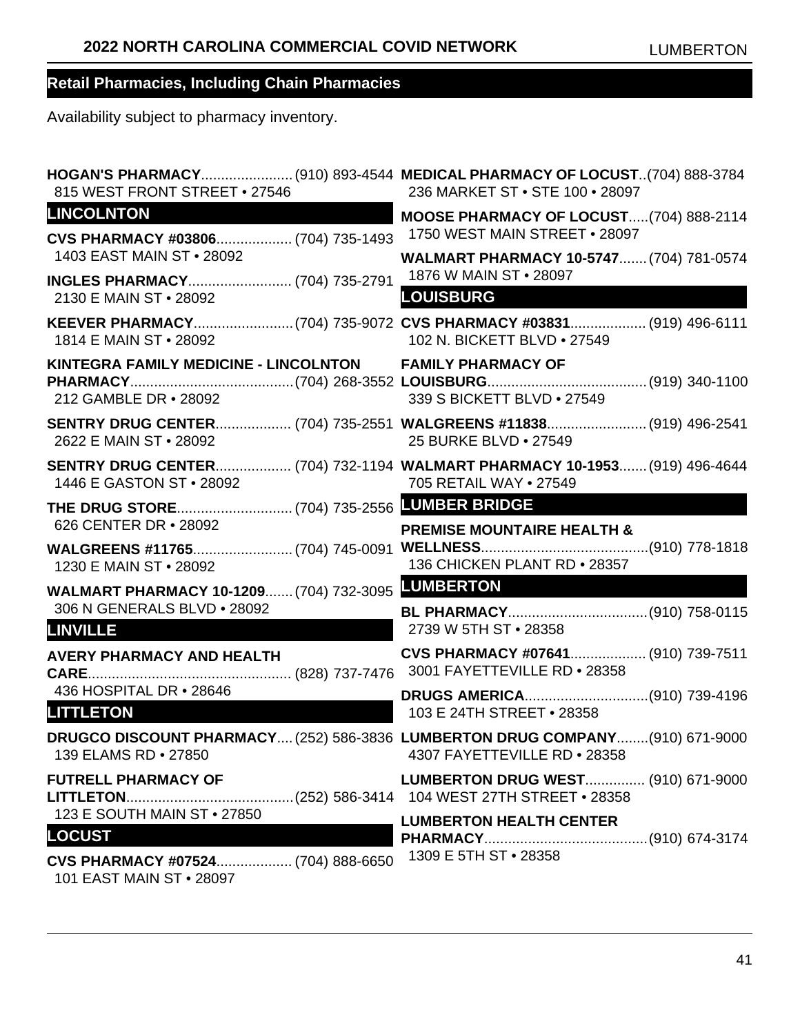## Retail Pharmacies, Including Chain Pharmacies

Availability subject to pharmacy inventory.

**HOGAN'S PHARMACY**....................... (910) 893-4544
815 WEST FRONT STREET • 27546

### LINCOLNTON

**CVS PHARMACY #03806**................... (704) 735-1493
1403 EAST MAIN ST • 28092

**INGLES PHARMACY**.......................... (704) 735-2791
2130 E MAIN ST • 28092

**KEEVER PHARMACY**.........................(704) 735-9072
1814 E MAIN ST • 28092

**KINTEGRA FAMILY MEDICINE - LINCOLNTON PHARMACY**.........................................(704) 268-3552
212 GAMBLE DR • 28092

**SENTRY DRUG CENTER**................... (704) 735-2551
2622 E MAIN ST • 28092

**SENTRY DRUG CENTER**................... (704) 732-1194
1446 E GASTON ST • 28092

**THE DRUG STORE**............................. (704) 735-2556
626 CENTER DR • 28092

**WALGREENS #11765**......................... (704) 745-0091
1230 E MAIN ST • 28092

**WALMART PHARMACY 10-1209**....... (704) 732-3095
306 N GENERALS BLVD • 28092

### LINVILLE

**AVERY PHARMACY AND HEALTH CARE**................................................... (828) 737-7476
436 HOSPITAL DR • 28646

### LITTLETON

**DRUGCO DISCOUNT PHARMACY**.... (252) 586-3836
139 ELAMS RD • 27850

**FUTRELL PHARMACY OF LITTLETON**..........................................(252) 586-3414
123 E SOUTH MAIN ST • 27850

### LOCUST

**CVS PHARMACY #07524**................... (704) 888-6650
101 EAST MAIN ST • 28097

**MEDICAL PHARMACY OF LOCUST**..(704) 888-3784
236 MARKET ST • STE 100 • 28097

**MOOSE PHARMACY OF LOCUST**.....(704) 888-2114
1750 WEST MAIN STREET • 28097

**WALMART PHARMACY 10-5747**....... (704) 781-0574
1876 W MAIN ST • 28097

### LOUISBURG

**CVS PHARMACY #03831**................... (919) 496-6111
102 N. BICKETT BLVD • 27549

**FAMILY PHARMACY OF LOUISBURG**........................................(919) 340-1100
339 S BICKETT BLVD • 27549

**WALGREENS #11838**......................... (919) 496-2541
25 BURKE BLVD • 27549

**WALMART PHARMACY 10-1953**....... (919) 496-4644
705 RETAIL WAY • 27549

### LUMBER BRIDGE

**PREMISE MOUNTAIRE HEALTH & WELLNESS**..........................................(910) 778-1818
136 CHICKEN PLANT RD • 28357

### LUMBERTON

**BL PHARMACY**...................................(910) 758-0115
2739 W 5TH ST • 28358

**CVS PHARMACY #07641**................... (910) 739-7511
3001 FAYETTEVILLE RD • 28358

**DRUGS AMERICA**...............................(910) 739-4196
103 E 24TH STREET • 28358

**LUMBERTON DRUG COMPANY**........(910) 671-9000
4307 FAYETTEVILLE RD • 28358

**LUMBERTON DRUG WEST**............... (910) 671-9000
104 WEST 27TH STREET • 28358

**LUMBERTON HEALTH CENTER PHARMACY**.........................................(910) 674-3174
1309 E 5TH ST • 28358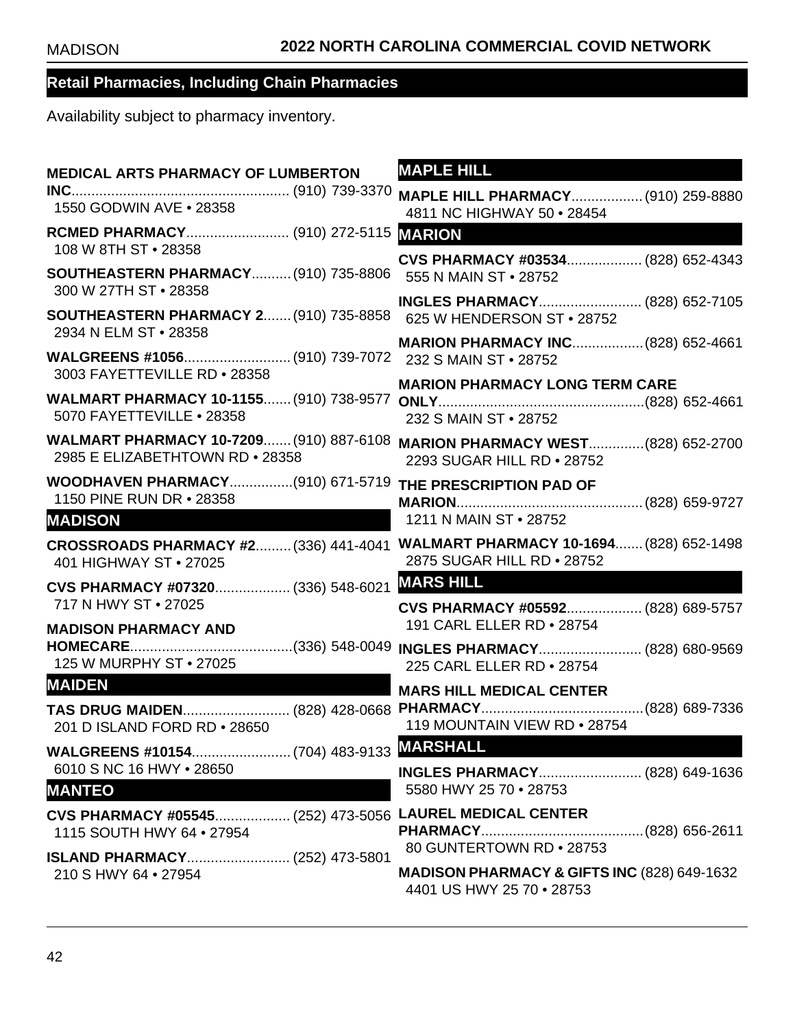## Retail Pharmacies, Including Chain Pharmacies

Availability subject to pharmacy inventory.

**MEDICAL ARTS PHARMACY OF LUMBERTON INC**....................................................... (910) 739-3370
1550 GODWIN AVE • 28358

**RCMED PHARMACY**.......................... (910) 272-5115
108 W 8TH ST • 28358

**SOUTHEASTERN PHARMACY**.......... (910) 735-8806
300 W 27TH ST • 28358

**SOUTHEASTERN PHARMACY 2**....... (910) 735-8858
2934 N ELM ST • 28358

**WALGREENS #1056**........................... (910) 739-7072
3003 FAYETTEVILLE RD • 28358

**WALMART PHARMACY 10-1155**....... (910) 738-9577
5070 FAYETTEVILLE • 28358

**WALMART PHARMACY 10-7209**....... (910) 887-6108
2985 E ELIZABETHTOWN RD • 28358

**WOODHAVEN PHARMACY**................(910) 671-5719
1150 PINE RUN DR • 28358

### MADISON

**CROSSROADS PHARMACY #2**......... (336) 441-4041
401 HIGHWAY ST • 27025

**CVS PHARMACY #07320**................... (336) 548-6021
717 N HWY ST • 27025

**MADISON PHARMACY AND HOMECARE**.........................................(336) 548-0049
125 W MURPHY ST • 27025

### MAIDEN

**TAS DRUG MAIDEN**........................... (828) 428-0668
201 D ISLAND FORD RD • 28650

**WALGREENS #10154**......................... (704) 483-9133
6010 S NC 16 HWY • 28650

### MANTEO

**CVS PHARMACY #05545**................... (252) 473-5056
1115 SOUTH HWY 64 • 27954

**ISLAND PHARMACY**.......................... (252) 473-5801
210 S HWY 64 • 27954

### MAPLE HILL

**MAPLE HILL PHARMACY**.................. (910) 259-8880
4811 NC HIGHWAY 50 • 28454

### MARION

**CVS PHARMACY #03534**................... (828) 652-4343
555 N MAIN ST • 28752

**INGLES PHARMACY**.......................... (828) 652-7105
625 W HENDERSON ST • 28752

**MARION PHARMACY INC**..................(828) 652-4661
232 S MAIN ST • 28752

**MARION PHARMACY LONG TERM CARE ONLY**....................................................(828) 652-4661
232 S MAIN ST • 28752

**MARION PHARMACY WEST**..............(828) 652-2700
2293 SUGAR HILL RD • 28752

**THE PRESCRIPTION PAD OF MARION**............................................... (828) 659-9727
1211 N MAIN ST • 28752

**WALMART PHARMACY 10-1694**....... (828) 652-1498
2875 SUGAR HILL RD • 28752

### MARS HILL

**CVS PHARMACY #05592**................... (828) 689-5757
191 CARL ELLER RD • 28754

**INGLES PHARMACY**.......................... (828) 680-9569
225 CARL ELLER RD • 28754

**MARS HILL MEDICAL CENTER PHARMACY**.........................................(828) 689-7336
119 MOUNTAIN VIEW RD • 28754

### MARSHALL

**INGLES PHARMACY**.......................... (828) 649-1636
5580 HWY 25 70 • 28753

**LAUREL MEDICAL CENTER PHARMACY**.........................................(828) 656-2611
80 GUNTERTOWN RD • 28753

**MADISON PHARMACY & GIFTS INC** (828) 649-1632
4401 US HWY 25 70 • 28753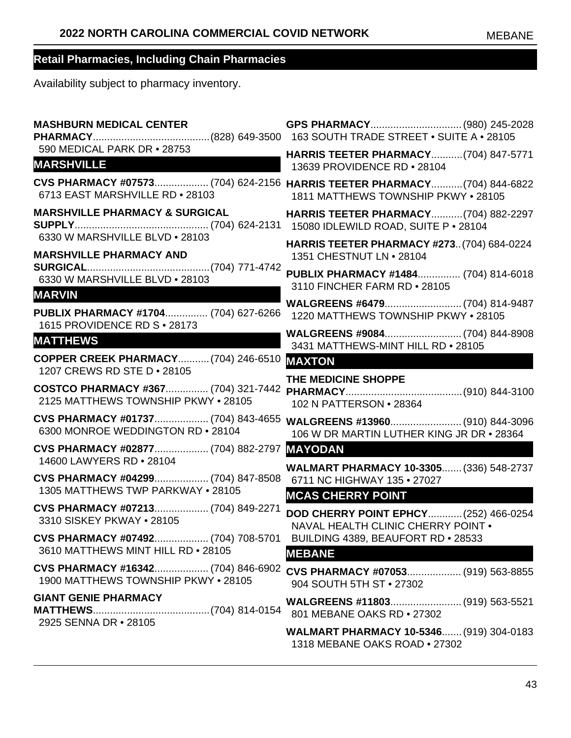## Retail Pharmacies, Including Chain Pharmacies

Availability subject to pharmacy inventory.

**MASHBURN MEDICAL CENTER PHARMACY**.........................................(828) 649-3500
590 MEDICAL PARK DR • 28753

### MARSHVILLE

**CVS PHARMACY #07573**.................. (704) 624-2156
6713 EAST MARSHVILLE RD • 28103

**MARSHVILLE PHARMACY & SURGICAL SUPPLY**............................................... (704) 624-2131
6330 W MARSHVILLE BLVD • 28103

**MARSHVILLE PHARMACY AND SURGICAL**...........................................(704) 771-4742
6330 W MARSHVILLE BLVD • 28103

### MARVIN

**PUBLIX PHARMACY #1704**............... (704) 627-6266
1615 PROVIDENCE RD S • 28173

### MATTHEWS

**COPPER CREEK PHARMACY**...........(704) 246-6510
1207 CREWS RD STE D • 28105

**COSTCO PHARMACY #367**............... (704) 321-7442
2125 MATTHEWS TOWNSHIP PKWY • 28105

**CVS PHARMACY #01737**.................. (704) 843-4655
6300 MONROE WEDDINGTON RD • 28104

**CVS PHARMACY #02877**.................. (704) 882-2797
14600 LAWYERS RD • 28104

**CVS PHARMACY #04299**.................. (704) 847-8508
1305 MATTHEWS TWP PARKWAY • 28105

**CVS PHARMACY #07213**.................. (704) 849-2271
3310 SISKEY PKWAY • 28105

**CVS PHARMACY #07492**.................. (704) 708-5701
3610 MATTHEWS MINT HILL RD • 28105

**CVS PHARMACY #16342**.................. (704) 846-6902
1900 MATTHEWS TOWNSHIP PKWY • 28105

**GIANT GENIE PHARMACY MATTHEWS**.........................................(704) 814-0154
2925 SENNA DR • 28105

**GPS PHARMACY**................................(980) 245-2028
163 SOUTH TRADE STREET • SUITE A • 28105

**HARRIS TEETER PHARMACY**...........(704) 847-5771
13639 PROVIDENCE RD • 28104

**HARRIS TEETER PHARMACY**...........(704) 844-6822
1811 MATTHEWS TOWNSHIP PKWY • 28105

**HARRIS TEETER PHARMACY**...........(704) 882-2297
15080 IDLEWILD ROAD, SUITE P • 28104

**HARRIS TEETER PHARMACY #273**..(704) 684-0224
1351 CHESTNUT LN • 28104

**PUBLIX PHARMACY #1484**............... (704) 814-6018
3110 FINCHER FARM RD • 28105

**WALGREENS #6479**...........................(704) 814-9487
1220 MATTHEWS TOWNSHIP PKWY • 28105

**WALGREENS #9084**...........................(704) 844-8908
3431 MATTHEWS-MINT HILL RD • 28105

### MAXTON

**THE MEDICINE SHOPPE PHARMACY**.........................................(910) 844-3100
102 N PATTERSON • 28364

**WALGREENS #13960**.........................(910) 844-3096
106 W DR MARTIN LUTHER KING JR DR • 28364

### MAYODAN

**WALMART PHARMACY 10-3305**.......(336) 548-2737
6711 NC HIGHWAY 135 • 27027

### MCAS CHERRY POINT

**DOD CHERRY POINT EPHCY**............(252) 466-0254
NAVAL HEALTH CLINIC CHERRY POINT • BUILDING 4389, BEAUFORT RD • 28533

### MEBANE

**CVS PHARMACY #07053**.................. (919) 563-8855
904 SOUTH 5TH ST • 27302

**WALGREENS #11803**.........................(919) 563-5521
801 MEBANE OAKS RD • 27302

**WALMART PHARMACY 10-5346**.......(919) 304-0183
1318 MEBANE OAKS ROAD • 27302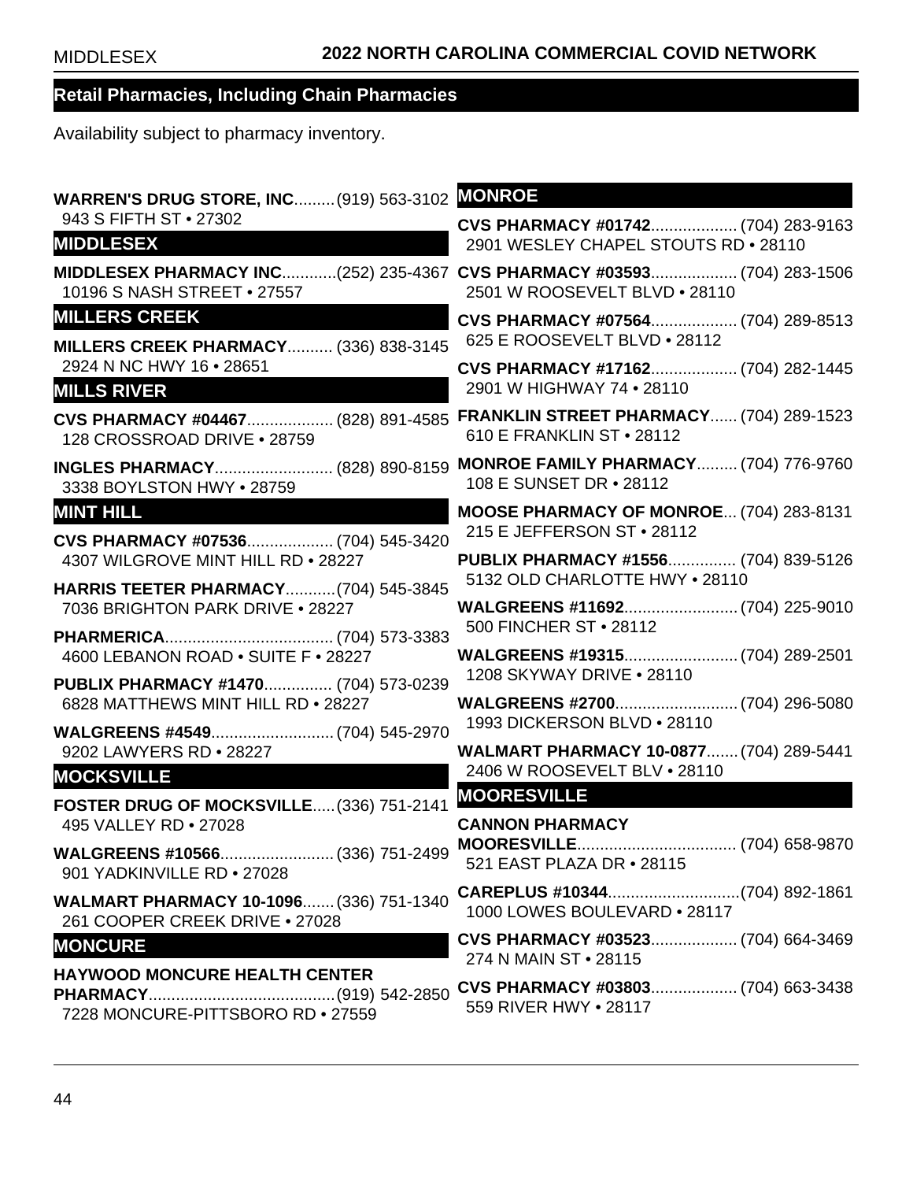## Retail Pharmacies, Including Chain Pharmacies

Availability subject to pharmacy inventory.

**WARREN'S DRUG STORE, INC**......... (919) 563-3102
943 S FIFTH ST • 27302

### MIDDLESEX

**MIDDLESEX PHARMACY INC**............ (252) 235-4367
10196 S NASH STREET • 27557

### MILLERS CREEK

**MILLERS CREEK PHARMACY**.......... (336) 838-3145
2924 N NC HWY 16 • 28651

### MILLS RIVER

**CVS PHARMACY #04467**................... (828) 891-4585
128 CROSSROAD DRIVE • 28759

**INGLES PHARMACY**.......................... (828) 890-8159
3338 BOYLSTON HWY • 28759

### MINT HILL

**CVS PHARMACY #07536**................... (704) 545-3420
4307 WILGROVE MINT HILL RD • 28227

**HARRIS TEETER PHARMACY**........... (704) 545-3845
7036 BRIGHTON PARK DRIVE • 28227

**PHARMERICA**..................................... (704) 573-3383
4600 LEBANON ROAD • SUITE F • 28227

**PUBLIX PHARMACY #1470**............... (704) 573-0239
6828 MATTHEWS MINT HILL RD • 28227

**WALGREENS #4549**........................... (704) 545-2970
9202 LAWYERS RD • 28227

### MOCKSVILLE

**FOSTER DRUG OF MOCKSVILLE**..... (336) 751-2141
495 VALLEY RD • 27028

**WALGREENS #10566**......................... (336) 751-2499
901 YADKINVILLE RD • 27028

**WALMART PHARMACY 10-1096**....... (336) 751-1340
261 COOPER CREEK DRIVE • 27028

### MONCURE

**HAYWOOD MONCURE HEALTH CENTER PHARMACY**......................................... (919) 542-2850
7228 MONCURE-PITTSBORO RD • 27559

### MONROE

**CVS PHARMACY #01742**................... (704) 283-9163
2901 WESLEY CHAPEL STOUTS RD • 28110

**CVS PHARMACY #03593**................... (704) 283-1506
2501 W ROOSEVELT BLVD • 28110

**CVS PHARMACY #07564**................... (704) 289-8513
625 E ROOSEVELT BLVD • 28112

**CVS PHARMACY #17162**................... (704) 282-1445
2901 W HIGHWAY 74 • 28110

**FRANKLIN STREET PHARMACY**...... (704) 289-1523
610 E FRANKLIN ST • 28112

**MONROE FAMILY PHARMACY**......... (704) 776-9760
108 E SUNSET DR • 28112

**MOOSE PHARMACY OF MONROE**... (704) 283-8131
215 E JEFFERSON ST • 28112

**PUBLIX PHARMACY #1556**............... (704) 839-5126
5132 OLD CHARLOTTE HWY • 28110

**WALGREENS #11692**......................... (704) 225-9010
500 FINCHER ST • 28112

**WALGREENS #19315**......................... (704) 289-2501
1208 SKYWAY DRIVE • 28110

**WALGREENS #2700**........................... (704) 296-5080
1993 DICKERSON BLVD • 28110

**WALMART PHARMACY 10-0877**....... (704) 289-5441
2406 W ROOSEVELT BLV • 28110

### MOORESVILLE

**CANNON PHARMACY MOORESVILLE**.................................. (704) 658-9870
521 EAST PLAZA DR • 28115

**CAREPLUS #10344**............................. (704) 892-1861
1000 LOWES BOULEVARD • 28117

**CVS PHARMACY #03523**................... (704) 664-3469
274 N MAIN ST • 28115

**CVS PHARMACY #03803**................... (704) 663-3438
559 RIVER HWY • 28117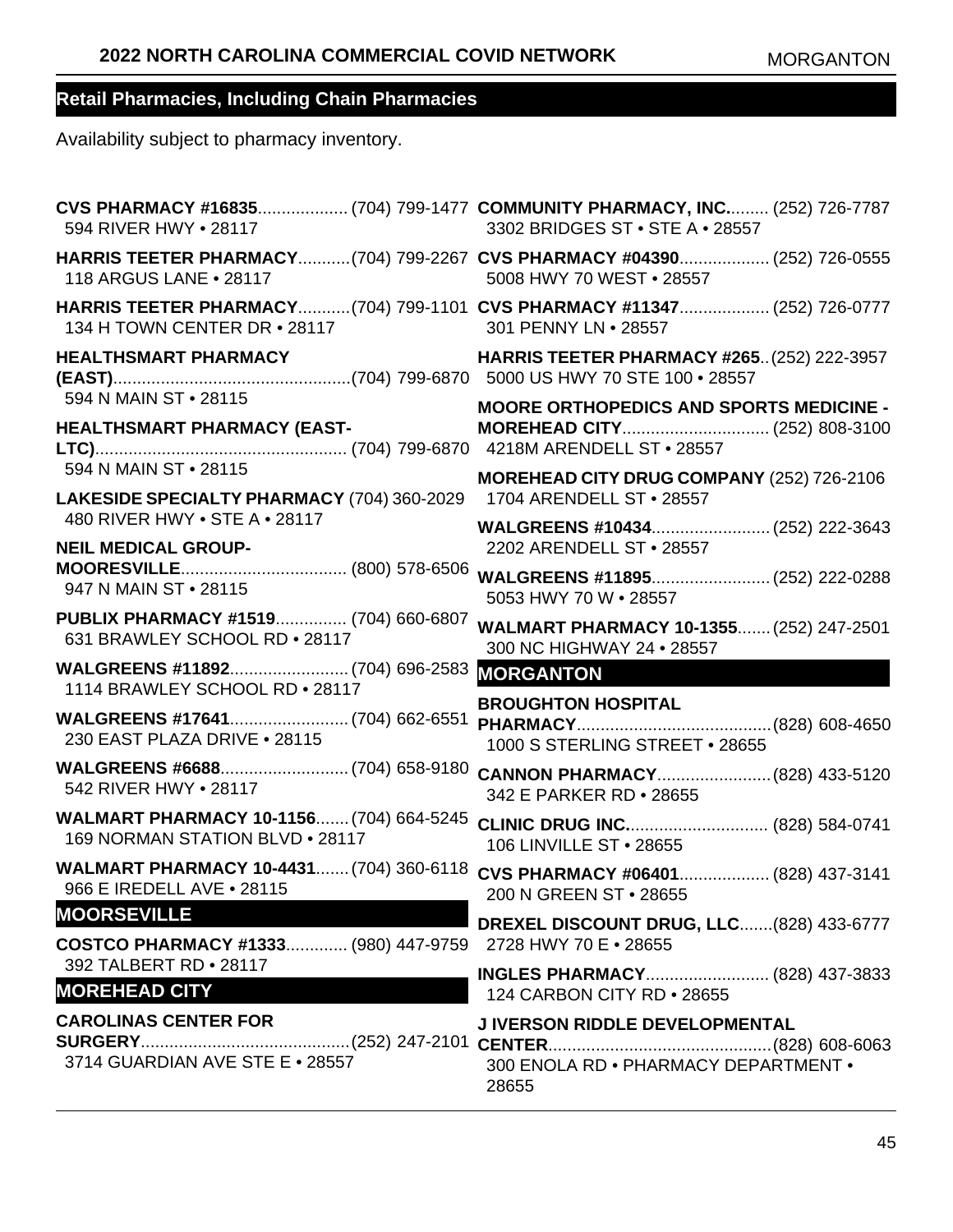## Retail Pharmacies, Including Chain Pharmacies

Availability subject to pharmacy inventory.

**CVS PHARMACY #16835**.................. (704) 799-1477
594 RIVER HWY • 28117

**HARRIS TEETER PHARMACY**...........(704) 799-2267
118 ARGUS LANE • 28117

**HARRIS TEETER PHARMACY**...........(704) 799-1101
134 H TOWN CENTER DR • 28117

**HEALTHSMART PHARMACY (EAST)**..................................................(704) 799-6870
594 N MAIN ST • 28115

**HEALTHSMART PHARMACY (EAST-LTC)**..................................................... (704) 799-6870
594 N MAIN ST • 28115

**LAKESIDE SPECIALTY PHARMACY** (704) 360-2029
480 RIVER HWY • STE A • 28117

**NEIL MEDICAL GROUP-MOORESVILLE**................................... (800) 578-6506
947 N MAIN ST • 28115

**PUBLIX PHARMACY #1519**............... (704) 660-6807
631 BRAWLEY SCHOOL RD • 28117

**WALGREENS #11892**......................... (704) 696-2583
1114 BRAWLEY SCHOOL RD • 28117

**WALGREENS #17641**......................... (704) 662-6551
230 EAST PLAZA DRIVE • 28115

**WALGREENS #6688**........................... (704) 658-9180
542 RIVER HWY • 28117

**WALMART PHARMACY 10-1156**....... (704) 664-5245
169 NORMAN STATION BLVD • 28117

**WALMART PHARMACY 10-4431**....... (704) 360-6118
966 E IREDELL AVE • 28115

### MOORSEVILLE

**COSTCO PHARMACY #1333**............. (980) 447-9759
392 TALBERT RD • 28117

### MOREHEAD CITY

**CAROLINAS CENTER FOR SURGERY**............................................(252) 247-2101
3714 GUARDIAN AVE STE E • 28557

**COMMUNITY PHARMACY, INC.**......... (252) 726-7787
3302 BRIDGES ST • STE A • 28557

**CVS PHARMACY #04390**................... (252) 726-0555
5008 HWY 70 WEST • 28557

**CVS PHARMACY #11347**................... (252) 726-0777
301 PENNY LN • 28557

**HARRIS TEETER PHARMACY #265**.. (252) 222-3957
5000 US HWY 70 STE 100 • 28557

**MOORE ORTHOPEDICS AND SPORTS MEDICINE - MOREHEAD CITY**............................... (252) 808-3100
4218M ARENDELL ST • 28557

**MOREHEAD CITY DRUG COMPANY** (252) 726-2106
1704 ARENDELL ST • 28557

**WALGREENS #10434**......................... (252) 222-3643
2202 ARENDELL ST • 28557

**WALGREENS #11895**......................... (252) 222-0288
5053 HWY 70 W • 28557

**WALMART PHARMACY 10-1355**....... (252) 247-2501
300 NC HIGHWAY 24 • 28557

### MORGANTON

**BROUGHTON HOSPITAL PHARMACY**.........................................(828) 608-4650
1000 S STERLING STREET • 28655

**CANNON PHARMACY**........................(828) 433-5120
342 E PARKER RD • 28655

**CLINIC DRUG INC.**............................. (828) 584-0741
106 LINVILLE ST • 28655

**CVS PHARMACY #06401**................... (828) 437-3141
200 N GREEN ST • 28655

**DREXEL DISCOUNT DRUG, LLC**.......(828) 433-6777
2728 HWY 70 E • 28655

**INGLES PHARMACY**.......................... (828) 437-3833
124 CARBON CITY RD • 28655

**J IVERSON RIDDLE DEVELOPMENTAL CENTER**...............................................(828) 608-6063
300 ENOLA RD • PHARMACY DEPARTMENT • 28655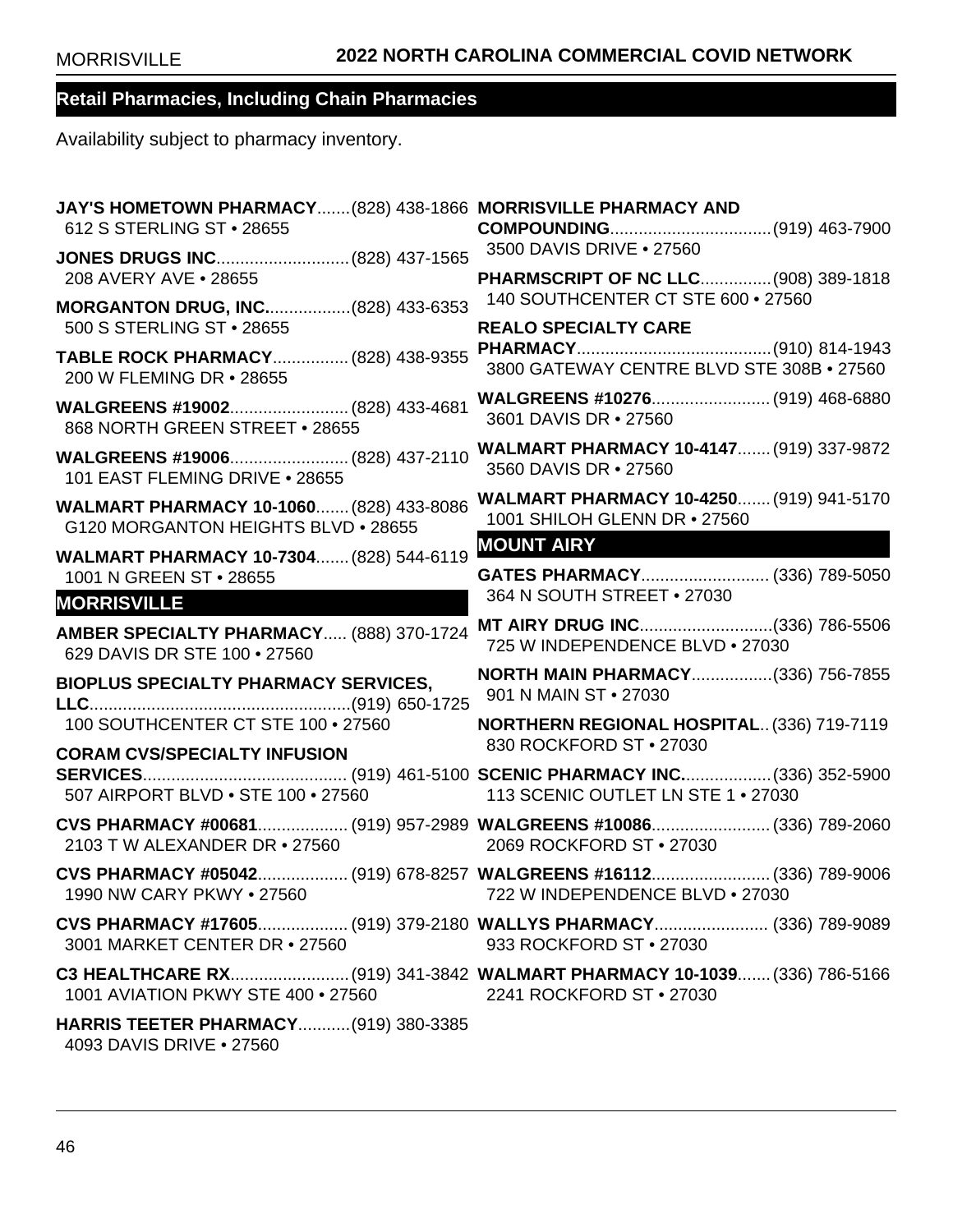## Retail Pharmacies, Including Chain Pharmacies

Availability subject to pharmacy inventory.

**JAY'S HOMETOWN PHARMACY**.......(828) 438-1866
612 S STERLING ST • 28655

**JONES DRUGS INC**............................(828) 437-1565
208 AVERY AVE • 28655

**MORGANTON DRUG, INC.**.................(828) 433-6353
500 S STERLING ST • 28655

**TABLE ROCK PHARMACY**................ (828) 438-9355
200 W FLEMING DR • 28655

**WALGREENS #19002**......................... (828) 433-4681
868 NORTH GREEN STREET • 28655

**WALGREENS #19006**......................... (828) 437-2110
101 EAST FLEMING DRIVE • 28655

**WALMART PHARMACY 10-1060**....... (828) 433-8086
G120 MORGANTON HEIGHTS BLVD • 28655

**WALMART PHARMACY 10-7304**....... (828) 544-6119
1001 N GREEN ST • 28655

### MORRISVILLE

**AMBER SPECIALTY PHARMACY**..... (888) 370-1724
629 DAVIS DR STE 100 • 27560

**BIOPLUS SPECIALTY PHARMACY SERVICES, LLC**........................................................(919) 650-1725
100 SOUTHCENTER CT STE 100 • 27560

**CORAM CVS/SPECIALTY INFUSION SERVICES**........................................... (919) 461-5100
507 AIRPORT BLVD • STE 100 • 27560

**CVS PHARMACY #00681**................... (919) 957-2989
2103 T W ALEXANDER DR • 27560

**CVS PHARMACY #05042**................... (919) 678-8257
1990 NW CARY PKWY • 27560

**CVS PHARMACY #17605**................... (919) 379-2180
3001 MARKET CENTER DR • 27560

**C3 HEALTHCARE RX**.........................(919) 341-3842
1001 AVIATION PKWY STE 400 • 27560

**HARRIS TEETER PHARMACY**...........(919) 380-3385
4093 DAVIS DRIVE • 27560

**MORRISVILLE PHARMACY AND COMPOUNDING**..................................(919) 463-7900
3500 DAVIS DRIVE • 27560

**PHARMSCRIPT OF NC LLC**...............(908) 389-1818
140 SOUTHCENTER CT STE 600 • 27560

**REALO SPECIALTY CARE PHARMACY**.........................................(910) 814-1943
3800 GATEWAY CENTRE BLVD STE 308B • 27560

**WALGREENS #10276**......................... (919) 468-6880
3601 DAVIS DR • 27560

**WALMART PHARMACY 10-4147**....... (919) 337-9872
3560 DAVIS DR • 27560

**WALMART PHARMACY 10-4250**....... (919) 941-5170
1001 SHILOH GLENN DR • 27560

### MOUNT AIRY

**GATES PHARMACY**........................... (336) 789-5050
364 N SOUTH STREET • 27030

**MT AIRY DRUG INC**............................(336) 786-5506
725 W INDEPENDENCE BLVD • 27030

**NORTH MAIN PHARMACY**.................(336) 756-7855
901 N MAIN ST • 27030

**NORTHERN REGIONAL HOSPITAL**.. (336) 719-7119
830 ROCKFORD ST • 27030

**SCENIC PHARMACY INC.**..................(336) 352-5900
113 SCENIC OUTLET LN STE 1 • 27030

**WALGREENS #10086**......................... (336) 789-2060
2069 ROCKFORD ST • 27030

**WALGREENS #16112**......................... (336) 789-9006
722 W INDEPENDENCE BLVD • 27030

**WALLYS PHARMACY**........................ (336) 789-9089
933 ROCKFORD ST • 27030

**WALMART PHARMACY 10-1039**....... (336) 786-5166
2241 ROCKFORD ST • 27030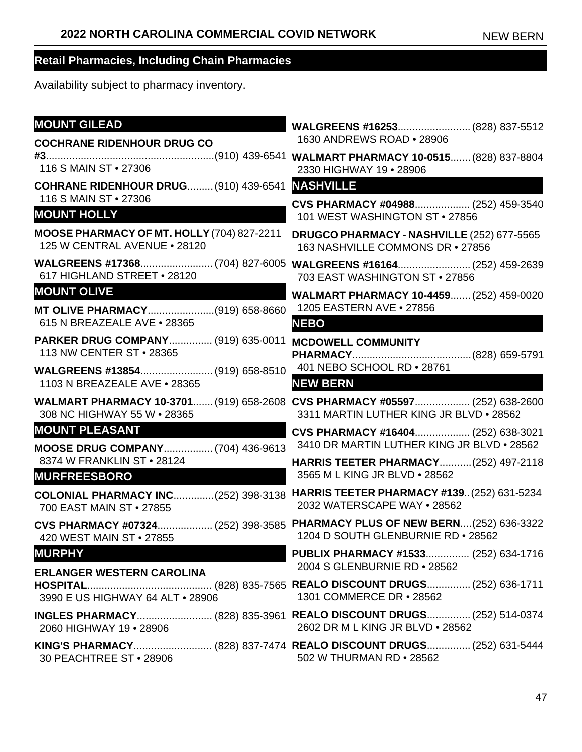## Retail Pharmacies, Including Chain Pharmacies

Availability subject to pharmacy inventory.

### MOUNT GILEAD

**COCHRANE RIDENHOUR DRUG CO #3**.......................................................(910) 439-6541
116 S MAIN ST • 27306

**COHRANE RIDENHOUR DRUG**.........(910) 439-6541
116 S MAIN ST • 27306

### MOUNT HOLLY

**MOOSE PHARMACY OF MT. HOLLY** (704) 827-2211
125 W CENTRAL AVENUE • 28120

**WALGREENS #17368**......................... (704) 827-6005
617 HIGHLAND STREET • 28120

### MOUNT OLIVE

**MT OLIVE PHARMACY**.......................(919) 658-8660
615 N BREAZEALE AVE • 28365

**PARKER DRUG COMPANY**............... (919) 635-0011
113 NW CENTER ST • 28365

**WALGREENS #13854**......................... (919) 658-8510
1103 N BREAZEALE AVE • 28365

**WALMART PHARMACY 10-3701**....... (919) 658-2608
308 NC HIGHWAY 55 W • 28365

### MOUNT PLEASANT

**MOOSE DRUG COMPANY**................. (704) 436-9613
8374 W FRANKLIN ST • 28124

### MURFREESBORO

**COLONIAL PHARMACY INC**..............(252) 398-3138
700 EAST MAIN ST • 27855

**CVS PHARMACY #07324**................... (252) 398-3585
420 WEST MAIN ST • 27855

### MURPHY

**ERLANGER WESTERN CAROLINA HOSPITAL**........................................... (828) 835-7565
3990 E US HIGHWAY 64 ALT • 28906

**INGLES PHARMACY**.......................... (828) 835-3961
2060 HIGHWAY 19 • 28906

**KING'S PHARMACY**........................... (828) 837-7474
30 PEACHTREE ST • 28906

**WALGREENS #16253**......................... (828) 837-5512
1630 ANDREWS ROAD • 28906

**WALMART PHARMACY 10-0515**....... (828) 837-8804
2330 HIGHWAY 19 • 28906

### NASHVILLE

**CVS PHARMACY #04988**................... (252) 459-3540
101 WEST WASHINGTON ST • 27856

**DRUGCO PHARMACY - NASHVILLE** (252) 677-5565
163 NASHVILLE COMMONS DR • 27856

**WALGREENS #16164**......................... (252) 459-2639
703 EAST WASHINGTON ST • 27856

**WALMART PHARMACY 10-4459**....... (252) 459-0020
1205 EASTERN AVE • 27856

### NEBO

**MCDOWELL COMMUNITY PHARMACY**.........................................(828) 659-5791
401 NEBO SCHOOL RD • 28761

### NEW BERN

**CVS PHARMACY #05597**................... (252) 638-2600
3311 MARTIN LUTHER KING JR BLVD • 28562

**CVS PHARMACY #16404**................... (252) 638-3021
3410 DR MARTIN LUTHER KING JR BLVD • 28562

**HARRIS TEETER PHARMACY**...........(252) 497-2118
3565 M L KING JR BLVD • 28562

**HARRIS TEETER PHARMACY #139**..(252) 631-5234
2032 WATERSCAPE WAY • 28562

**PHARMACY PLUS OF NEW BERN**....(252) 636-3322
1204 D SOUTH GLENBURNIE RD • 28562

**PUBLIX PHARMACY #1533**............... (252) 634-1716
2004 S GLENBURNIE RD • 28562

**REALO DISCOUNT DRUGS**............... (252) 636-1711
1301 COMMERCE DR • 28562

**REALO DISCOUNT DRUGS**............... (252) 514-0374
2602 DR M L KING JR BLVD • 28562

**REALO DISCOUNT DRUGS**............... (252) 631-5444
502 W THURMAN RD • 28562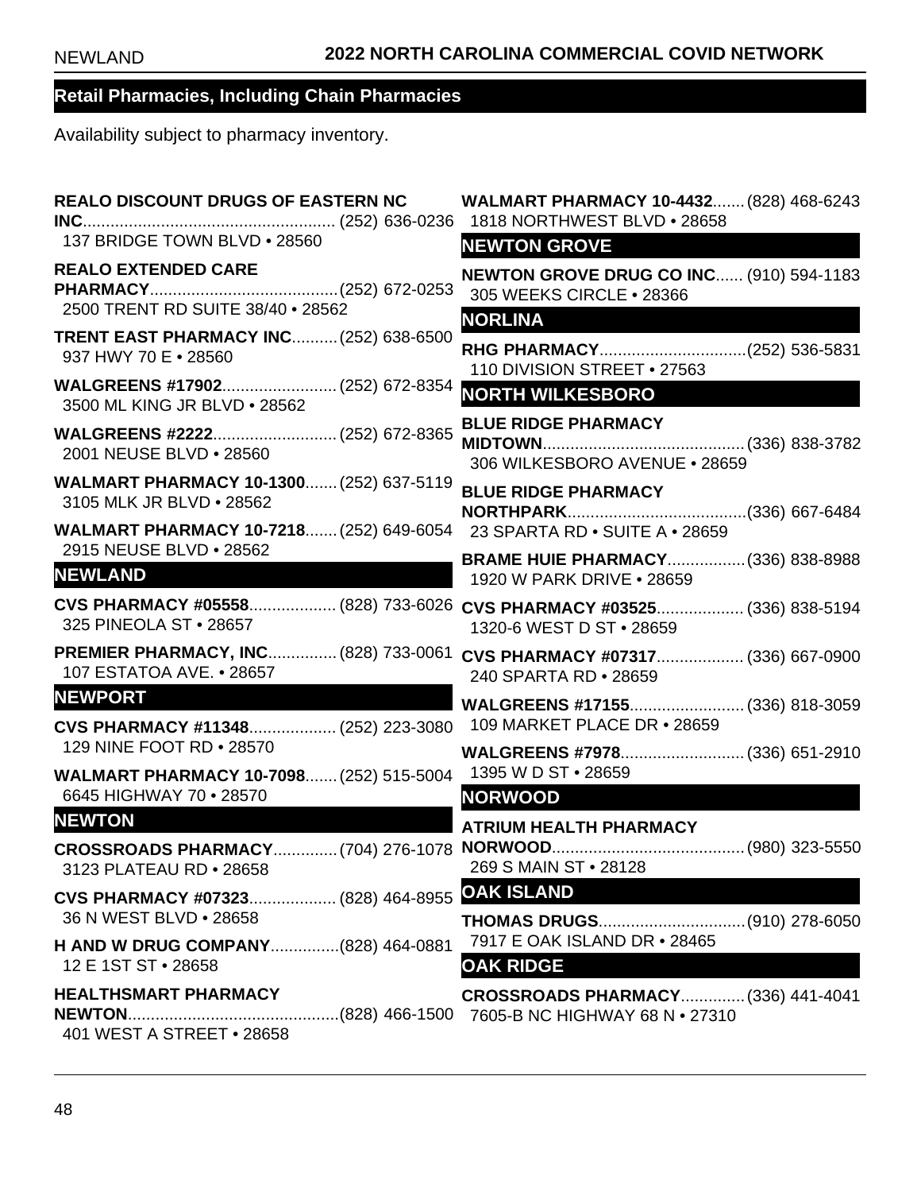## Retail Pharmacies, Including Chain Pharmacies

Availability subject to pharmacy inventory.

**REALO DISCOUNT DRUGS OF EASTERN NC INC**....................................................... (252) 636-0236
137 BRIDGE TOWN BLVD • 28560

**REALO EXTENDED CARE PHARMACY**..........................................(252) 672-0253
2500 TRENT RD SUITE 38/40 • 28562

**TRENT EAST PHARMACY INC**..........(252) 638-6500
937 HWY 70 E • 28560

**WALGREENS #17902**.........................(252) 672-8354
3500 ML KING JR BLVD • 28562

**WALGREENS #2222**...........................(252) 672-8365
2001 NEUSE BLVD • 28560

**WALMART PHARMACY 10-1300**.......(252) 637-5119
3105 MLK JR BLVD • 28562

**WALMART PHARMACY 10-7218**.......(252) 649-6054
2915 NEUSE BLVD • 28562

## NEWLAND

**CVS PHARMACY #05558**...................(828) 733-6026
325 PINEOLA ST • 28657

**PREMIER PHARMACY, INC**...............(828) 733-0061
107 ESTATOA AVE. • 28657

## NEWPORT

**CVS PHARMACY #11348**...................(252) 223-3080
129 NINE FOOT RD • 28570

**WALMART PHARMACY 10-7098**.......(252) 515-5004
6645 HIGHWAY 70 • 28570

## NEWTON

**CROSSROADS PHARMACY**..............(704) 276-1078
3123 PLATEAU RD • 28658

**CVS PHARMACY #07323**...................(828) 464-8955
36 N WEST BLVD • 28658

**H AND W DRUG COMPANY**...............(828) 464-0881
12 E 1ST ST • 28658

**HEALTHSMART PHARMACY NEWTON**..............................................(828) 466-1500
401 WEST A STREET • 28658

**WALMART PHARMACY 10-4432**.......(828) 468-6243
1818 NORTHWEST BLVD • 28658

## NEWTON GROVE

**NEWTON GROVE DRUG CO INC**......(910) 594-1183
305 WEEKS CIRCLE • 28366

## NORLINA

**RHG PHARMACY**................................(252) 536-5831
110 DIVISION STREET • 27563

## NORTH WILKESBORO

**BLUE RIDGE PHARMACY MIDTOWN**............................................(336) 838-3782
306 WILKESBORO AVENUE • 28659

**BLUE RIDGE PHARMACY NORTHPARK**.......................................(336) 667-6484
23 SPARTA RD • SUITE A • 28659

**BRAME HUIE PHARMACY**.................(336) 838-8988
1920 W PARK DRIVE • 28659

**CVS PHARMACY #03525**...................(336) 838-5194
1320-6 WEST D ST • 28659

**CVS PHARMACY #07317**...................(336) 667-0900
240 SPARTA RD • 28659

**WALGREENS #17155**.........................(336) 818-3059
109 MARKET PLACE DR • 28659

**WALGREENS #7978**...........................(336) 651-2910
1395 W D ST • 28659

## NORWOOD

**ATRIUM HEALTH PHARMACY NORWOOD**..........................................(980) 323-5550
269 S MAIN ST • 28128

## OAK ISLAND

**THOMAS DRUGS**................................(910) 278-6050
7917 E OAK ISLAND DR • 28465

## OAK RIDGE

**CROSSROADS PHARMACY**..............(336) 441-4041
7605-B NC HIGHWAY 68 N • 27310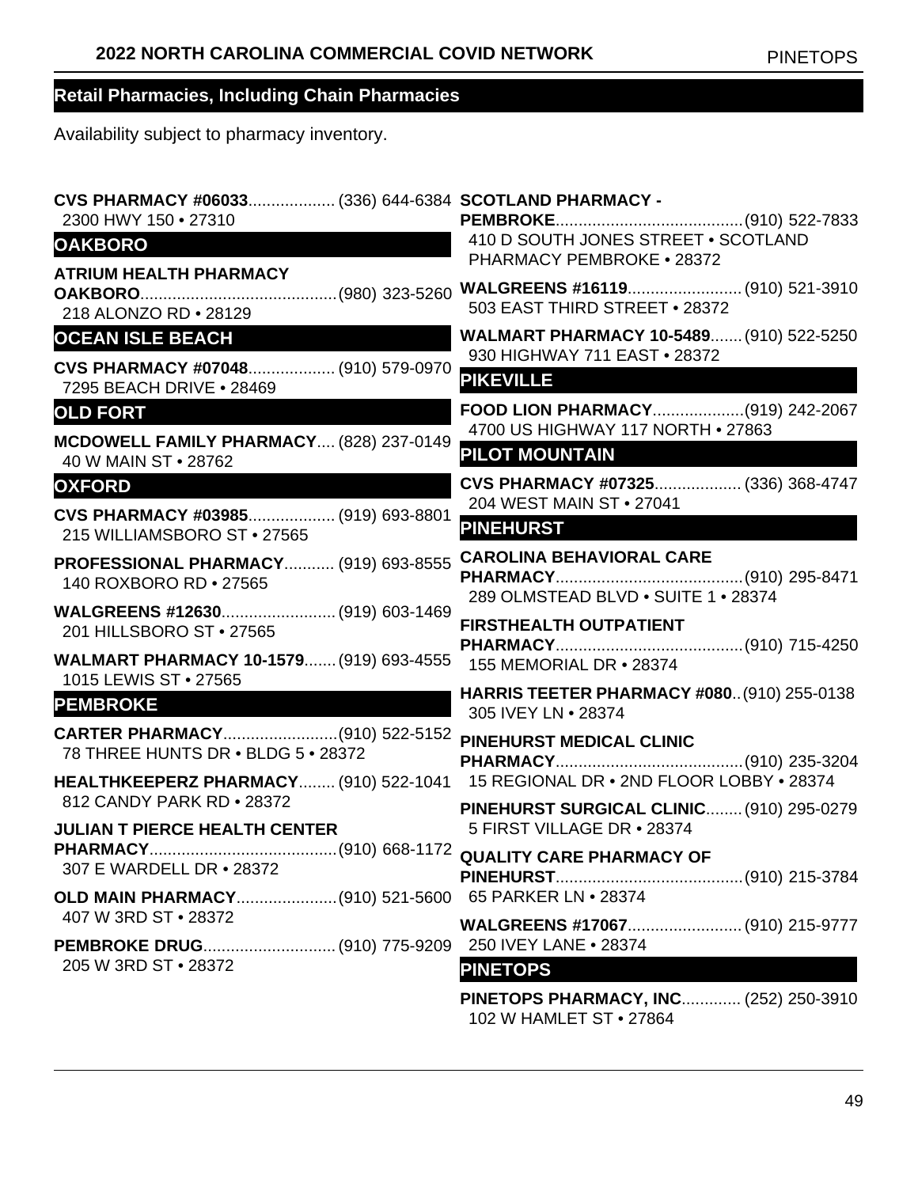## Retail Pharmacies, Including Chain Pharmacies

Availability subject to pharmacy inventory.

**CVS PHARMACY #06033**.................. (336) 644-6384
2300 HWY 150 • 27310

### OAKBORO

**ATRIUM HEALTH PHARMACY OAKBORO**.......................................... (980) 323-5260
218 ALONZO RD • 28129

### OCEAN ISLE BEACH

**CVS PHARMACY #07048**.................. (910) 579-0970
7295 BEACH DRIVE • 28469

### OLD FORT

**MCDOWELL FAMILY PHARMACY**.... (828) 237-0149
40 W MAIN ST • 28762

### OXFORD

**CVS PHARMACY #03985**.................. (919) 693-8801
215 WILLIAMSBORO ST • 27565

**PROFESSIONAL PHARMACY**........... (919) 693-8555
140 ROXBORO RD • 27565

**WALGREENS #12630**......................... (919) 603-1469
201 HILLSBORO ST • 27565

**WALMART PHARMACY 10-1579**....... (919) 693-4555
1015 LEWIS ST • 27565

### PEMBROKE

**CARTER PHARMACY**......................... (910) 522-5152
78 THREE HUNTS DR • BLDG 5 • 28372

**HEALTHKEEPERZ PHARMACY**......... (910) 522-1041
812 CANDY PARK RD • 28372

**JULIAN T PIERCE HEALTH CENTER PHARMACY**.......................................... (910) 668-1172
307 E WARDELL DR • 28372

**OLD MAIN PHARMACY**...................... (910) 521-5600
407 W 3RD ST • 28372

**PEMBROKE DRUG**............................. (910) 775-9209
205 W 3RD ST • 28372

**SCOTLAND PHARMACY - PEMBROKE**.......................................... (910) 522-7833
410 D SOUTH JONES STREET • SCOTLAND PHARMACY PEMBROKE • 28372

**WALGREENS #16119**......................... (910) 521-3910
503 EAST THIRD STREET • 28372

**WALMART PHARMACY 10-5489**....... (910) 522-5250
930 HIGHWAY 711 EAST • 28372

### PIKEVILLE

**FOOD LION PHARMACY**.................... (919) 242-2067
4700 US HIGHWAY 117 NORTH • 27863

### PILOT MOUNTAIN

**CVS PHARMACY #07325**.................. (336) 368-4747
204 WEST MAIN ST • 27041

### PINEHURST

**CAROLINA BEHAVIORAL CARE PHARMACY**.......................................... (910) 295-8471
289 OLMSTEAD BLVD • SUITE 1 • 28374

**FIRSTHEALTH OUTPATIENT PHARMACY**.......................................... (910) 715-4250
155 MEMORIAL DR • 28374

**HARRIS TEETER PHARMACY #080**.. (910) 255-0138
305 IVEY LN • 28374

**PINEHURST MEDICAL CLINIC PHARMACY**.......................................... (910) 235-3204
15 REGIONAL DR • 2ND FLOOR LOBBY • 28374

**PINEHURST SURGICAL CLINIC**........ (910) 295-0279
5 FIRST VILLAGE DR • 28374

**QUALITY CARE PHARMACY OF PINEHURST**.......................................... (910) 215-3784
65 PARKER LN • 28374

**WALGREENS #17067**......................... (910) 215-9777
250 IVEY LANE • 28374

### PINETOPS

**PINETOPS PHARMACY, INC**............. (252) 250-3910
102 W HAMLET ST • 27864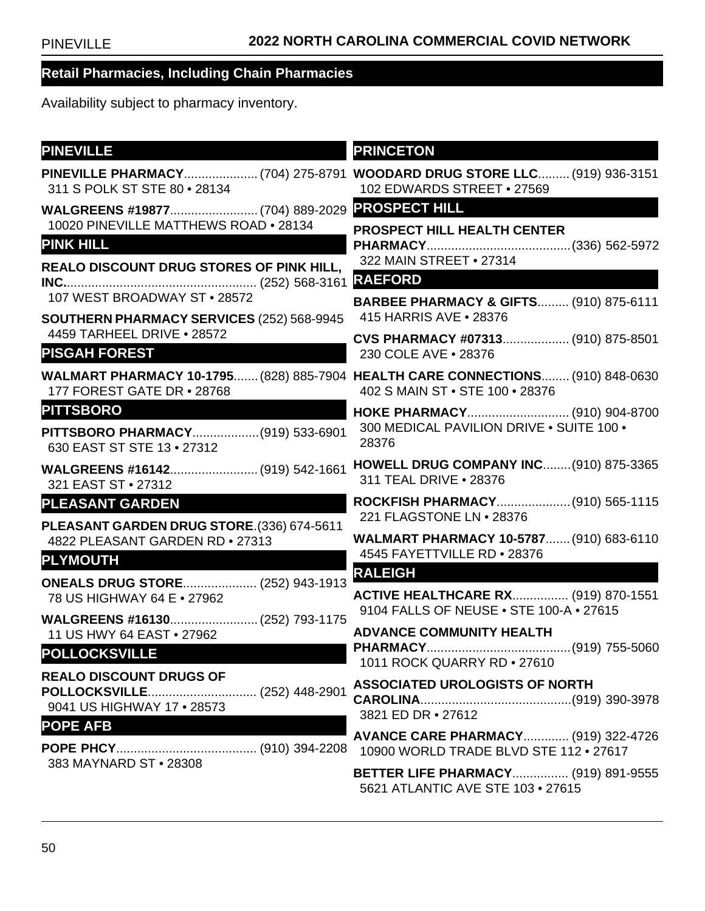## Retail Pharmacies, Including Chain Pharmacies

Availability subject to pharmacy inventory.

### PINEVILLE

**PINEVILLE PHARMACY**.................... (704) 275-8791
311 S POLK ST STE 80 • 28134

**WALGREENS #19877**......................... (704) 889-2029
10020 PINEVILLE MATTHEWS ROAD • 28134

### PINK HILL

**REALO DISCOUNT DRUG STORES OF PINK HILL, INC.**....................................................... (252) 568-3161
107 WEST BROADWAY ST • 28572

**SOUTHERN PHARMACY SERVICES** (252) 568-9945
4459 TARHEEL DRIVE • 28572

### PISGAH FOREST

**WALMART PHARMACY 10-1795**....... (828) 885-7904
177 FOREST GATE DR • 28768

### PITTSBORO

**PITTSBORO PHARMACY**...................(919) 533-6901
630 EAST ST STE 13 • 27312

**WALGREENS #16142**......................... (919) 542-1661
321 EAST ST • 27312

### PLEASANT GARDEN

**PLEASANT GARDEN DRUG STORE**.(336) 674-5611
4822 PLEASANT GARDEN RD • 27313

### PLYMOUTH

**ONEALS DRUG STORE**..................... (252) 943-1913
78 US HIGHWAY 64 E • 27962

**WALGREENS #16130**......................... (252) 793-1175
11 US HWY 64 EAST • 27962

### POLLOCKSVILLE

**REALO DISCOUNT DRUGS OF POLLOCKSVILLE**............................... (252) 448-2901
9041 US HIGHWAY 17 • 28573

### POPE AFB

**POPE PHCY**........................................ (910) 394-2208
383 MAYNARD ST • 28308

### PRINCETON

**WOODARD DRUG STORE LLC**......... (919) 936-3151
102 EDWARDS STREET • 27569

### PROSPECT HILL

**PROSPECT HILL HEALTH CENTER PHARMACY**.........................................(336) 562-5972
322 MAIN STREET • 27314

### RAEFORD

**BARBEE PHARMACY & GIFTS**......... (910) 875-6111
415 HARRIS AVE • 28376

**CVS PHARMACY #07313**................... (910) 875-8501
230 COLE AVE • 28376

**HEALTH CARE CONNECTIONS**........ (910) 848-0630
402 S MAIN ST • STE 100 • 28376

**HOKE PHARMACY**............................. (910) 904-8700
300 MEDICAL PAVILION DRIVE • SUITE 100 • 28376

**HOWELL DRUG COMPANY INC**........(910) 875-3365
311 TEAL DRIVE • 28376

**ROCKFISH PHARMACY**.....................(910) 565-1115
221 FLAGSTONE LN • 28376

**WALMART PHARMACY 10-5787**....... (910) 683-6110
4545 FAYETTVILLE RD • 28376

### RALEIGH

**ACTIVE HEALTHCARE RX**................ (919) 870-1551
9104 FALLS OF NEUSE • STE 100-A • 27615

**ADVANCE COMMUNITY HEALTH PHARMACY**.........................................(919) 755-5060
1011 ROCK QUARRY RD • 27610

**ASSOCIATED UROLOGISTS OF NORTH CAROLINA**...........................................(919) 390-3978
3821 ED DR • 27612

**AVANCE CARE PHARMACY**............. (919) 322-4726
10900 WORLD TRADE BLVD STE 112 • 27617

**BETTER LIFE PHARMACY**................ (919) 891-9555
5621 ATLANTIC AVE STE 103 • 27615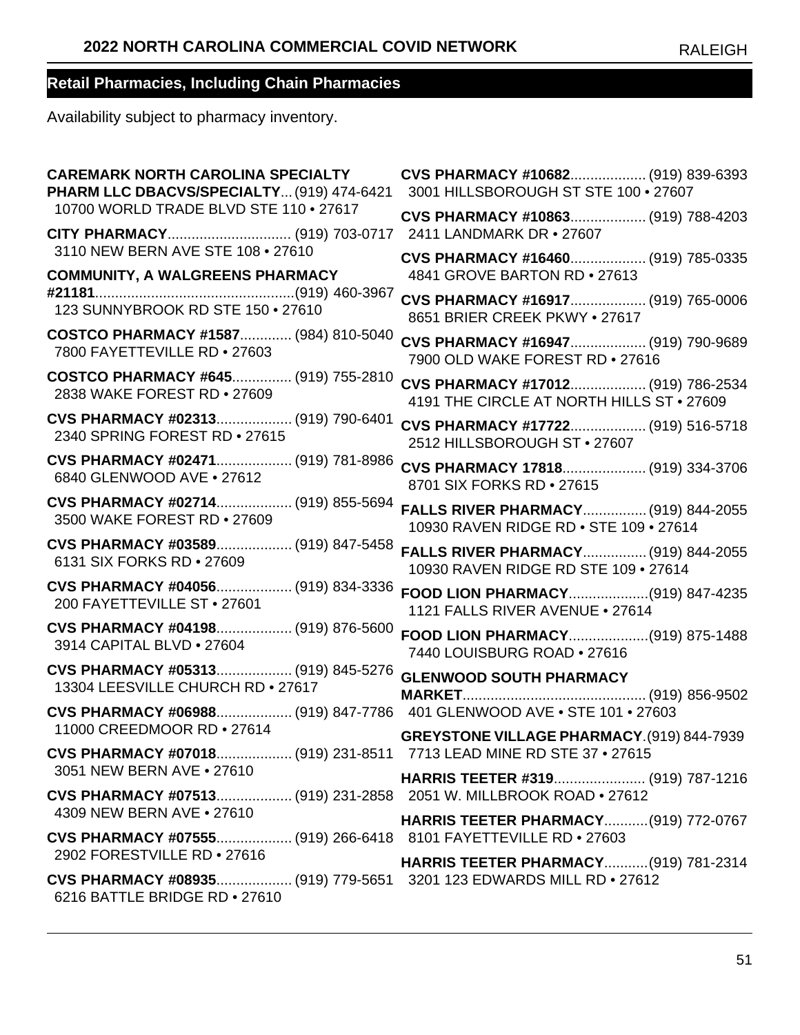## Retail Pharmacies, Including Chain Pharmacies

Availability subject to pharmacy inventory.

**CAREMARK NORTH CAROLINA SPECIALTY PHARM LLC DBACVS/SPECIALTY**... (919) 474-6421
10700 WORLD TRADE BLVD STE 110 • 27617

**CITY PHARMACY**................................ (919) 703-0717
3110 NEW BERN AVE STE 108 • 27610

**COMMUNITY, A WALGREENS PHARMACY #21181**..................................................(919) 460-3967
123 SUNNYBROOK RD STE 150 • 27610

**COSTCO PHARMACY #1587**............. (984) 810-5040
7800 FAYETTEVILLE RD • 27603

**COSTCO PHARMACY #645**............... (919) 755-2810
2838 WAKE FOREST RD • 27609

**CVS PHARMACY #02313**................... (919) 790-6401
2340 SPRING FOREST RD • 27615

**CVS PHARMACY #02471**................... (919) 781-8986
6840 GLENWOOD AVE • 27612

**CVS PHARMACY #02714**................... (919) 855-5694
3500 WAKE FOREST RD • 27609

**CVS PHARMACY #03589**................... (919) 847-5458
6131 SIX FORKS RD • 27609

**CVS PHARMACY #04056**................... (919) 834-3336
200 FAYETTEVILLE ST • 27601

**CVS PHARMACY #04198**................... (919) 876-5600
3914 CAPITAL BLVD • 27604

**CVS PHARMACY #05313**................... (919) 845-5276
13304 LEESVILLE CHURCH RD • 27617

**CVS PHARMACY #06988**................... (919) 847-7786
11000 CREEDMOOR RD • 27614

**CVS PHARMACY #07018**................... (919) 231-8511
3051 NEW BERN AVE • 27610

**CVS PHARMACY #07513**................... (919) 231-2858
4309 NEW BERN AVE • 27610

**CVS PHARMACY #07555**................... (919) 266-6418
2902 FORESTVILLE RD • 27616

**CVS PHARMACY #08935**................... (919) 779-5651
6216 BATTLE BRIDGE RD • 27610

**CVS PHARMACY #10682**................... (919) 839-6393
3001 HILLSBOROUGH ST STE 100 • 27607

**CVS PHARMACY #10863**................... (919) 788-4203
2411 LANDMARK DR • 27607

**CVS PHARMACY #16460**................... (919) 785-0335
4841 GROVE BARTON RD • 27613

**CVS PHARMACY #16917**................... (919) 765-0006
8651 BRIER CREEK PKWY • 27617

**CVS PHARMACY #16947**................... (919) 790-9689
7900 OLD WAKE FOREST RD • 27616

**CVS PHARMACY #17012**................... (919) 786-2534
4191 THE CIRCLE AT NORTH HILLS ST • 27609

**CVS PHARMACY #17722**................... (919) 516-5718
2512 HILLSBOROUGH ST • 27607

**CVS PHARMACY 17818**..................... (919) 334-3706
8701 SIX FORKS RD • 27615

**FALLS RIVER PHARMACY**................ (919) 844-2055
10930 RAVEN RIDGE RD • STE 109 • 27614

**FALLS RIVER PHARMACY**................ (919) 844-2055
10930 RAVEN RIDGE RD STE 109 • 27614

**FOOD LION PHARMACY**....................(919) 847-4235
1121 FALLS RIVER AVENUE • 27614

**FOOD LION PHARMACY**....................(919) 875-1488
7440 LOUISBURG ROAD • 27616

**GLENWOOD SOUTH PHARMACY MARKET**.............................................. (919) 856-9502
401 GLENWOOD AVE • STE 101 • 27603

**GREYSTONE VILLAGE PHARMACY**.(919) 844-7939
7713 LEAD MINE RD STE 37 • 27615

**HARRIS TEETER #319**....................... (919) 787-1216
2051 W. MILLBROOK ROAD • 27612

**HARRIS TEETER PHARMACY**...........(919) 772-0767
8101 FAYETTEVILLE RD • 27603

**HARRIS TEETER PHARMACY**...........(919) 781-2314
3201 123 EDWARDS MILL RD • 27612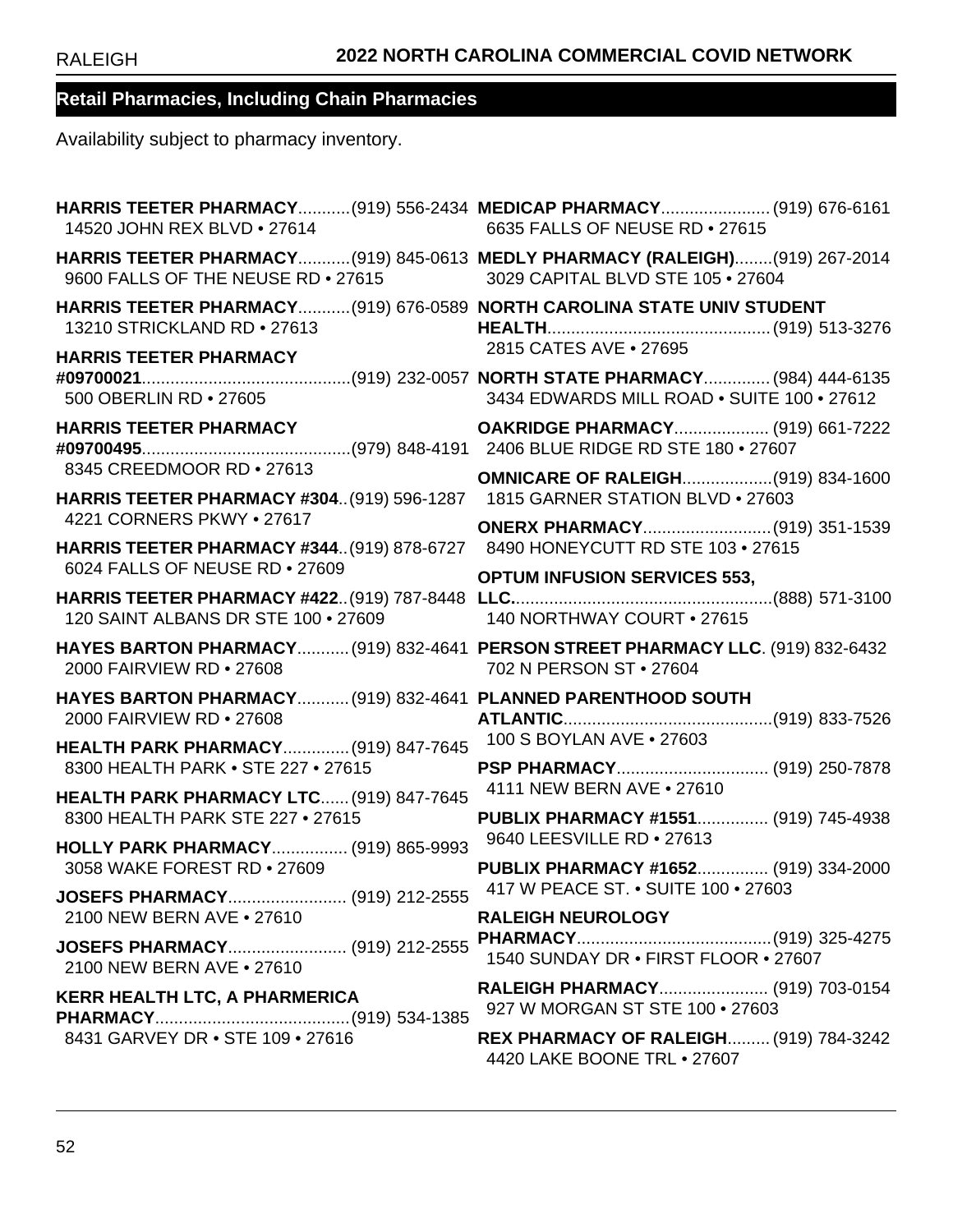## Retail Pharmacies, Including Chain Pharmacies

Availability subject to pharmacy inventory.

**HARRIS TEETER PHARMACY**...........(919) 556-2434
14520 JOHN REX BLVD • 27614

**HARRIS TEETER PHARMACY**...........(919) 845-0613
9600 FALLS OF THE NEUSE RD • 27615

**HARRIS TEETER PHARMACY**...........(919) 676-0589
13210 STRICKLAND RD • 27613

**HARRIS TEETER PHARMACY #09700021**............................................(919) 232-0057
500 OBERLIN RD • 27605

**HARRIS TEETER PHARMACY #09700495**............................................(979) 848-4191
8345 CREEDMOOR RD • 27613

**HARRIS TEETER PHARMACY #304**..(919) 596-1287
4221 CORNERS PKWY • 27617

**HARRIS TEETER PHARMACY #344**..(919) 878-6727
6024 FALLS OF NEUSE RD • 27609

**HARRIS TEETER PHARMACY #422**..(919) 787-8448
120 SAINT ALBANS DR STE 100 • 27609

**HAYES BARTON PHARMACY**...........(919) 832-4641
2000 FAIRVIEW RD • 27608

**HAYES BARTON PHARMACY**...........(919) 832-4641
2000 FAIRVIEW RD • 27608

**HEALTH PARK PHARMACY**..............(919) 847-7645
8300 HEALTH PARK • STE 227 • 27615

**HEALTH PARK PHARMACY LTC**......(919) 847-7645
8300 HEALTH PARK STE 227 • 27615

**HOLLY PARK PHARMACY**................(919) 865-9993
3058 WAKE FOREST RD • 27609

**JOSEFS PHARMACY**.........................(919) 212-2555
2100 NEW BERN AVE • 27610

**JOSEFS PHARMACY**.........................(919) 212-2555
2100 NEW BERN AVE • 27610

**KERR HEALTH LTC, A PHARMERICA PHARMACY**..........................................(919) 534-1385
8431 GARVEY DR • STE 109 • 27616

**MEDICAP PHARMACY**.......................(919) 676-6161
6635 FALLS OF NEUSE RD • 27615

**MEDLY PHARMACY (RALEIGH)**........(919) 267-2014
3029 CAPITAL BLVD STE 105 • 27604

**NORTH CAROLINA STATE UNIV STUDENT HEALTH**...............................................(919) 513-3276
2815 CATES AVE • 27695

**NORTH STATE PHARMACY**..............(984) 444-6135
3434 EDWARDS MILL ROAD • SUITE 100 • 27612

**OAKRIDGE PHARMACY**....................(919) 661-7222
2406 BLUE RIDGE RD STE 180 • 27607

**OMNICARE OF RALEIGH**...................(919) 834-1600
1815 GARNER STATION BLVD • 27603

**ONERX PHARMACY**...........................(919) 351-1539
8490 HONEYCUTT RD STE 103 • 27615

**OPTUM INFUSION SERVICES 553, LLC.**.......................................................(888) 571-3100
140 NORTHWAY COURT • 27615

**PERSON STREET PHARMACY LLC**. (919) 832-6432
702 N PERSON ST • 27604

**PLANNED PARENTHOOD SOUTH ATLANTIC**............................................(919) 833-7526
100 S BOYLAN AVE • 27603

**PSP PHARMACY**................................(919) 250-7878
4111 NEW BERN AVE • 27610

**PUBLIX PHARMACY #1551**...............(919) 745-4938
9640 LEESVILLE RD • 27613

**PUBLIX PHARMACY #1652**...............(919) 334-2000
417 W PEACE ST. • SUITE 100 • 27603

**RALEIGH NEUROLOGY PHARMACY**.........................................(919) 325-4275
1540 SUNDAY DR • FIRST FLOOR • 27607

**RALEIGH PHARMACY**.......................(919) 703-0154
927 W MORGAN ST STE 100 • 27603

**REX PHARMACY OF RALEIGH**.........(919) 784-3242
4420 LAKE BOONE TRL • 27607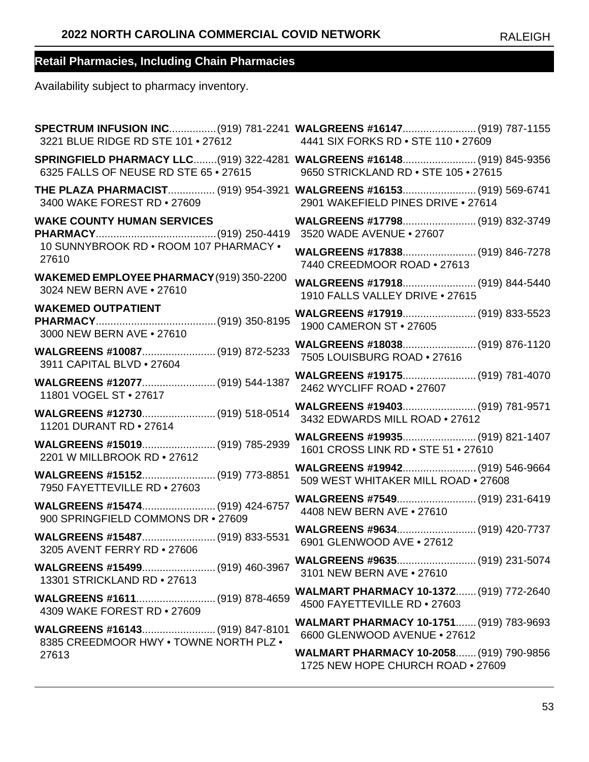## Retail Pharmacies, Including Chain Pharmacies

Availability subject to pharmacy inventory.

**SPECTRUM INFUSION INC**................(919) 781-2241
3221 BLUE RIDGE RD STE 101 • 27612

**SPRINGFIELD PHARMACY LLC**........(919) 322-4281
6325 FALLS OF NEUSE RD STE 65 • 27615

**THE PLAZA PHARMACIST**................ (919) 954-3921
3400 WAKE FOREST RD • 27609

**WAKE COUNTY HUMAN SERVICES PHARMACY**.........................................(919) 250-4419
10 SUNNYBROOK RD • ROOM 107 PHARMACY • 27610

**WAKEMED EMPLOYEE PHARMACY** (919) 350-2200
3024 NEW BERN AVE • 27610

**WAKEMED OUTPATIENT PHARMACY**.........................................(919) 350-8195
3000 NEW BERN AVE • 27610

**WALGREENS #10087**......................... (919) 872-5233
3911 CAPITAL BLVD • 27604

**WALGREENS #12077**......................... (919) 544-1387
11801 VOGEL ST • 27617

**WALGREENS #12730**......................... (919) 518-0514
11201 DURANT RD • 27614

**WALGREENS #15019**......................... (919) 785-2939
2201 W MILLBROOK RD • 27612

**WALGREENS #15152**......................... (919) 773-8851
7950 FAYETTEVILLE RD • 27603

**WALGREENS #15474**......................... (919) 424-6757
900 SPRINGFIELD COMMONS DR • 27609

**WALGREENS #15487**......................... (919) 833-5531
3205 AVENT FERRY RD • 27606

**WALGREENS #15499**......................... (919) 460-3967
13301 STRICKLAND RD • 27613

**WALGREENS #1611**........................... (919) 878-4659
4309 WAKE FOREST RD • 27609

**WALGREENS #16143**......................... (919) 847-8101
8385 CREEDMOOR HWY • TOWNE NORTH PLZ • 27613

**WALGREENS #16147**......................... (919) 787-1155
4441 SIX FORKS RD • STE 110 • 27609

**WALGREENS #16148**......................... (919) 845-9356
9650 STRICKLAND RD • STE 105 • 27615

**WALGREENS #16153**......................... (919) 569-6741
2901 WAKEFIELD PINES DRIVE • 27614

**WALGREENS #17798**......................... (919) 832-3749
3520 WADE AVENUE • 27607

**WALGREENS #17838**......................... (919) 846-7278
7440 CREEDMOOR ROAD • 27613

**WALGREENS #17918**......................... (919) 844-5440
1910 FALLS VALLEY DRIVE • 27615

**WALGREENS #17919**......................... (919) 833-5523
1900 CAMERON ST • 27605

**WALGREENS #18038**......................... (919) 876-1120
7505 LOUISBURG ROAD • 27616

**WALGREENS #19175**......................... (919) 781-4070
2462 WYCLIFF ROAD • 27607

**WALGREENS #19403**......................... (919) 781-9571
3432 EDWARDS MILL ROAD • 27612

**WALGREENS #19935**......................... (919) 821-1407
1601 CROSS LINK RD • STE 51 • 27610

**WALGREENS #19942**......................... (919) 546-9664
509 WEST WHITAKER MILL ROAD • 27608

**WALGREENS #7549**........................... (919) 231-6419
4408 NEW BERN AVE • 27610

**WALGREENS #9634**........................... (919) 420-7737
6901 GLENWOOD AVE • 27612

**WALGREENS #9635**........................... (919) 231-5074
3101 NEW BERN AVE • 27610

**WALMART PHARMACY 10-1372**....... (919) 772-2640
4500 FAYETTEVILLE RD • 27603

**WALMART PHARMACY 10-1751**....... (919) 783-9693
6600 GLENWOOD AVENUE • 27612

**WALMART PHARMACY 10-2058**....... (919) 790-9856
1725 NEW HOPE CHURCH ROAD • 27609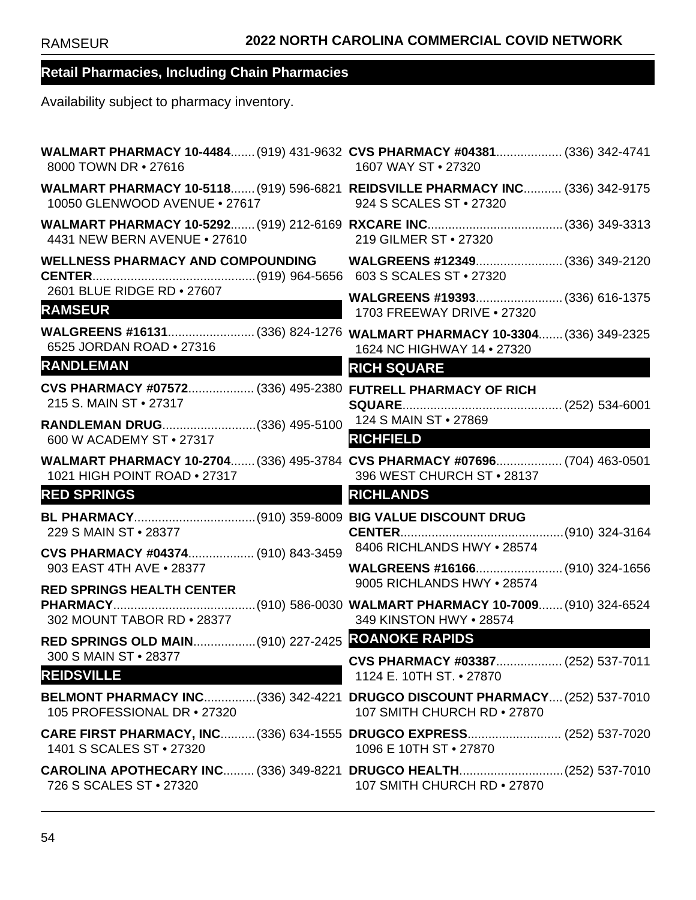## Retail Pharmacies, Including Chain Pharmacies

Availability subject to pharmacy inventory.

**WALMART PHARMACY 10-4484**....... (919) 431-9632
8000 TOWN DR • 27616

**WALMART PHARMACY 10-5118**....... (919) 596-6821
10050 GLENWOOD AVENUE • 27617

**WALMART PHARMACY 10-5292**....... (919) 212-6169
4431 NEW BERN AVENUE • 27610

**WELLNESS PHARMACY AND COMPOUNDING CENTER**............................................... (919) 964-5656
2601 BLUE RIDGE RD • 27607

### RAMSEUR

**WALGREENS #16131**......................... (336) 824-1276
6525 JORDAN ROAD • 27316

### RANDLEMAN

**CVS PHARMACY #07572**................... (336) 495-2380
215 S. MAIN ST • 27317

**RANDLEMAN DRUG**........................... (336) 495-5100
600 W ACADEMY ST • 27317

**WALMART PHARMACY 10-2704**....... (336) 495-3784
1021 HIGH POINT ROAD • 27317

### RED SPRINGS

**BL PHARMACY**................................... (910) 359-8009
229 S MAIN ST • 28377

**CVS PHARMACY #04374**................... (910) 843-3459
903 EAST 4TH AVE • 28377

**RED SPRINGS HEALTH CENTER PHARMACY**......................................... (910) 586-0030
302 MOUNT TABOR RD • 28377

**RED SPRINGS OLD MAIN**.................. (910) 227-2425
300 S MAIN ST • 28377

### REIDSVILLE

**BELMONT PHARMACY INC**............... (336) 342-4221
105 PROFESSIONAL DR • 27320

**CARE FIRST PHARMACY, INC**.......... (336) 634-1555
1401 S SCALES ST • 27320

**CAROLINA APOTHECARY INC**.......... (336) 349-8221
726 S SCALES ST • 27320

**CVS PHARMACY #04381**................... (336) 342-4741
1607 WAY ST • 27320

**REIDSVILLE PHARMACY INC**........... (336) 342-9175
924 S SCALES ST • 27320

**RXCARE INC**....................................... (336) 349-3313
219 GILMER ST • 27320

**WALGREENS #12349**......................... (336) 349-2120
603 S SCALES ST • 27320

**WALGREENS #19393**......................... (336) 616-1375
1703 FREEWAY DRIVE • 27320

**WALMART PHARMACY 10-3304**....... (336) 349-2325
1624 NC HIGHWAY 14 • 27320

### RICH SQUARE

**FUTRELL PHARMACY OF RICH SQUARE**.............................................. (252) 534-6001
124 S MAIN ST • 27869

### RICHFIELD

**CVS PHARMACY #07696**................... (704) 463-0501
396 WEST CHURCH ST • 28137

### RICHLANDS

**BIG VALUE DISCOUNT DRUG CENTER**............................................... (910) 324-3164
8406 RICHLANDS HWY • 28574

**WALGREENS #16166**......................... (910) 324-1656
9005 RICHLANDS HWY • 28574

**WALMART PHARMACY 10-7009**....... (910) 324-6524
349 KINSTON HWY • 28574

### ROANOKE RAPIDS

**CVS PHARMACY #03387**................... (252) 537-7011
1124 E. 10TH ST. • 27870

**DRUGCO DISCOUNT PHARMACY**.... (252) 537-7010
107 SMITH CHURCH RD • 27870

**DRUGCO EXPRESS**........................... (252) 537-7020
1096 E 10TH ST • 27870

**DRUGCO HEALTH**.............................. (252) 537-7010
107 SMITH CHURCH RD • 27870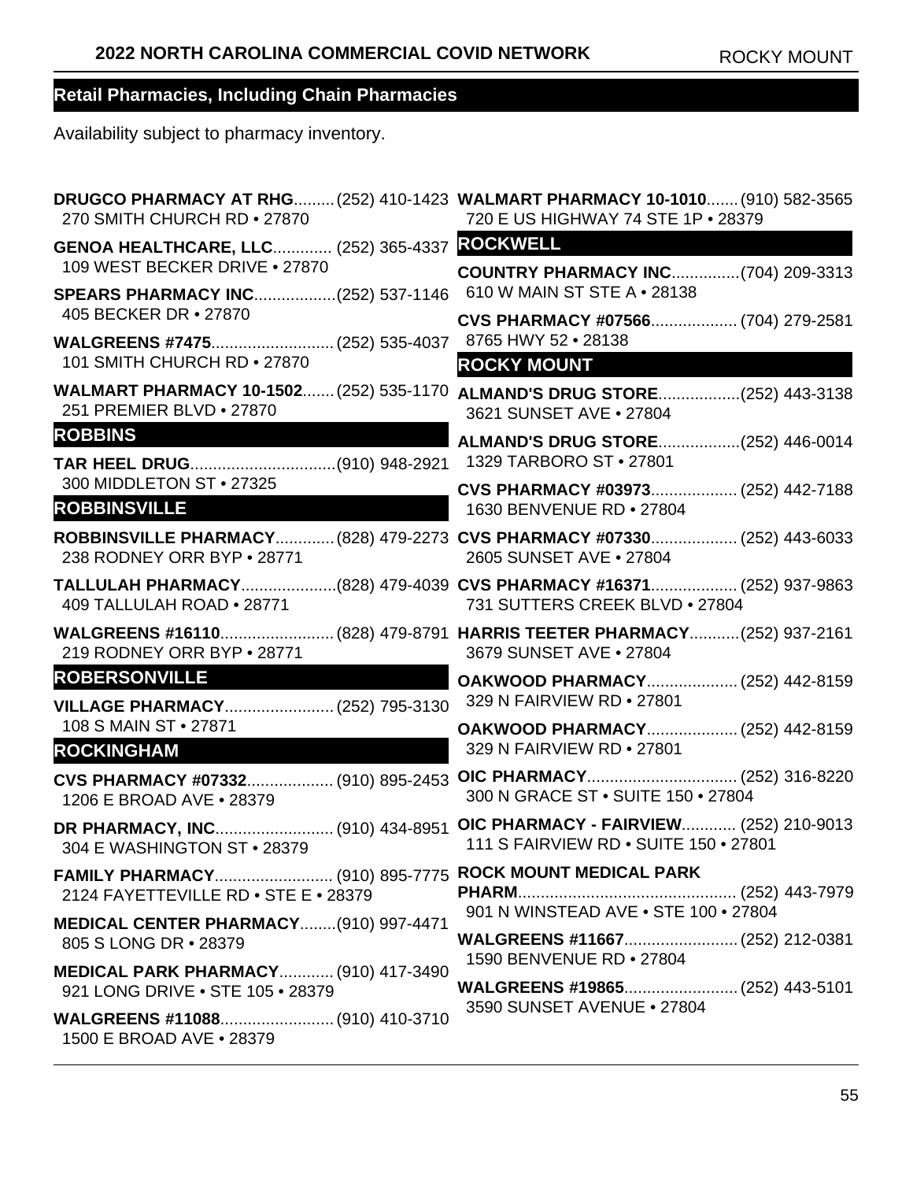## Retail Pharmacies, Including Chain Pharmacies

Availability subject to pharmacy inventory.

**DRUGCO PHARMACY AT RHG**......... (252) 410-1423
270 SMITH CHURCH RD • 27870

**GENOA HEALTHCARE, LLC**............. (252) 365-4337
109 WEST BECKER DRIVE • 27870

**SPEARS PHARMACY INC**..................(252) 537-1146
405 BECKER DR • 27870

**WALGREENS #7475**........................... (252) 535-4037
101 SMITH CHURCH RD • 27870

**WALMART PHARMACY 10-1502**....... (252) 535-1170
251 PREMIER BLVD • 27870

### ROBBINS

**TAR HEEL DRUG**................................(910) 948-2921
300 MIDDLETON ST • 27325

### ROBBINSVILLE

**ROBBINSVILLE PHARMACY**............. (828) 479-2273
238 RODNEY ORR BYP • 28771

**TALLULAH PHARMACY**.....................(828) 479-4039
409 TALLULAH ROAD • 28771

**WALGREENS #16110**......................... (828) 479-8791
219 RODNEY ORR BYP • 28771

### ROBERSONVILLE

**VILLAGE PHARMACY**........................ (252) 795-3130
108 S MAIN ST • 27871

### ROCKINGHAM

**CVS PHARMACY #07332**................... (910) 895-2453
1206 E BROAD AVE • 28379

**DR PHARMACY, INC**.......................... (910) 434-8951
304 E WASHINGTON ST • 28379

**FAMILY PHARMACY**.......................... (910) 895-7775
2124 FAYETTEVILLE RD • STE E • 28379

**MEDICAL CENTER PHARMACY**........(910) 997-4471
805 S LONG DR • 28379

**MEDICAL PARK PHARMACY**............ (910) 417-3490
921 LONG DRIVE • STE 105 • 28379

**WALGREENS #11088**......................... (910) 410-3710
1500 E BROAD AVE • 28379

**WALMART PHARMACY 10-1010**....... (910) 582-3565
720 E US HIGHWAY 74 STE 1P • 28379

### ROCKWELL

**COUNTRY PHARMACY INC**...............(704) 209-3313
610 W MAIN ST STE A • 28138

**CVS PHARMACY #07566**................... (704) 279-2581
8765 HWY 52 • 28138

### ROCKY MOUNT

**ALMAND'S DRUG STORE**..................(252) 443-3138
3621 SUNSET AVE • 27804

**ALMAND'S DRUG STORE**..................(252) 446-0014
1329 TARBORO ST • 27801

**CVS PHARMACY #03973**................... (252) 442-7188
1630 BENVENUE RD • 27804

**CVS PHARMACY #07330**................... (252) 443-6033
2605 SUNSET AVE • 27804

**CVS PHARMACY #16371**................... (252) 937-9863
731 SUTTERS CREEK BLVD • 27804

**HARRIS TEETER PHARMACY**...........(252) 937-2161
3679 SUNSET AVE • 27804

**OAKWOOD PHARMACY**.................... (252) 442-8159
329 N FAIRVIEW RD • 27801

**OAKWOOD PHARMACY**.................... (252) 442-8159
329 N FAIRVIEW RD • 27801

**OIC PHARMACY**................................. (252) 316-8220
300 N GRACE ST • SUITE 150 • 27804

**OIC PHARMACY - FAIRVIEW**............ (252) 210-9013
111 S FAIRVIEW RD • SUITE 150 • 27801

**ROCK MOUNT MEDICAL PARK PHARM**................................................ (252) 443-7979
901 N WINSTEAD AVE • STE 100 • 27804

**WALGREENS #11667**......................... (252) 212-0381
1590 BENVENUE RD • 27804

**WALGREENS #19865**......................... (252) 443-5101
3590 SUNSET AVENUE • 27804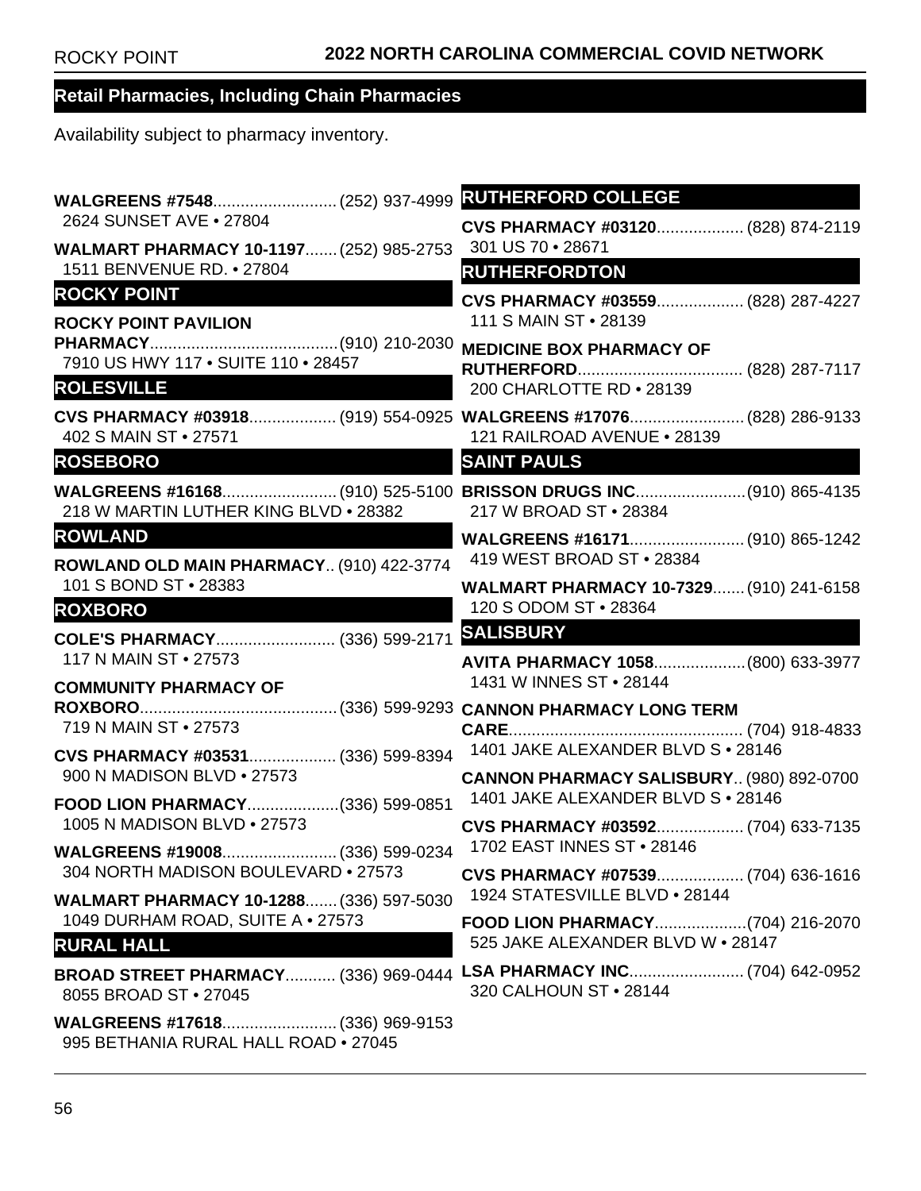## Retail Pharmacies, Including Chain Pharmacies

Availability subject to pharmacy inventory.

**WALGREENS #7548**........................... (252) 937-4999
2624 SUNSET AVE • 27804

**WALMART PHARMACY 10-1197**....... (252) 985-2753
1511 BENVENUE RD. • 27804

### ROCKY POINT

**ROCKY POINT PAVILION PHARMACY**......................................... (910) 210-2030
7910 US HWY 117 • SUITE 110 • 28457

### ROLESVILLE

**CVS PHARMACY #03918**................... (919) 554-0925
402 S MAIN ST • 27571

### ROSEBORO

**WALGREENS #16168**......................... (910) 525-5100
218 W MARTIN LUTHER KING BLVD • 28382

### ROWLAND

**ROWLAND OLD MAIN PHARMACY**.. (910) 422-3774
101 S BOND ST • 28383

### ROXBORO

**COLE'S PHARMACY**.......................... (336) 599-2171
117 N MAIN ST • 27573

**COMMUNITY PHARMACY OF ROXBORO**........................................... (336) 599-9293
719 N MAIN ST • 27573

**CVS PHARMACY #03531**................... (336) 599-8394
900 N MADISON BLVD • 27573

**FOOD LION PHARMACY**....................(336) 599-0851
1005 N MADISON BLVD • 27573

**WALGREENS #19008**......................... (336) 599-0234
304 NORTH MADISON BOULEVARD • 27573

**WALMART PHARMACY 10-1288**....... (336) 597-5030
1049 DURHAM ROAD, SUITE A • 27573

### RURAL HALL

**BROAD STREET PHARMACY**........... (336) 969-0444
8055 BROAD ST • 27045

**WALGREENS #17618**......................... (336) 969-9153
995 BETHANIA RURAL HALL ROAD • 27045

### RUTHERFORD COLLEGE

**CVS PHARMACY #03120**................... (828) 874-2119
301 US 70 • 28671

### RUTHERFORDTON

**CVS PHARMACY #03559**................... (828) 287-4227
111 S MAIN ST • 28139

**MEDICINE BOX PHARMACY OF RUTHERFORD**.................................... (828) 287-7117
200 CHARLOTTE RD • 28139

**WALGREENS #17076**......................... (828) 286-9133
121 RAILROAD AVENUE • 28139

### SAINT PAULS

**BRISSON DRUGS INC**........................(910) 865-4135
217 W BROAD ST • 28384

**WALGREENS #16171**......................... (910) 865-1242
419 WEST BROAD ST • 28384

**WALMART PHARMACY 10-7329**....... (910) 241-6158
120 S ODOM ST • 28364

### SALISBURY

**AVITA PHARMACY 1058**....................(800) 633-3977
1431 W INNES ST • 28144

**CANNON PHARMACY LONG TERM CARE**................................................... (704) 918-4833
1401 JAKE ALEXANDER BLVD S • 28146

**CANNON PHARMACY SALISBURY**.. (980) 892-0700
1401 JAKE ALEXANDER BLVD S • 28146

**CVS PHARMACY #03592**................... (704) 633-7135
1702 EAST INNES ST • 28146

**CVS PHARMACY #07539**................... (704) 636-1616
1924 STATESVILLE BLVD • 28144

**FOOD LION PHARMACY**....................(704) 216-2070
525 JAKE ALEXANDER BLVD W • 28147

**LSA PHARMACY INC**......................... (704) 642-0952
320 CALHOUN ST • 28144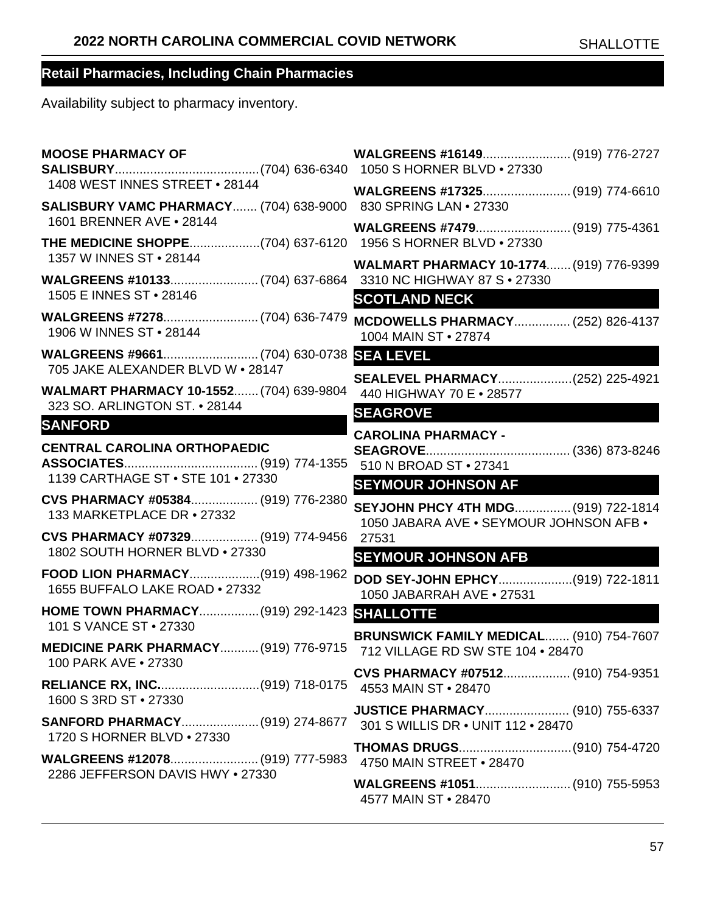## Retail Pharmacies, Including Chain Pharmacies

Availability subject to pharmacy inventory.

**MOOSE PHARMACY OF SALISBURY**........................................(704) 636-6340
1408 WEST INNES STREET • 28144

**SALISBURY VAMC PHARMACY**....... (704) 638-9000
1601 BRENNER AVE • 28144

**THE MEDICINE SHOPPE**....................(704) 637-6120
1357 W INNES ST • 28144

**WALGREENS #10133**......................... (704) 637-6864
1505 E INNES ST • 28146

**WALGREENS #7278**........................... (704) 636-7479
1906 W INNES ST • 28144

**WALGREENS #9661**........................... (704) 630-0738
705 JAKE ALEXANDER BLVD W • 28147

**WALMART PHARMACY 10-1552**....... (704) 639-9804
323 SO. ARLINGTON ST. • 28144

### SANFORD

**CENTRAL CAROLINA ORTHOPAEDIC ASSOCIATES**...................................... (919) 774-1355
1139 CARTHAGE ST • STE 101 • 27330

**CVS PHARMACY #05384**................... (919) 776-2380
133 MARKETPLACE DR • 27332

**CVS PHARMACY #07329**................... (919) 774-9456
1802 SOUTH HORNER BLVD • 27330

**FOOD LION PHARMACY**....................(919) 498-1962
1655 BUFFALO LAKE ROAD • 27332

**HOME TOWN PHARMACY**.................(919) 292-1423
101 S VANCE ST • 27330

**MEDICINE PARK PHARMACY**........... (919) 776-9715
100 PARK AVE • 27330

**RELIANCE RX, INC.**............................(919) 718-0175
1600 S 3RD ST • 27330

**SANFORD PHARMACY**......................(919) 274-8677
1720 S HORNER BLVD • 27330

**WALGREENS #12078**......................... (919) 777-5983
2286 JEFFERSON DAVIS HWY • 27330

**WALGREENS #16149**......................... (919) 776-2727
1050 S HORNER BLVD • 27330

**WALGREENS #17325**......................... (919) 774-6610
830 SPRING LAN • 27330

**WALGREENS #7479**........................... (919) 775-4361
1956 S HORNER BLVD • 27330

**WALMART PHARMACY 10-1774**....... (919) 776-9399
3310 NC HIGHWAY 87 S • 27330

### SCOTLAND NECK

**MCDOWELLS PHARMACY**................ (252) 826-4137
1004 MAIN ST • 27874

### SEA LEVEL

**SEALEVEL PHARMACY**.....................(252) 225-4921
440 HIGHWAY 70 E • 28577

### SEAGROVE

**CAROLINA PHARMACY - SEAGROVE**......................................... (336) 873-8246
510 N BROAD ST • 27341

### SEYMOUR JOHNSON AF

**SEYJOHN PHCY 4TH MDG**................ (919) 722-1814
1050 JABARA AVE • SEYMOUR JOHNSON AFB • 27531

### SEYMOUR JOHNSON AFB

**DOD SEY-JOHN EPHCY**.....................(919) 722-1811
1050 JABARRAH AVE • 27531

### SHALLOTTE

**BRUNSWICK FAMILY MEDICAL**....... (910) 754-7607
712 VILLAGE RD SW STE 104 • 28470

**CVS PHARMACY #07512**................... (910) 754-9351
4553 MAIN ST • 28470

**JUSTICE PHARMACY**........................ (910) 755-6337
301 S WILLIS DR • UNIT 112 • 28470

**THOMAS DRUGS**................................(910) 754-4720
4750 MAIN STREET • 28470

**WALGREENS #1051**........................... (910) 755-5953
4577 MAIN ST • 28470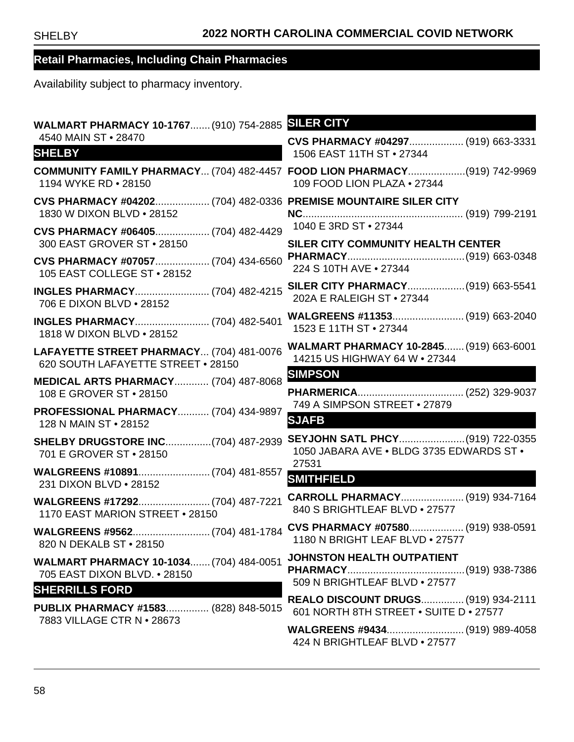## Retail Pharmacies, Including Chain Pharmacies

Availability subject to pharmacy inventory.

**WALMART PHARMACY 10-1767**....... (910) 754-2885
4540 MAIN ST • 28470

### SHELBY

**COMMUNITY FAMILY PHARMACY**... (704) 482-4457
1194 WYKE RD • 28150

**CVS PHARMACY #04202**................... (704) 482-0336
1830 W DIXON BLVD • 28152

**CVS PHARMACY #06405**................... (704) 482-4429
300 EAST GROVER ST • 28150

**CVS PHARMACY #07057**................... (704) 434-6560
105 EAST COLLEGE ST • 28152

**INGLES PHARMACY**.......................... (704) 482-4215
706 E DIXON BLVD • 28152

**INGLES PHARMACY**.......................... (704) 482-5401
1818 W DIXON BLVD • 28152

**LAFAYETTE STREET PHARMACY**... (704) 481-0076
620 SOUTH LAFAYETTE STREET • 28150

**MEDICAL ARTS PHARMACY**............ (704) 487-8068
108 E GROVER ST • 28150

**PROFESSIONAL PHARMACY**........... (704) 434-9897
128 N MAIN ST • 28152

**SHELBY DRUGSTORE INC**................(704) 487-2939
701 E GROVER ST • 28150

**WALGREENS #10891**......................... (704) 481-8557
231 DIXON BLVD • 28152

**WALGREENS #17292**......................... (704) 487-7221
1170 EAST MARION STREET • 28150

**WALGREENS #9562**........................... (704) 481-1784
820 N DEKALB ST • 28150

**WALMART PHARMACY 10-1034**....... (704) 484-0051
705 EAST DIXON BLVD. • 28150

### SHERRILLS FORD

**PUBLIX PHARMACY #1583**............... (828) 848-5015
7883 VILLAGE CTR N • 28673

### SILER CITY

**CVS PHARMACY #04297**................... (919) 663-3331
1506 EAST 11TH ST • 27344

**FOOD LION PHARMACY**....................(919) 742-9969
109 FOOD LION PLAZA • 27344

**PREMISE MOUNTAIRE SILER CITY NC**........................................................ (919) 799-2191
1040 E 3RD ST • 27344

**SILER CITY COMMUNITY HEALTH CENTER PHARMACY**.........................................(919) 663-0348
224 S 10TH AVE • 27344

**SILER CITY PHARMACY**....................(919) 663-5541
202A E RALEIGH ST • 27344

**WALGREENS #11353**......................... (919) 663-2040
1523 E 11TH ST • 27344

**WALMART PHARMACY 10-2845**....... (919) 663-6001
14215 US HIGHWAY 64 W • 27344

### SIMPSON

**PHARMERICA**..................................... (252) 329-9037
749 A SIMPSON STREET • 27879

### SJAFB

**SEYJOHN SATL PHCY**.......................(919) 722-0355
1050 JABARA AVE • BLDG 3735 EDWARDS ST • 27531

### SMITHFIELD

**CARROLL PHARMACY**...................... (919) 934-7164
840 S BRIGHTLEAF BLVD • 27577

**CVS PHARMACY #07580**................... (919) 938-0591
1180 N BRIGHT LEAF BLVD • 27577

**JOHNSTON HEALTH OUTPATIENT PHARMACY**.........................................(919) 938-7386
509 N BRIGHTLEAF BLVD • 27577

**REALO DISCOUNT DRUGS**............... (919) 934-2111
601 NORTH 8TH STREET • SUITE D • 27577

**WALGREENS #9434**........................... (919) 989-4058
424 N BRIGHTLEAF BLVD • 27577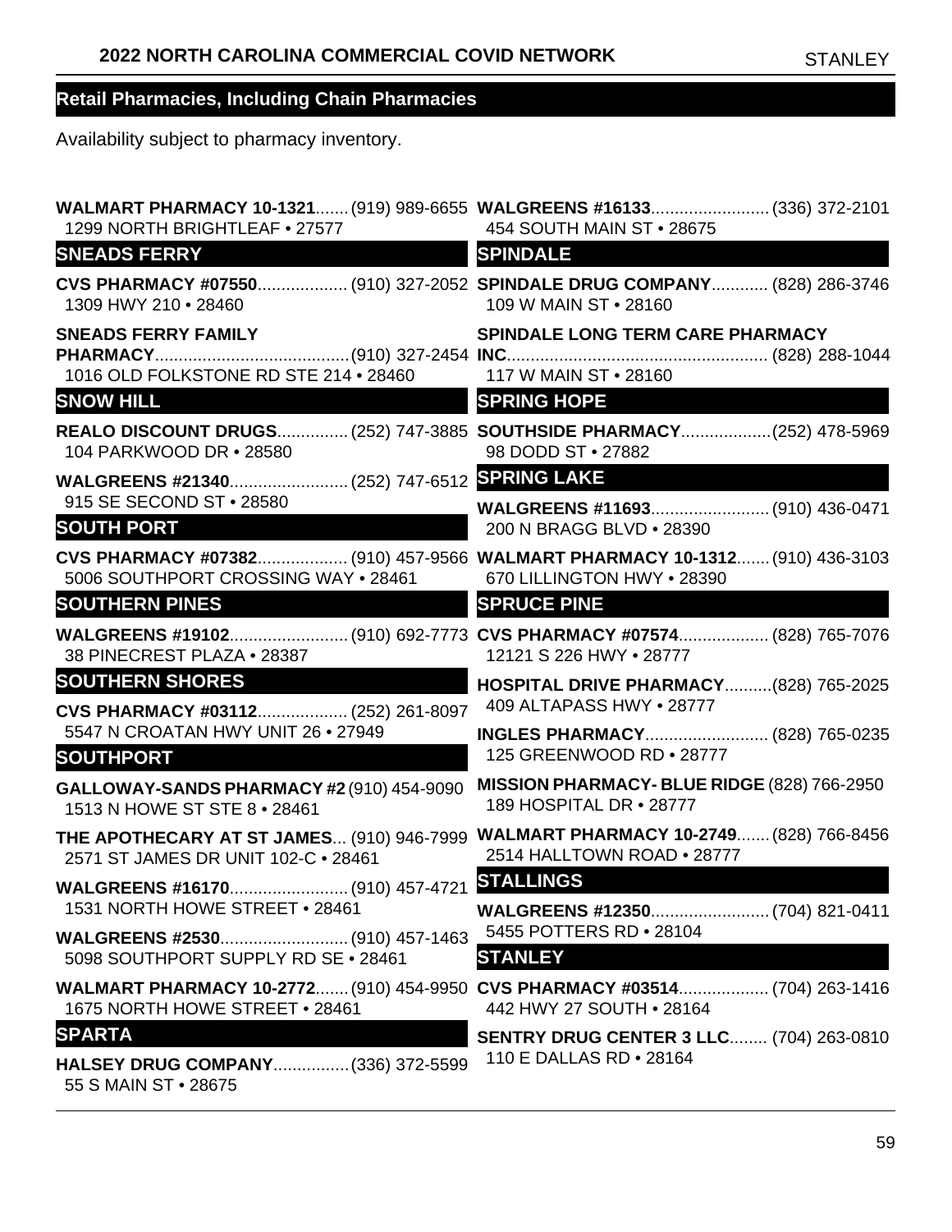## Retail Pharmacies, Including Chain Pharmacies

Availability subject to pharmacy inventory.

**WALMART PHARMACY 10-1321**....... (919) 989-6655
1299 NORTH BRIGHTLEAF • 27577

### SNEADS FERRY

**CVS PHARMACY #07550**................... (910) 327-2052
1309 HWY 210 • 28460

**SNEADS FERRY FAMILY PHARMACY**......................................... (910) 327-2454
1016 OLD FOLKSTONE RD STE 214 • 28460

### SNOW HILL

**REALO DISCOUNT DRUGS**............... (252) 747-3885
104 PARKWOOD DR • 28580

**WALGREENS #21340**......................... (252) 747-6512
915 SE SECOND ST • 28580

### SOUTH PORT

**CVS PHARMACY #07382**................... (910) 457-9566
5006 SOUTHPORT CROSSING WAY • 28461

### SOUTHERN PINES

**WALGREENS #19102**......................... (910) 692-7773
38 PINECREST PLAZA • 28387

### SOUTHERN SHORES

**CVS PHARMACY #03112**................... (252) 261-8097
5547 N CROATAN HWY UNIT 26 • 27949

### SOUTHPORT

**GALLOWAY-SANDS PHARMACY #2** (910) 454-9090
1513 N HOWE ST STE 8 • 28461

**THE APOTHECARY AT ST JAMES**... (910) 946-7999
2571 ST JAMES DR UNIT 102-C • 28461

**WALGREENS #16170**......................... (910) 457-4721
1531 NORTH HOWE STREET • 28461

**WALGREENS #2530**........................... (910) 457-1463
5098 SOUTHPORT SUPPLY RD SE • 28461

**WALMART PHARMACY 10-2772**....... (910) 454-9950
1675 NORTH HOWE STREET • 28461

### SPARTA

**HALSEY DRUG COMPANY**................ (336) 372-5599
55 S MAIN ST • 28675

**WALGREENS #16133**......................... (336) 372-2101
454 SOUTH MAIN ST • 28675

### SPINDALE

**SPINDALE DRUG COMPANY**............ (828) 286-3746
109 W MAIN ST • 28160

**SPINDALE LONG TERM CARE PHARMACY INC**...................................................... (828) 288-1044
117 W MAIN ST • 28160

### SPRING HOPE

**SOUTHSIDE PHARMACY**...................(252) 478-5969
98 DODD ST • 27882

### SPRING LAKE

**WALGREENS #11693**......................... (910) 436-0471
200 N BRAGG BLVD • 28390

**WALMART PHARMACY 10-1312**....... (910) 436-3103
670 LILLINGTON HWY • 28390

### SPRUCE PINE

**CVS PHARMACY #07574**................... (828) 765-7076
12121 S 226 HWY • 28777

**HOSPITAL DRIVE PHARMACY**..........(828) 765-2025
409 ALTAPASS HWY • 28777

**INGLES PHARMACY**.......................... (828) 765-0235
125 GREENWOOD RD • 28777

**MISSION PHARMACY- BLUE RIDGE** (828) 766-2950
189 HOSPITAL DR • 28777

**WALMART PHARMACY 10-2749**....... (828) 766-8456
2514 HALLTOWN ROAD • 28777

### STALLINGS

**WALGREENS #12350**......................... (704) 821-0411
5455 POTTERS RD • 28104

### STANLEY

**CVS PHARMACY #03514**................... (704) 263-1416
442 HWY 27 SOUTH • 28164

**SENTRY DRUG CENTER 3 LLC**........ (704) 263-0810
110 E DALLAS RD • 28164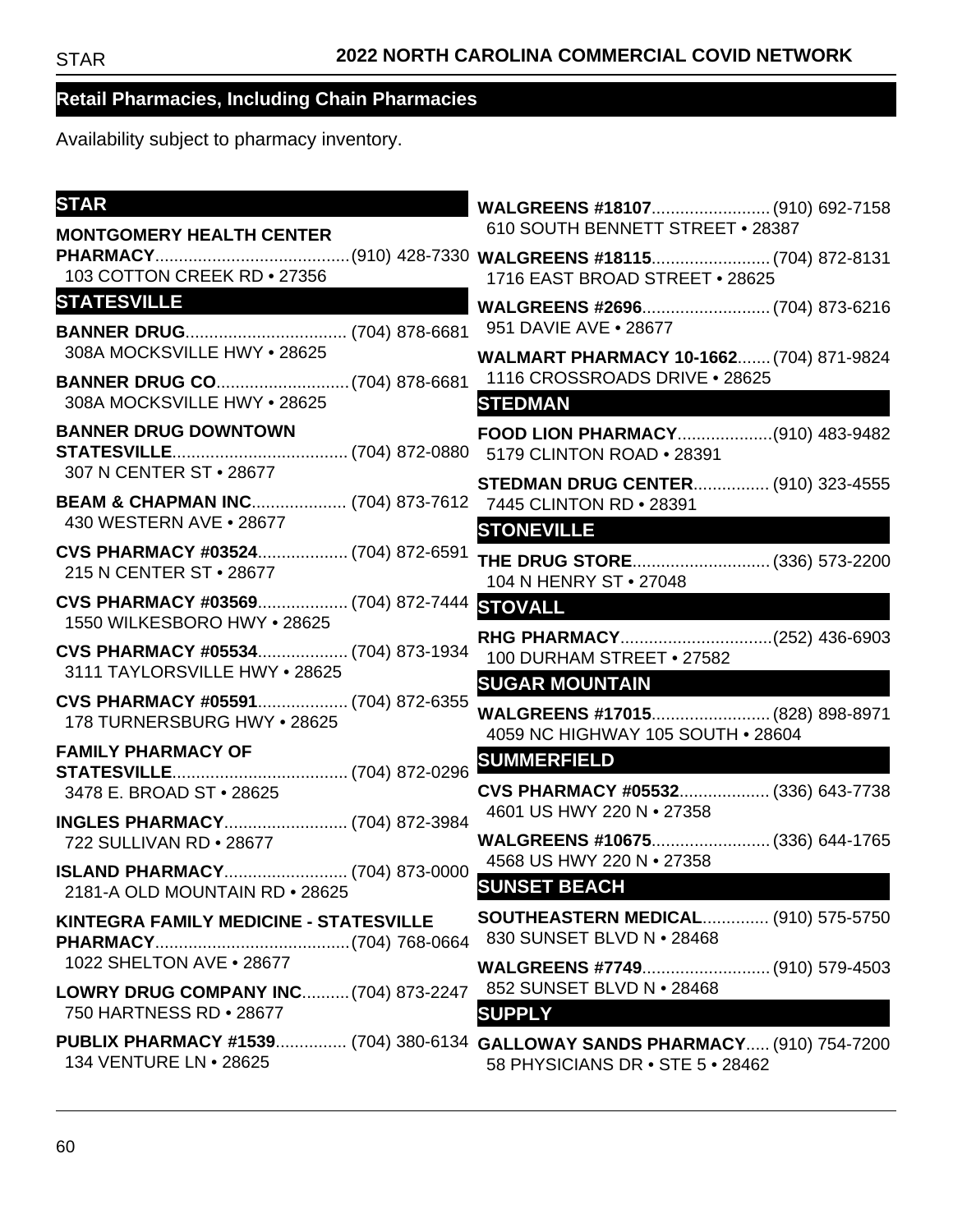## Retail Pharmacies, Including Chain Pharmacies

Availability subject to pharmacy inventory.

### STAR

**MONTGOMERY HEALTH CENTER PHARMACY**..........(910) 428-7330
103 COTTON CREEK RD • 27356

### STATESVILLE

**BANNER DRUG**..........(704) 878-6681
308A MOCKSVILLE HWY • 28625

**BANNER DRUG CO**..........(704) 878-6681
308A MOCKSVILLE HWY • 28625

**BANNER DRUG DOWNTOWN STATESVILLE**..........(704) 872-0880
307 N CENTER ST • 28677

**BEAM & CHAPMAN INC**..........(704) 873-7612
430 WESTERN AVE • 28677

**CVS PHARMACY #03524**..........(704) 872-6591
215 N CENTER ST • 28677

**CVS PHARMACY #03569**..........(704) 872-7444
1550 WILKESBORO HWY • 28625

**CVS PHARMACY #05534**..........(704) 873-1934
3111 TAYLORSVILLE HWY • 28625

**CVS PHARMACY #05591**..........(704) 872-6355
178 TURNERSBURG HWY • 28625

**FAMILY PHARMACY OF STATESVILLE**..........(704) 872-0296
3478 E. BROAD ST • 28625

**INGLES PHARMACY**..........(704) 872-3984
722 SULLIVAN RD • 28677

**ISLAND PHARMACY**..........(704) 873-0000
2181-A OLD MOUNTAIN RD • 28625

**KINTEGRA FAMILY MEDICINE - STATESVILLE PHARMACY**..........(704) 768-0664
1022 SHELTON AVE • 28677

**LOWRY DRUG COMPANY INC**..........(704) 873-2247
750 HARTNESS RD • 28677

**PUBLIX PHARMACY #1539**..........(704) 380-6134
134 VENTURE LN • 28625

**WALGREENS #18107**..........(910) 692-7158
610 SOUTH BENNETT STREET • 28387

**WALGREENS #18115**..........(704) 872-8131
1716 EAST BROAD STREET • 28625

**WALGREENS #2696**..........(704) 873-6216
951 DAVIE AVE • 28677

**WALMART PHARMACY 10-1662**..........(704) 871-9824
1116 CROSSROADS DRIVE • 28625

### STEDMAN

**FOOD LION PHARMACY**..........(910) 483-9482
5179 CLINTON ROAD • 28391

**STEDMAN DRUG CENTER**..........(910) 323-4555
7445 CLINTON RD • 28391

### STONEVILLE

**THE DRUG STORE**..........(336) 573-2200
104 N HENRY ST • 27048

### STOVALL

**RHG PHARMACY**..........(252) 436-6903
100 DURHAM STREET • 27582

### SUGAR MOUNTAIN

**WALGREENS #17015**..........(828) 898-8971
4059 NC HIGHWAY 105 SOUTH • 28604

### SUMMERFIELD

**CVS PHARMACY #05532**..........(336) 643-7738
4601 US HWY 220 N • 27358

**WALGREENS #10675**..........(336) 644-1765
4568 US HWY 220 N • 27358

### SUNSET BEACH

**SOUTHEASTERN MEDICAL**..........(910) 575-5750
830 SUNSET BLVD N • 28468

**WALGREENS #7749**..........(910) 579-4503
852 SUNSET BLVD N • 28468

### SUPPLY

**GALLOWAY SANDS PHARMACY**..........(910) 754-7200
58 PHYSICIANS DR • STE 5 • 28462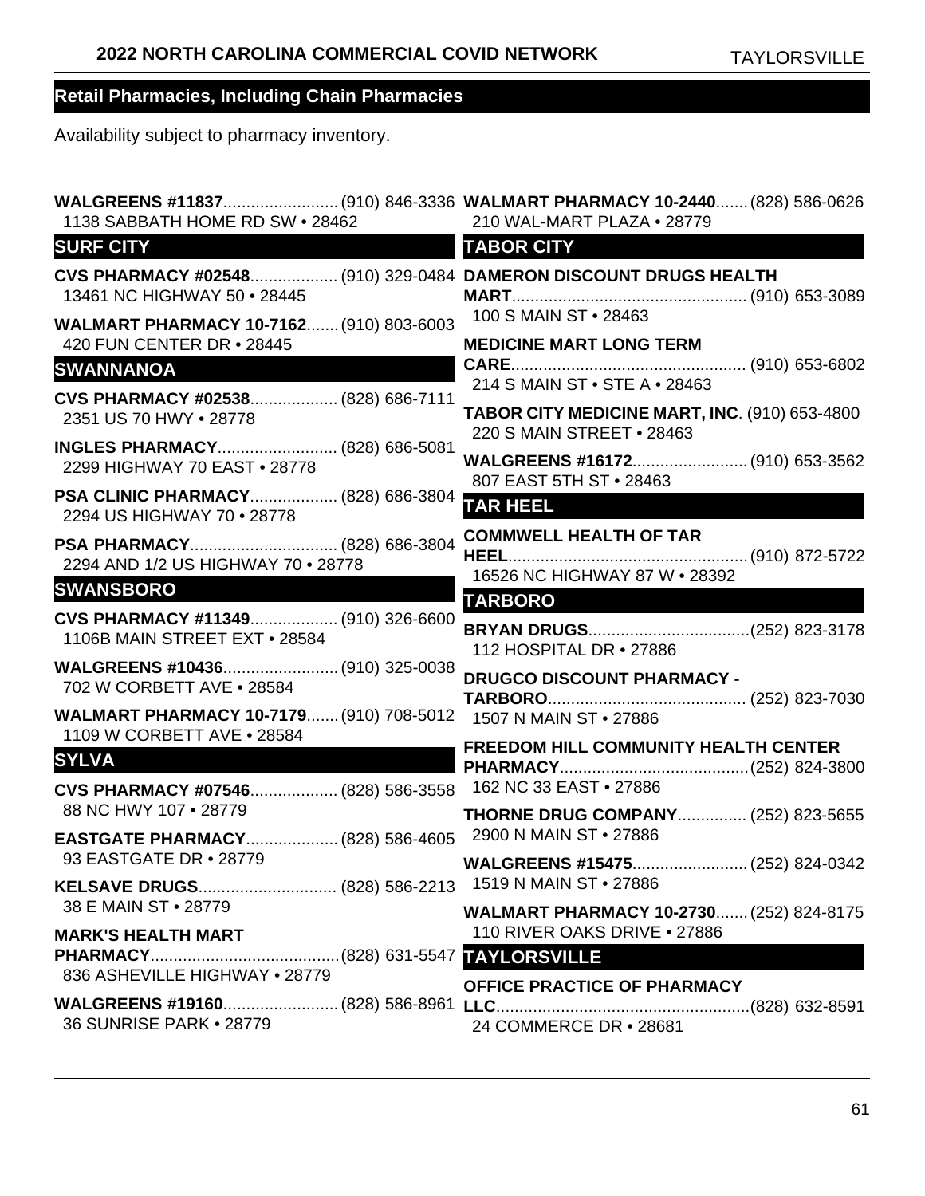## Retail Pharmacies, Including Chain Pharmacies

Availability subject to pharmacy inventory.

**WALGREENS #11837**......................... (910) 846-3336
1138 SABBATH HOME RD SW • 28462

### SURF CITY

**CVS PHARMACY #02548**................... (910) 329-0484
13461 NC HIGHWAY 50 • 28445

**WALMART PHARMACY 10-7162**....... (910) 803-6003
420 FUN CENTER DR • 28445

### SWANNANOA

**CVS PHARMACY #02538**................... (828) 686-7111
2351 US 70 HWY • 28778

**INGLES PHARMACY**.......................... (828) 686-5081
2299 HIGHWAY 70 EAST • 28778

**PSA CLINIC PHARMACY**................... (828) 686-3804
2294 US HIGHWAY 70 • 28778

**PSA PHARMACY**................................ (828) 686-3804
2294 AND 1/2 US HIGHWAY 70 • 28778

### SWANSBORO

**CVS PHARMACY #11349**................... (910) 326-6600
1106B MAIN STREET EXT • 28584

**WALGREENS #10436**......................... (910) 325-0038
702 W CORBETT AVE • 28584

**WALMART PHARMACY 10-7179**....... (910) 708-5012
1109 W CORBETT AVE • 28584

### SYLVA

**CVS PHARMACY #07546**................... (828) 586-3558
88 NC HWY 107 • 28779

**EASTGATE PHARMACY**.................... (828) 586-4605
93 EASTGATE DR • 28779

**KELSAVE DRUGS**.............................. (828) 586-2213
38 E MAIN ST • 28779

**MARK'S HEALTH MART PHARMACY**......................................... (828) 631-5547
836 ASHEVILLE HIGHWAY • 28779

**WALGREENS #19160**......................... (828) 586-8961
36 SUNRISE PARK • 28779

**WALMART PHARMACY 10-2440**....... (828) 586-0626
210 WAL-MART PLAZA • 28779

### TABOR CITY

**DAMERON DISCOUNT DRUGS HEALTH MART**................................................... (910) 653-3089
100 S MAIN ST • 28463

**MEDICINE MART LONG TERM CARE**................................................... (910) 653-6802
214 S MAIN ST • STE A • 28463

**TABOR CITY MEDICINE MART, INC**. (910) 653-4800
220 S MAIN STREET • 28463

**WALGREENS #16172**......................... (910) 653-3562
807 EAST 5TH ST • 28463

### TAR HEEL

**COMMWELL HEALTH OF TAR HEEL**.................................................... (910) 872-5722
16526 NC HIGHWAY 87 W • 28392

### TARBORO

**BRYAN DRUGS**................................... (252) 823-3178
112 HOSPITAL DR • 27886

**DRUGCO DISCOUNT PHARMACY - TARBORO**........................................... (252) 823-7030
1507 N MAIN ST • 27886

**FREEDOM HILL COMMUNITY HEALTH CENTER PHARMACY**......................................... (252) 824-3800
162 NC 33 EAST • 27886

**THORNE DRUG COMPANY**............... (252) 823-5655
2900 N MAIN ST • 27886

**WALGREENS #15475**......................... (252) 824-0342
1519 N MAIN ST • 27886

**WALMART PHARMACY 10-2730**....... (252) 824-8175
110 RIVER OAKS DRIVE • 27886

### TAYLORSVILLE

**OFFICE PRACTICE OF PHARMACY LLC**....................................................... (828) 632-8591
24 COMMERCE DR • 28681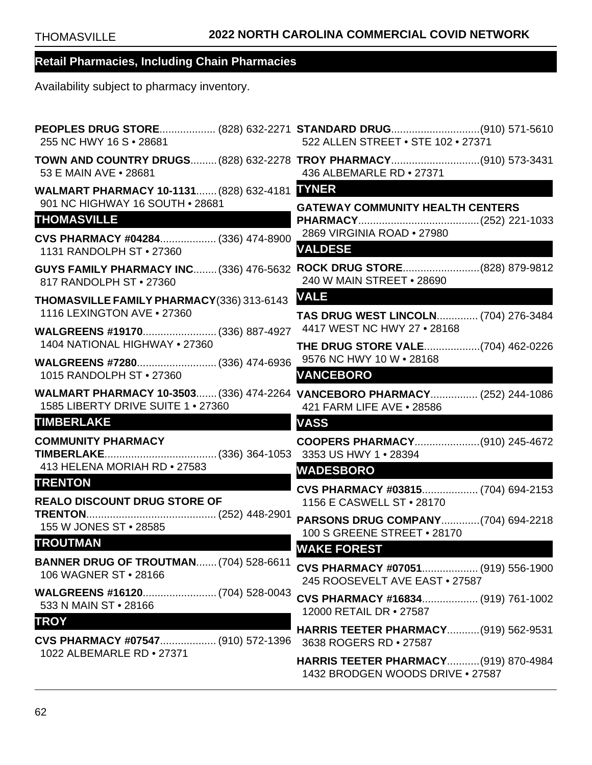## Retail Pharmacies, Including Chain Pharmacies

Availability subject to pharmacy inventory.

**PEOPLES DRUG STORE**.................. (828) 632-2271
255 NC HWY 16 S • 28681

**TOWN AND COUNTRY DRUGS**......... (828) 632-2278
53 E MAIN AVE • 28681

**WALMART PHARMACY 10-1131**....... (828) 632-4181
901 NC HIGHWAY 16 SOUTH • 28681

### THOMASVILLE

**CVS PHARMACY #04284**.................. (336) 474-8900
1131 RANDOLPH ST • 27360

**GUYS FAMILY PHARMACY INC**........ (336) 476-5632
817 RANDOLPH ST • 27360

**THOMASVILLE FAMILY PHARMACY** (336) 313-6143
1116 LEXINGTON AVE • 27360

**WALGREENS #19170**......................... (336) 887-4927
1404 NATIONAL HIGHWAY • 27360

**WALGREENS #7280**........................... (336) 474-6936
1015 RANDOLPH ST • 27360

**WALMART PHARMACY 10-3503**....... (336) 474-2264
1585 LIBERTY DRIVE SUITE 1 • 27360

### TIMBERLAKE

**COMMUNITY PHARMACY TIMBERLAKE**...................................... (336) 364-1053
413 HELENA MORIAH RD • 27583

### TRENTON

**REALO DISCOUNT DRUG STORE OF TRENTON**............................................ (252) 448-2901
155 W JONES ST • 28585

### TROUTMAN

**BANNER DRUG OF TROUTMAN**....... (704) 528-6611
106 WAGNER ST • 28166

**WALGREENS #16120**......................... (704) 528-0043
533 N MAIN ST • 28166

### TROY

**CVS PHARMACY #07547**................... (910) 572-1396
1022 ALBEMARLE RD • 27371

**STANDARD DRUG**..............................(910) 571-5610
522 ALLEN STREET • STE 102 • 27371

**TROY PHARMACY**..............................(910) 573-3431
436 ALBEMARLE RD • 27371

### TYNER

**GATEWAY COMMUNITY HEALTH CENTERS PHARMACY**.........................................(252) 221-1033
2869 VIRGINIA ROAD • 27980

### VALDESE

**ROCK DRUG STORE**..........................(828) 879-9812
240 W MAIN STREET • 28690

### VALE

**TAS DRUG WEST LINCOLN**.............. (704) 276-3484
4417 WEST NC HWY 27 • 28168

**THE DRUG STORE VALE**...................(704) 462-0226
9576 NC HWY 10 W • 28168

### VANCEBORO

**VANCEBORO PHARMACY**................ (252) 244-1086
421 FARM LIFE AVE • 28586

### VASS

**COOPERS PHARMACY**......................(910) 245-4672
3353 US HWY 1 • 28394

### WADESBORO

**CVS PHARMACY #03815**................... (704) 694-2153
1156 E CASWELL ST • 28170

**PARSONS DRUG COMPANY**.............(704) 694-2218
100 S GREENE STREET • 28170

### WAKE FOREST

**CVS PHARMACY #07051**................... (919) 556-1900
245 ROOSEVELT AVE EAST • 27587

**CVS PHARMACY #16834**................... (919) 761-1002
12000 RETAIL DR • 27587

**HARRIS TEETER PHARMACY**...........(919) 562-9531
3638 ROGERS RD • 27587

**HARRIS TEETER PHARMACY**...........(919) 870-4984
1432 BRODGEN WOODS DRIVE • 27587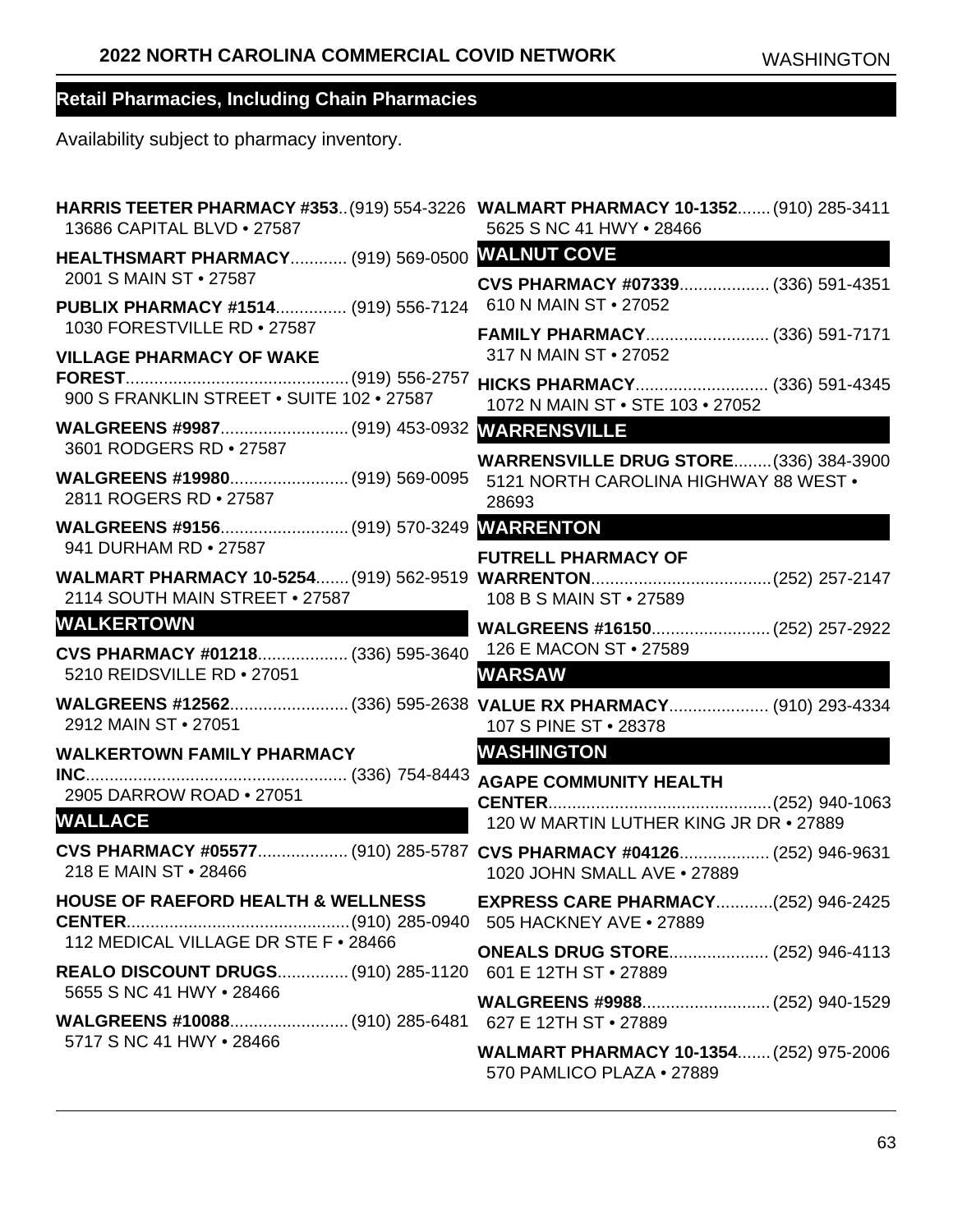## Retail Pharmacies, Including Chain Pharmacies

Availability subject to pharmacy inventory.

**HARRIS TEETER PHARMACY #353**..(919) 554-3226
13686 CAPITAL BLVD • 27587

**HEALTHSMART PHARMACY**............ (919) 569-0500
2001 S MAIN ST • 27587

**PUBLIX PHARMACY #1514**............... (919) 556-7124
1030 FORESTVILLE RD • 27587

**VILLAGE PHARMACY OF WAKE FOREST**............................................... (919) 556-2757
900 S FRANKLIN STREET • SUITE 102 • 27587

**WALGREENS #9987**........................... (919) 453-0932
3601 RODGERS RD • 27587

**WALGREENS #19980**......................... (919) 569-0095
2811 ROGERS RD • 27587

**WALGREENS #9156**........................... (919) 570-3249
941 DURHAM RD • 27587

**WALMART PHARMACY 10-5254**....... (919) 562-9519
2114 SOUTH MAIN STREET • 27587

### WALKERTOWN

**CVS PHARMACY #01218**................... (336) 595-3640
5210 REIDSVILLE RD • 27051

**WALGREENS #12562**......................... (336) 595-2638
2912 MAIN ST • 27051

**WALKERTOWN FAMILY PHARMACY INC**....................................................... (336) 754-8443
2905 DARROW ROAD • 27051

### WALLACE

**CVS PHARMACY #05577**................... (910) 285-5787
218 E MAIN ST • 28466

**HOUSE OF RAEFORD HEALTH & WELLNESS CENTER**...............................................(910) 285-0940
112 MEDICAL VILLAGE DR STE F • 28466

**REALO DISCOUNT DRUGS**............... (910) 285-1120
5655 S NC 41 HWY • 28466

**WALGREENS #10088**......................... (910) 285-6481
5717 S NC 41 HWY • 28466

**WALMART PHARMACY 10-1352**....... (910) 285-3411
5625 S NC 41 HWY • 28466

### WALNUT COVE

**CVS PHARMACY #07339**................... (336) 591-4351
610 N MAIN ST • 27052

**FAMILY PHARMACY**.......................... (336) 591-7171
317 N MAIN ST • 27052

**HICKS PHARMACY**............................ (336) 591-4345
1072 N MAIN ST • STE 103 • 27052

### WARRENSVILLE

**WARRENSVILLE DRUG STORE**........(336) 384-3900
5121 NORTH CAROLINA HIGHWAY 88 WEST • 28693

### WARRENTON

**FUTRELL PHARMACY OF WARRENTON**......................................(252) 257-2147
108 B S MAIN ST • 27589

**WALGREENS #16150**......................... (252) 257-2922
126 E MACON ST • 27589

### WARSAW

**VALUE RX PHARMACY**..................... (910) 293-4334
107 S PINE ST • 28378

### WASHINGTON

**AGAPE COMMUNITY HEALTH CENTER**...............................................(252) 940-1063
120 W MARTIN LUTHER KING JR DR • 27889

**CVS PHARMACY #04126**................... (252) 946-9631
1020 JOHN SMALL AVE • 27889

**EXPRESS CARE PHARMACY**............(252) 946-2425
505 HACKNEY AVE • 27889

**ONEALS DRUG STORE**..................... (252) 946-4113
601 E 12TH ST • 27889

**WALGREENS #9988**........................... (252) 940-1529
627 E 12TH ST • 27889

**WALMART PHARMACY 10-1354**....... (252) 975-2006
570 PAMLICO PLAZA • 27889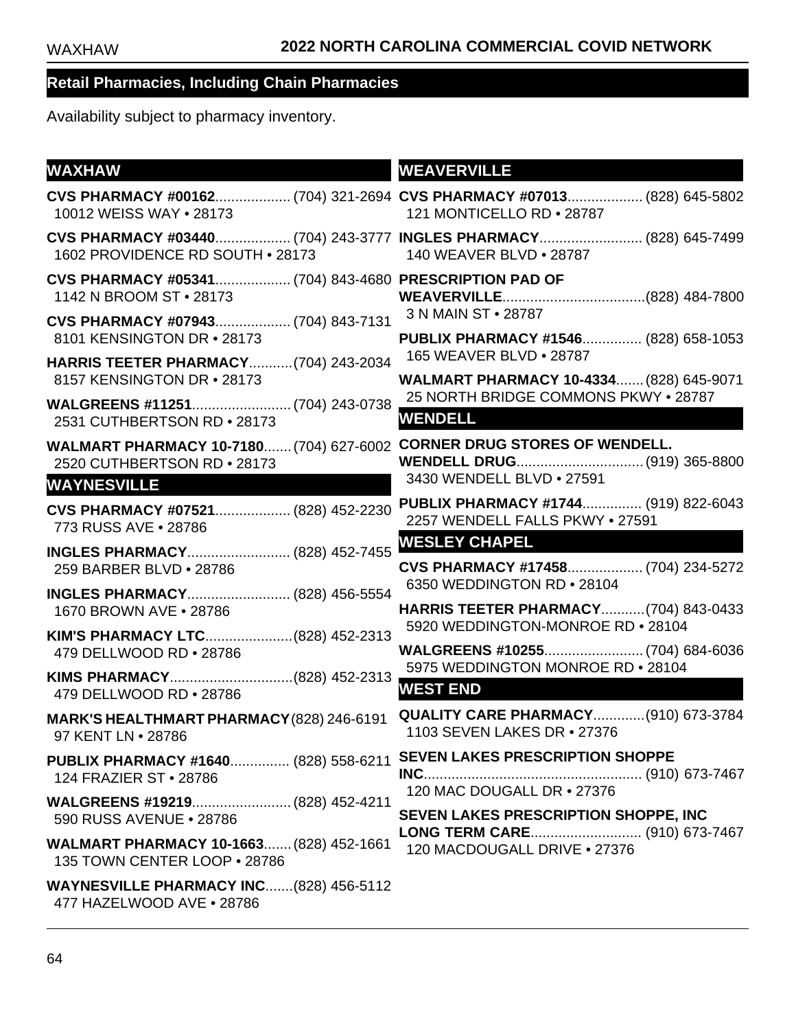## Retail Pharmacies, Including Chain Pharmacies

Availability subject to pharmacy inventory.

### WAXHAW

**CVS PHARMACY #00162**.................. (704) 321-2694
10012 WEISS WAY • 28173

**CVS PHARMACY #03440**.................. (704) 243-3777
1602 PROVIDENCE RD SOUTH • 28173

**CVS PHARMACY #05341**.................. (704) 843-4680
1142 N BROOM ST • 28173

**CVS PHARMACY #07943**.................. (704) 843-7131
8101 KENSINGTON DR • 28173

**HARRIS TEETER PHARMACY**...........(704) 243-2034
8157 KENSINGTON DR • 28173

**WALGREENS #11251**......................... (704) 243-0738
2531 CUTHBERTSON RD • 28173

**WALMART PHARMACY 10-7180**....... (704) 627-6002
2520 CUTHBERTSON RD • 28173

### WAYNESVILLE

**CVS PHARMACY #07521**.................. (828) 452-2230
773 RUSS AVE • 28786

**INGLES PHARMACY**.......................... (828) 452-7455
259 BARBER BLVD • 28786

**INGLES PHARMACY**.......................... (828) 456-5554
1670 BROWN AVE • 28786

**KIM'S PHARMACY LTC**......................(828) 452-2313
479 DELLWOOD RD • 28786

**KIMS PHARMACY**...............................(828) 452-2313
479 DELLWOOD RD • 28786

**MARK'S HEALTHMART PHARMACY** (828) 246-6191
97 KENT LN • 28786

**PUBLIX PHARMACY #1640**............... (828) 558-6211
124 FRAZIER ST • 28786

**WALGREENS #19219**......................... (828) 452-4211
590 RUSS AVENUE • 28786

**WALMART PHARMACY 10-1663**....... (828) 452-1661
135 TOWN CENTER LOOP • 28786

**WAYNESVILLE PHARMACY INC**.......(828) 456-5112
477 HAZELWOOD AVE • 28786

### WEAVERVILLE

**CVS PHARMACY #07013**.................. (828) 645-5802
121 MONTICELLO RD • 28787

**INGLES PHARMACY**.......................... (828) 645-7499
140 WEAVER BLVD • 28787

**PRESCRIPTION PAD OF WEAVERVILLE**....................................(828) 484-7800
3 N MAIN ST • 28787

**PUBLIX PHARMACY #1546**............... (828) 658-1053
165 WEAVER BLVD • 28787

**WALMART PHARMACY 10-4334**....... (828) 645-9071
25 NORTH BRIDGE COMMONS PKWY • 28787

### WENDELL

**CORNER DRUG STORES OF WENDELL. WENDELL DRUG**................................ (919) 365-8800
3430 WENDELL BLVD • 27591

**PUBLIX PHARMACY #1744**............... (919) 822-6043
2257 WENDELL FALLS PKWY • 27591

### WESLEY CHAPEL

**CVS PHARMACY #17458**.................. (704) 234-5272
6350 WEDDINGTON RD • 28104

**HARRIS TEETER PHARMACY**...........(704) 843-0433
5920 WEDDINGTON-MONROE RD • 28104

**WALGREENS #10255**......................... (704) 684-6036
5975 WEDDINGTON MONROE RD • 28104

### WEST END

**QUALITY CARE PHARMACY**.............(910) 673-3784
1103 SEVEN LAKES DR • 27376

**SEVEN LAKES PRESCRIPTION SHOPPE INC**....................................................... (910) 673-7467
120 MAC DOUGALL DR • 27376

**SEVEN LAKES PRESCRIPTION SHOPPE, INC LONG TERM CARE**............................ (910) 673-7467
120 MACDOUGALL DRIVE • 27376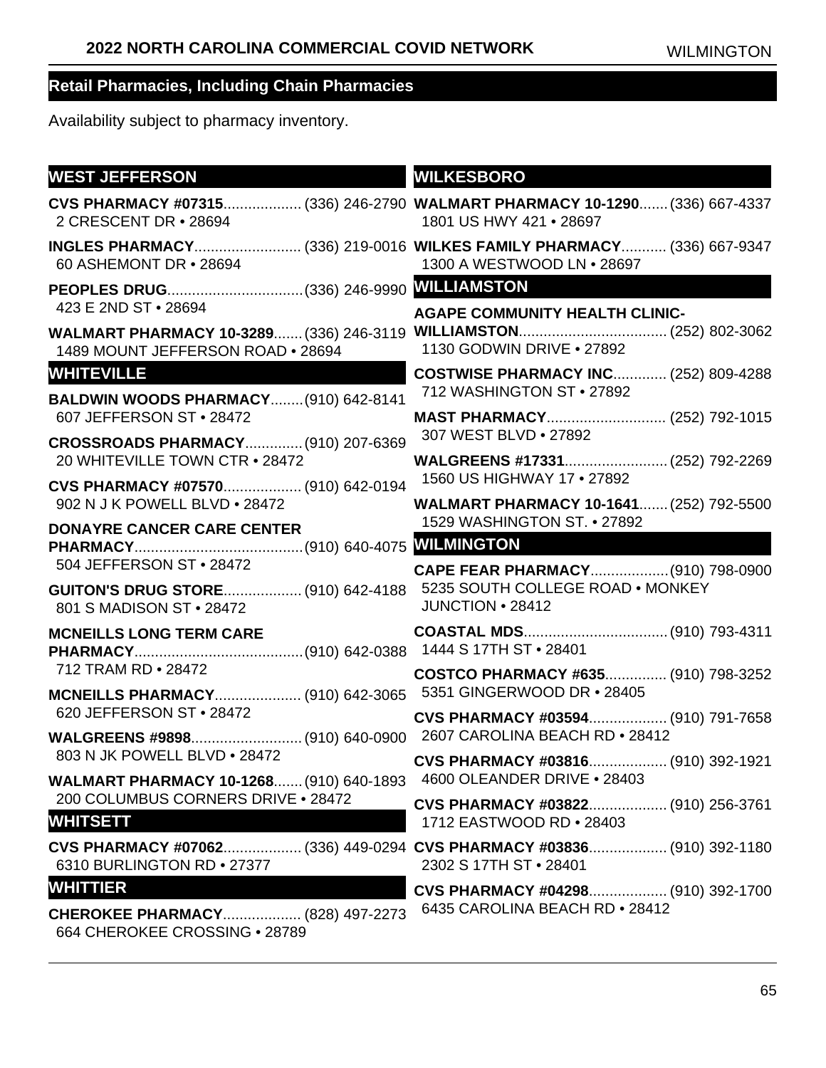## Retail Pharmacies, Including Chain Pharmacies

Availability subject to pharmacy inventory.

### WEST JEFFERSON

**CVS PHARMACY #07315**.................. (336) 246-2790
2 CRESCENT DR • 28694

**INGLES PHARMACY**.......................... (336) 219-0016
60 ASHEMONT DR • 28694

**PEOPLES DRUG**.................................(336) 246-9990
423 E 2ND ST • 28694

**WALMART PHARMACY 10-3289**....... (336) 246-3119
1489 MOUNT JEFFERSON ROAD • 28694

### WHITEVILLE

**BALDWIN WOODS PHARMACY**........(910) 642-8141
607 JEFFERSON ST • 28472

**CROSSROADS PHARMACY**.............. (910) 207-6369
20 WHITEVILLE TOWN CTR • 28472

**CVS PHARMACY #07570**.................. (910) 642-0194
902 N J K POWELL BLVD • 28472

**DONAYRE CANCER CARE CENTER PHARMACY**.........................................(910) 640-4075
504 JEFFERSON ST • 28472

**GUITON'S DRUG STORE**................... (910) 642-4188
801 S MADISON ST • 28472

**MCNEILLS LONG TERM CARE PHARMACY**.........................................(910) 642-0388
712 TRAM RD • 28472

**MCNEILLS PHARMACY**..................... (910) 642-3065
620 JEFFERSON ST • 28472

**WALGREENS #9898**........................... (910) 640-0900
803 N JK POWELL BLVD • 28472

**WALMART PHARMACY 10-1268**....... (910) 640-1893
200 COLUMBUS CORNERS DRIVE • 28472

### WHITSETT

**CVS PHARMACY #07062**.................. (336) 449-0294
6310 BURLINGTON RD • 27377

### WHITTIER

**CHEROKEE PHARMACY**................... (828) 497-2273
664 CHEROKEE CROSSING • 28789

### WILKESBORO

**WALMART PHARMACY 10-1290**....... (336) 667-4337
1801 US HWY 421 • 28697

**WILKES FAMILY PHARMACY**........... (336) 667-9347
1300 A WESTWOOD LN • 28697

### WILLIAMSTON

**AGAPE COMMUNITY HEALTH CLINIC-WILLIAMSTON**.................................... (252) 802-3062
1130 GODWIN DRIVE • 27892

**COSTWISE PHARMACY INC**............. (252) 809-4288
712 WASHINGTON ST • 27892

**MAST PHARMACY**............................. (252) 792-1015
307 WEST BLVD • 27892

**WALGREENS #17331**......................... (252) 792-2269
1560 US HIGHWAY 17 • 27892

**WALMART PHARMACY 10-1641**....... (252) 792-5500
1529 WASHINGTON ST. • 27892

### WILMINGTON

**CAPE FEAR PHARMACY**...................(910) 798-0900
5235 SOUTH COLLEGE ROAD • MONKEY JUNCTION • 28412

**COASTAL MDS**...................................(910) 793-4311
1444 S 17TH ST • 28401

**COSTCO PHARMACY #635**............... (910) 798-3252
5351 GINGERWOOD DR • 28405

**CVS PHARMACY #03594**................... (910) 791-7658
2607 CAROLINA BEACH RD • 28412

**CVS PHARMACY #03816**................... (910) 392-1921
4600 OLEANDER DRIVE • 28403

**CVS PHARMACY #03822**................... (910) 256-3761
1712 EASTWOOD RD • 28403

**CVS PHARMACY #03836**................... (910) 392-1180
2302 S 17TH ST • 28401

**CVS PHARMACY #04298**................... (910) 392-1700
6435 CAROLINA BEACH RD • 28412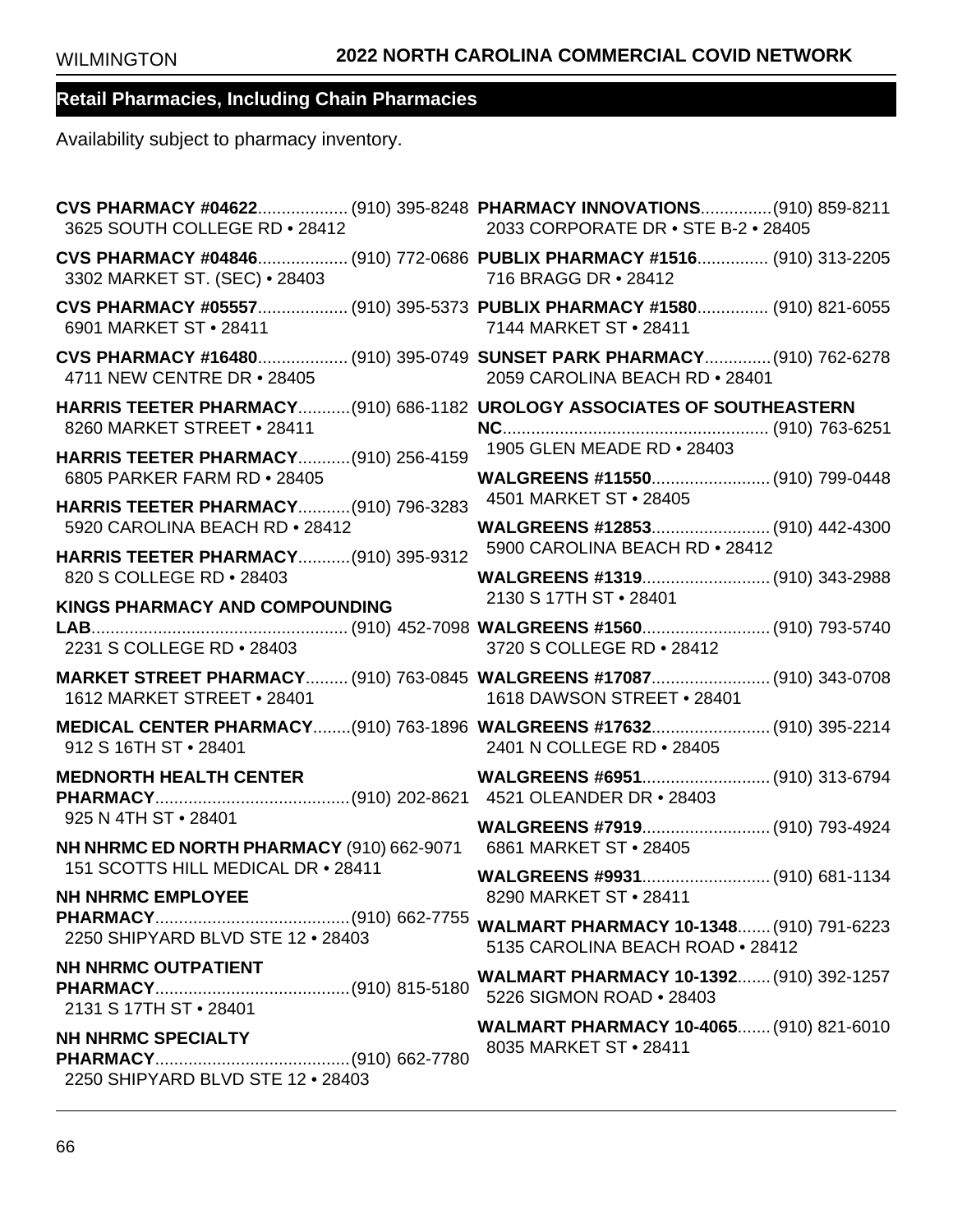## Retail Pharmacies, Including Chain Pharmacies

Availability subject to pharmacy inventory.

**CVS PHARMACY #04622** (910) 395-8248
3625 SOUTH COLLEGE RD • 28412

**CVS PHARMACY #04846** (910) 772-0686
3302 MARKET ST. (SEC) • 28403

**CVS PHARMACY #05557** (910) 395-5373
6901 MARKET ST • 28411

**CVS PHARMACY #16480** (910) 395-0749
4711 NEW CENTRE DR • 28405

**HARRIS TEETER PHARMACY** (910) 686-1182
8260 MARKET STREET • 28411

**HARRIS TEETER PHARMACY** (910) 256-4159
6805 PARKER FARM RD • 28405

**HARRIS TEETER PHARMACY** (910) 796-3283
5920 CAROLINA BEACH RD • 28412

**HARRIS TEETER PHARMACY** (910) 395-9312
820 S COLLEGE RD • 28403

**KINGS PHARMACY AND COMPOUNDING LAB** (910) 452-7098
2231 S COLLEGE RD • 28403

**MARKET STREET PHARMACY** (910) 763-0845
1612 MARKET STREET • 28401

**MEDICAL CENTER PHARMACY** (910) 763-1896
912 S 16TH ST • 28401

**MEDNORTH HEALTH CENTER PHARMACY** (910) 202-8621
925 N 4TH ST • 28401

**NH NHRMC ED NORTH PHARMACY** (910) 662-9071
151 SCOTTS HILL MEDICAL DR • 28411

**NH NHRMC EMPLOYEE PHARMACY** (910) 662-7755
2250 SHIPYARD BLVD STE 12 • 28403

**NH NHRMC OUTPATIENT PHARMACY** (910) 815-5180
2131 S 17TH ST • 28401

**NH NHRMC SPECIALTY PHARMACY** (910) 662-7780
2250 SHIPYARD BLVD STE 12 • 28403

**PHARMACY INNOVATIONS** (910) 859-8211
2033 CORPORATE DR • STE B-2 • 28405

**PUBLIX PHARMACY #1516** (910) 313-2205
716 BRAGG DR • 28412

**PUBLIX PHARMACY #1580** (910) 821-6055
7144 MARKET ST • 28411

**SUNSET PARK PHARMACY** (910) 762-6278
2059 CAROLINA BEACH RD • 28401

**UROLOGY ASSOCIATES OF SOUTHEASTERN NC** (910) 763-6251
1905 GLEN MEADE RD • 28403

**WALGREENS #11550** (910) 799-0448
4501 MARKET ST • 28405

**WALGREENS #12853** (910) 442-4300
5900 CAROLINA BEACH RD • 28412

**WALGREENS #1319** (910) 343-2988
2130 S 17TH ST • 28401

**WALGREENS #1560** (910) 793-5740
3720 S COLLEGE RD • 28412

**WALGREENS #17087** (910) 343-0708
1618 DAWSON STREET • 28401

**WALGREENS #17632** (910) 395-2214
2401 N COLLEGE RD • 28405

**WALGREENS #6951** (910) 313-6794
4521 OLEANDER DR • 28403

**WALGREENS #7919** (910) 793-4924
6861 MARKET ST • 28405

**WALGREENS #9931** (910) 681-1134
8290 MARKET ST • 28411

**WALMART PHARMACY 10-1348** (910) 791-6223
5135 CAROLINA BEACH ROAD • 28412

**WALMART PHARMACY 10-1392** (910) 392-1257
5226 SIGMON ROAD • 28403

**WALMART PHARMACY 10-4065** (910) 821-6010
8035 MARKET ST • 28411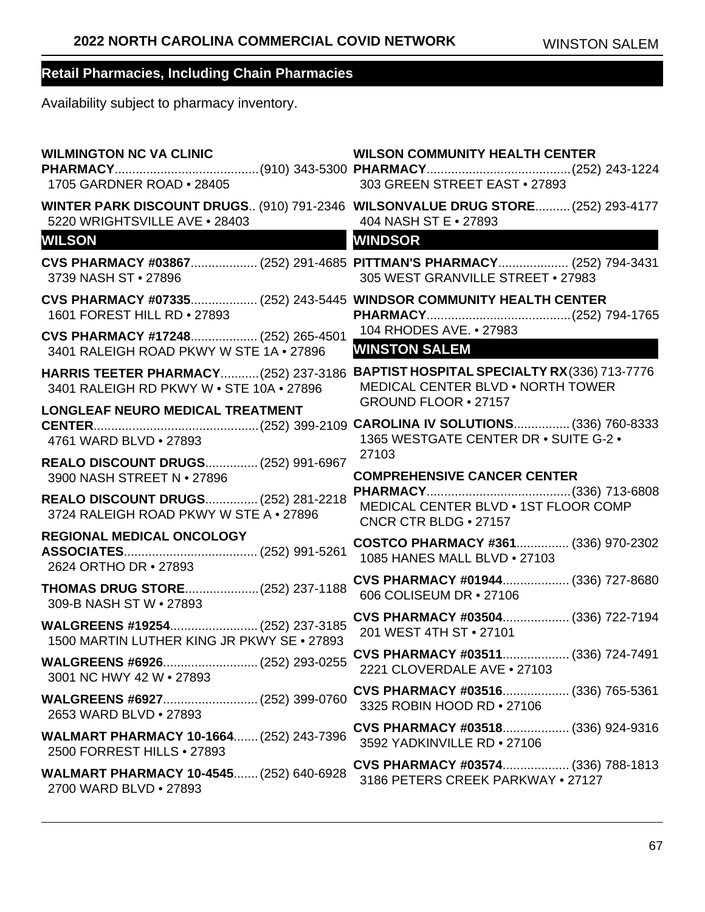## Retail Pharmacies, Including Chain Pharmacies

Availability subject to pharmacy inventory.

**WILMINGTON NC VA CLINIC PHARMACY**........................................(910) 343-5300
1705 GARDNER ROAD • 28405

**WINTER PARK DISCOUNT DRUGS**.. (910) 791-2346
5220 WRIGHTSVILLE AVE • 28403

### WILSON

**CVS PHARMACY #03867**.................. (252) 291-4685
3739 NASH ST • 27896

**CVS PHARMACY #07335**.................. (252) 243-5445
1601 FOREST HILL RD • 27893

**CVS PHARMACY #17248**.................. (252) 265-4501
3401 RALEIGH ROAD PKWY W STE 1A • 27896

**HARRIS TEETER PHARMACY**...........(252) 237-3186
3401 RALEIGH RD PKWY W • STE 10A • 27896

**LONGLEAF NEURO MEDICAL TREATMENT CENTER**...............................................(252) 399-2109
4761 WARD BLVD • 27893

**REALO DISCOUNT DRUGS**............... (252) 991-6967
3900 NASH STREET N • 27896

**REALO DISCOUNT DRUGS**............... (252) 281-2218
3724 RALEIGH ROAD PKWY W STE A • 27896

**REGIONAL MEDICAL ONCOLOGY ASSOCIATES**...................................... (252) 991-5261
2624 ORTHO DR • 27893

**THOMAS DRUG STORE**.....................(252) 237-1188
309-B NASH ST W • 27893

**WALGREENS #19254**......................... (252) 237-3185
1500 MARTIN LUTHER KING JR PKWY SE • 27893

**WALGREENS #6926**........................... (252) 293-0255
3001 NC HWY 42 W • 27893

**WALGREENS #6927**........................... (252) 399-0760
2653 WARD BLVD • 27893

**WALMART PHARMACY 10-1664**....... (252) 243-7396
2500 FORREST HILLS • 27893

**WALMART PHARMACY 10-4545**....... (252) 640-6928
2700 WARD BLVD • 27893

**WILSON COMMUNITY HEALTH CENTER PHARMACY**........................................(252) 243-1224
303 GREEN STREET EAST • 27893

**WILSONVALUE DRUG STORE**.......... (252) 293-4177
404 NASH ST E • 27893

### WINDSOR

**PITTMAN'S PHARMACY**.................... (252) 794-3431
305 WEST GRANVILLE STREET • 27983

**WINDSOR COMMUNITY HEALTH CENTER PHARMACY**........................................(252) 794-1765
104 RHODES AVE. • 27983

### WINSTON SALEM

**BAPTIST HOSPITAL SPECIALTY RX**(336) 713-7776
MEDICAL CENTER BLVD • NORTH TOWER GROUND FLOOR • 27157

**CAROLINA IV SOLUTIONS**................ (336) 760-8333
1365 WESTGATE CENTER DR • SUITE G-2 • 27103

**COMPREHENSIVE CANCER CENTER PHARMACY**........................................(336) 713-6808
MEDICAL CENTER BLVD • 1ST FLOOR COMP CNCR CTR BLDG • 27157

**COSTCO PHARMACY #361**............... (336) 970-2302
1085 HANES MALL BLVD • 27103

**CVS PHARMACY #01944**.................. (336) 727-8680
606 COLISEUM DR • 27106

**CVS PHARMACY #03504**.................. (336) 722-7194
201 WEST 4TH ST • 27101

**CVS PHARMACY #03511**.................. (336) 724-7491
2221 CLOVERDALE AVE • 27103

**CVS PHARMACY #03516**.................. (336) 765-5361
3325 ROBIN HOOD RD • 27106

**CVS PHARMACY #03518**.................. (336) 924-9316
3592 YADKINVILLE RD • 27106

**CVS PHARMACY #03574**.................. (336) 788-1813
3186 PETERS CREEK PARKWAY • 27127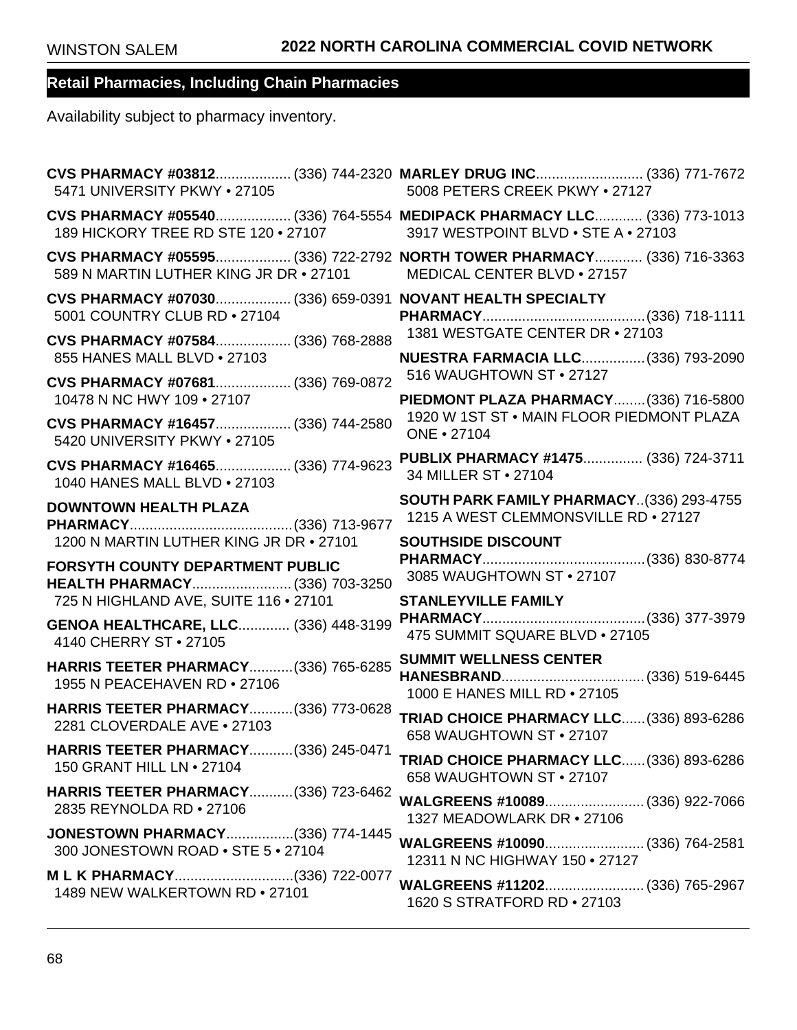## Retail Pharmacies, Including Chain Pharmacies

Availability subject to pharmacy inventory.

**CVS PHARMACY #03812**................... (336) 744-2320
5471 UNIVERSITY PKWY • 27105

**CVS PHARMACY #05540**................... (336) 764-5554
189 HICKORY TREE RD STE 120 • 27107

**CVS PHARMACY #05595**................... (336) 722-2792
589 N MARTIN LUTHER KING JR DR • 27101

**CVS PHARMACY #07030**................... (336) 659-0391
5001 COUNTRY CLUB RD • 27104

**CVS PHARMACY #07584**................... (336) 768-2888
855 HANES MALL BLVD • 27103

**CVS PHARMACY #07681**................... (336) 769-0872
10478 N NC HWY 109 • 27107

**CVS PHARMACY #16457**................... (336) 744-2580
5420 UNIVERSITY PKWY • 27105

**CVS PHARMACY #16465**................... (336) 774-9623
1040 HANES MALL BLVD • 27103

**DOWNTOWN HEALTH PLAZA PHARMACY**......................................... (336) 713-9677
1200 N MARTIN LUTHER KING JR DR • 27101

**FORSYTH COUNTY DEPARTMENT PUBLIC HEALTH PHARMACY**......................... (336) 703-3250
725 N HIGHLAND AVE, SUITE 116 • 27101

**GENOA HEALTHCARE, LLC**............. (336) 448-3199
4140 CHERRY ST • 27105

**HARRIS TEETER PHARMACY**........... (336) 765-6285
1955 N PEACEHAVEN RD • 27106

**HARRIS TEETER PHARMACY**........... (336) 773-0628
2281 CLOVERDALE AVE • 27103

**HARRIS TEETER PHARMACY**........... (336) 245-0471
150 GRANT HILL LN • 27104

**HARRIS TEETER PHARMACY**........... (336) 723-6462
2835 REYNOLDA RD • 27106

**JONESTOWN PHARMACY**................. (336) 774-1445
300 JONESTOWN ROAD • STE 5 • 27104

**M L K PHARMACY**.............................. (336) 722-0077
1489 NEW WALKERTOWN RD • 27101

**MARLEY DRUG INC**........................... (336) 771-7672
5008 PETERS CREEK PKWY • 27127

**MEDIPACK PHARMACY LLC**............ (336) 773-1013
3917 WESTPOINT BLVD • STE A • 27103

**NORTH TOWER PHARMACY**............ (336) 716-3363
MEDICAL CENTER BLVD • 27157

**NOVANT HEALTH SPECIALTY PHARMACY**......................................... (336) 718-1111
1381 WESTGATE CENTER DR • 27103

**NUESTRA FARMACIA LLC**................ (336) 793-2090
516 WAUGHTOWN ST • 27127

**PIEDMONT PLAZA PHARMACY**........ (336) 716-5800
1920 W 1ST ST • MAIN FLOOR PIEDMONT PLAZA ONE • 27104

**PUBLIX PHARMACY #1475**............... (336) 724-3711
34 MILLER ST • 27104

**SOUTH PARK FAMILY PHARMACY**.. (336) 293-4755
1215 A WEST CLEMMONSVILLE RD • 27127

**SOUTHSIDE DISCOUNT PHARMACY**......................................... (336) 830-8774
3085 WAUGHTOWN ST • 27107

**STANLEYVILLE FAMILY PHARMACY**......................................... (336) 377-3979
475 SUMMIT SQUARE BLVD • 27105

**SUMMIT WELLNESS CENTER HANESBRAND**.................................... (336) 519-6445
1000 E HANES MILL RD • 27105

**TRIAD CHOICE PHARMACY LLC**...... (336) 893-6286
658 WAUGHTOWN ST • 27107

**TRIAD CHOICE PHARMACY LLC**...... (336) 893-6286
658 WAUGHTOWN ST • 27107

**WALGREENS #10089**......................... (336) 922-7066
1327 MEADOWLARK DR • 27106

**WALGREENS #10090**......................... (336) 764-2581
12311 N NC HIGHWAY 150 • 27127

**WALGREENS #11202**......................... (336) 765-2967
1620 S STRATFORD RD • 27103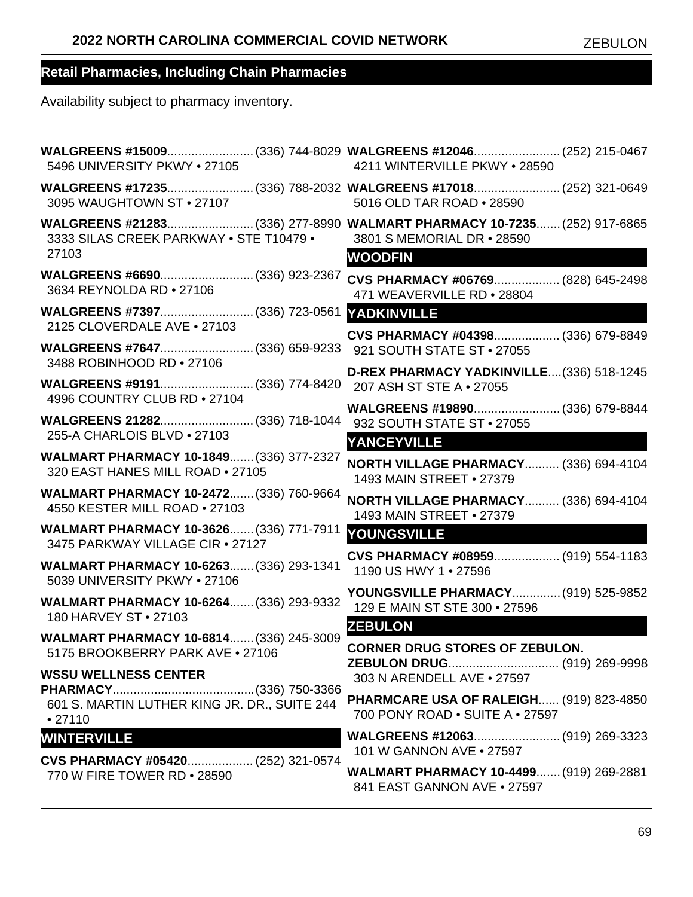## Retail Pharmacies, Including Chain Pharmacies

Availability subject to pharmacy inventory.

**WALGREENS #15009**......................... (336) 744-8029
5496 UNIVERSITY PKWY • 27105

**WALGREENS #17235**......................... (336) 788-2032
3095 WAUGHTOWN ST • 27107

**WALGREENS #21283**......................... (336) 277-8990
3333 SILAS CREEK PARKWAY • STE T10479 • 27103

**WALGREENS #6690**........................... (336) 923-2367
3634 REYNOLDA RD • 27106

**WALGREENS #7397**........................... (336) 723-0561
2125 CLOVERDALE AVE • 27103

**WALGREENS #7647**........................... (336) 659-9233
3488 ROBINHOOD RD • 27106

**WALGREENS #9191**........................... (336) 774-8420
4996 COUNTRY CLUB RD • 27104

**WALGREENS 21282**........................... (336) 718-1044
255-A CHARLOIS BLVD • 27103

**WALMART PHARMACY 10-1849**....... (336) 377-2327
320 EAST HANES MILL ROAD • 27105

**WALMART PHARMACY 10-2472**....... (336) 760-9664
4550 KESTER MILL ROAD • 27103

**WALMART PHARMACY 10-3626**....... (336) 771-7911
3475 PARKWAY VILLAGE CIR • 27127

**WALMART PHARMACY 10-6263**....... (336) 293-1341
5039 UNIVERSITY PKWY • 27106

**WALMART PHARMACY 10-6264**....... (336) 293-9332
180 HARVEY ST • 27103

**WALMART PHARMACY 10-6814**....... (336) 245-3009
5175 BROOKBERRY PARK AVE • 27106

**WSSU WELLNESS CENTER PHARMACY**......................................... (336) 750-3366
601 S. MARTIN LUTHER KING JR. DR., SUITE 244 • 27110

### WINTERVILLE

**CVS PHARMACY #05420**................... (252) 321-0574
770 W FIRE TOWER RD • 28590

**WALGREENS #12046**......................... (252) 215-0467
4211 WINTERVILLE PKWY • 28590

**WALGREENS #17018**......................... (252) 321-0649
5016 OLD TAR ROAD • 28590

**WALMART PHARMACY 10-7235**....... (252) 917-6865
3801 S MEMORIAL DR • 28590

### WOODFIN

**CVS PHARMACY #06769**................... (828) 645-2498
471 WEAVERVILLE RD • 28804

### YADKINVILLE

**CVS PHARMACY #04398**................... (336) 679-8849
921 SOUTH STATE ST • 27055

**D-REX PHARMACY YADKINVILLE**.... (336) 518-1245
207 ASH ST STE A • 27055

**WALGREENS #19890**......................... (336) 679-8844
932 SOUTH STATE ST • 27055

### YANCEYVILLE

**NORTH VILLAGE PHARMACY**.......... (336) 694-4104
1493 MAIN STREET • 27379

**NORTH VILLAGE PHARMACY**.......... (336) 694-4104
1493 MAIN STREET • 27379

### YOUNGSVILLE

**CVS PHARMACY #08959**................... (919) 554-1183
1190 US HWY 1 • 27596

**YOUNGSVILLE PHARMACY**.............. (919) 525-9852
129 E MAIN ST STE 300 • 27596

### ZEBULON

**CORNER DRUG STORES OF ZEBULON. ZEBULON DRUG**................................ (919) 269-9998
303 N ARENDELL AVE • 27597

**PHARMCARE USA OF RALEIGH**...... (919) 823-4850
700 PONY ROAD • SUITE A • 27597

**WALGREENS #12063**......................... (919) 269-3323
101 W GANNON AVE • 27597

**WALMART PHARMACY 10-4499**....... (919) 269-2881
841 EAST GANNON AVE • 27597